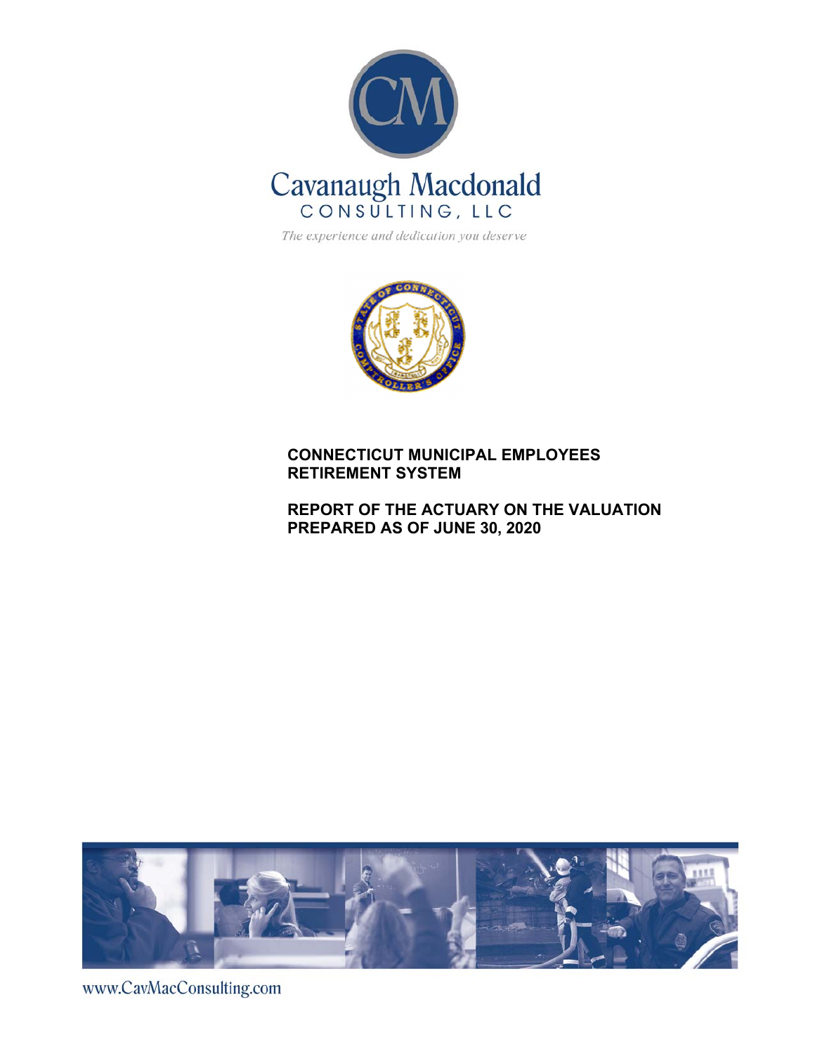Cavanaugh Macdonald
CONSULTING, LLC

*The experience and dedication you deserve*

**CONNECTICUT MUNICIPAL EMPLOYEES RETIREMENT SYSTEM**

**REPORT OF THE ACTUARY ON THE VALUATION PREPARED AS OF JUNE 30, 2020**

www.CavMacConsulting.com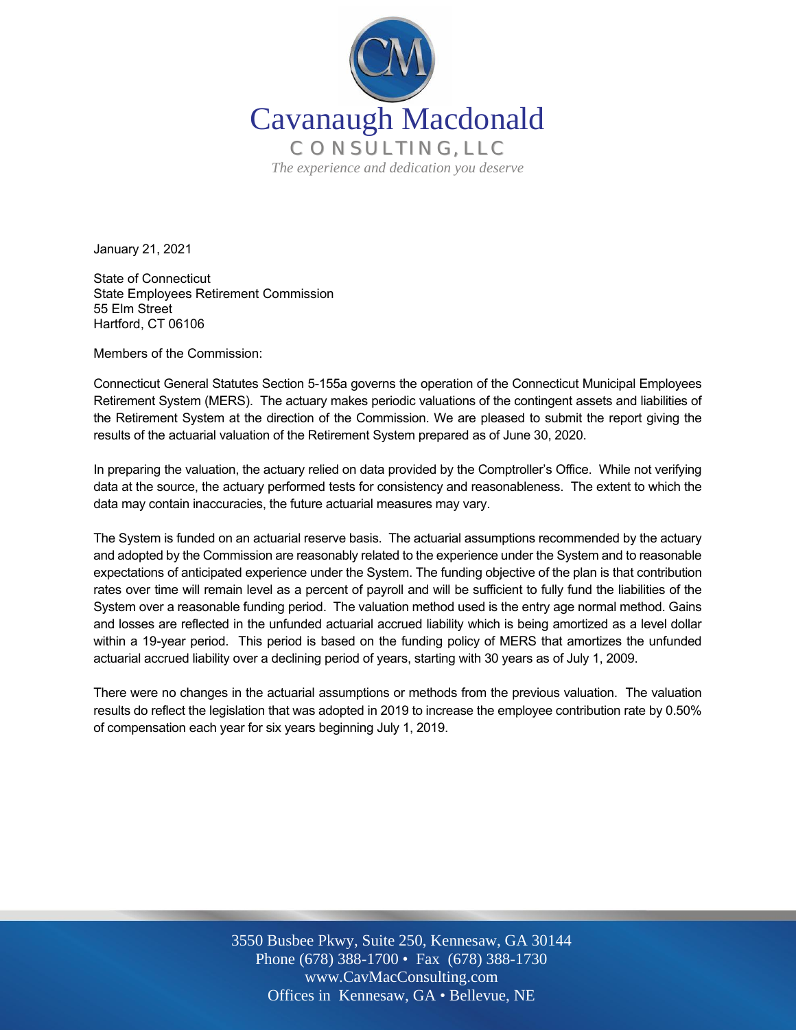Cavanaugh Macdonald
CONSULTING, LLC
*The experience and dedication you deserve*

January 21, 2021

State of Connecticut
State Employees Retirement Commission
55 Elm Street
Hartford, CT 06106

Members of the Commission:

Connecticut General Statutes Section 5-155a governs the operation of the Connecticut Municipal Employees Retirement System (MERS). The actuary makes periodic valuations of the contingent assets and liabilities of the Retirement System at the direction of the Commission. We are pleased to submit the report giving the results of the actuarial valuation of the Retirement System prepared as of June 30, 2020.

In preparing the valuation, the actuary relied on data provided by the Comptroller's Office. While not verifying data at the source, the actuary performed tests for consistency and reasonableness. The extent to which the data may contain inaccuracies, the future actuarial measures may vary.

The System is funded on an actuarial reserve basis. The actuarial assumptions recommended by the actuary and adopted by the Commission are reasonably related to the experience under the System and to reasonable expectations of anticipated experience under the System. The funding objective of the plan is that contribution rates over time will remain level as a percent of payroll and will be sufficient to fully fund the liabilities of the System over a reasonable funding period. The valuation method used is the entry age normal method. Gains and losses are reflected in the unfunded actuarial accrued liability which is being amortized as a level dollar within a 19-year period. This period is based on the funding policy of MERS that amortizes the unfunded actuarial accrued liability over a declining period of years, starting with 30 years as of July 1, 2009.

There were no changes in the actuarial assumptions or methods from the previous valuation. The valuation results do reflect the legislation that was adopted in 2019 to increase the employee contribution rate by 0.50% of compensation each year for six years beginning July 1, 2019.

3550 Busbee Pkwy, Suite 250, Kennesaw, GA 30144
Phone (678) 388-1700 • Fax (678) 388-1730
www.CavMacConsulting.com
Offices in Kennesaw, GA • Bellevue, NE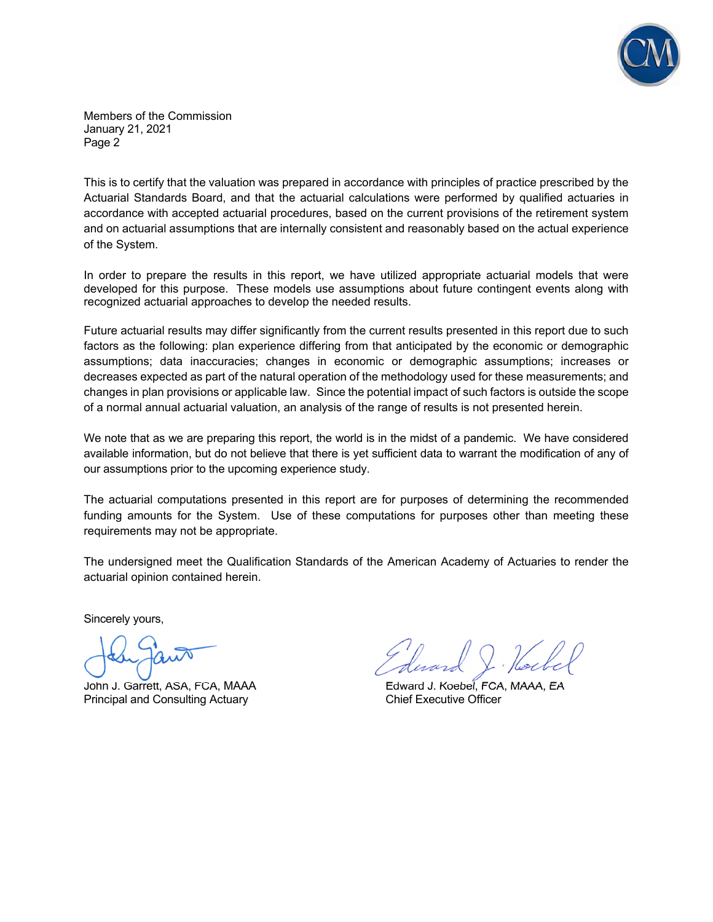Members of the Commission
January 21, 2021

This is to certify that the valuation was prepared in accordance with principles of practice prescribed by the Actuarial Standards Board, and that the actuarial calculations were performed by qualified actuaries in accordance with accepted actuarial procedures, based on the current provisions of the retirement system and on actuarial assumptions that are internally consistent and reasonably based on the actual experience of the System.

In order to prepare the results in this report, we have utilized appropriate actuarial models that were developed for this purpose. These models use assumptions about future contingent events along with recognized actuarial approaches to develop the needed results.

Future actuarial results may differ significantly from the current results presented in this report due to such factors as the following: plan experience differing from that anticipated by the economic or demographic assumptions; data inaccuracies; changes in economic or demographic assumptions; increases or decreases expected as part of the natural operation of the methodology used for these measurements; and changes in plan provisions or applicable law. Since the potential impact of such factors is outside the scope of a normal annual actuarial valuation, an analysis of the range of results is not presented herein.

We note that as we are preparing this report, the world is in the midst of a pandemic. We have considered available information, but do not believe that there is yet sufficient data to warrant the modification of any of our assumptions prior to the upcoming experience study.

The actuarial computations presented in this report are for purposes of determining the recommended funding amounts for the System. Use of these computations for purposes other than meeting these requirements may not be appropriate.

The undersigned meet the Qualification Standards of the American Academy of Actuaries to render the actuarial opinion contained herein.

Sincerely yours,

John J. Garrett, ASA, FCA, MAAA
Principal and Consulting Actuary

Edward J. Koebel, FCA, MAAA, EA
Chief Executive Officer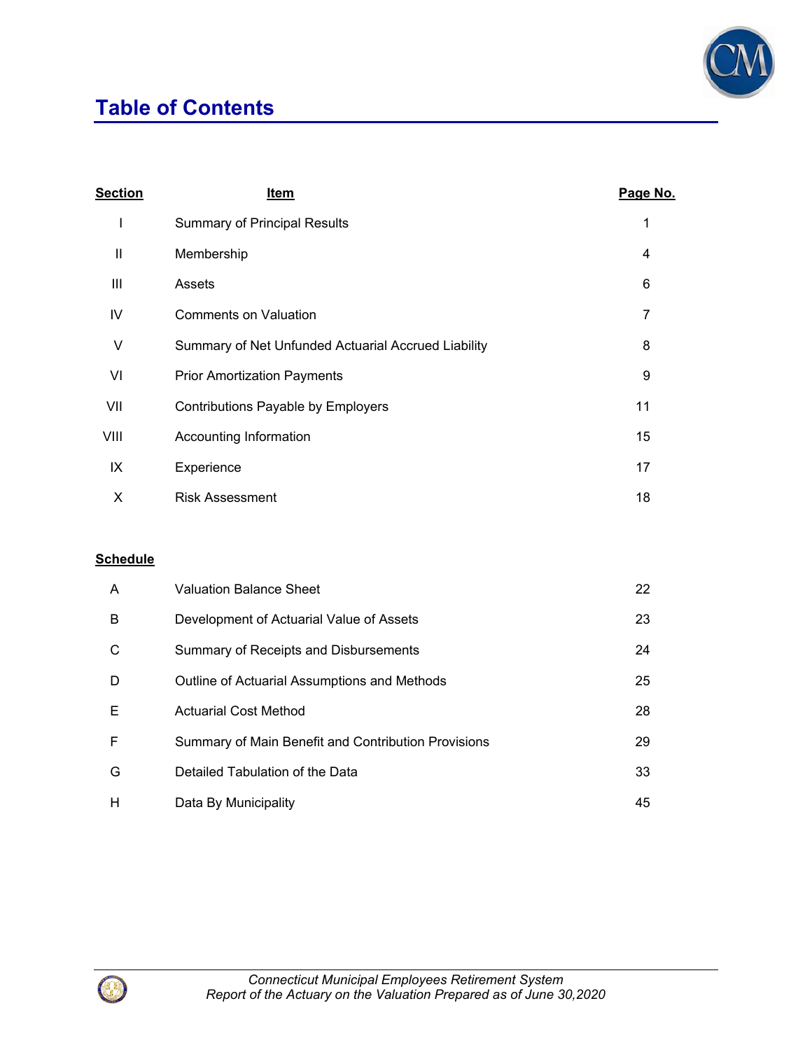# Table of Contents

| Section | Item | Page No. |
|---|---|---|
| I | Summary of Principal Results | 1 |
| II | Membership | 4 |
| III | Assets | 6 |
| IV | Comments on Valuation | 7 |
| V | Summary of Net Unfunded Actuarial Accrued Liability | 8 |
| VI | Prior Amortization Payments | 9 |
| VII | Contributions Payable by Employers | 11 |
| VIII | Accounting Information | 15 |
| IX | Experience | 17 |
| X | Risk Assessment | 18 |

| Schedule | | |
|---|---|---|
| A | Valuation Balance Sheet | 22 |
| B | Development of Actuarial Value of Assets | 23 |
| C | Summary of Receipts and Disbursements | 24 |
| D | Outline of Actuarial Assumptions and Methods | 25 |
| E | Actuarial Cost Method | 28 |
| F | Summary of Main Benefit and Contribution Provisions | 29 |
| G | Detailed Tabulation of the Data | 33 |
| H | Data By Municipality | 45 |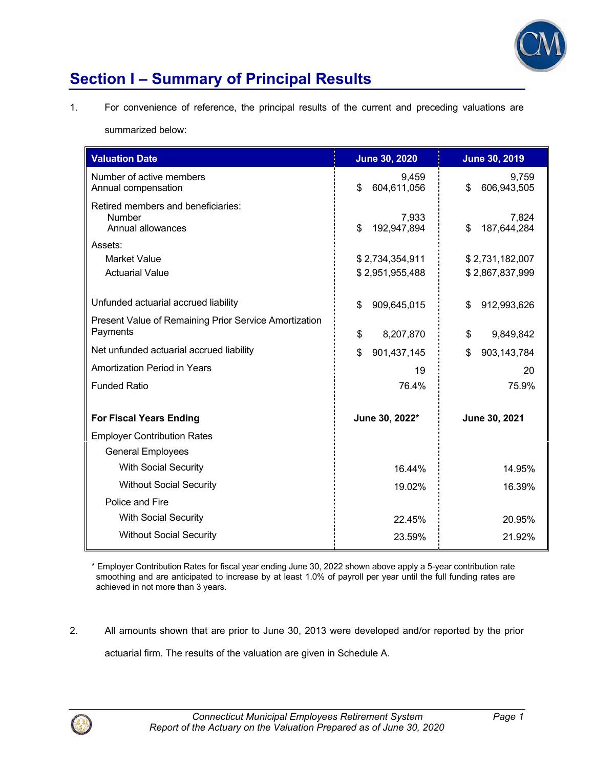# Section I – Summary of Principal Results

1. For convenience of reference, the principal results of the current and preceding valuations are summarized below:

| Valuation Date | June 30, 2020 | June 30, 2019 |
|---|---|---|
| Number of active members | 9,459 | 9,759 |
| Annual compensation | $ 604,611,056 | $ 606,943,505 |
| Retired members and beneficiaries: | | |
| Number | 7,933 | 7,824 |
| Annual allowances | $ 192,947,894 | $ 187,644,284 |
| Assets: | | |
| Market Value | $ 2,734,354,911 | $ 2,731,182,007 |
| Actuarial Value | $ 2,951,955,488 | $ 2,867,837,999 |
| Unfunded actuarial accrued liability | $ 909,645,015 | $ 912,993,626 |
| Present Value of Remaining Prior Service Amortization Payments | $ 8,207,870 | $ 9,849,842 |
| Net unfunded actuarial accrued liability | $ 901,437,145 | $ 903,143,784 |
| Amortization Period in Years | 19 | 20 |
| Funded Ratio | 76.4% | 75.9% |
| **For Fiscal Years Ending** | **June 30, 2022*** | **June 30, 2021** |
| Employer Contribution Rates | | |
| General Employees | | |
| With Social Security | 16.44% | 14.95% |
| Without Social Security | 19.02% | 16.39% |
| Police and Fire | | |
| With Social Security | 22.45% | 20.95% |
| Without Social Security | 23.59% | 21.92% |

* Employer Contribution Rates for fiscal year ending June 30, 2022 shown above apply a 5-year contribution rate smoothing and are anticipated to increase by at least 1.0% of payroll per year until the full funding rates are achieved in not more than 3 years.

2. All amounts shown that are prior to June 30, 2013 were developed and/or reported by the prior actuarial firm. The results of the valuation are given in Schedule A.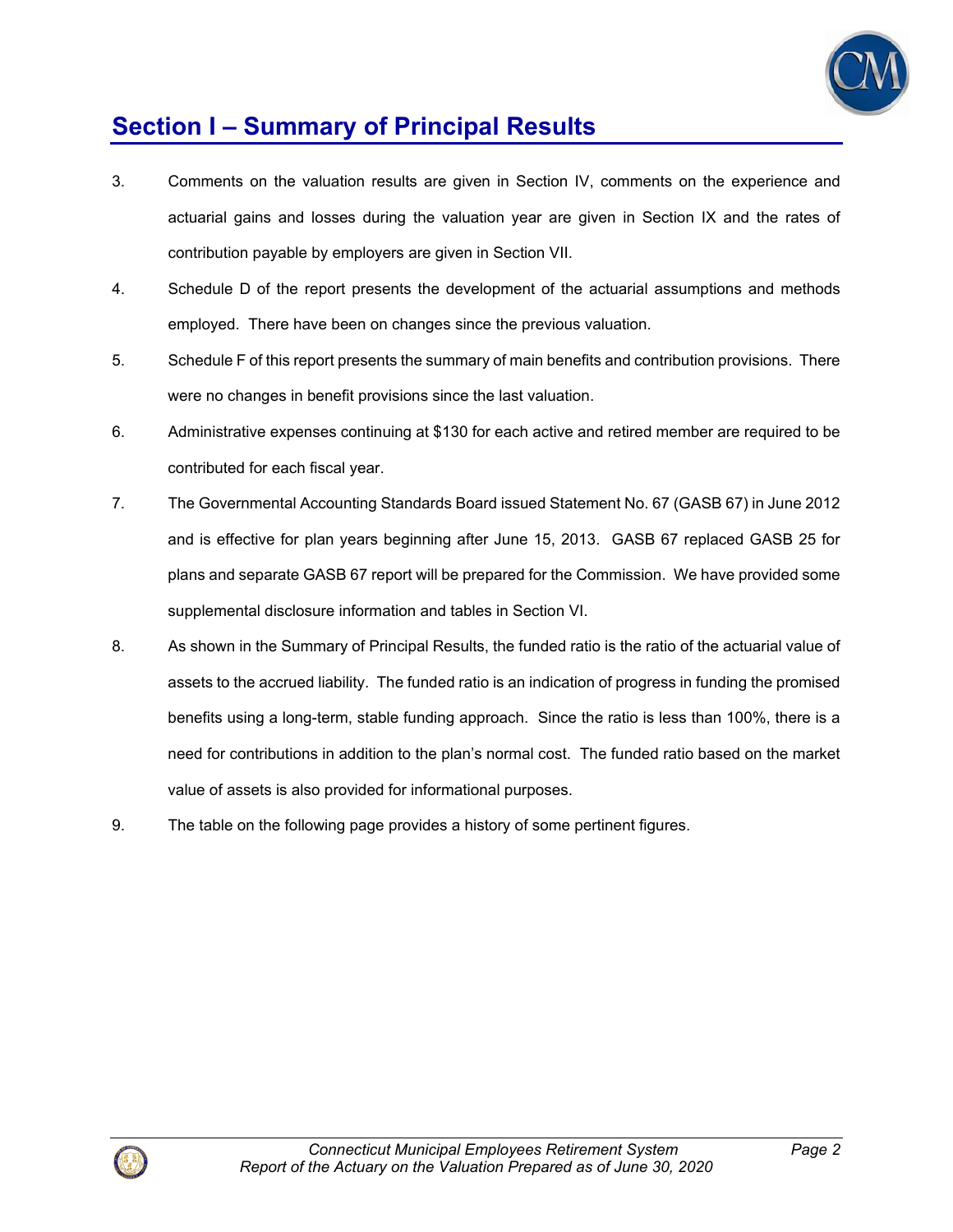# Section I – Summary of Principal Results

3. Comments on the valuation results are given in Section IV, comments on the experience and actuarial gains and losses during the valuation year are given in Section IX and the rates of contribution payable by employers are given in Section VII.

4. Schedule D of the report presents the development of the actuarial assumptions and methods employed. There have been on changes since the previous valuation.

5. Schedule F of this report presents the summary of main benefits and contribution provisions. There were no changes in benefit provisions since the last valuation.

6. Administrative expenses continuing at $130 for each active and retired member are required to be contributed for each fiscal year.

7. The Governmental Accounting Standards Board issued Statement No. 67 (GASB 67) in June 2012 and is effective for plan years beginning after June 15, 2013. GASB 67 replaced GASB 25 for plans and separate GASB 67 report will be prepared for the Commission. We have provided some supplemental disclosure information and tables in Section VI.

8. As shown in the Summary of Principal Results, the funded ratio is the ratio of the actuarial value of assets to the accrued liability. The funded ratio is an indication of progress in funding the promised benefits using a long-term, stable funding approach. Since the ratio is less than 100%, there is a need for contributions in addition to the plan's normal cost. The funded ratio based on the market value of assets is also provided for informational purposes.

9. The table on the following page provides a history of some pertinent figures.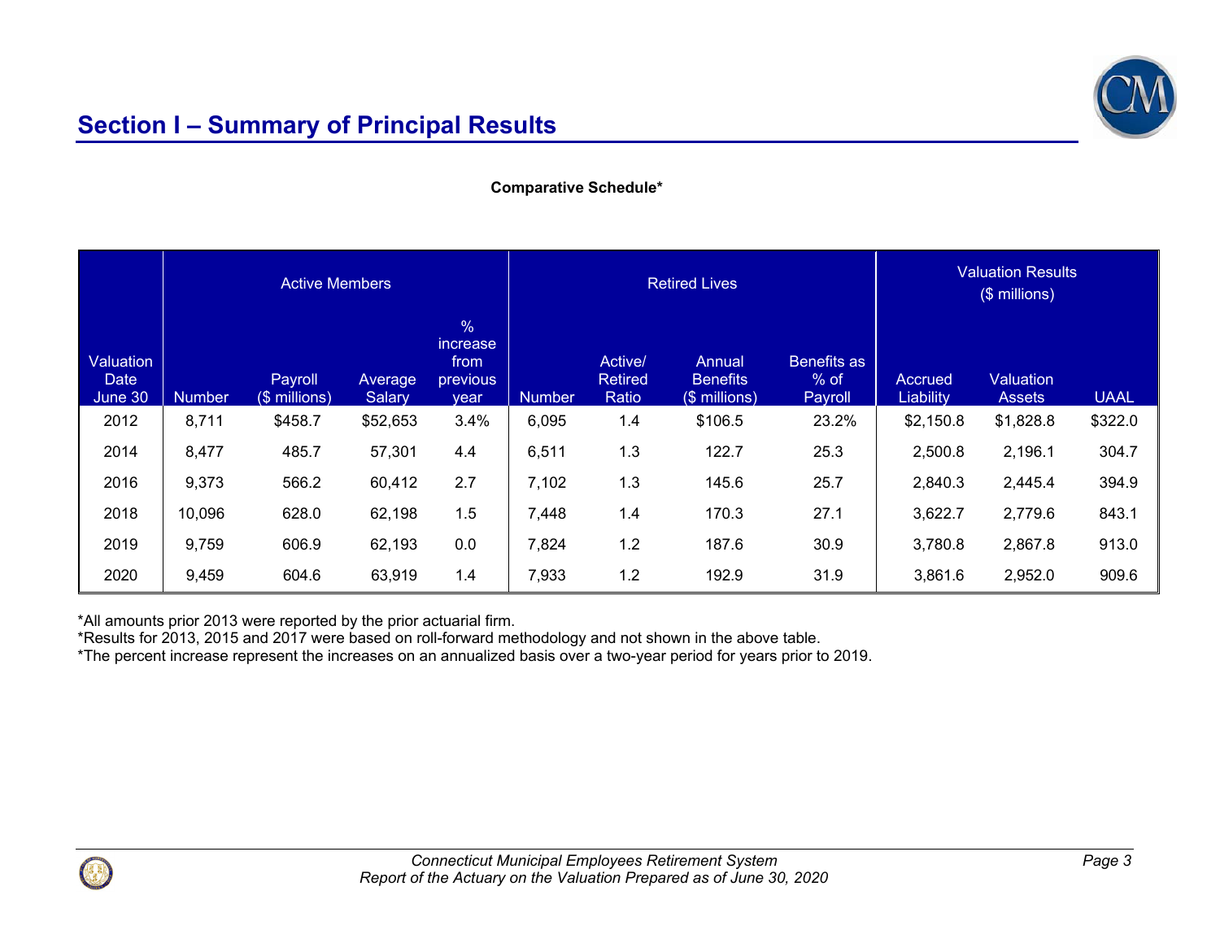## Section I – Summary of Principal Results

**Comparative Schedule***

| | Active Members | | | | Retired Lives | | | | Valuation Results ($ millions) | | |
|---|---|---|---|---|---|---|---|---|---|---|---|
| Valuation Date June 30 | Number | Payroll ($ millions) | Average Salary | % increase from previous year | Number | Active/ Retired Ratio | Annual Benefits ($ millions) | Benefits as % of Payroll | Accrued Liability | Valuation Assets | UAAL |
| 2012 | 8,711 | $458.7 | $52,653 | 3.4% | 6,095 | 1.4 | $106.5 | 23.2% | $2,150.8 | $1,828.8 | $322.0 |
| 2014 | 8,477 | 485.7 | 57,301 | 4.4 | 6,511 | 1.3 | 122.7 | 25.3 | 2,500.8 | 2,196.1 | 304.7 |
| 2016 | 9,373 | 566.2 | 60,412 | 2.7 | 7,102 | 1.3 | 145.6 | 25.7 | 2,840.3 | 2,445.4 | 394.9 |
| 2018 | 10,096 | 628.0 | 62,198 | 1.5 | 7,448 | 1.4 | 170.3 | 27.1 | 3,622.7 | 2,779.6 | 843.1 |
| 2019 | 9,759 | 606.9 | 62,193 | 0.0 | 7,824 | 1.2 | 187.6 | 30.9 | 3,780.8 | 2,867.8 | 913.0 |
| 2020 | 9,459 | 604.6 | 63,919 | 1.4 | 7,933 | 1.2 | 192.9 | 31.9 | 3,861.6 | 2,952.0 | 909.6 |

*All amounts prior 2013 were reported by the prior actuarial firm.
*Results for 2013, 2015 and 2017 were based on roll-forward methodology and not shown in the above table.
*The percent increase represent the increases on an annualized basis over a two-year period for years prior to 2019.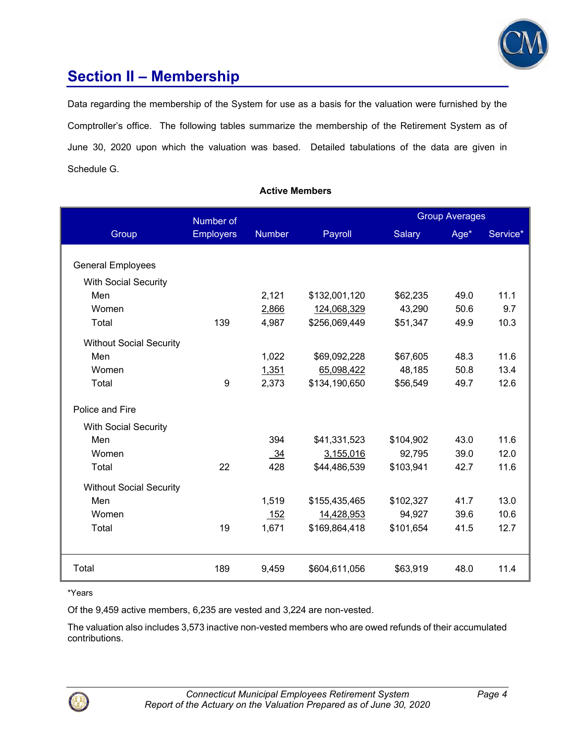## Section II – Membership

Data regarding the membership of the System for use as a basis for the valuation were furnished by the Comptroller's office. The following tables summarize the membership of the Retirement System as of June 30, 2020 upon which the valuation was based. Detailed tabulations of the data are given in Schedule G.

**Active Members**

| Group | Number of Employers | Number | Payroll | Group Averages | | |
|---|---|---|---|---|---|---|
| | | | | Salary | Age* | Service* |
| General Employees | | | | | | |
| With Social Security | | | | | | |
| Men | | 2,121 | $132,001,120 | $62,235 | 49.0 | 11.1 |
| Women | | 2,866 | 124,068,329 | 43,290 | 50.6 | 9.7 |
| Total | 139 | 4,987 | $256,069,449 | $51,347 | 49.9 | 10.3 |
| Without Social Security | | | | | | |
| Men | | 1,022 | $69,092,228 | $67,605 | 48.3 | 11.6 |
| Women | | 1,351 | 65,098,422 | 48,185 | 50.8 | 13.4 |
| Total | 9 | 2,373 | $134,190,650 | $56,549 | 49.7 | 12.6 |
| Police and Fire | | | | | | |
| With Social Security | | | | | | |
| Men | | 394 | $41,331,523 | $104,902 | 43.0 | 11.6 |
| Women | | 34 | 3,155,016 | 92,795 | 39.0 | 12.0 |
| Total | 22 | 428 | $44,486,539 | $103,941 | 42.7 | 11.6 |
| Without Social Security | | | | | | |
| Men | | 1,519 | $155,435,465 | $102,327 | 41.7 | 13.0 |
| Women | | 152 | 14,428,953 | 94,927 | 39.6 | 10.6 |
| Total | 19 | 1,671 | $169,864,418 | $101,654 | 41.5 | 12.7 |
| Total | 189 | 9,459 | $604,611,056 | $63,919 | 48.0 | 11.4 |

*Years

Of the 9,459 active members, 6,235 are vested and 3,224 are non-vested.

The valuation also includes 3,573 inactive non-vested members who are owed refunds of their accumulated contributions.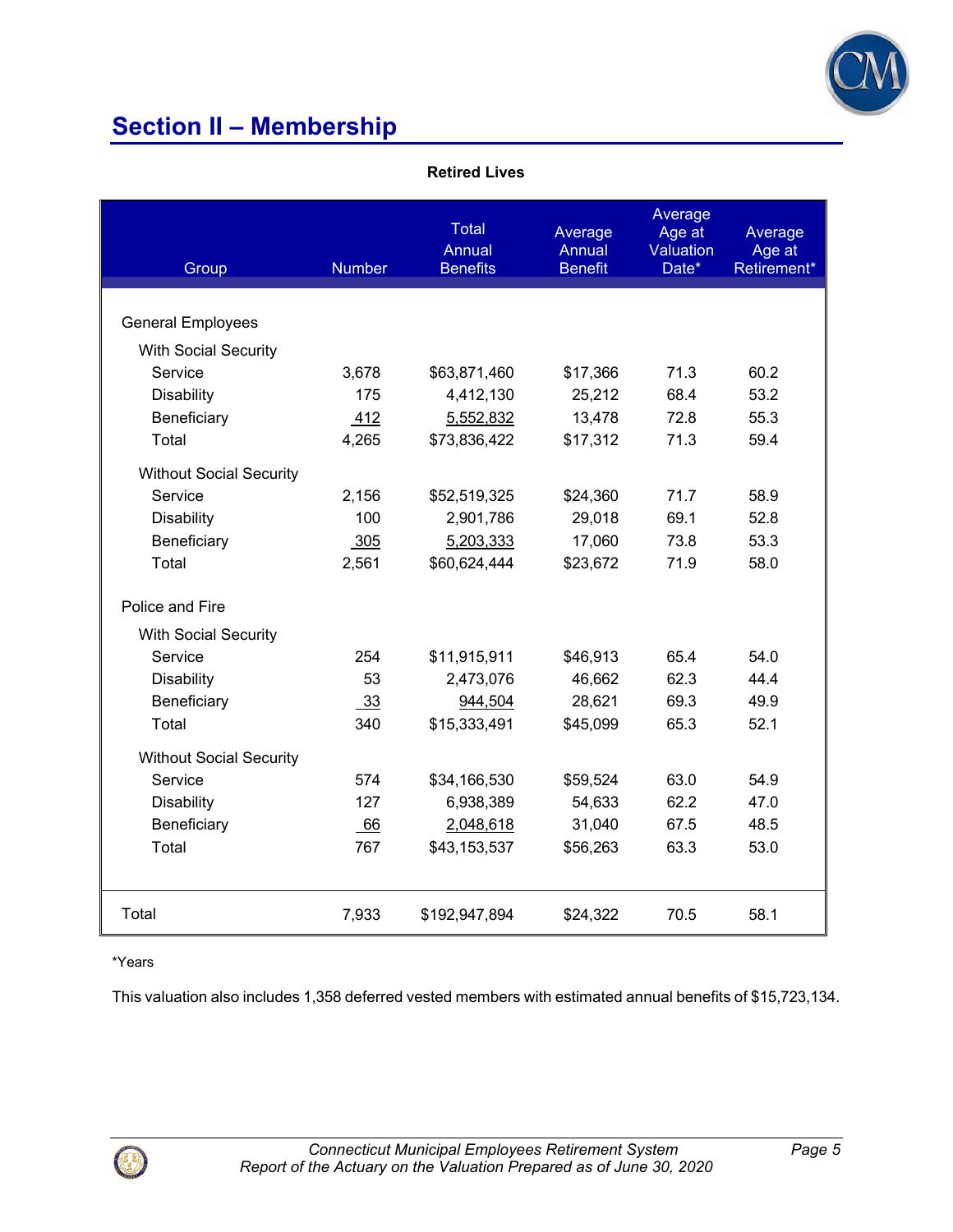## Section II – Membership

**Retired Lives**

| Group | Number | Total Annual Benefits | Average Annual Benefit | Average Age at Valuation Date* | Average Age at Retirement* |
|---|---|---|---|---|---|
| General Employees | | | | | |
| With Social Security | | | | | |
| Service | 3,678 | $63,871,460 | $17,366 | 71.3 | 60.2 |
| Disability | 175 | 4,412,130 | 25,212 | 68.4 | 53.2 |
| Beneficiary | 412 | 5,552,832 | 13,478 | 72.8 | 55.3 |
| Total | 4,265 | $73,836,422 | $17,312 | 71.3 | 59.4 |
| Without Social Security | | | | | |
| Service | 2,156 | $52,519,325 | $24,360 | 71.7 | 58.9 |
| Disability | 100 | 2,901,786 | 29,018 | 69.1 | 52.8 |
| Beneficiary | 305 | 5,203,333 | 17,060 | 73.8 | 53.3 |
| Total | 2,561 | $60,624,444 | $23,672 | 71.9 | 58.0 |
| Police and Fire | | | | | |
| With Social Security | | | | | |
| Service | 254 | $11,915,911 | $46,913 | 65.4 | 54.0 |
| Disability | 53 | 2,473,076 | 46,662 | 62.3 | 44.4 |
| Beneficiary | 33 | 944,504 | 28,621 | 69.3 | 49.9 |
| Total | 340 | $15,333,491 | $45,099 | 65.3 | 52.1 |
| Without Social Security | | | | | |
| Service | 574 | $34,166,530 | $59,524 | 63.0 | 54.9 |
| Disability | 127 | 6,938,389 | 54,633 | 62.2 | 47.0 |
| Beneficiary | 66 | 2,048,618 | 31,040 | 67.5 | 48.5 |
| Total | 767 | $43,153,537 | $56,263 | 63.3 | 53.0 |
| Total | 7,933 | $192,947,894 | $24,322 | 70.5 | 58.1 |

*Years

This valuation also includes 1,358 deferred vested members with estimated annual benefits of $15,723,134.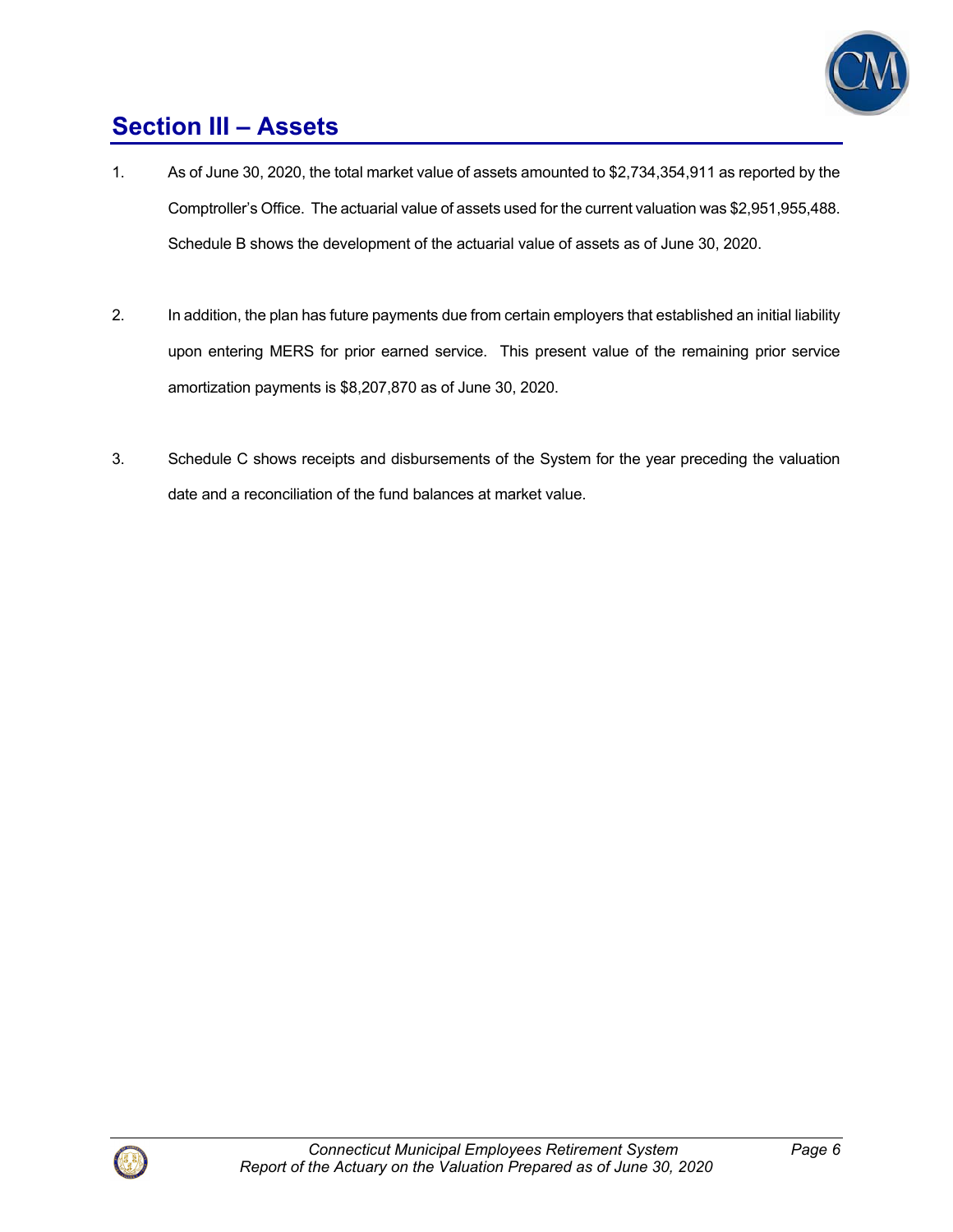# Section III – Assets

1. As of June 30, 2020, the total market value of assets amounted to $2,734,354,911 as reported by the Comptroller's Office. The actuarial value of assets used for the current valuation was $2,951,955,488. Schedule B shows the development of the actuarial value of assets as of June 30, 2020.

2. In addition, the plan has future payments due from certain employers that established an initial liability upon entering MERS for prior earned service. This present value of the remaining prior service amortization payments is $8,207,870 as of June 30, 2020.

3. Schedule C shows receipts and disbursements of the System for the year preceding the valuation date and a reconciliation of the fund balances at market value.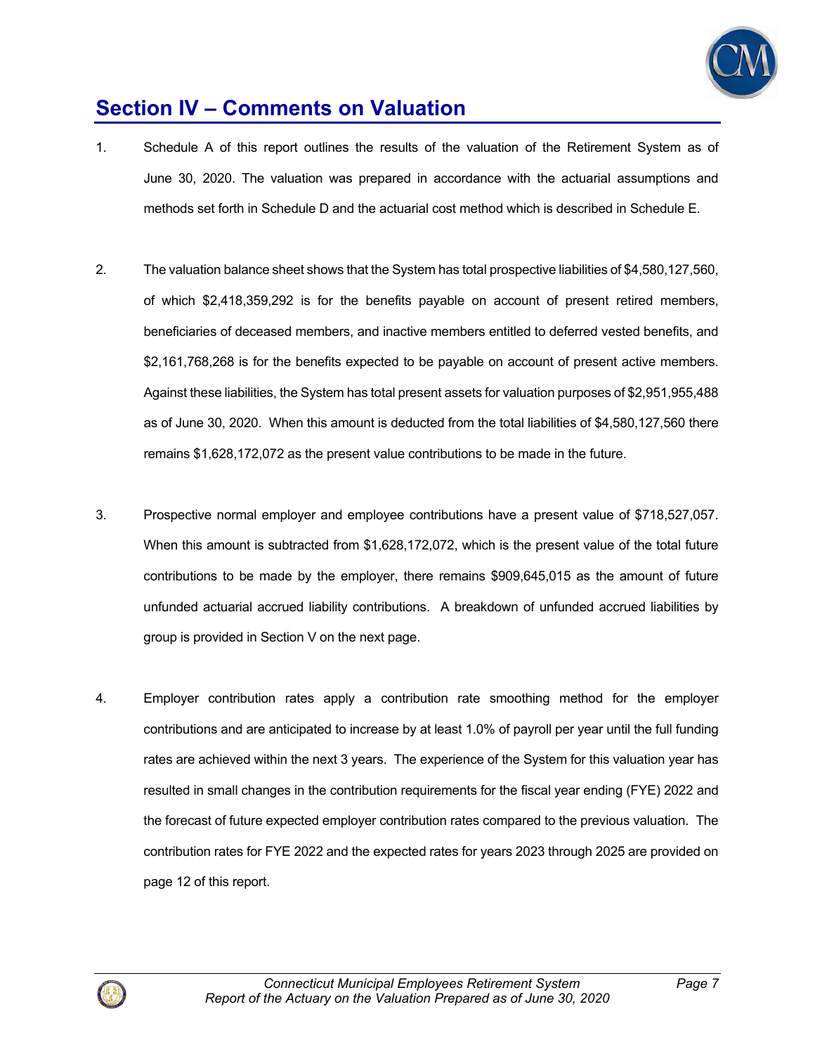## Section IV – Comments on Valuation

1. Schedule A of this report outlines the results of the valuation of the Retirement System as of June 30, 2020. The valuation was prepared in accordance with the actuarial assumptions and methods set forth in Schedule D and the actuarial cost method which is described in Schedule E.

2. The valuation balance sheet shows that the System has total prospective liabilities of $4,580,127,560, of which $2,418,359,292 is for the benefits payable on account of present retired members, beneficiaries of deceased members, and inactive members entitled to deferred vested benefits, and $2,161,768,268 is for the benefits expected to be payable on account of present active members. Against these liabilities, the System has total present assets for valuation purposes of $2,951,955,488 as of June 30, 2020. When this amount is deducted from the total liabilities of $4,580,127,560 there remains $1,628,172,072 as the present value contributions to be made in the future.

3. Prospective normal employer and employee contributions have a present value of $718,527,057. When this amount is subtracted from $1,628,172,072, which is the present value of the total future contributions to be made by the employer, there remains $909,645,015 as the amount of future unfunded actuarial accrued liability contributions. A breakdown of unfunded accrued liabilities by group is provided in Section V on the next page.

4. Employer contribution rates apply a contribution rate smoothing method for the employer contributions and are anticipated to increase by at least 1.0% of payroll per year until the full funding rates are achieved within the next 3 years. The experience of the System for this valuation year has resulted in small changes in the contribution requirements for the fiscal year ending (FYE) 2022 and the forecast of future expected employer contribution rates compared to the previous valuation. The contribution rates for FYE 2022 and the expected rates for years 2023 through 2025 are provided on page 12 of this report.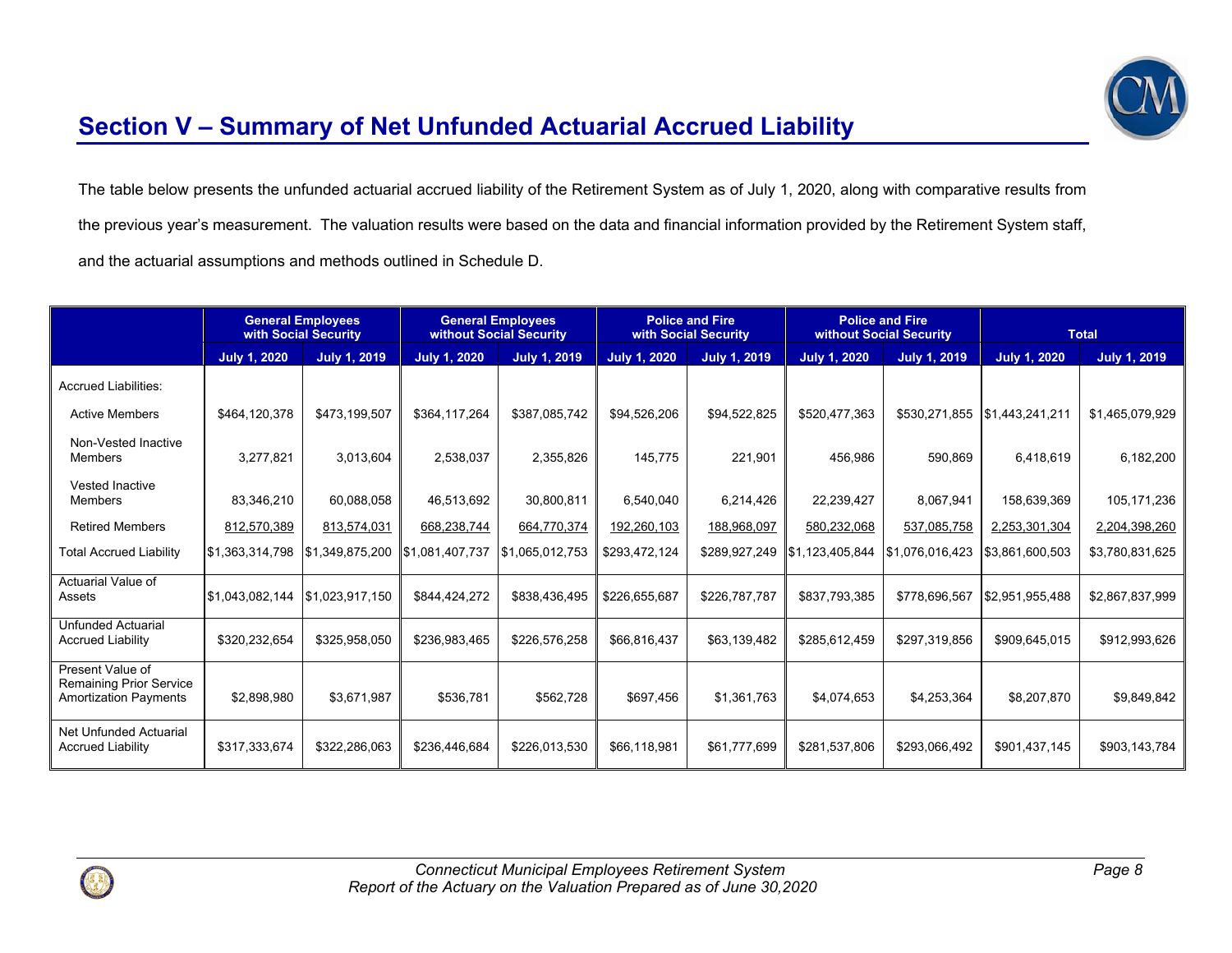## Section V – Summary of Net Unfunded Actuarial Accrued Liability

The table below presents the unfunded actuarial accrued liability of the Retirement System as of July 1, 2020, along with comparative results from the previous year's measurement. The valuation results were based on the data and financial information provided by the Retirement System staff, and the actuarial assumptions and methods outlined in Schedule D.

| | General Employees with Social Security | | General Employees without Social Security | | Police and Fire with Social Security | | Police and Fire without Social Security | | Total | |
|---|---|---|---|---|---|---|---|---|---|---|
| | July 1, 2020 | July 1, 2019 | July 1, 2020 | July 1, 2019 | July 1, 2020 | July 1, 2019 | July 1, 2020 | July 1, 2019 | July 1, 2020 | July 1, 2019 |
| Accrued Liabilities: | | | | | | | | | | |
| Active Members | $464,120,378 | $473,199,507 | $364,117,264 | $387,085,742 | $94,526,206 | $94,522,825 | $520,477,363 | $530,271,855 | $1,443,241,211 | $1,465,079,929 |
| Non-Vested Inactive Members | 3,277,821 | 3,013,604 | 2,538,037 | 2,355,826 | 145,775 | 221,901 | 456,986 | 590,869 | 6,418,619 | 6,182,200 |
| Vested Inactive Members | 83,346,210 | 60,088,058 | 46,513,692 | 30,800,811 | 6,540,040 | 6,214,426 | 22,239,427 | 8,067,941 | 158,639,369 | 105,171,236 |
| Retired Members | 812,570,389 | 813,574,031 | 668,238,744 | 664,770,374 | 192,260,103 | 188,968,097 | 580,232,068 | 537,085,758 | 2,253,301,304 | 2,204,398,260 |
| Total Accrued Liability | $1,363,314,798 | $1,349,875,200 | $1,081,407,737 | $1,065,012,753 | $293,472,124 | $289,927,249 | $1,123,405,844 | $1,076,016,423 | $3,861,600,503 | $3,780,831,625 |
| Actuarial Value of Assets | $1,043,082,144 | $1,023,917,150 | $844,424,272 | $838,436,495 | $226,655,687 | $226,787,787 | $837,793,385 | $778,696,567 | $2,951,955,488 | $2,867,837,999 |
| Unfunded Actuarial Accrued Liability | $320,232,654 | $325,958,050 | $236,983,465 | $226,576,258 | $66,816,437 | $63,139,482 | $285,612,459 | $297,319,856 | $909,645,015 | $912,993,626 |
| Present Value of Remaining Prior Service Amortization Payments | $2,898,980 | $3,671,987 | $536,781 | $562,728 | $697,456 | $1,361,763 | $4,074,653 | $4,253,364 | $8,207,870 | $9,849,842 |
| Net Unfunded Actuarial Accrued Liability | $317,333,674 | $322,286,063 | $236,446,684 | $226,013,530 | $66,118,981 | $61,777,699 | $281,537,806 | $293,066,492 | $901,437,145 | $903,143,784 |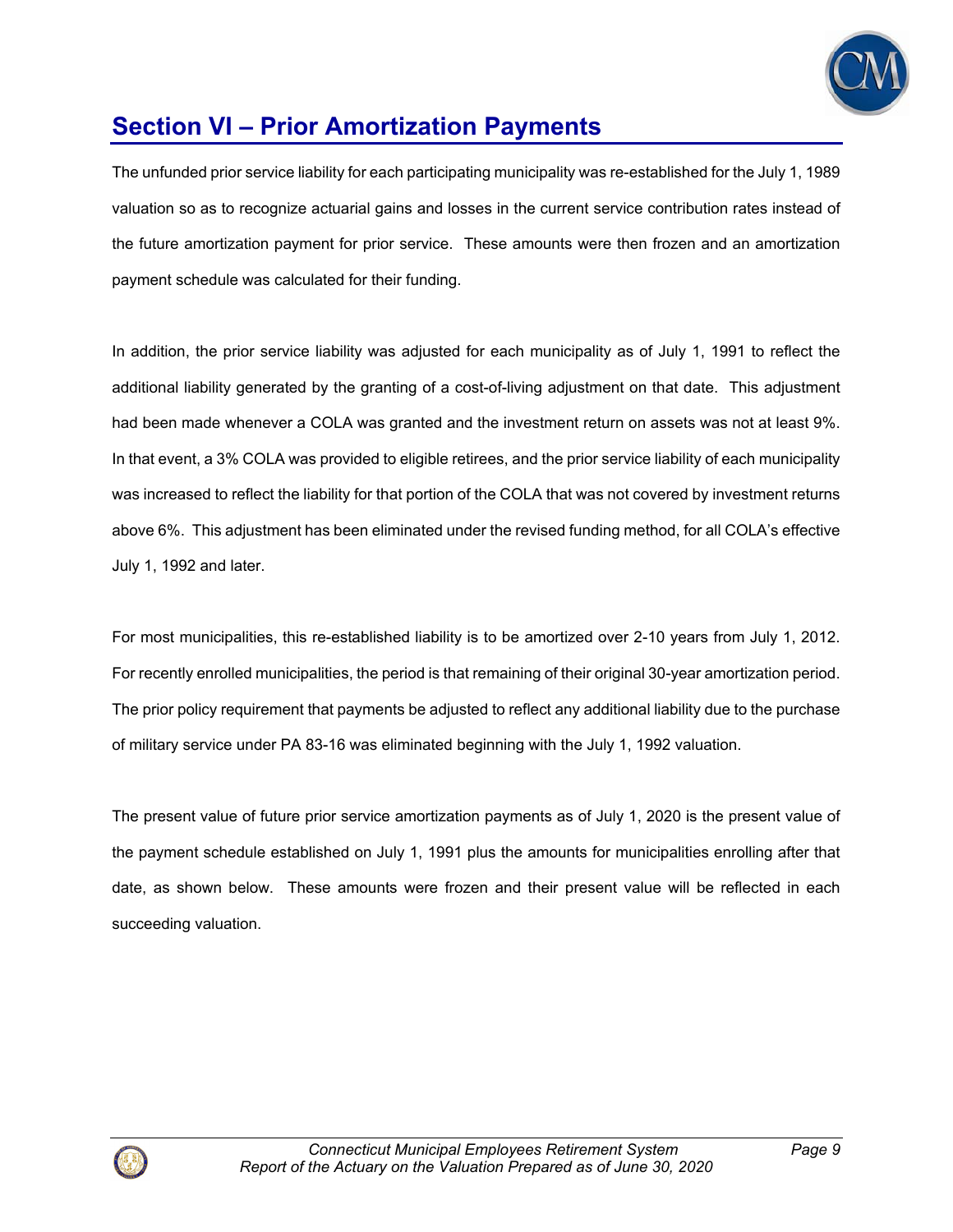## Section VI – Prior Amortization Payments

The unfunded prior service liability for each participating municipality was re-established for the July 1, 1989 valuation so as to recognize actuarial gains and losses in the current service contribution rates instead of the future amortization payment for prior service. These amounts were then frozen and an amortization payment schedule was calculated for their funding.

In addition, the prior service liability was adjusted for each municipality as of July 1, 1991 to reflect the additional liability generated by the granting of a cost-of-living adjustment on that date. This adjustment had been made whenever a COLA was granted and the investment return on assets was not at least 9%. In that event, a 3% COLA was provided to eligible retirees, and the prior service liability of each municipality was increased to reflect the liability for that portion of the COLA that was not covered by investment returns above 6%. This adjustment has been eliminated under the revised funding method, for all COLA's effective July 1, 1992 and later.

For most municipalities, this re-established liability is to be amortized over 2-10 years from July 1, 2012. For recently enrolled municipalities, the period is that remaining of their original 30-year amortization period. The prior policy requirement that payments be adjusted to reflect any additional liability due to the purchase of military service under PA 83-16 was eliminated beginning with the July 1, 1992 valuation.

The present value of future prior service amortization payments as of July 1, 2020 is the present value of the payment schedule established on July 1, 1991 plus the amounts for municipalities enrolling after that date, as shown below. These amounts were frozen and their present value will be reflected in each succeeding valuation.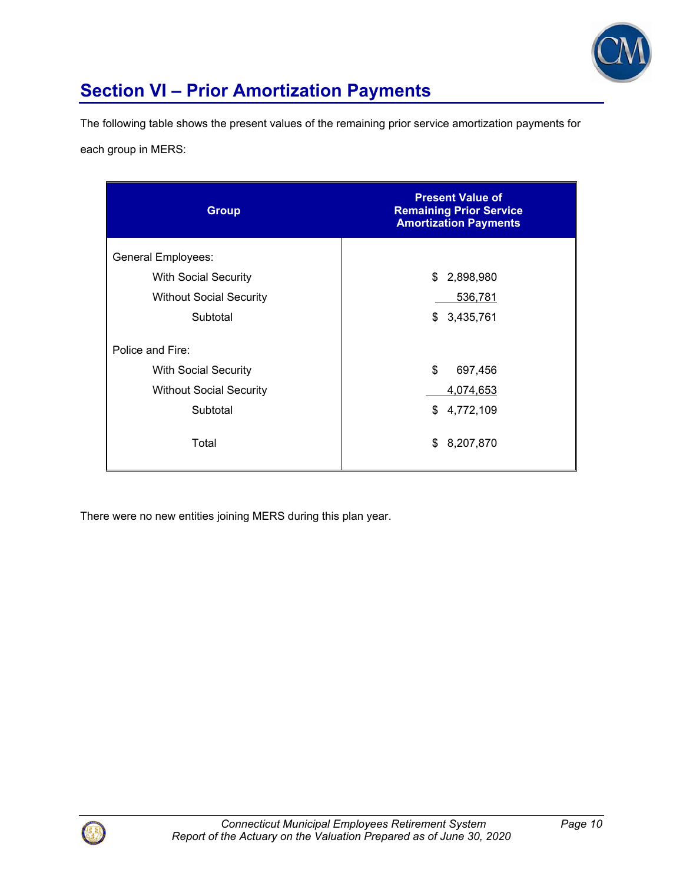# Section VI – Prior Amortization Payments

The following table shows the present values of the remaining prior service amortization payments for each group in MERS:

| Group | Present Value of Remaining Prior Service Amortization Payments |
|---|---|
| General Employees: | |
| With Social Security | $ 2,898,980 |
| Without Social Security | 536,781 |
| Subtotal | $ 3,435,761 |
| Police and Fire: | |
| With Social Security | $ 697,456 |
| Without Social Security | 4,074,653 |
| Subtotal | $ 4,772,109 |
| Total | $ 8,207,870 |

There were no new entities joining MERS during this plan year.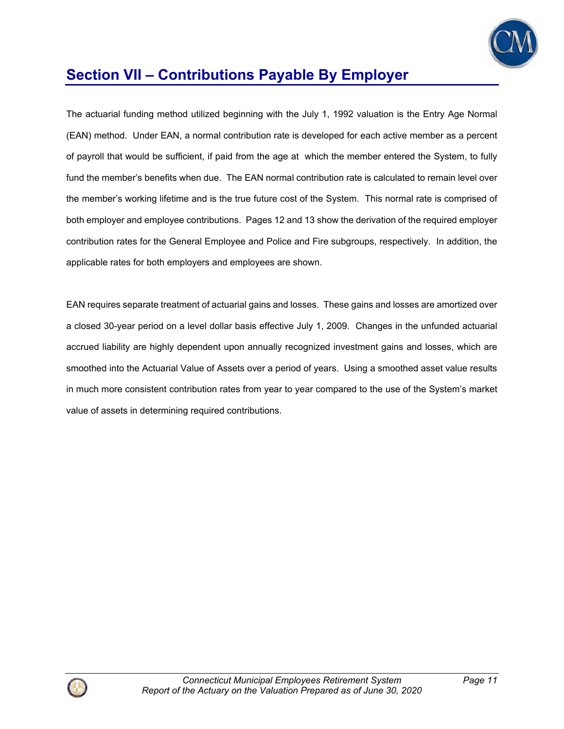## Section VII – Contributions Payable By Employer

The actuarial funding method utilized beginning with the July 1, 1992 valuation is the Entry Age Normal (EAN) method. Under EAN, a normal contribution rate is developed for each active member as a percent of payroll that would be sufficient, if paid from the age at which the member entered the System, to fully fund the member's benefits when due. The EAN normal contribution rate is calculated to remain level over the member's working lifetime and is the true future cost of the System. This normal rate is comprised of both employer and employee contributions. Pages 12 and 13 show the derivation of the required employer contribution rates for the General Employee and Police and Fire subgroups, respectively. In addition, the applicable rates for both employers and employees are shown.

EAN requires separate treatment of actuarial gains and losses. These gains and losses are amortized over a closed 30-year period on a level dollar basis effective July 1, 2009. Changes in the unfunded actuarial accrued liability are highly dependent upon annually recognized investment gains and losses, which are smoothed into the Actuarial Value of Assets over a period of years. Using a smoothed asset value results in much more consistent contribution rates from year to year compared to the use of the System's market value of assets in determining required contributions.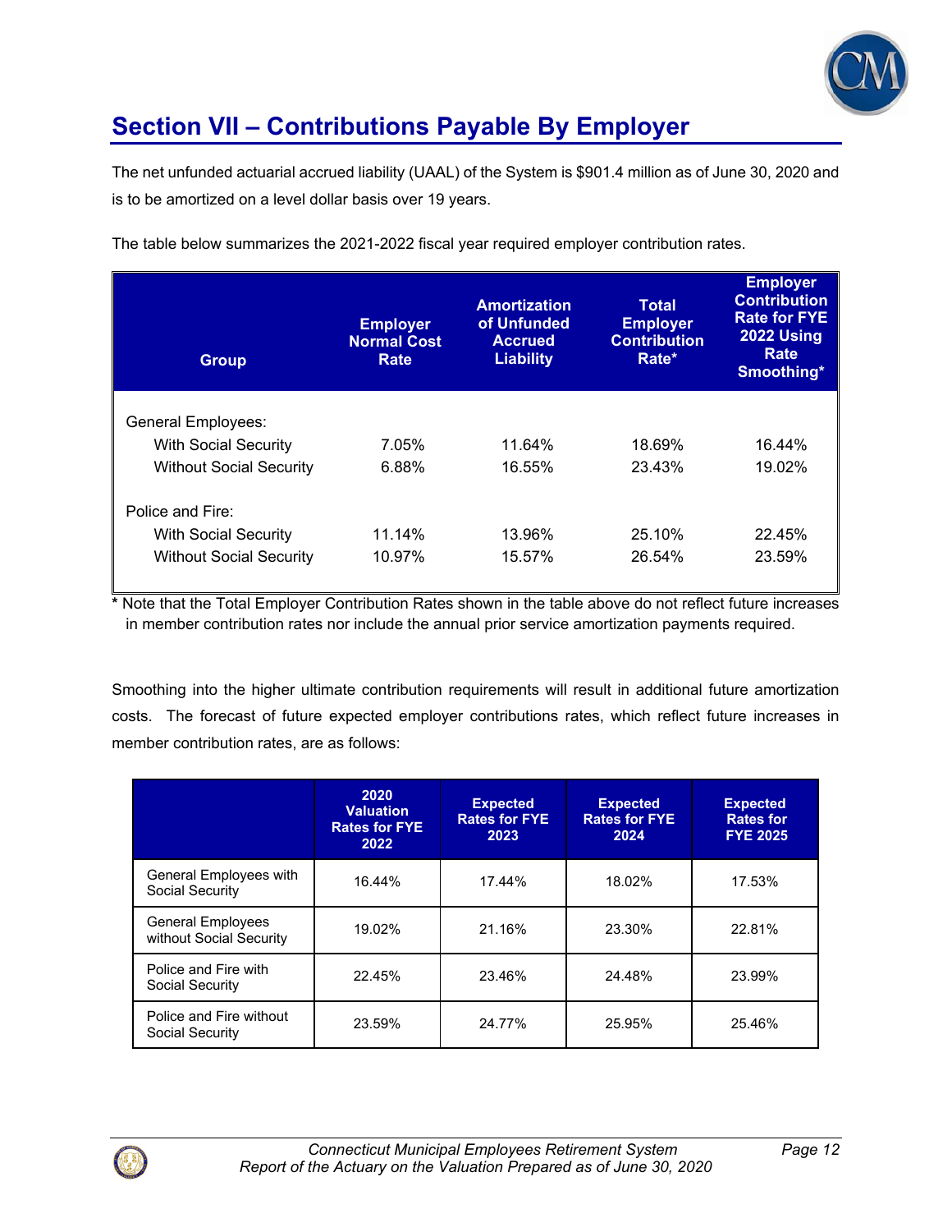## Section VII – Contributions Payable By Employer

The net unfunded actuarial accrued liability (UAAL) of the System is $901.4 million as of June 30, 2020 and is to be amortized on a level dollar basis over 19 years.

The table below summarizes the 2021-2022 fiscal year required employer contribution rates.

| Group | Employer Normal Cost Rate | Amortization of Unfunded Accrued Liability | Total Employer Contribution Rate* | Employer Contribution Rate for FYE 2022 Using Rate Smoothing* |
|---|---|---|---|---|
| General Employees: | | | | |
| With Social Security | 7.05% | 11.64% | 18.69% | 16.44% |
| Without Social Security | 6.88% | 16.55% | 23.43% | 19.02% |
| Police and Fire: | | | | |
| With Social Security | 11.14% | 13.96% | 25.10% | 22.45% |
| Without Social Security | 10.97% | 15.57% | 26.54% | 23.59% |

* Note that the Total Employer Contribution Rates shown in the table above do not reflect future increases in member contribution rates nor include the annual prior service amortization payments required.

Smoothing into the higher ultimate contribution requirements will result in additional future amortization costs. The forecast of future expected employer contributions rates, which reflect future increases in member contribution rates, are as follows:

| | 2020 Valuation Rates for FYE 2022 | Expected Rates for FYE 2023 | Expected Rates for FYE 2024 | Expected Rates for FYE 2025 |
|---|---|---|---|---|
| General Employees with Social Security | 16.44% | 17.44% | 18.02% | 17.53% |
| General Employees without Social Security | 19.02% | 21.16% | 23.30% | 22.81% |
| Police and Fire with Social Security | 22.45% | 23.46% | 24.48% | 23.99% |
| Police and Fire without Social Security | 23.59% | 24.77% | 25.95% | 25.46% |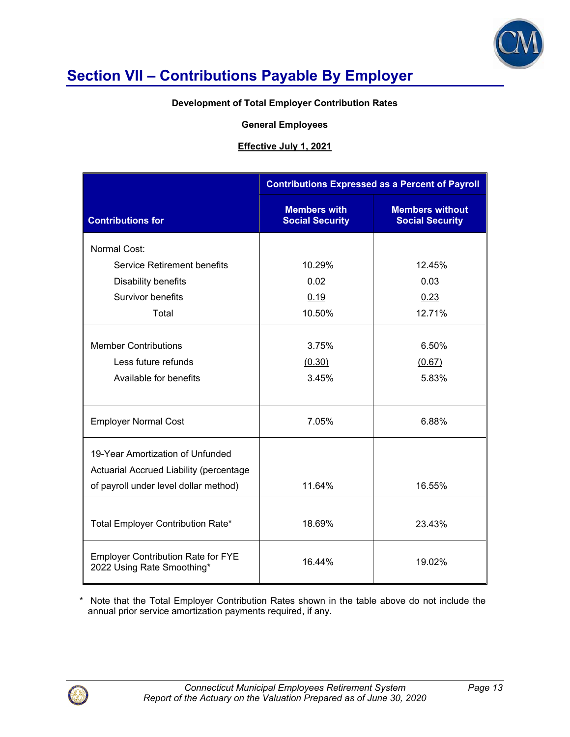## Section VII – Contributions Payable By Employer

**Development of Total Employer Contribution Rates**

**General Employees**

**Effective July 1, 2021**

| Contributions for | Contributions Expressed as a Percent of Payroll | |
|---|---|---|
| | **Members with Social Security** | **Members without Social Security** |
| Normal Cost: | | |
| Service Retirement benefits | 10.29% | 12.45% |
| Disability benefits | 0.02 | 0.03 |
| Survivor benefits | 0.19 | 0.23 |
| Total | 10.50% | 12.71% |
| Member Contributions | 3.75% | 6.50% |
| Less future refunds | (0.30) | (0.67) |
| Available for benefits | 3.45% | 5.83% |
| Employer Normal Cost | 7.05% | 6.88% |
| 19-Year Amortization of Unfunded Actuarial Accrued Liability (percentage of payroll under level dollar method) | 11.64% | 16.55% |
| Total Employer Contribution Rate* | 18.69% | 23.43% |
| Employer Contribution Rate for FYE 2022 Using Rate Smoothing* | 16.44% | 19.02% |

\* Note that the Total Employer Contribution Rates shown in the table above do not include the annual prior service amortization payments required, if any.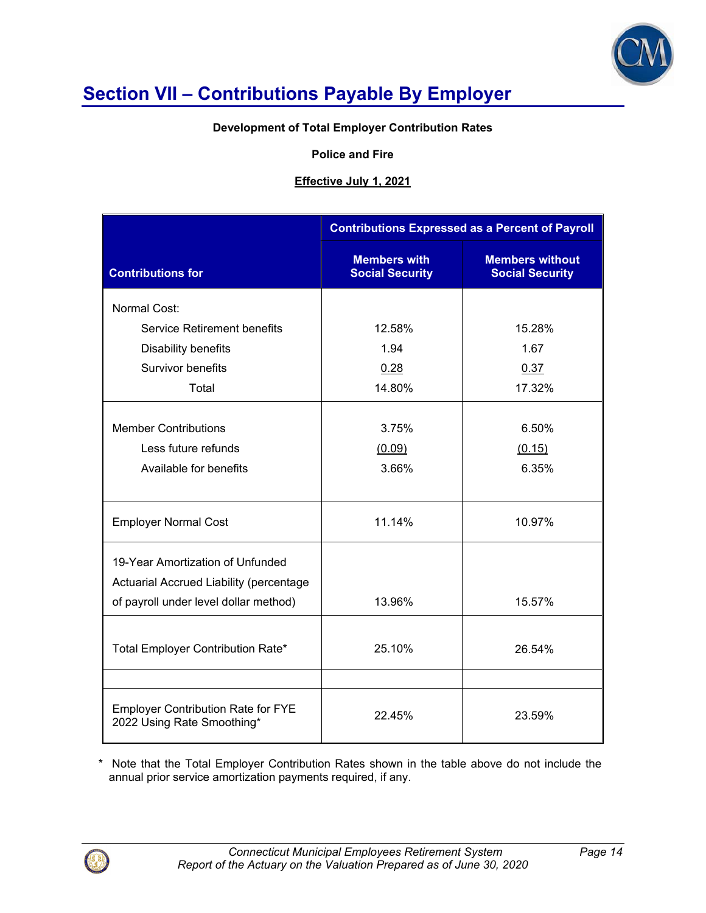# Section VII – Contributions Payable By Employer

**Development of Total Employer Contribution Rates**

**Police and Fire**

**Effective July 1, 2021**

| Contributions for | Contributions Expressed as a Percent of Payroll | |
|---|---|---|
| | Members with Social Security | Members without Social Security |
| Normal Cost: | | |
| Service Retirement benefits | 12.58% | 15.28% |
| Disability benefits | 1.94 | 1.67 |
| Survivor benefits | 0.28 | 0.37 |
| Total | 14.80% | 17.32% |
| Member Contributions | 3.75% | 6.50% |
| Less future refunds | (0.09) | (0.15) |
| Available for benefits | 3.66% | 6.35% |
| Employer Normal Cost | 11.14% | 10.97% |
| 19-Year Amortization of Unfunded Actuarial Accrued Liability (percentage of payroll under level dollar method) | 13.96% | 15.57% |
| Total Employer Contribution Rate* | 25.10% | 26.54% |
| | | |
| Employer Contribution Rate for FYE 2022 Using Rate Smoothing* | 22.45% | 23.59% |

\* Note that the Total Employer Contribution Rates shown in the table above do not include the annual prior service amortization payments required, if any.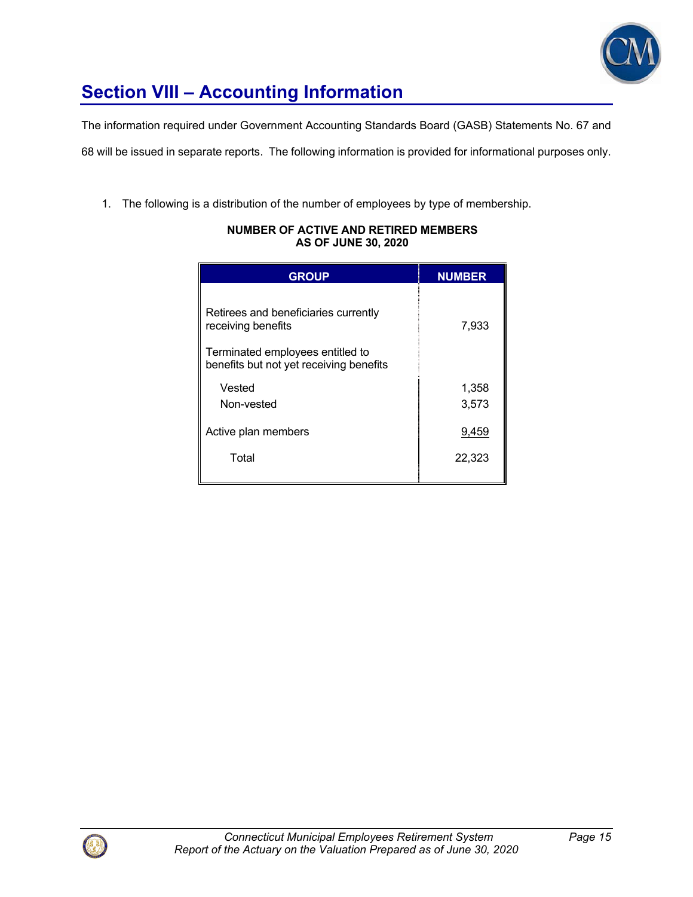## Section VIII – Accounting Information

The information required under Government Accounting Standards Board (GASB) Statements No. 67 and 68 will be issued in separate reports. The following information is provided for informational purposes only.

1. The following is a distribution of the number of employees by type of membership.

**NUMBER OF ACTIVE AND RETIRED MEMBERS AS OF JUNE 30, 2020**

| GROUP | NUMBER |
|---|---|
| Retirees and beneficiaries currently receiving benefits | 7,933 |
| Terminated employees entitled to benefits but not yet receiving benefits | |
| Vested | 1,358 |
| Non-vested | 3,573 |
| Active plan members | 9,459 |
| Total | 22,323 |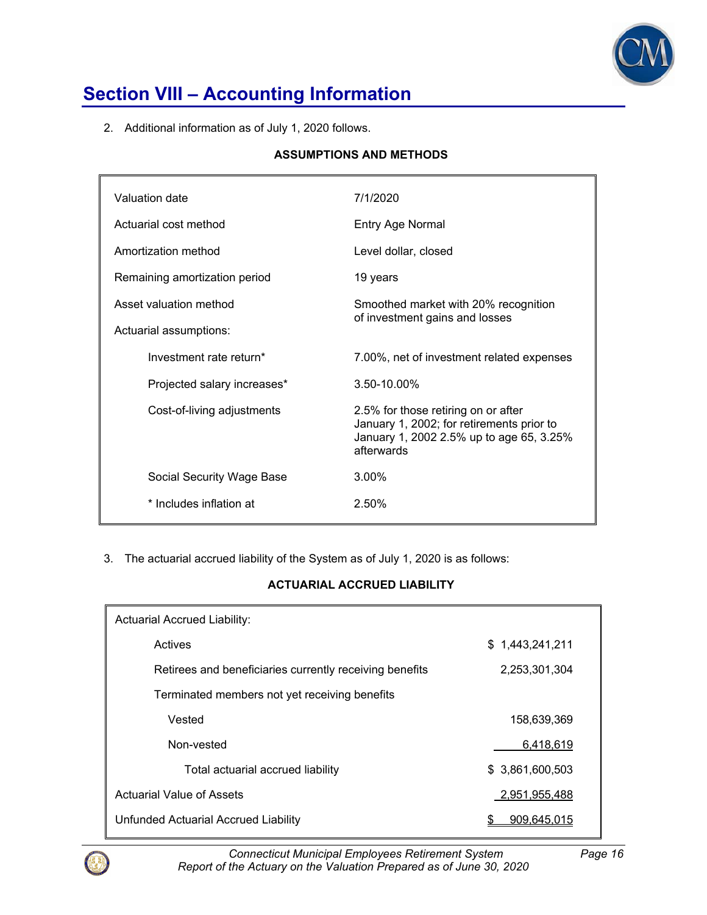## Section VIII – Accounting Information

2. Additional information as of July 1, 2020 follows.

**ASSUMPTIONS AND METHODS**

| | |
|---|---|
| Valuation date | 7/1/2020 |
| Actuarial cost method | Entry Age Normal |
| Amortization method | Level dollar, closed |
| Remaining amortization period | 19 years |
| Asset valuation method | Smoothed market with 20% recognition of investment gains and losses |
| Actuarial assumptions: | |
| Investment rate return* | 7.00%, net of investment related expenses |
| Projected salary increases* | 3.50-10.00% |
| Cost-of-living adjustments | 2.5% for those retiring on or after January 1, 2002; for retirements prior to January 1, 2002 2.5% up to age 65, 3.25% afterwards |
| Social Security Wage Base | 3.00% |
| * Includes inflation at | 2.50% |

3. The actuarial accrued liability of the System as of July 1, 2020 is as follows:

**ACTUARIAL ACCRUED LIABILITY**

| | |
|---|---|
| Actuarial Accrued Liability: | |
| Actives | $ 1,443,241,211 |
| Retirees and beneficiaries currently receiving benefits | 2,253,301,304 |
| Terminated members not yet receiving benefits | |
| Vested | 158,639,369 |
| Non-vested | 6,418,619 |
| Total actuarial accrued liability | $ 3,861,600,503 |
| Actuarial Value of Assets | 2,951,955,488 |
| Unfunded Actuarial Accrued Liability | $ 909,645,015 |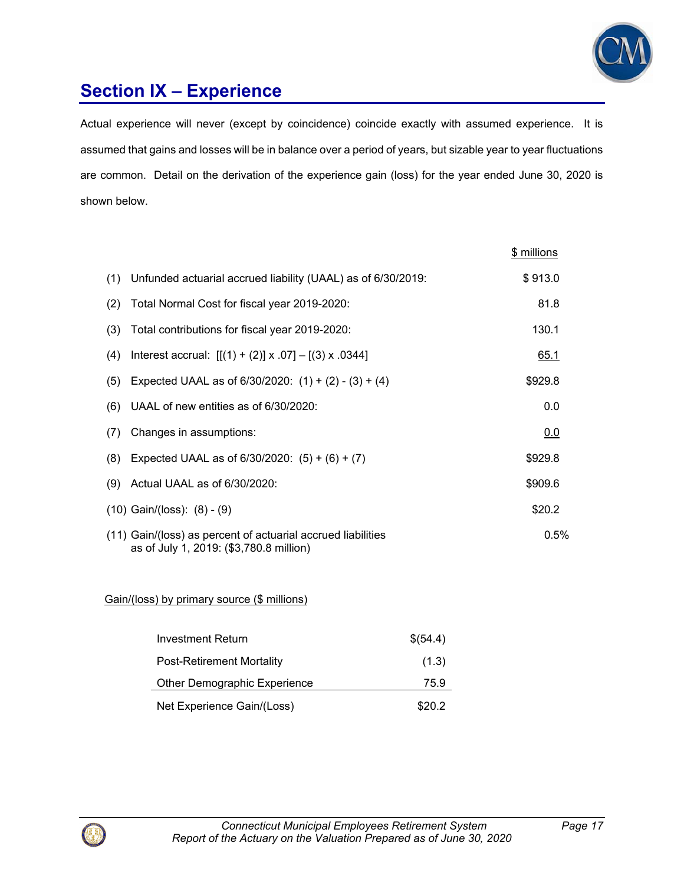## Section IX – Experience

Actual experience will never (except by coincidence) coincide exactly with assumed experience. It is assumed that gains and losses will be in balance over a period of years, but sizable year to year fluctuations are common. Detail on the derivation of the experience gain (loss) for the year ended June 30, 2020 is shown below.

| | | $ millions |
|---|---|---|
| (1) | Unfunded actuarial accrued liability (UAAL) as of 6/30/2019: | $ 913.0 |
| (2) | Total Normal Cost for fiscal year 2019-2020: | 81.8 |
| (3) | Total contributions for fiscal year 2019-2020: | 130.1 |
| (4) | Interest accrual: [[(1) + (2)] x .07] – [(3) x .0344] | 65.1 |
| (5) | Expected UAAL as of 6/30/2020: (1) + (2) - (3) + (4) | $929.8 |
| (6) | UAAL of new entities as of 6/30/2020: | 0.0 |
| (7) | Changes in assumptions: | 0.0 |
| (8) | Expected UAAL as of 6/30/2020: (5) + (6) + (7) | $929.8 |
| (9) | Actual UAAL as of 6/30/2020: | $909.6 |
| (10) | Gain/(loss): (8) - (9) | $20.2 |
| (11) | Gain/(loss) as percent of actuarial accrued liabilities as of July 1, 2019: ($3,780.8 million) | 0.5% |

Gain/(loss) by primary source ($ millions)

| | |
|---|---|
| Investment Return | $(54.4) |
| Post-Retirement Mortality | (1.3) |
| Other Demographic Experience | 75.9 |
| Net Experience Gain/(Loss) | $20.2 |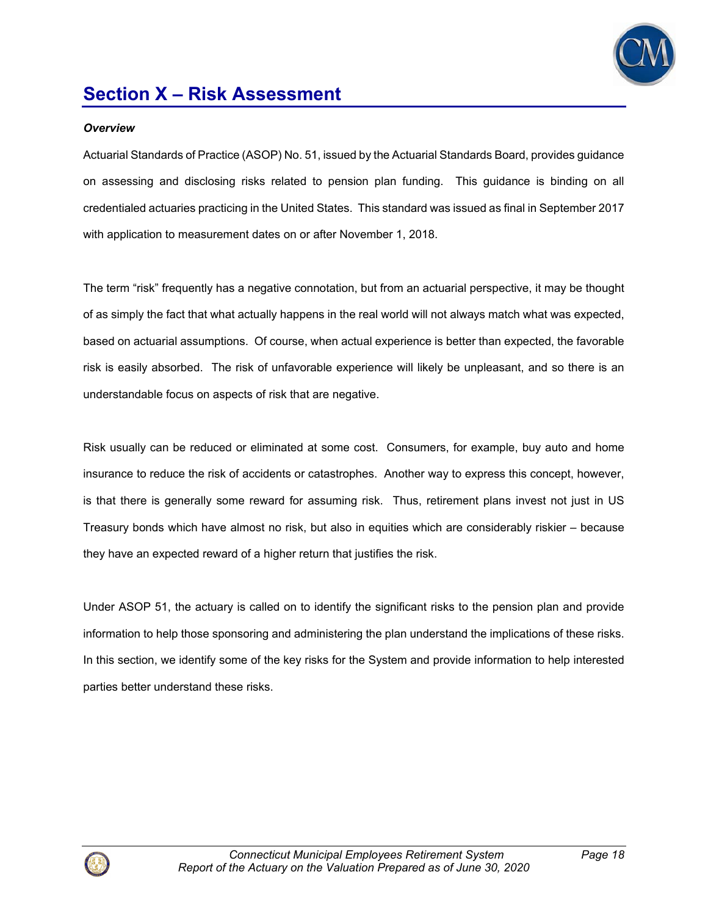# Section X – Risk Assessment

***Overview***

Actuarial Standards of Practice (ASOP) No. 51, issued by the Actuarial Standards Board, provides guidance on assessing and disclosing risks related to pension plan funding. This guidance is binding on all credentialed actuaries practicing in the United States. This standard was issued as final in September 2017 with application to measurement dates on or after November 1, 2018.

The term "risk" frequently has a negative connotation, but from an actuarial perspective, it may be thought of as simply the fact that what actually happens in the real world will not always match what was expected, based on actuarial assumptions. Of course, when actual experience is better than expected, the favorable risk is easily absorbed. The risk of unfavorable experience will likely be unpleasant, and so there is an understandable focus on aspects of risk that are negative.

Risk usually can be reduced or eliminated at some cost. Consumers, for example, buy auto and home insurance to reduce the risk of accidents or catastrophes. Another way to express this concept, however, is that there is generally some reward for assuming risk. Thus, retirement plans invest not just in US Treasury bonds which have almost no risk, but also in equities which are considerably riskier – because they have an expected reward of a higher return that justifies the risk.

Under ASOP 51, the actuary is called on to identify the significant risks to the pension plan and provide information to help those sponsoring and administering the plan understand the implications of these risks. In this section, we identify some of the key risks for the System and provide information to help interested parties better understand these risks.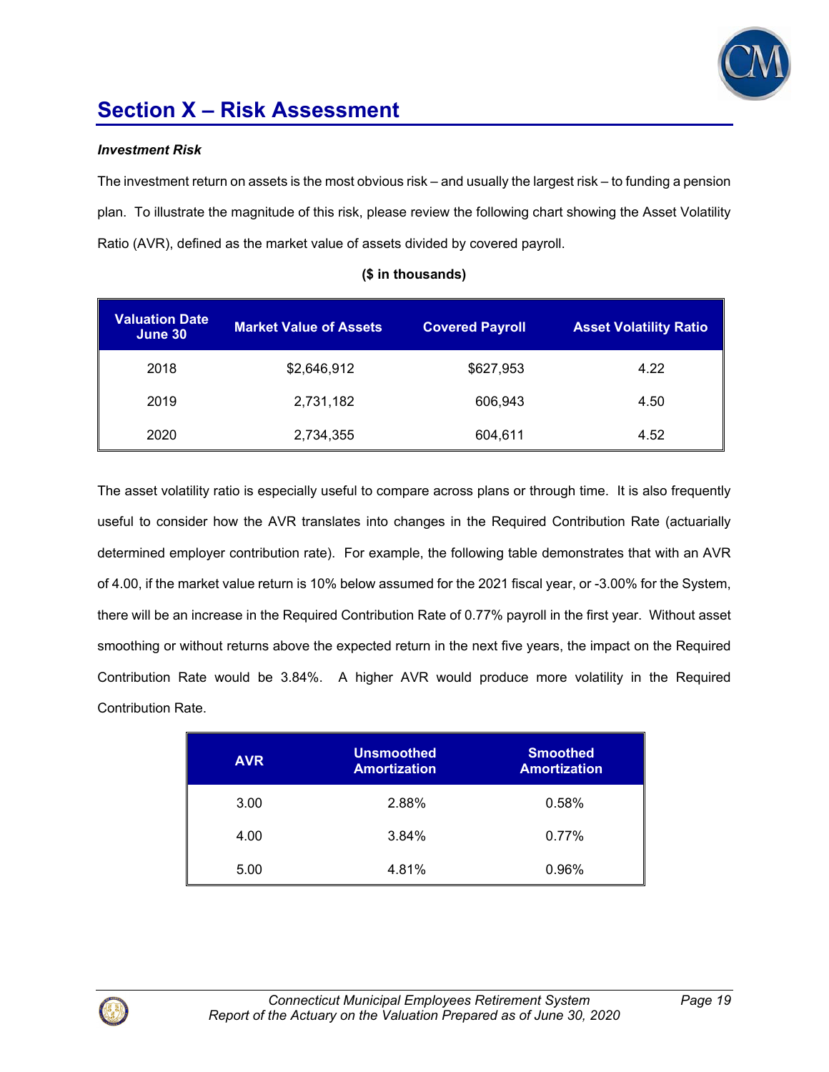## Section X – Risk Assessment

***Investment Risk***

The investment return on assets is the most obvious risk – and usually the largest risk – to funding a pension plan. To illustrate the magnitude of this risk, please review the following chart showing the Asset Volatility Ratio (AVR), defined as the market value of assets divided by covered payroll.

**($ in thousands)**

| Valuation Date June 30 | Market Value of Assets | Covered Payroll | Asset Volatility Ratio |
|---|---|---|---|
| 2018 | $2,646,912 | $627,953 | 4.22 |
| 2019 | 2,731,182 | 606,943 | 4.50 |
| 2020 | 2,734,355 | 604,611 | 4.52 |

The asset volatility ratio is especially useful to compare across plans or through time. It is also frequently useful to consider how the AVR translates into changes in the Required Contribution Rate (actuarially determined employer contribution rate). For example, the following table demonstrates that with an AVR of 4.00, if the market value return is 10% below assumed for the 2021 fiscal year, or -3.00% for the System, there will be an increase in the Required Contribution Rate of 0.77% payroll in the first year. Without asset smoothing or without returns above the expected return in the next five years, the impact on the Required Contribution Rate would be 3.84%. A higher AVR would produce more volatility in the Required Contribution Rate.

| AVR | Unsmoothed Amortization | Smoothed Amortization |
|---|---|---|
| 3.00 | 2.88% | 0.58% |
| 4.00 | 3.84% | 0.77% |
| 5.00 | 4.81% | 0.96% |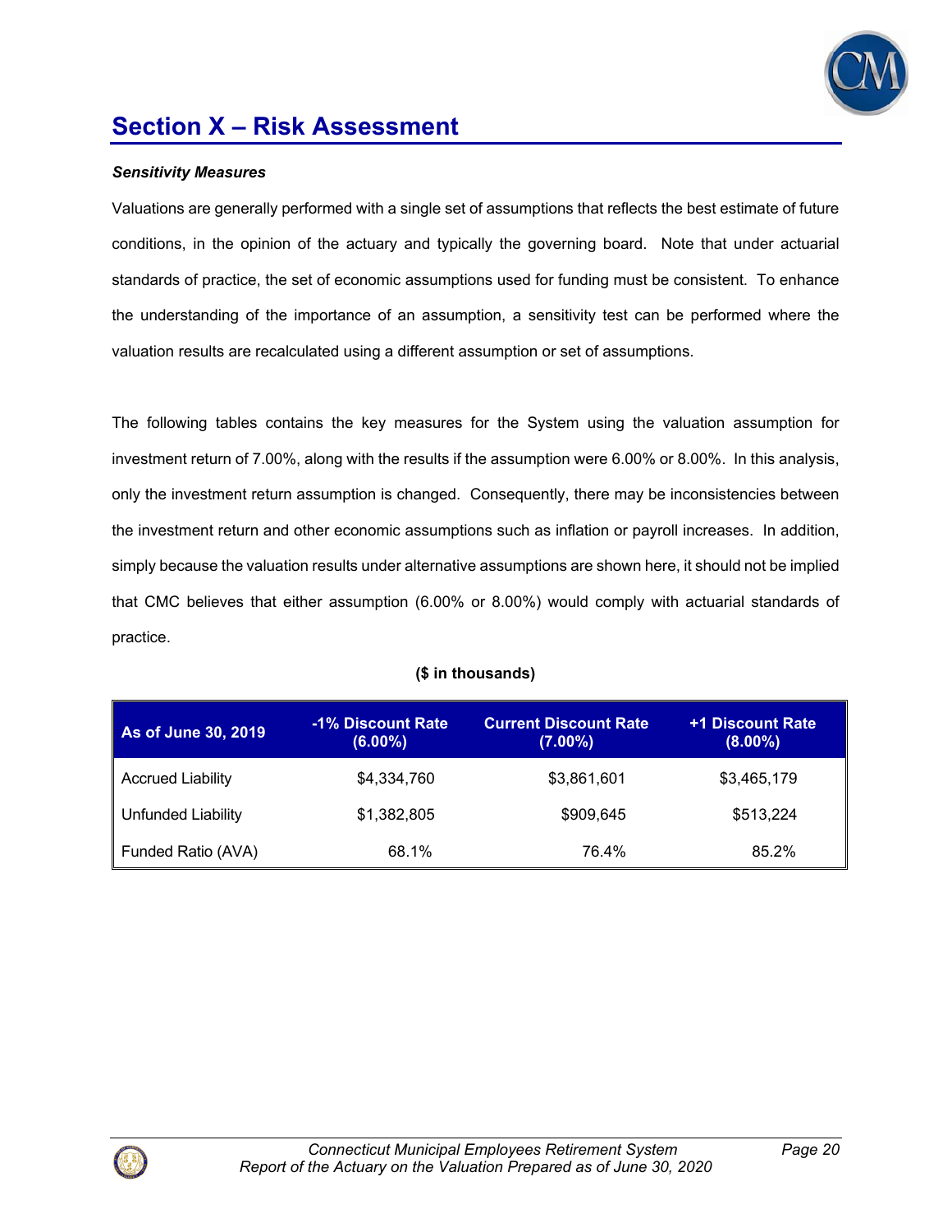# Section X – Risk Assessment

***Sensitivity Measures***

Valuations are generally performed with a single set of assumptions that reflects the best estimate of future conditions, in the opinion of the actuary and typically the governing board. Note that under actuarial standards of practice, the set of economic assumptions used for funding must be consistent. To enhance the understanding of the importance of an assumption, a sensitivity test can be performed where the valuation results are recalculated using a different assumption or set of assumptions.

The following tables contains the key measures for the System using the valuation assumption for investment return of 7.00%, along with the results if the assumption were 6.00% or 8.00%. In this analysis, only the investment return assumption is changed. Consequently, there may be inconsistencies between the investment return and other economic assumptions such as inflation or payroll increases. In addition, simply because the valuation results under alternative assumptions are shown here, it should not be implied that CMC believes that either assumption (6.00% or 8.00%) would comply with actuarial standards of practice.

**($ in thousands)**

| As of June 30, 2019 | -1% Discount Rate (6.00%) | Current Discount Rate (7.00%) | +1 Discount Rate (8.00%) |
|---|---|---|---|
| Accrued Liability | $4,334,760 | $3,861,601 | $3,465,179 |
| Unfunded Liability | $1,382,805 | $909,645 | $513,224 |
| Funded Ratio (AVA) | 68.1% | 76.4% | 85.2% |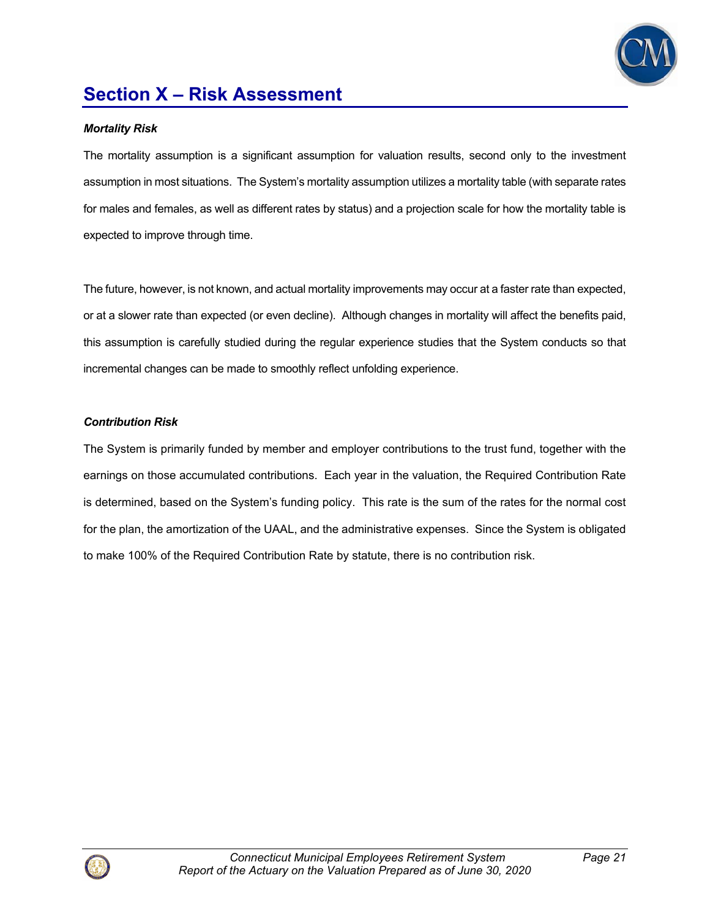# Section X – Risk Assessment

***Mortality Risk***

The mortality assumption is a significant assumption for valuation results, second only to the investment assumption in most situations. The System's mortality assumption utilizes a mortality table (with separate rates for males and females, as well as different rates by status) and a projection scale for how the mortality table is expected to improve through time.

The future, however, is not known, and actual mortality improvements may occur at a faster rate than expected, or at a slower rate than expected (or even decline). Although changes in mortality will affect the benefits paid, this assumption is carefully studied during the regular experience studies that the System conducts so that incremental changes can be made to smoothly reflect unfolding experience.

***Contribution Risk***

The System is primarily funded by member and employer contributions to the trust fund, together with the earnings on those accumulated contributions. Each year in the valuation, the Required Contribution Rate is determined, based on the System's funding policy. This rate is the sum of the rates for the normal cost for the plan, the amortization of the UAAL, and the administrative expenses. Since the System is obligated to make 100% of the Required Contribution Rate by statute, there is no contribution risk.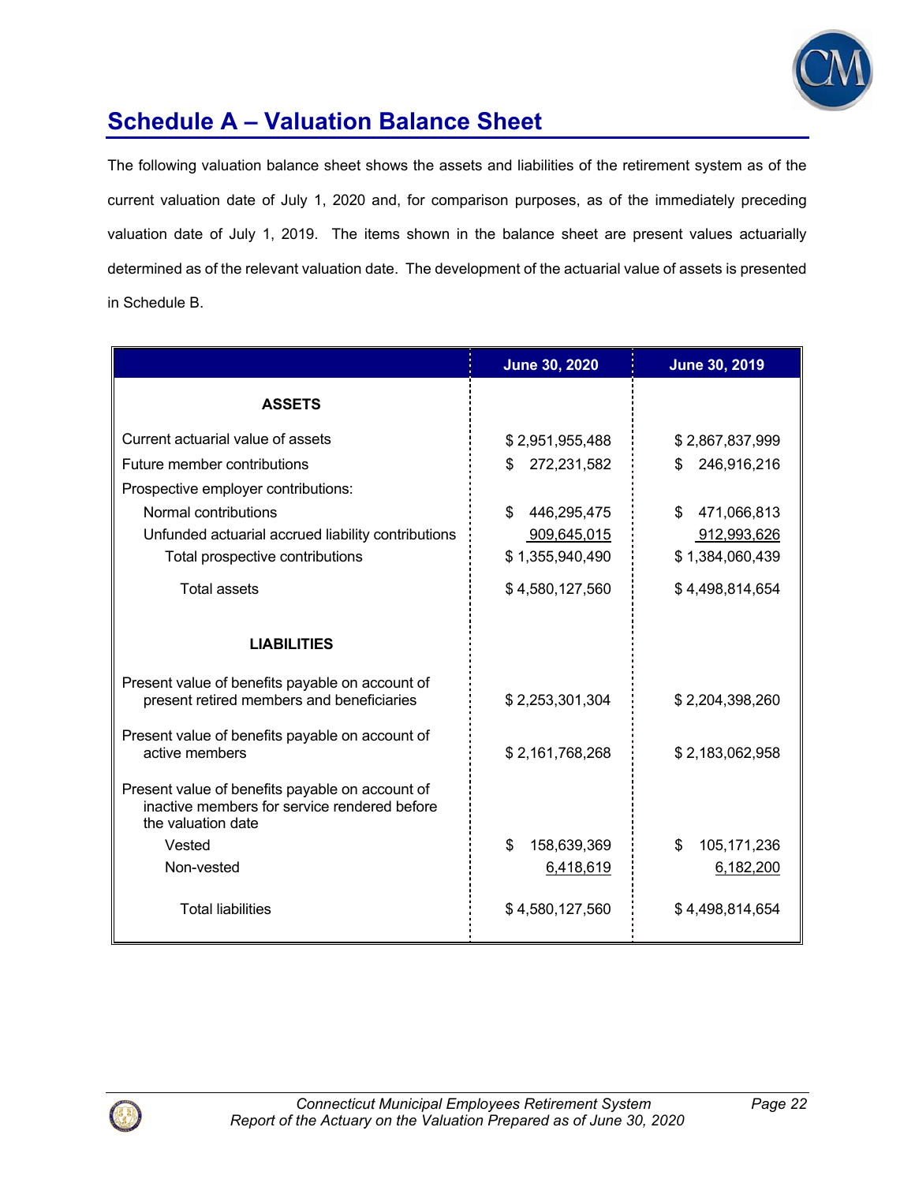## Schedule A – Valuation Balance Sheet

The following valuation balance sheet shows the assets and liabilities of the retirement system as of the current valuation date of July 1, 2020 and, for comparison purposes, as of the immediately preceding valuation date of July 1, 2019. The items shown in the balance sheet are present values actuarially determined as of the relevant valuation date. The development of the actuarial value of assets is presented in Schedule B.

| | June 30, 2020 | June 30, 2019 |
|---|---|---|
| **ASSETS** | | |
| Current actuarial value of assets | $ 2,951,955,488 | $ 2,867,837,999 |
| Future member contributions | $ 272,231,582 | $ 246,916,216 |
| Prospective employer contributions: | | |
| Normal contributions | $ 446,295,475 | $ 471,066,813 |
| Unfunded actuarial accrued liability contributions | 909,645,015 | 912,993,626 |
| Total prospective contributions | $ 1,355,940,490 | $ 1,384,060,439 |
| Total assets | $ 4,580,127,560 | $ 4,498,814,654 |
| **LIABILITIES** | | |
| Present value of benefits payable on account of present retired members and beneficiaries | $ 2,253,301,304 | $ 2,204,398,260 |
| Present value of benefits payable on account of active members | $ 2,161,768,268 | $ 2,183,062,958 |
| Present value of benefits payable on account of inactive members for service rendered before the valuation date | | |
| Vested | $ 158,639,369 | $ 105,171,236 |
| Non-vested | 6,418,619 | 6,182,200 |
| Total liabilities | $ 4,580,127,560 | $ 4,498,814,654 |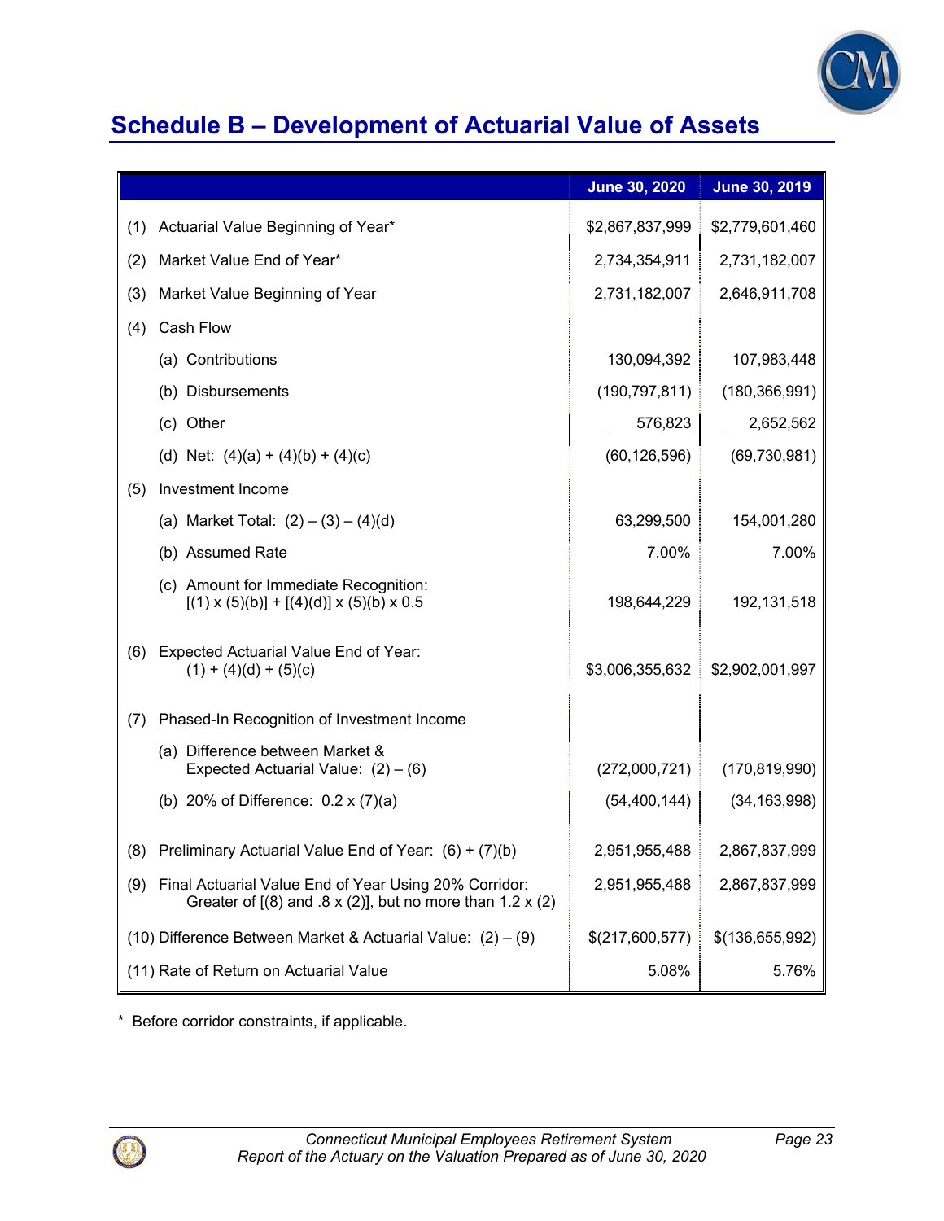## Schedule B – Development of Actuarial Value of Assets

| | June 30, 2020 | June 30, 2019 |
|---|---|---|
| (1) Actuarial Value Beginning of Year* | $2,867,837,999 | $2,779,601,460 |
| (2) Market Value End of Year* | 2,734,354,911 | 2,731,182,007 |
| (3) Market Value Beginning of Year | 2,731,182,007 | 2,646,911,708 |
| (4) Cash Flow | | |
| (a) Contributions | 130,094,392 | 107,983,448 |
| (b) Disbursements | (190,797,811) | (180,366,991) |
| (c) Other | 576,823 | 2,652,562 |
| (d) Net: (4)(a) + (4)(b) + (4)(c) | (60,126,596) | (69,730,981) |
| (5) Investment Income | | |
| (a) Market Total: (2) – (3) – (4)(d) | 63,299,500 | 154,001,280 |
| (b) Assumed Rate | 7.00% | 7.00% |
| (c) Amount for Immediate Recognition: [(1) x (5)(b)] + [(4)(d)] x (5)(b) x 0.5 | 198,644,229 | 192,131,518 |
| (6) Expected Actuarial Value End of Year: (1) + (4)(d) + (5)(c) | $3,006,355,632 | $2,902,001,997 |
| (7) Phased-In Recognition of Investment Income | | |
| (a) Difference between Market & Expected Actuarial Value: (2) – (6) | (272,000,721) | (170,819,990) |
| (b) 20% of Difference: 0.2 x (7)(a) | (54,400,144) | (34,163,998) |
| (8) Preliminary Actuarial Value End of Year: (6) + (7)(b) | 2,951,955,488 | 2,867,837,999 |
| (9) Final Actuarial Value End of Year Using 20% Corridor: Greater of [(8) and .8 x (2)], but no more than 1.2 x (2) | 2,951,955,488 | 2,867,837,999 |
| (10) Difference Between Market & Actuarial Value: (2) – (9) | $(217,600,577) | $(136,655,992) |
| (11) Rate of Return on Actuarial Value | 5.08% | 5.76% |

\* Before corridor constraints, if applicable.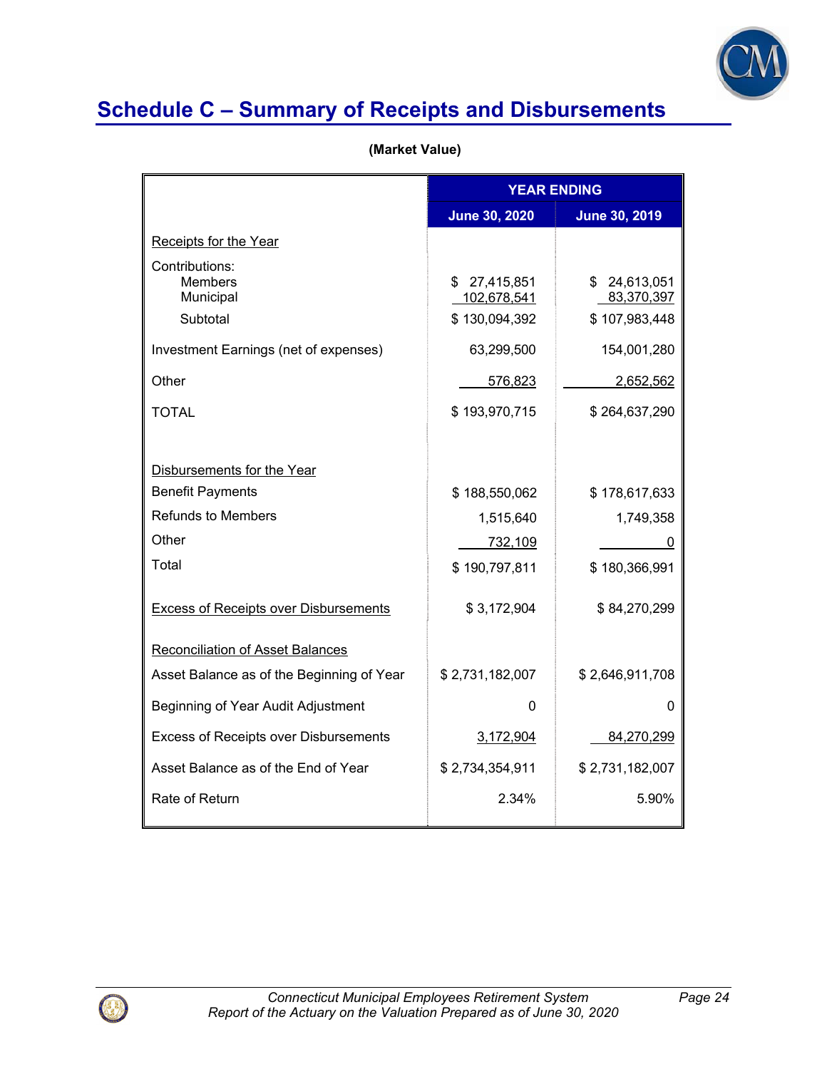# Schedule C – Summary of Receipts and Disbursements

**(Market Value)**

| | YEAR ENDING | |
|---|---|---|
| | **June 30, 2020** | **June 30, 2019** |
| Receipts for the Year | | |
| Contributions: | | |
| Members | $ 27,415,851 | $ 24,613,051 |
| Municipal | 102,678,541 | 83,370,397 |
| Subtotal | $ 130,094,392 | $ 107,983,448 |
| Investment Earnings (net of expenses) | 63,299,500 | 154,001,280 |
| Other | 576,823 | 2,652,562 |
| TOTAL | $ 193,970,715 | $ 264,637,290 |
| Disbursements for the Year | | |
| Benefit Payments | $ 188,550,062 | $ 178,617,633 |
| Refunds to Members | 1,515,640 | 1,749,358 |
| Other | 732,109 | 0 |
| Total | $ 190,797,811 | $ 180,366,991 |
| Excess of Receipts over Disbursements | $ 3,172,904 | $ 84,270,299 |
| Reconciliation of Asset Balances | | |
| Asset Balance as of the Beginning of Year | $ 2,731,182,007 | $ 2,646,911,708 |
| Beginning of Year Audit Adjustment | 0 | 0 |
| Excess of Receipts over Disbursements | 3,172,904 | 84,270,299 |
| Asset Balance as of the End of Year | $ 2,734,354,911 | $ 2,731,182,007 |
| Rate of Return | 2.34% | 5.90% |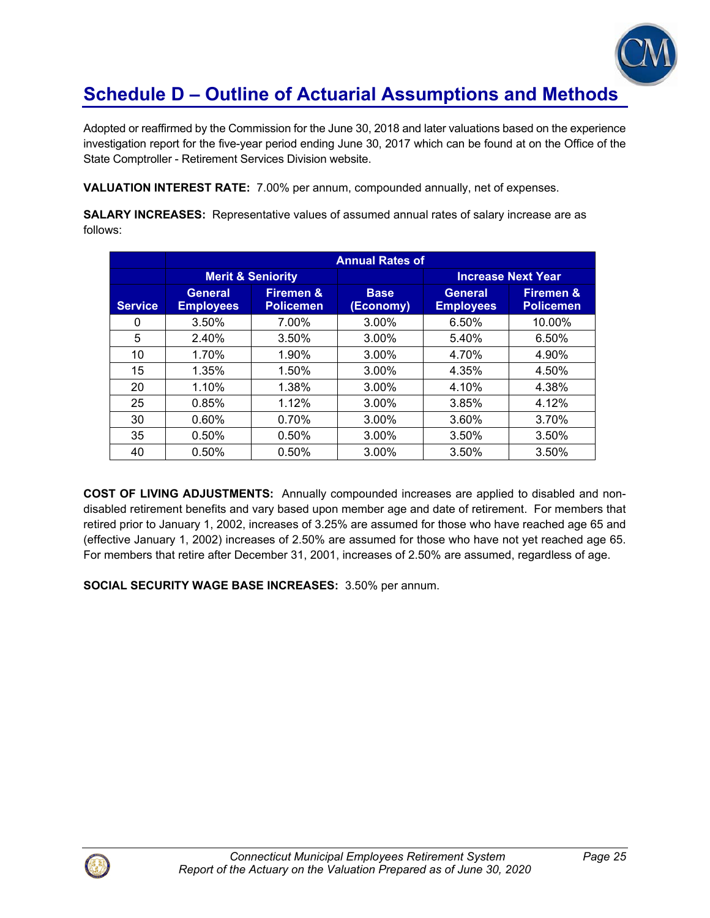# Schedule D – Outline of Actuarial Assumptions and Methods

Adopted or reaffirmed by the Commission for the June 30, 2018 and later valuations based on the experience investigation report for the five-year period ending June 30, 2017 which can be found at on the Office of the State Comptroller - Retirement Services Division website.

**VALUATION INTEREST RATE:** 7.00% per annum, compounded annually, net of expenses.

**SALARY INCREASES:** Representative values of assumed annual rates of salary increase are as follows:

| | Annual Rates of | | | | |
|---|---|---|---|---|---|
| | Merit & Seniority | | | Increase Next Year | |
| Service | General Employees | Firemen & Policemen | Base (Economy) | General Employees | Firemen & Policemen |
| 0 | 3.50% | 7.00% | 3.00% | 6.50% | 10.00% |
| 5 | 2.40% | 3.50% | 3.00% | 5.40% | 6.50% |
| 10 | 1.70% | 1.90% | 3.00% | 4.70% | 4.90% |
| 15 | 1.35% | 1.50% | 3.00% | 4.35% | 4.50% |
| 20 | 1.10% | 1.38% | 3.00% | 4.10% | 4.38% |
| 25 | 0.85% | 1.12% | 3.00% | 3.85% | 4.12% |
| 30 | 0.60% | 0.70% | 3.00% | 3.60% | 3.70% |
| 35 | 0.50% | 0.50% | 3.00% | 3.50% | 3.50% |
| 40 | 0.50% | 0.50% | 3.00% | 3.50% | 3.50% |

**COST OF LIVING ADJUSTMENTS:** Annually compounded increases are applied to disabled and non-disabled retirement benefits and vary based upon member age and date of retirement. For members that retired prior to January 1, 2002, increases of 3.25% are assumed for those who have reached age 65 and (effective January 1, 2002) increases of 2.50% are assumed for those who have not yet reached age 65. For members that retire after December 31, 2001, increases of 2.50% are assumed, regardless of age.

**SOCIAL SECURITY WAGE BASE INCREASES:** 3.50% per annum.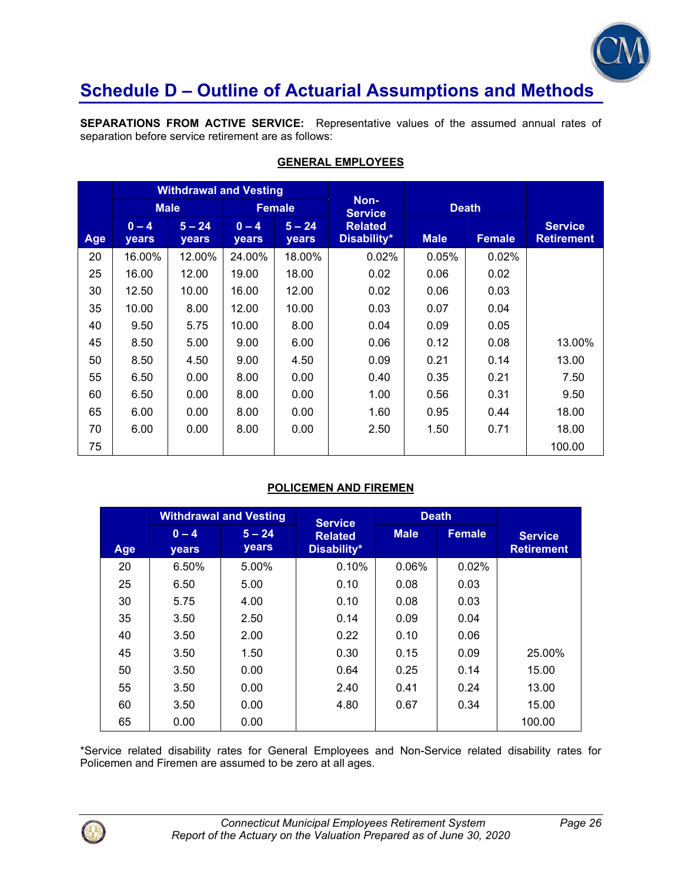# Schedule D – Outline of Actuarial Assumptions and Methods

**SEPARATIONS FROM ACTIVE SERVICE:** Representative values of the assumed annual rates of separation before service retirement are as follows:

**GENERAL EMPLOYEES**

| | Withdrawal and Vesting | | | | Non-Service Related Disability* | Death | | |
|---|---|---|---|---|---|---|---|---|
| | Male | | Female | | | | | |
| Age | 0 – 4 years | 5 – 24 years | 0 – 4 years | 5 – 24 years | | Male | Female | Service Retirement |
| 20 | 16.00% | 12.00% | 24.00% | 18.00% | 0.02% | 0.05% | 0.02% | |
| 25 | 16.00 | 12.00 | 19.00 | 18.00 | 0.02 | 0.06 | 0.02 | |
| 30 | 12.50 | 10.00 | 16.00 | 12.00 | 0.02 | 0.06 | 0.03 | |
| 35 | 10.00 | 8.00 | 12.00 | 10.00 | 0.03 | 0.07 | 0.04 | |
| 40 | 9.50 | 5.75 | 10.00 | 8.00 | 0.04 | 0.09 | 0.05 | |
| 45 | 8.50 | 5.00 | 9.00 | 6.00 | 0.06 | 0.12 | 0.08 | 13.00% |
| 50 | 8.50 | 4.50 | 9.00 | 4.50 | 0.09 | 0.21 | 0.14 | 13.00 |
| 55 | 6.50 | 0.00 | 8.00 | 0.00 | 0.40 | 0.35 | 0.21 | 7.50 |
| 60 | 6.50 | 0.00 | 8.00 | 0.00 | 1.00 | 0.56 | 0.31 | 9.50 |
| 65 | 6.00 | 0.00 | 8.00 | 0.00 | 1.60 | 0.95 | 0.44 | 18.00 |
| 70 | 6.00 | 0.00 | 8.00 | 0.00 | 2.50 | 1.50 | 0.71 | 18.00 |
| 75 | | | | | | | | 100.00 |

**POLICEMEN AND FIREMEN**

| | Withdrawal and Vesting | | Service Related Disability* | Death | | |
|---|---|---|---|---|---|---|
| Age | 0 – 4 years | 5 – 24 years | | Male | Female | Service Retirement |
| 20 | 6.50% | 5.00% | 0.10% | 0.06% | 0.02% | |
| 25 | 6.50 | 5.00 | 0.10 | 0.08 | 0.03 | |
| 30 | 5.75 | 4.00 | 0.10 | 0.08 | 0.03 | |
| 35 | 3.50 | 2.50 | 0.14 | 0.09 | 0.04 | |
| 40 | 3.50 | 2.00 | 0.22 | 0.10 | 0.06 | |
| 45 | 3.50 | 1.50 | 0.30 | 0.15 | 0.09 | 25.00% |
| 50 | 3.50 | 0.00 | 0.64 | 0.25 | 0.14 | 15.00 |
| 55 | 3.50 | 0.00 | 2.40 | 0.41 | 0.24 | 13.00 |
| 60 | 3.50 | 0.00 | 4.80 | 0.67 | 0.34 | 15.00 |
| 65 | 0.00 | 0.00 | | | | 100.00 |

*Service related disability rates for General Employees and Non-Service related disability rates for Policemen and Firemen are assumed to be zero at all ages.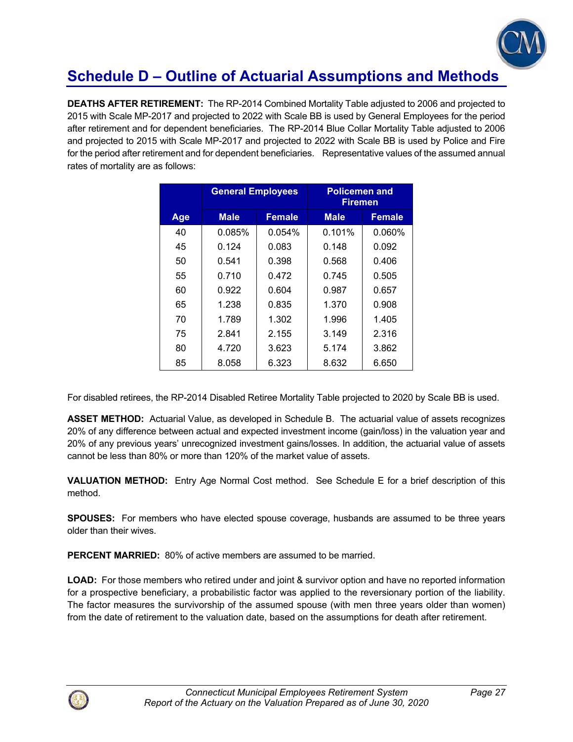# Schedule D – Outline of Actuarial Assumptions and Methods

**DEATHS AFTER RETIREMENT:** The RP-2014 Combined Mortality Table adjusted to 2006 and projected to 2015 with Scale MP-2017 and projected to 2022 with Scale BB is used by General Employees for the period after retirement and for dependent beneficiaries. The RP-2014 Blue Collar Mortality Table adjusted to 2006 and projected to 2015 with Scale MP-2017 and projected to 2022 with Scale BB is used by Police and Fire for the period after retirement and for dependent beneficiaries. Representative values of the assumed annual rates of mortality are as follows:

| | General Employees | | Policemen and Firemen | |
|---|---|---|---|---|
| **Age** | **Male** | **Female** | **Male** | **Female** |
| 40 | 0.085% | 0.054% | 0.101% | 0.060% |
| 45 | 0.124 | 0.083 | 0.148 | 0.092 |
| 50 | 0.541 | 0.398 | 0.568 | 0.406 |
| 55 | 0.710 | 0.472 | 0.745 | 0.505 |
| 60 | 0.922 | 0.604 | 0.987 | 0.657 |
| 65 | 1.238 | 0.835 | 1.370 | 0.908 |
| 70 | 1.789 | 1.302 | 1.996 | 1.405 |
| 75 | 2.841 | 2.155 | 3.149 | 2.316 |
| 80 | 4.720 | 3.623 | 5.174 | 3.862 |
| 85 | 8.058 | 6.323 | 8.632 | 6.650 |

For disabled retirees, the RP-2014 Disabled Retiree Mortality Table projected to 2020 by Scale BB is used.

**ASSET METHOD:** Actuarial Value, as developed in Schedule B. The actuarial value of assets recognizes 20% of any difference between actual and expected investment income (gain/loss) in the valuation year and 20% of any previous years' unrecognized investment gains/losses. In addition, the actuarial value of assets cannot be less than 80% or more than 120% of the market value of assets.

**VALUATION METHOD:** Entry Age Normal Cost method. See Schedule E for a brief description of this method.

**SPOUSES:** For members who have elected spouse coverage, husbands are assumed to be three years older than their wives.

**PERCENT MARRIED:** 80% of active members are assumed to be married.

**LOAD:** For those members who retired under and joint & survivor option and have no reported information for a prospective beneficiary, a probabilistic factor was applied to the reversionary portion of the liability. The factor measures the survivorship of the assumed spouse (with men three years older than women) from the date of retirement to the valuation date, based on the assumptions for death after retirement.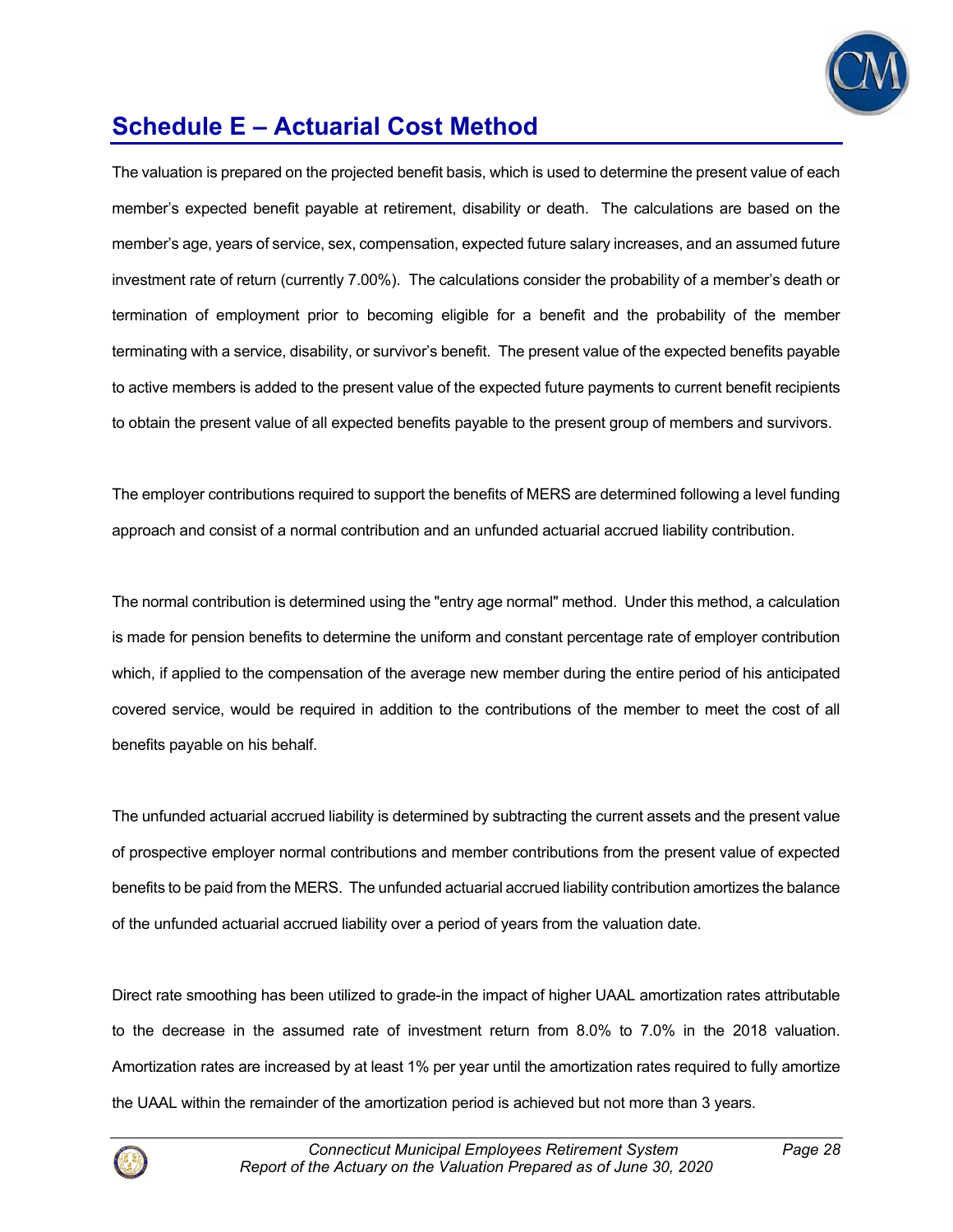# Schedule E – Actuarial Cost Method

The valuation is prepared on the projected benefit basis, which is used to determine the present value of each member's expected benefit payable at retirement, disability or death. The calculations are based on the member's age, years of service, sex, compensation, expected future salary increases, and an assumed future investment rate of return (currently 7.00%). The calculations consider the probability of a member's death or termination of employment prior to becoming eligible for a benefit and the probability of the member terminating with a service, disability, or survivor's benefit. The present value of the expected benefits payable to active members is added to the present value of the expected future payments to current benefit recipients to obtain the present value of all expected benefits payable to the present group of members and survivors.

The employer contributions required to support the benefits of MERS are determined following a level funding approach and consist of a normal contribution and an unfunded actuarial accrued liability contribution.

The normal contribution is determined using the "entry age normal" method. Under this method, a calculation is made for pension benefits to determine the uniform and constant percentage rate of employer contribution which, if applied to the compensation of the average new member during the entire period of his anticipated covered service, would be required in addition to the contributions of the member to meet the cost of all benefits payable on his behalf.

The unfunded actuarial accrued liability is determined by subtracting the current assets and the present value of prospective employer normal contributions and member contributions from the present value of expected benefits to be paid from the MERS. The unfunded actuarial accrued liability contribution amortizes the balance of the unfunded actuarial accrued liability over a period of years from the valuation date.

Direct rate smoothing has been utilized to grade-in the impact of higher UAAL amortization rates attributable to the decrease in the assumed rate of investment return from 8.0% to 7.0% in the 2018 valuation. Amortization rates are increased by at least 1% per year until the amortization rates required to fully amortize the UAAL within the remainder of the amortization period is achieved but not more than 3 years.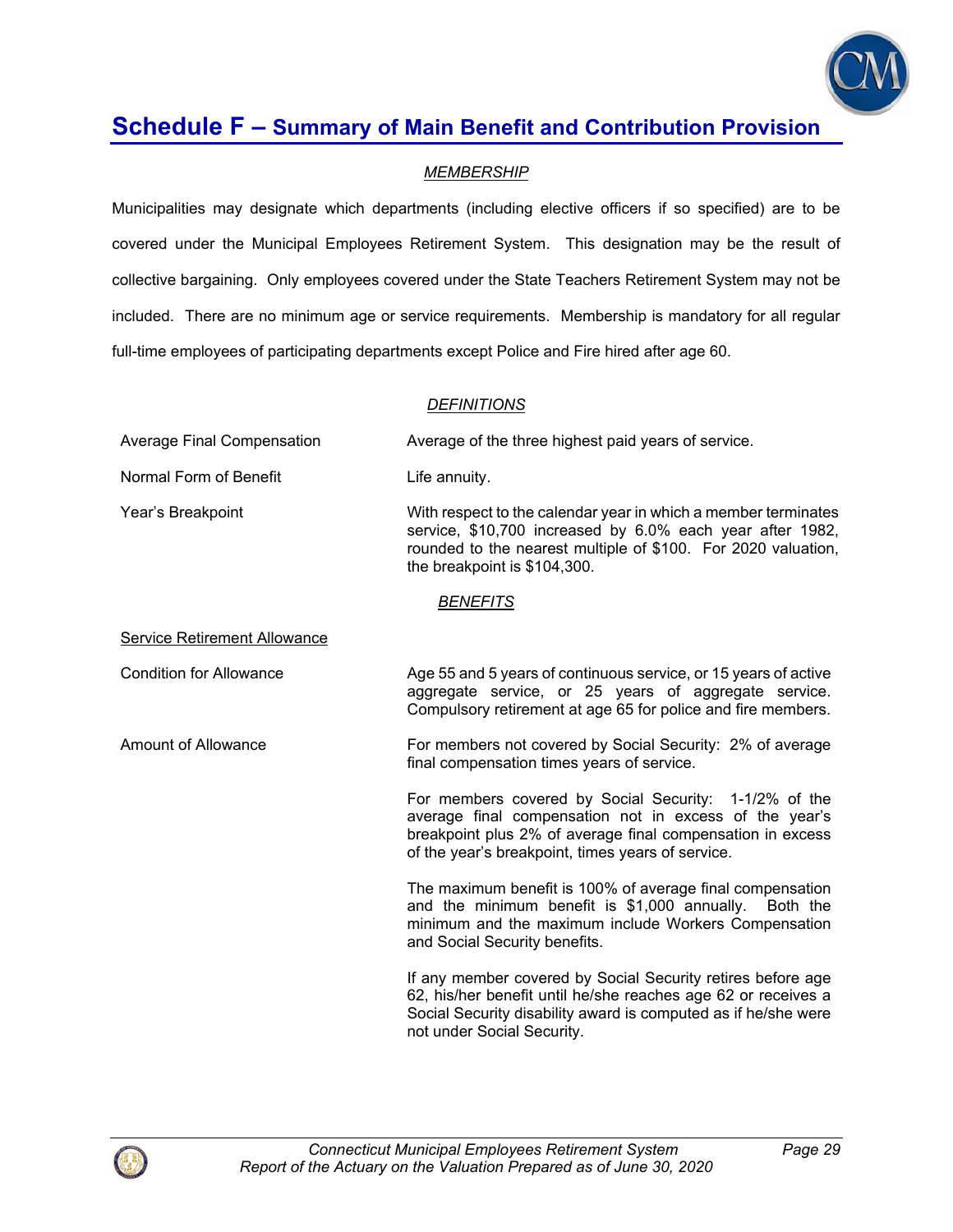# Schedule F – Summary of Main Benefit and Contribution Provision

### *MEMBERSHIP*

Municipalities may designate which departments (including elective officers if so specified) are to be covered under the Municipal Employees Retirement System. This designation may be the result of collective bargaining. Only employees covered under the State Teachers Retirement System may not be included. There are no minimum age or service requirements. Membership is mandatory for all regular full-time employees of participating departments except Police and Fire hired after age 60.

### *DEFINITIONS*

| | |
|---|---|
| Average Final Compensation | Average of the three highest paid years of service. |
| Normal Form of Benefit | Life annuity. |
| Year's Breakpoint | With respect to the calendar year in which a member terminates service, $10,700 increased by 6.0% each year after 1982, rounded to the nearest multiple of $100. For 2020 valuation, the breakpoint is $104,300. |

### *BENEFITS*

Service Retirement Allowance

| | |
|---|---|
| Condition for Allowance | Age 55 and 5 years of continuous service, or 15 years of active aggregate service, or 25 years of aggregate service. Compulsory retirement at age 65 for police and fire members. |
| Amount of Allowance | For members not covered by Social Security: 2% of average final compensation times years of service. |
| | For members covered by Social Security: 1-1/2% of the average final compensation not in excess of the year's breakpoint plus 2% of average final compensation in excess of the year's breakpoint, times years of service. |
| | The maximum benefit is 100% of average final compensation and the minimum benefit is $1,000 annually. Both the minimum and the maximum include Workers Compensation and Social Security benefits. |
| | If any member covered by Social Security retires before age 62, his/her benefit until he/she reaches age 62 or receives a Social Security disability award is computed as if he/she were not under Social Security. |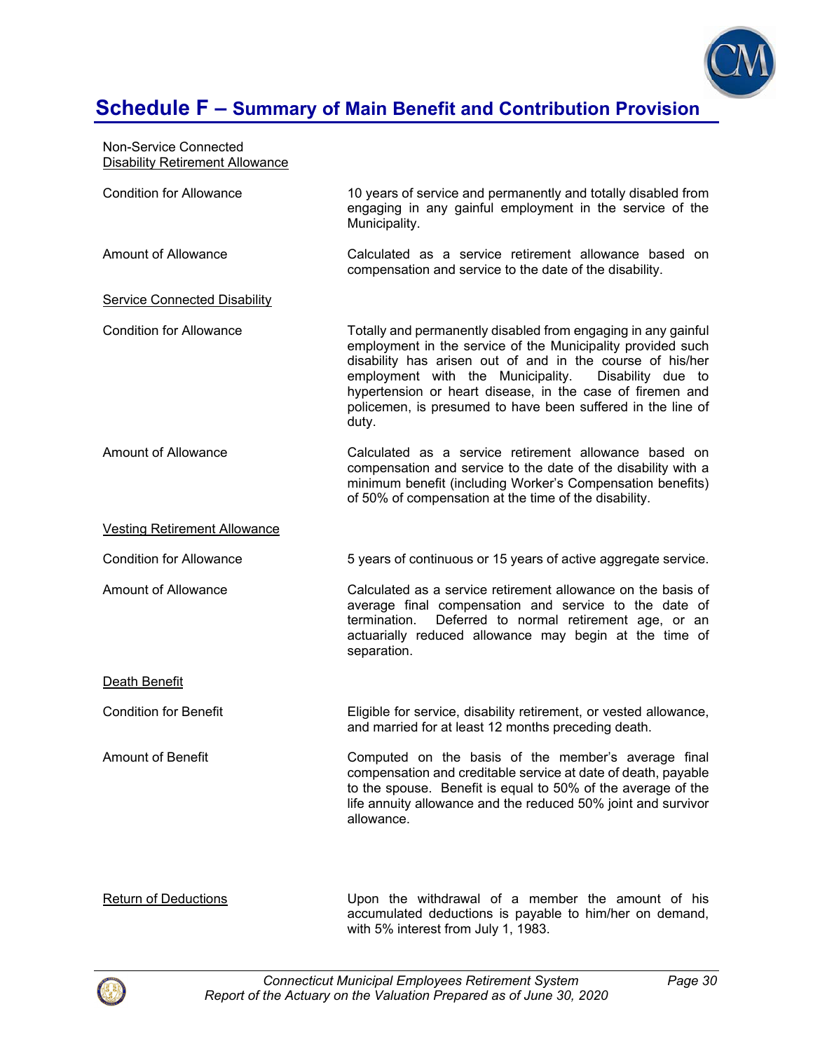## Schedule F – Summary of Main Benefit and Contribution Provision

Non-Service Connected
<u>Disability Retirement Allowance</u>

| | |
|---|---|
| Condition for Allowance | 10 years of service and permanently and totally disabled from engaging in any gainful employment in the service of the Municipality. |
| Amount of Allowance | Calculated as a service retirement allowance based on compensation and service to the date of the disability. |

<u>Service Connected Disability</u>

| | |
|---|---|
| Condition for Allowance | Totally and permanently disabled from engaging in any gainful employment in the service of the Municipality provided such disability has arisen out of and in the course of his/her employment with the Municipality. Disability due to hypertension or heart disease, in the case of firemen and policemen, is presumed to have been suffered in the line of duty. |
| Amount of Allowance | Calculated as a service retirement allowance based on compensation and service to the date of the disability with a minimum benefit (including Worker's Compensation benefits) of 50% of compensation at the time of the disability. |

<u>Vesting Retirement Allowance</u>

| | |
|---|---|
| Condition for Allowance | 5 years of continuous or 15 years of active aggregate service. |
| Amount of Allowance | Calculated as a service retirement allowance on the basis of average final compensation and service to the date of termination. Deferred to normal retirement age, or an actuarially reduced allowance may begin at the time of separation. |

<u>Death Benefit</u>

| | |
|---|---|
| Condition for Benefit | Eligible for service, disability retirement, or vested allowance, and married for at least 12 months preceding death. |
| Amount of Benefit | Computed on the basis of the member's average final compensation and creditable service at date of death, payable to the spouse. Benefit is equal to 50% of the average of the life annuity allowance and the reduced 50% joint and survivor allowance. |

| | |
|---|---|
| <u>Return of Deductions</u> | Upon the withdrawal of a member the amount of his accumulated deductions is payable to him/her on demand, with 5% interest from July 1, 1983. |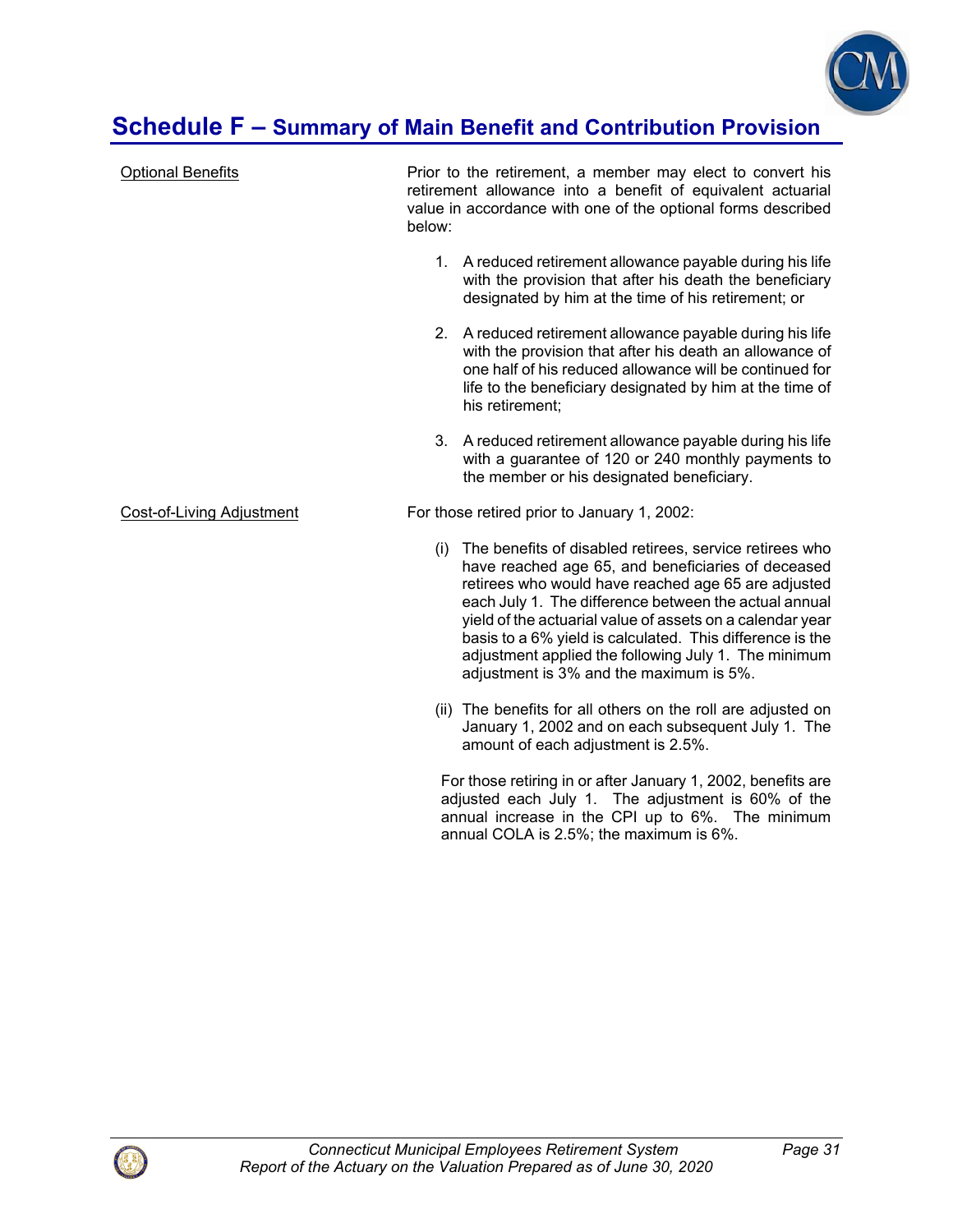# Schedule F – Summary of Main Benefit and Contribution Provision

<u>Optional Benefits</u>

Prior to the retirement, a member may elect to convert his retirement allowance into a benefit of equivalent actuarial value in accordance with one of the optional forms described below:

1. A reduced retirement allowance payable during his life with the provision that after his death the beneficiary designated by him at the time of his retirement; or
2. A reduced retirement allowance payable during his life with the provision that after his death an allowance of one half of his reduced allowance will be continued for life to the beneficiary designated by him at the time of his retirement;
3. A reduced retirement allowance payable during his life with a guarantee of 120 or 240 monthly payments to the member or his designated beneficiary.

<u>Cost-of-Living Adjustment</u>

For those retired prior to January 1, 2002:

(i) The benefits of disabled retirees, service retirees who have reached age 65, and beneficiaries of deceased retirees who would have reached age 65 are adjusted each July 1. The difference between the actual annual yield of the actuarial value of assets on a calendar year basis to a 6% yield is calculated. This difference is the adjustment applied the following July 1. The minimum adjustment is 3% and the maximum is 5%.

(ii) The benefits for all others on the roll are adjusted on January 1, 2002 and on each subsequent July 1. The amount of each adjustment is 2.5%.

For those retiring in or after January 1, 2002, benefits are adjusted each July 1. The adjustment is 60% of the annual increase in the CPI up to 6%. The minimum annual COLA is 2.5%; the maximum is 6%.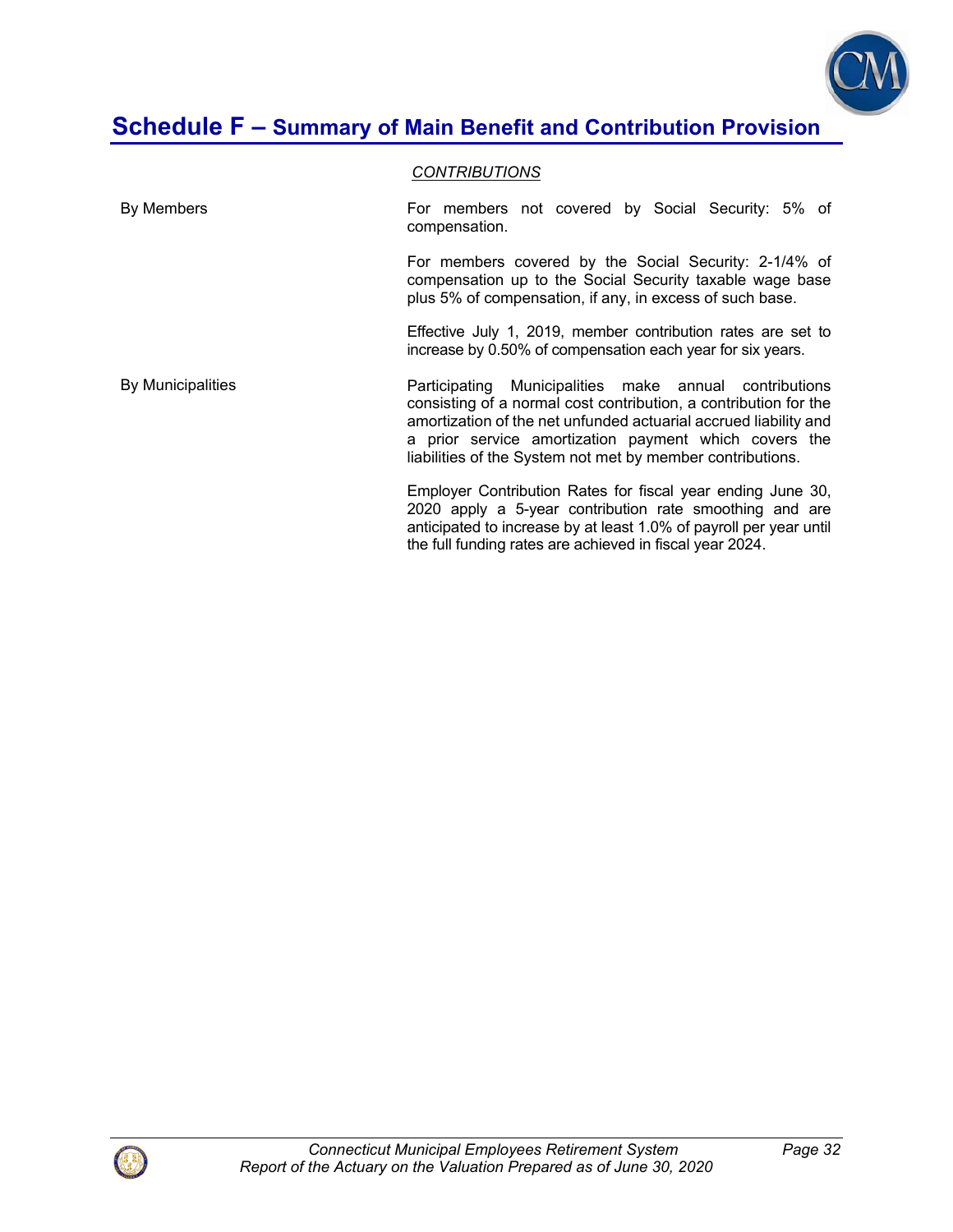# Schedule F – Summary of Main Benefit and Contribution Provision

*CONTRIBUTIONS*

**By Members**

For members not covered by Social Security: 5% of compensation.

For members covered by the Social Security: 2-1/4% of compensation up to the Social Security taxable wage base plus 5% of compensation, if any, in excess of such base.

Effective July 1, 2019, member contribution rates are set to increase by 0.50% of compensation each year for six years.

**By Municipalities**

Participating Municipalities make annual contributions consisting of a normal cost contribution, a contribution for the amortization of the net unfunded actuarial accrued liability and a prior service amortization payment which covers the liabilities of the System not met by member contributions.

Employer Contribution Rates for fiscal year ending June 30, 2020 apply a 5-year contribution rate smoothing and are anticipated to increase by at least 1.0% of payroll per year until the full funding rates are achieved in fiscal year 2024.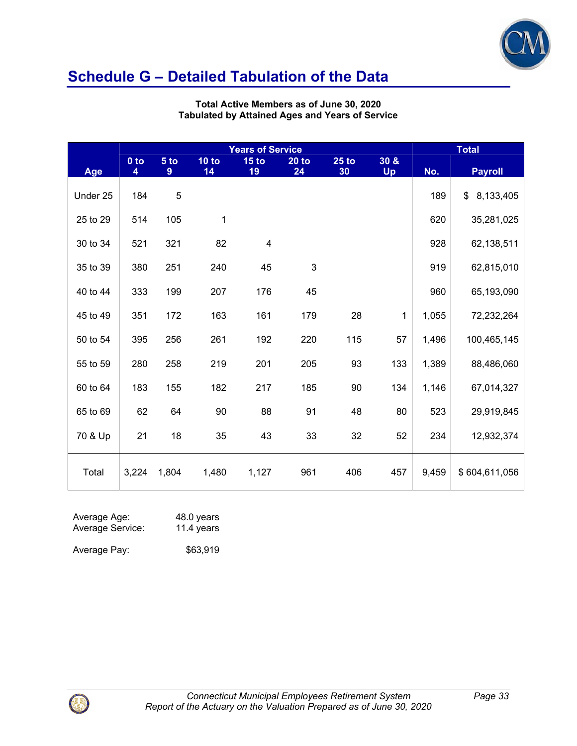# Schedule G – Detailed Tabulation of the Data

**Total Active Members as of June 30, 2020**
**Tabulated by Attained Ages and Years of Service**

| | Years of Service | | | | | | | Total | |
|---|---|---|---|---|---|---|---|---|---|
| Age | 0 to 4 | 5 to 9 | 10 to 14 | 15 to 19 | 20 to 24 | 25 to 30 | 30 & Up | No. | Payroll |
| Under 25 | 184 | 5 | | | | | | 189 | $ 8,133,405 |
| 25 to 29 | 514 | 105 | 1 | | | | | 620 | 35,281,025 |
| 30 to 34 | 521 | 321 | 82 | 4 | | | | 928 | 62,138,511 |
| 35 to 39 | 380 | 251 | 240 | 45 | 3 | | | 919 | 62,815,010 |
| 40 to 44 | 333 | 199 | 207 | 176 | 45 | | | 960 | 65,193,090 |
| 45 to 49 | 351 | 172 | 163 | 161 | 179 | 28 | 1 | 1,055 | 72,232,264 |
| 50 to 54 | 395 | 256 | 261 | 192 | 220 | 115 | 57 | 1,496 | 100,465,145 |
| 55 to 59 | 280 | 258 | 219 | 201 | 205 | 93 | 133 | 1,389 | 88,486,060 |
| 60 to 64 | 183 | 155 | 182 | 217 | 185 | 90 | 134 | 1,146 | 67,014,327 |
| 65 to 69 | 62 | 64 | 90 | 88 | 91 | 48 | 80 | 523 | 29,919,845 |
| 70 & Up | 21 | 18 | 35 | 43 | 33 | 32 | 52 | 234 | 12,932,374 |
| Total | 3,224 | 1,804 | 1,480 | 1,127 | 961 | 406 | 457 | 9,459 | $ 604,611,056 |

Average Age: 48.0 years
Average Service: 11.4 years

Average Pay: $63,919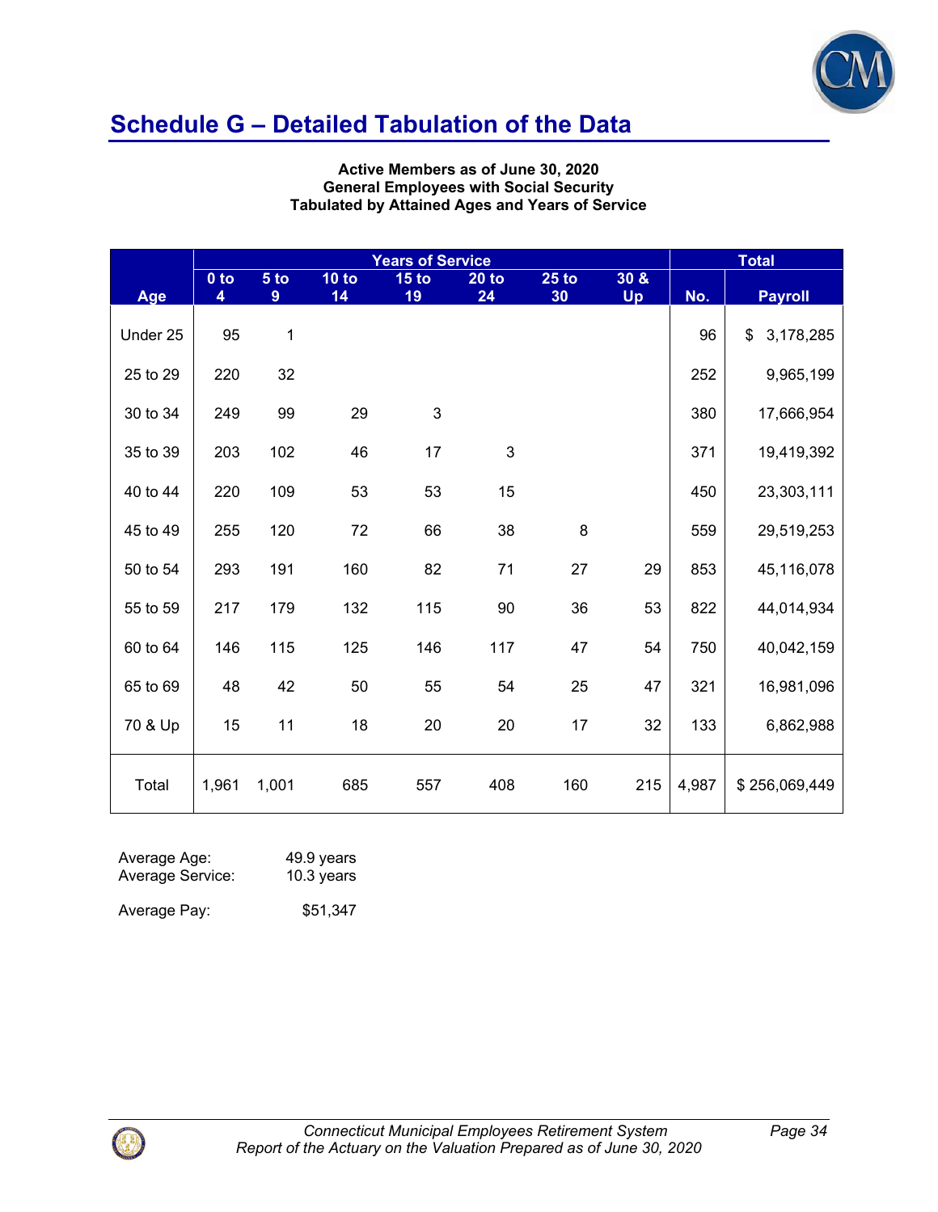## Schedule G – Detailed Tabulation of the Data

**Active Members as of June 30, 2020**
**General Employees with Social Security**
**Tabulated by Attained Ages and Years of Service**

| Age | Years of Service | | | | | | | Total | |
|---|---|---|---|---|---|---|---|---|---|
| | 0 to 4 | 5 to 9 | 10 to 14 | 15 to 19 | 20 to 24 | 25 to 30 | 30 & Up | No. | Payroll |
| Under 25 | 95 | 1 | | | | | | 96 | $ 3,178,285 |
| 25 to 29 | 220 | 32 | | | | | | 252 | 9,965,199 |
| 30 to 34 | 249 | 99 | 29 | 3 | | | | 380 | 17,666,954 |
| 35 to 39 | 203 | 102 | 46 | 17 | 3 | | | 371 | 19,419,392 |
| 40 to 44 | 220 | 109 | 53 | 53 | 15 | | | 450 | 23,303,111 |
| 45 to 49 | 255 | 120 | 72 | 66 | 38 | 8 | | 559 | 29,519,253 |
| 50 to 54 | 293 | 191 | 160 | 82 | 71 | 27 | 29 | 853 | 45,116,078 |
| 55 to 59 | 217 | 179 | 132 | 115 | 90 | 36 | 53 | 822 | 44,014,934 |
| 60 to 64 | 146 | 115 | 125 | 146 | 117 | 47 | 54 | 750 | 40,042,159 |
| 65 to 69 | 48 | 42 | 50 | 55 | 54 | 25 | 47 | 321 | 16,981,096 |
| 70 & Up | 15 | 11 | 18 | 20 | 20 | 17 | 32 | 133 | 6,862,988 |
| Total | 1,961 | 1,001 | 685 | 557 | 408 | 160 | 215 | 4,987 | $ 256,069,449 |

Average Age: 49.9 years
Average Service: 10.3 years

Average Pay: $51,347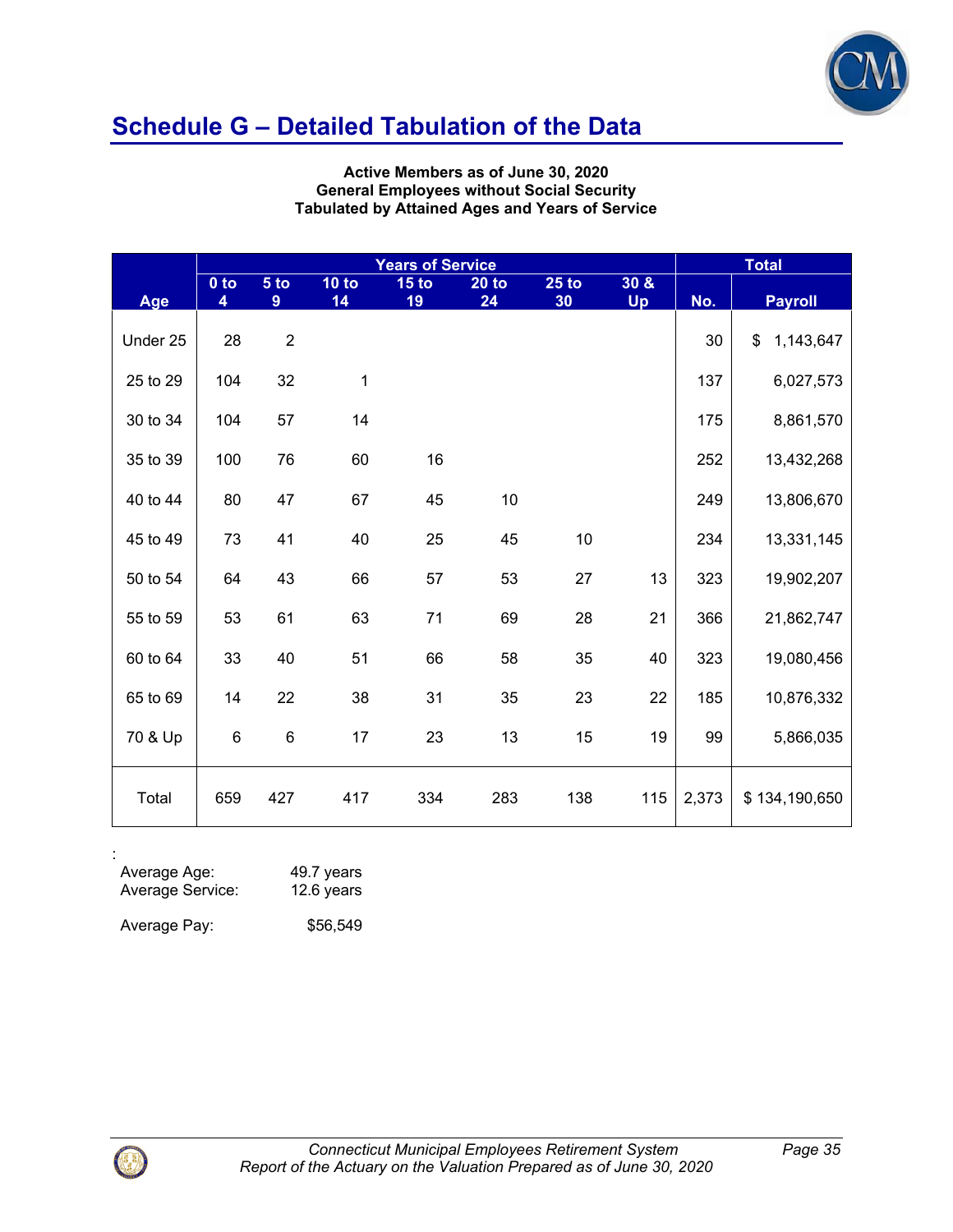## Schedule G – Detailed Tabulation of the Data

**Active Members as of June 30, 2020**
**General Employees without Social Security**
**Tabulated by Attained Ages and Years of Service**

| | Years of Service | | | | | | | Total | |
|---|---|---|---|---|---|---|---|---|---|
| Age | 0 to 4 | 5 to 9 | 10 to 14 | 15 to 19 | 20 to 24 | 25 to 30 | 30 & Up | No. | Payroll |
| Under 25 | 28 | 2 | | | | | | 30 | $ 1,143,647 |
| 25 to 29 | 104 | 32 | 1 | | | | | 137 | 6,027,573 |
| 30 to 34 | 104 | 57 | 14 | | | | | 175 | 8,861,570 |
| 35 to 39 | 100 | 76 | 60 | 16 | | | | 252 | 13,432,268 |
| 40 to 44 | 80 | 47 | 67 | 45 | 10 | | | 249 | 13,806,670 |
| 45 to 49 | 73 | 41 | 40 | 25 | 45 | 10 | | 234 | 13,331,145 |
| 50 to 54 | 64 | 43 | 66 | 57 | 53 | 27 | 13 | 323 | 19,902,207 |
| 55 to 59 | 53 | 61 | 63 | 71 | 69 | 28 | 21 | 366 | 21,862,747 |
| 60 to 64 | 33 | 40 | 51 | 66 | 58 | 35 | 40 | 323 | 19,080,456 |
| 65 to 69 | 14 | 22 | 38 | 31 | 35 | 23 | 22 | 185 | 10,876,332 |
| 70 & Up | 6 | 6 | 17 | 23 | 13 | 15 | 19 | 99 | 5,866,035 |
| Total | 659 | 427 | 417 | 334 | 283 | 138 | 115 | 2,373 | $ 134,190,650 |

:

Average Age: 49.7 years
Average Service: 12.6 years

Average Pay: $56,549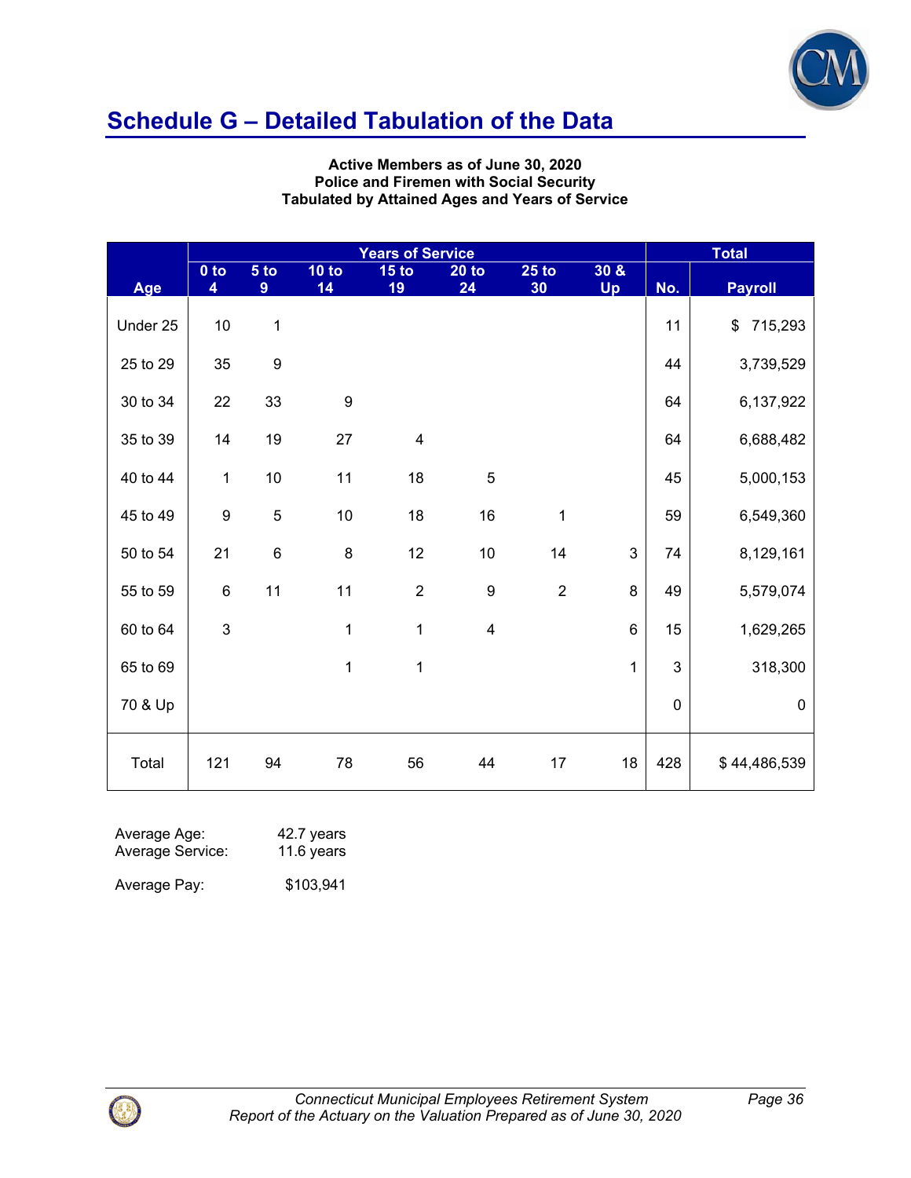## Schedule G – Detailed Tabulation of the Data

**Active Members as of June 30, 2020**
**Police and Firemen with Social Security**
**Tabulated by Attained Ages and Years of Service**

| | Years of Service | | | | | | | Total | |
|---|---|---|---|---|---|---|---|---|---|
| Age | 0 to 4 | 5 to 9 | 10 to 14 | 15 to 19 | 20 to 24 | 25 to 30 | 30 & Up | No. | Payroll |
| Under 25 | 10 | 1 | | | | | | 11 | $ 715,293 |
| 25 to 29 | 35 | 9 | | | | | | 44 | 3,739,529 |
| 30 to 34 | 22 | 33 | 9 | | | | | 64 | 6,137,922 |
| 35 to 39 | 14 | 19 | 27 | 4 | | | | 64 | 6,688,482 |
| 40 to 44 | 1 | 10 | 11 | 18 | 5 | | | 45 | 5,000,153 |
| 45 to 49 | 9 | 5 | 10 | 18 | 16 | 1 | | 59 | 6,549,360 |
| 50 to 54 | 21 | 6 | 8 | 12 | 10 | 14 | 3 | 74 | 8,129,161 |
| 55 to 59 | 6 | 11 | 11 | 2 | 9 | 2 | 8 | 49 | 5,579,074 |
| 60 to 64 | 3 | | 1 | 1 | 4 | | 6 | 15 | 1,629,265 |
| 65 to 69 | | | 1 | 1 | | | 1 | 3 | 318,300 |
| 70 & Up | | | | | | | | 0 | 0 |
| Total | 121 | 94 | 78 | 56 | 44 | 17 | 18 | 428 | $ 44,486,539 |

Average Age: 42.7 years
Average Service: 11.6 years

Average Pay: $103,941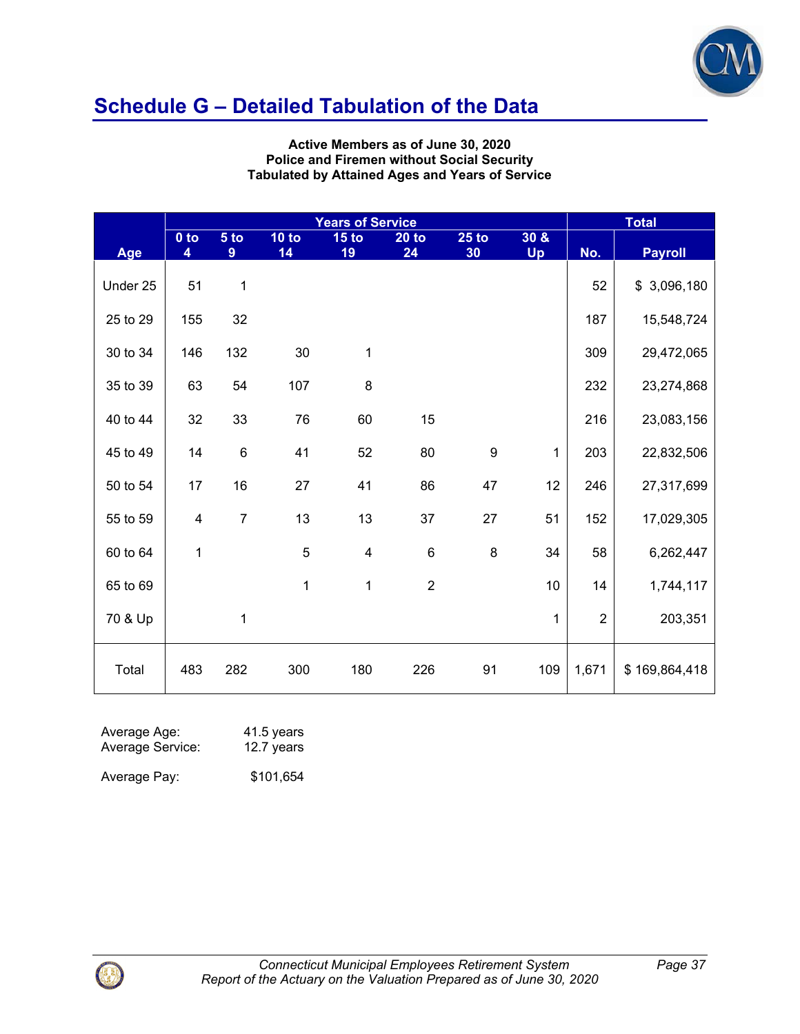## Schedule G – Detailed Tabulation of the Data

**Active Members as of June 30, 2020**
**Police and Firemen without Social Security**
**Tabulated by Attained Ages and Years of Service**

| | Years of Service | | | | | | | Total | |
|---|---|---|---|---|---|---|---|---|---|
| Age | 0 to 4 | 5 to 9 | 10 to 14 | 15 to 19 | 20 to 24 | 25 to 30 | 30 & Up | No. | Payroll |
| Under 25 | 51 | 1 | | | | | | 52 | $ 3,096,180 |
| 25 to 29 | 155 | 32 | | | | | | 187 | 15,548,724 |
| 30 to 34 | 146 | 132 | 30 | 1 | | | | 309 | 29,472,065 |
| 35 to 39 | 63 | 54 | 107 | 8 | | | | 232 | 23,274,868 |
| 40 to 44 | 32 | 33 | 76 | 60 | 15 | | | 216 | 23,083,156 |
| 45 to 49 | 14 | 6 | 41 | 52 | 80 | 9 | 1 | 203 | 22,832,506 |
| 50 to 54 | 17 | 16 | 27 | 41 | 86 | 47 | 12 | 246 | 27,317,699 |
| 55 to 59 | 4 | 7 | 13 | 13 | 37 | 27 | 51 | 152 | 17,029,305 |
| 60 to 64 | 1 | | 5 | 4 | 6 | 8 | 34 | 58 | 6,262,447 |
| 65 to 69 | | | 1 | 1 | 2 | | 10 | 14 | 1,744,117 |
| 70 & Up | | 1 | | | | | 1 | 2 | 203,351 |
| Total | 483 | 282 | 300 | 180 | 226 | 91 | 109 | 1,671 | $ 169,864,418 |

Average Age: 41.5 years
Average Service: 12.7 years

Average Pay: $101,654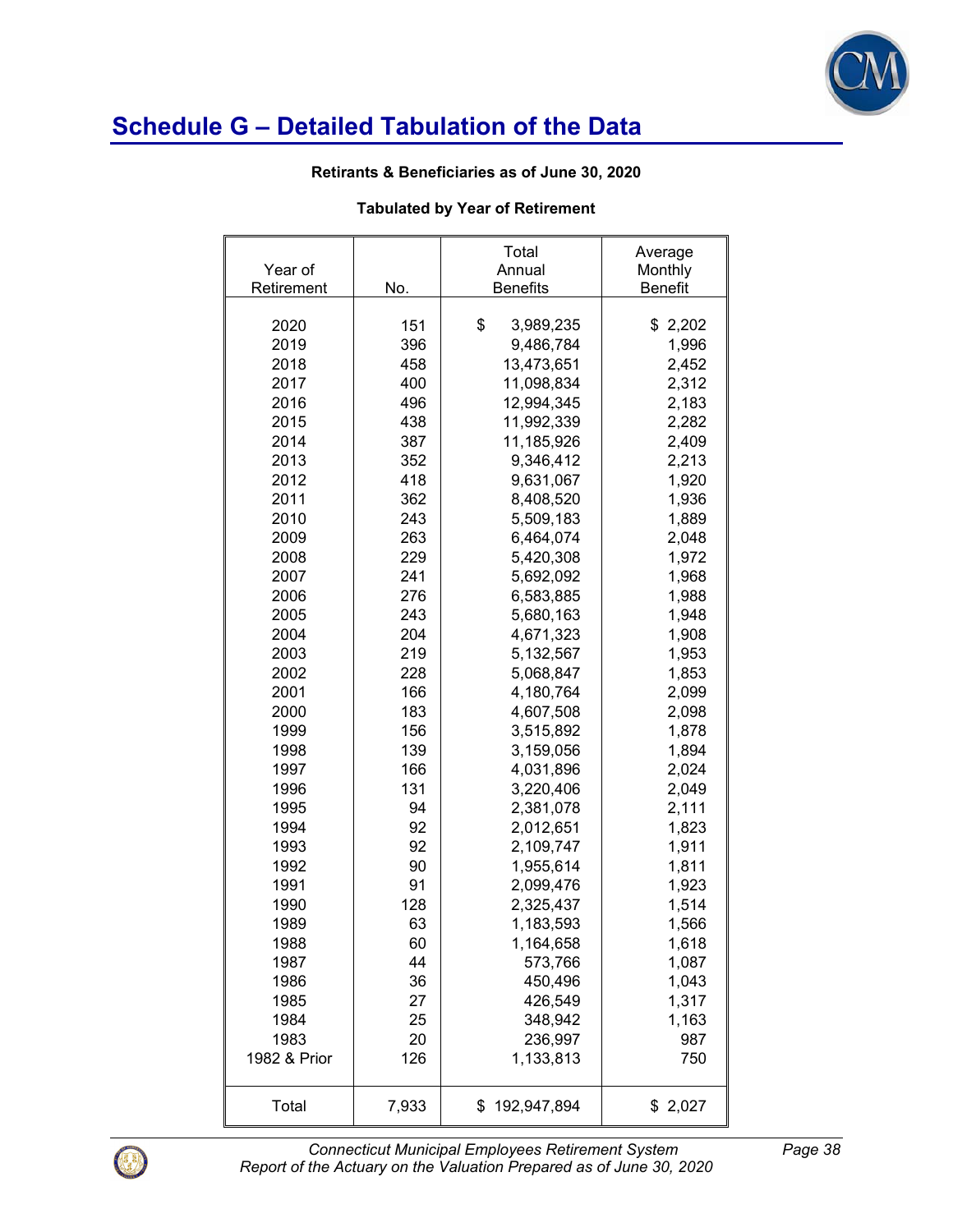## Schedule G – Detailed Tabulation of the Data

**Retirants & Beneficiaries as of June 30, 2020**

**Tabulated by Year of Retirement**

| Year of Retirement | No. | Total Annual Benefits | Average Monthly Benefit |
|---|---|---|---|
| 2020 | 151 | $ 3,989,235 | $ 2,202 |
| 2019 | 396 | 9,486,784 | 1,996 |
| 2018 | 458 | 13,473,651 | 2,452 |
| 2017 | 400 | 11,098,834 | 2,312 |
| 2016 | 496 | 12,994,345 | 2,183 |
| 2015 | 438 | 11,992,339 | 2,282 |
| 2014 | 387 | 11,185,926 | 2,409 |
| 2013 | 352 | 9,346,412 | 2,213 |
| 2012 | 418 | 9,631,067 | 1,920 |
| 2011 | 362 | 8,408,520 | 1,936 |
| 2010 | 243 | 5,509,183 | 1,889 |
| 2009 | 263 | 6,464,074 | 2,048 |
| 2008 | 229 | 5,420,308 | 1,972 |
| 2007 | 241 | 5,692,092 | 1,968 |
| 2006 | 276 | 6,583,885 | 1,988 |
| 2005 | 243 | 5,680,163 | 1,948 |
| 2004 | 204 | 4,671,323 | 1,908 |
| 2003 | 219 | 5,132,567 | 1,953 |
| 2002 | 228 | 5,068,847 | 1,853 |
| 2001 | 166 | 4,180,764 | 2,099 |
| 2000 | 183 | 4,607,508 | 2,098 |
| 1999 | 156 | 3,515,892 | 1,878 |
| 1998 | 139 | 3,159,056 | 1,894 |
| 1997 | 166 | 4,031,896 | 2,024 |
| 1996 | 131 | 3,220,406 | 2,049 |
| 1995 | 94 | 2,381,078 | 2,111 |
| 1994 | 92 | 2,012,651 | 1,823 |
| 1993 | 92 | 2,109,747 | 1,911 |
| 1992 | 90 | 1,955,614 | 1,811 |
| 1991 | 91 | 2,099,476 | 1,923 |
| 1990 | 128 | 2,325,437 | 1,514 |
| 1989 | 63 | 1,183,593 | 1,566 |
| 1988 | 60 | 1,164,658 | 1,618 |
| 1987 | 44 | 573,766 | 1,087 |
| 1986 | 36 | 450,496 | 1,043 |
| 1985 | 27 | 426,549 | 1,317 |
| 1984 | 25 | 348,942 | 1,163 |
| 1983 | 20 | 236,997 | 987 |
| 1982 & Prior | 126 | 1,133,813 | 750 |
| Total | 7,933 | $ 192,947,894 | $ 2,027 |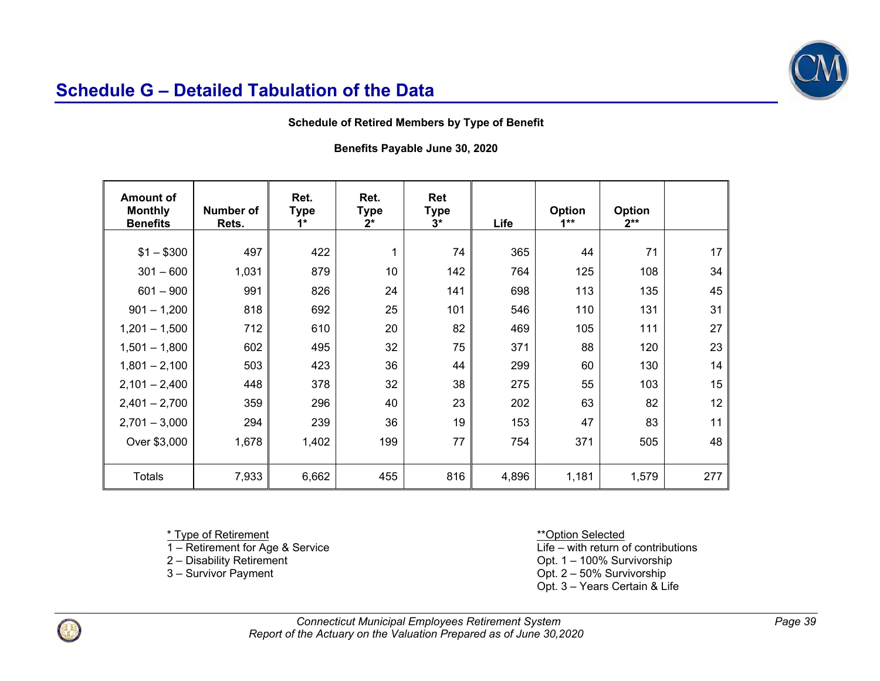## Schedule G – Detailed Tabulation of the Data

**Schedule of Retired Members by Type of Benefit**

**Benefits Payable June 30, 2020**

| Amount of Monthly Benefits | Number of Rets. | Ret. Type 1* | Ret. Type 2* | Ret Type 3* | Life | Option 1** | Option 2** | |
|---|---|---|---|---|---|---|---|---|
| $1 – $300 | 497 | 422 | 1 | 74 | 365 | 44 | 71 | 17 |
| 301 – 600 | 1,031 | 879 | 10 | 142 | 764 | 125 | 108 | 34 |
| 601 – 900 | 991 | 826 | 24 | 141 | 698 | 113 | 135 | 45 |
| 901 – 1,200 | 818 | 692 | 25 | 101 | 546 | 110 | 131 | 31 |
| 1,201 – 1,500 | 712 | 610 | 20 | 82 | 469 | 105 | 111 | 27 |
| 1,501 – 1,800 | 602 | 495 | 32 | 75 | 371 | 88 | 120 | 23 |
| 1,801 – 2,100 | 503 | 423 | 36 | 44 | 299 | 60 | 130 | 14 |
| 2,101 – 2,400 | 448 | 378 | 32 | 38 | 275 | 55 | 103 | 15 |
| 2,401 – 2,700 | 359 | 296 | 40 | 23 | 202 | 63 | 82 | 12 |
| 2,701 – 3,000 | 294 | 239 | 36 | 19 | 153 | 47 | 83 | 11 |
| Over $3,000 | 1,678 | 1,402 | 199 | 77 | 754 | 371 | 505 | 48 |
| Totals | 7,933 | 6,662 | 455 | 816 | 4,896 | 1,181 | 1,579 | 277 |

\* Type of Retirement
1 – Retirement for Age & Service
2 – Disability Retirement
3 – Survivor Payment

**Option Selected
Life – with return of contributions
Opt. 1 – 100% Survivorship
Opt. 2 – 50% Survivorship
Opt. 3 – Years Certain & Life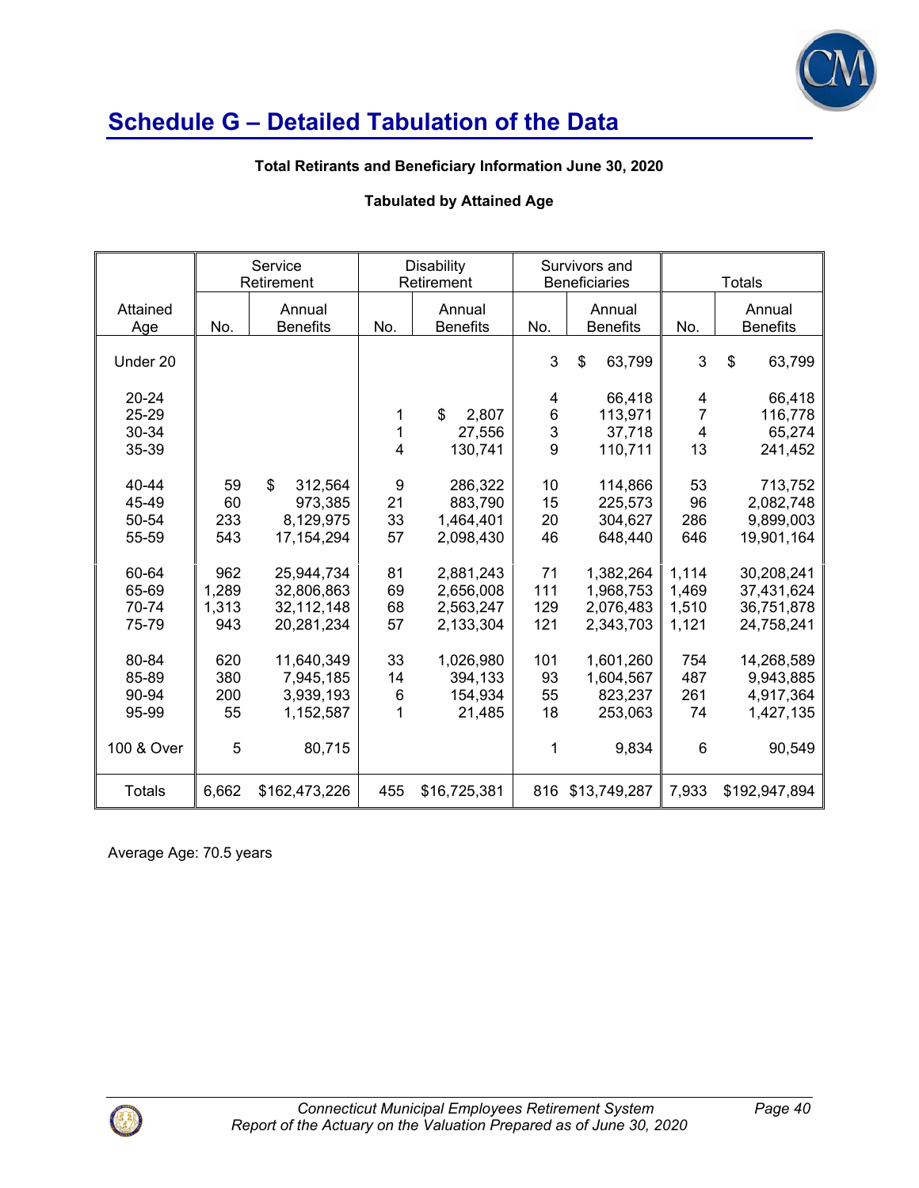# Schedule G – Detailed Tabulation of the Data

**Total Retirants and Beneficiary Information June 30, 2020**

**Tabulated by Attained Age**

| Attained Age | Service Retirement | | Disability Retirement | | Survivors and Beneficiaries | | Totals | |
|---|---|---|---|---|---|---|---|---|
| | No. | Annual Benefits | No. | Annual Benefits | No. | Annual Benefits | No. | Annual Benefits |
| Under 20 | | | | | 3 | $ 63,799 | 3 | $ 63,799 |
| 20-24 | | | | | 4 | 66,418 | 4 | 66,418 |
| 25-29 | | | 1 | $ 2,807 | 6 | 113,971 | 7 | 116,778 |
| 30-34 | | | 1 | 27,556 | 3 | 37,718 | 4 | 65,274 |
| 35-39 | | | 4 | 130,741 | 9 | 110,711 | 13 | 241,452 |
| 40-44 | 59 | $ 312,564 | 9 | 286,322 | 10 | 114,866 | 53 | 713,752 |
| 45-49 | 60 | 973,385 | 21 | 883,790 | 15 | 225,573 | 96 | 2,082,748 |
| 50-54 | 233 | 8,129,975 | 33 | 1,464,401 | 20 | 304,627 | 286 | 9,899,003 |
| 55-59 | 543 | 17,154,294 | 57 | 2,098,430 | 46 | 648,440 | 646 | 19,901,164 |
| 60-64 | 962 | 25,944,734 | 81 | 2,881,243 | 71 | 1,382,264 | 1,114 | 30,208,241 |
| 65-69 | 1,289 | 32,806,863 | 69 | 2,656,008 | 111 | 1,968,753 | 1,469 | 37,431,624 |
| 70-74 | 1,313 | 32,112,148 | 68 | 2,563,247 | 129 | 2,076,483 | 1,510 | 36,751,878 |
| 75-79 | 943 | 20,281,234 | 57 | 2,133,304 | 121 | 2,343,703 | 1,121 | 24,758,241 |
| 80-84 | 620 | 11,640,349 | 33 | 1,026,980 | 101 | 1,601,260 | 754 | 14,268,589 |
| 85-89 | 380 | 7,945,185 | 14 | 394,133 | 93 | 1,604,567 | 487 | 9,943,885 |
| 90-94 | 200 | 3,939,193 | 6 | 154,934 | 55 | 823,237 | 261 | 4,917,364 |
| 95-99 | 55 | 1,152,587 | 1 | 21,485 | 18 | 253,063 | 74 | 1,427,135 |
| 100 & Over | 5 | 80,715 | | | 1 | 9,834 | 6 | 90,549 |
| Totals | 6,662 | $162,473,226 | 455 | $16,725,381 | 816 | $13,749,287 | 7,933 | $192,947,894 |

Average Age: 70.5 years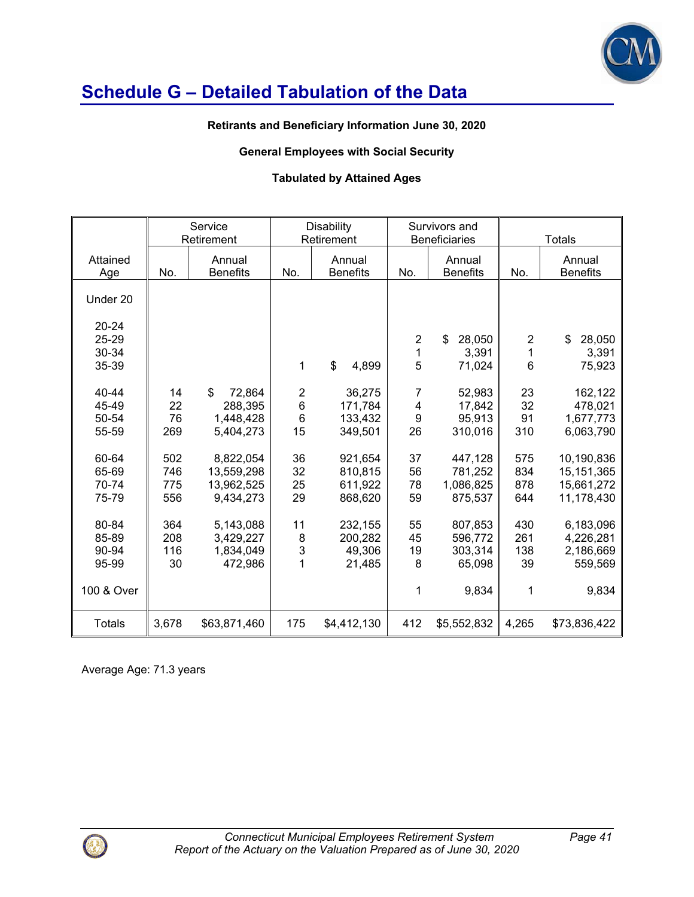# Schedule G – Detailed Tabulation of the Data

**Retirants and Beneficiary Information June 30, 2020**

**General Employees with Social Security**

**Tabulated by Attained Ages**

| | Service Retirement | | Disability Retirement | | Survivors and Beneficiaries | | Totals | |
|---|---|---|---|---|---|---|---|---|
| Attained Age | No. | Annual Benefits | No. | Annual Benefits | No. | Annual Benefits | No. | Annual Benefits |
| Under 20 | | | | | | | | |
| 20-24 | | | | | | | | |
| 25-29 | | | | | 2 | $ 28,050 | 2 | $ 28,050 |
| 30-34 | | | | | 1 | 3,391 | 1 | 3,391 |
| 35-39 | | | 1 | $ 4,899 | 5 | 71,024 | 6 | 75,923 |
| 40-44 | 14 | $ 72,864 | 2 | 36,275 | 7 | 52,983 | 23 | 162,122 |
| 45-49 | 22 | 288,395 | 6 | 171,784 | 4 | 17,842 | 32 | 478,021 |
| 50-54 | 76 | 1,448,428 | 6 | 133,432 | 9 | 95,913 | 91 | 1,677,773 |
| 55-59 | 269 | 5,404,273 | 15 | 349,501 | 26 | 310,016 | 310 | 6,063,790 |
| 60-64 | 502 | 8,822,054 | 36 | 921,654 | 37 | 447,128 | 575 | 10,190,836 |
| 65-69 | 746 | 13,559,298 | 32 | 810,815 | 56 | 781,252 | 834 | 15,151,365 |
| 70-74 | 775 | 13,962,525 | 25 | 611,922 | 78 | 1,086,825 | 878 | 15,661,272 |
| 75-79 | 556 | 9,434,273 | 29 | 868,620 | 59 | 875,537 | 644 | 11,178,430 |
| 80-84 | 364 | 5,143,088 | 11 | 232,155 | 55 | 807,853 | 430 | 6,183,096 |
| 85-89 | 208 | 3,429,227 | 8 | 200,282 | 45 | 596,772 | 261 | 4,226,281 |
| 90-94 | 116 | 1,834,049 | 3 | 49,306 | 19 | 303,314 | 138 | 2,186,669 |
| 95-99 | 30 | 472,986 | 1 | 21,485 | 8 | 65,098 | 39 | 559,569 |
| 100 & Over | | | | | 1 | 9,834 | 1 | 9,834 |
| Totals | 3,678 | $63,871,460 | 175 | $4,412,130 | 412 | $5,552,832 | 4,265 | $73,836,422 |

Average Age: 71.3 years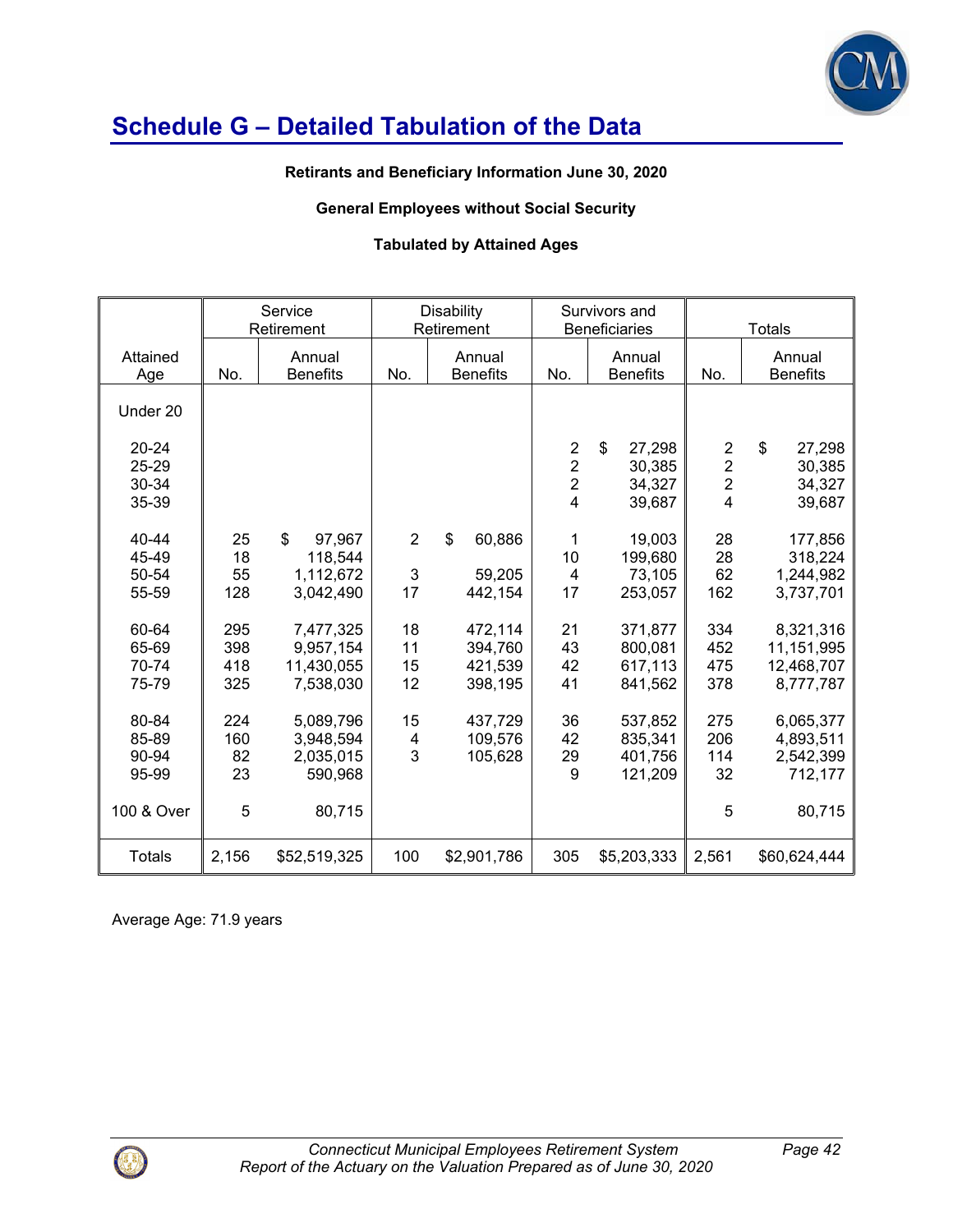# Schedule G – Detailed Tabulation of the Data

**Retirants and Beneficiary Information June 30, 2020**

**General Employees without Social Security**

**Tabulated by Attained Ages**

| | Service Retirement | | Disability Retirement | | Survivors and Beneficiaries | | Totals | |
|---|---|---|---|---|---|---|---|---|
| Attained Age | No. | Annual Benefits | No. | Annual Benefits | No. | Annual Benefits | No. | Annual Benefits |
| Under 20 | | | | | | | | |
| 20-24 | | | | | 2 | $ 27,298 | 2 | $ 27,298 |
| 25-29 | | | | | 2 | 30,385 | 2 | 30,385 |
| 30-34 | | | | | 2 | 34,327 | 2 | 34,327 |
| 35-39 | | | | | 4 | 39,687 | 4 | 39,687 |
| 40-44 | 25 | $ 97,967 | 2 | $ 60,886 | 1 | 19,003 | 28 | 177,856 |
| 45-49 | 18 | 118,544 | | | 10 | 199,680 | 28 | 318,224 |
| 50-54 | 55 | 1,112,672 | 3 | 59,205 | 4 | 73,105 | 62 | 1,244,982 |
| 55-59 | 128 | 3,042,490 | 17 | 442,154 | 17 | 253,057 | 162 | 3,737,701 |
| 60-64 | 295 | 7,477,325 | 18 | 472,114 | 21 | 371,877 | 334 | 8,321,316 |
| 65-69 | 398 | 9,957,154 | 11 | 394,760 | 43 | 800,081 | 452 | 11,151,995 |
| 70-74 | 418 | 11,430,055 | 15 | 421,539 | 42 | 617,113 | 475 | 12,468,707 |
| 75-79 | 325 | 7,538,030 | 12 | 398,195 | 41 | 841,562 | 378 | 8,777,787 |
| 80-84 | 224 | 5,089,796 | 15 | 437,729 | 36 | 537,852 | 275 | 6,065,377 |
| 85-89 | 160 | 3,948,594 | 4 | 109,576 | 42 | 835,341 | 206 | 4,893,511 |
| 90-94 | 82 | 2,035,015 | 3 | 105,628 | 29 | 401,756 | 114 | 2,542,399 |
| 95-99 | 23 | 590,968 | | | 9 | 121,209 | 32 | 712,177 |
| 100 & Over | 5 | 80,715 | | | | | 5 | 80,715 |
| Totals | 2,156 | $52,519,325 | 100 | $2,901,786 | 305 | $5,203,333 | 2,561 | $60,624,444 |

Average Age: 71.9 years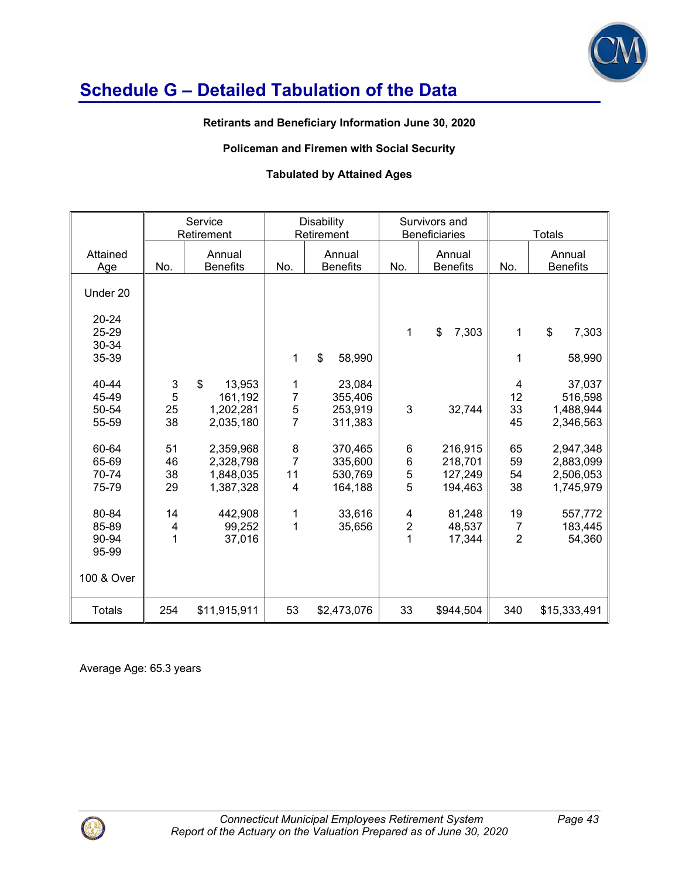# Schedule G – Detailed Tabulation of the Data

**Retirants and Beneficiary Information June 30, 2020**

**Policeman and Firemen with Social Security**

**Tabulated by Attained Ages**

| | Service Retirement | | Disability Retirement | | Survivors and Beneficiaries | | Totals | |
|---|---|---|---|---|---|---|---|---|
| Attained Age | No. | Annual Benefits | No. | Annual Benefits | No. | Annual Benefits | No. | Annual Benefits |
| Under 20 | | | | | | | | |
| 20-24 | | | | | | | | |
| 25-29 | | | | | 1 | $ 7,303 | 1 | $ 7,303 |
| 30-34 | | | | | | | | |
| 35-39 | | | 1 | $ 58,990 | | | 1 | 58,990 |
| 40-44 | 3 | $ 13,953 | 1 | 23,084 | | | 4 | 37,037 |
| 45-49 | 5 | 161,192 | 7 | 355,406 | | | 12 | 516,598 |
| 50-54 | 25 | 1,202,281 | 5 | 253,919 | 3 | 32,744 | 33 | 1,488,944 |
| 55-59 | 38 | 2,035,180 | 7 | 311,383 | | | 45 | 2,346,563 |
| 60-64 | 51 | 2,359,968 | 8 | 370,465 | 6 | 216,915 | 65 | 2,947,348 |
| 65-69 | 46 | 2,328,798 | 7 | 335,600 | 6 | 218,701 | 59 | 2,883,099 |
| 70-74 | 38 | 1,848,035 | 11 | 530,769 | 5 | 127,249 | 54 | 2,506,053 |
| 75-79 | 29 | 1,387,328 | 4 | 164,188 | 5 | 194,463 | 38 | 1,745,979 |
| 80-84 | 14 | 442,908 | 1 | 33,616 | 4 | 81,248 | 19 | 557,772 |
| 85-89 | 4 | 99,252 | 1 | 35,656 | 2 | 48,537 | 7 | 183,445 |
| 90-94 | 1 | 37,016 | | | 1 | 17,344 | 2 | 54,360 |
| 95-99 | | | | | | | | |
| 100 & Over | | | | | | | | |
| Totals | 254 | $11,915,911 | 53 | $2,473,076 | 33 | $944,504 | 340 | $15,333,491 |

Average Age: 65.3 years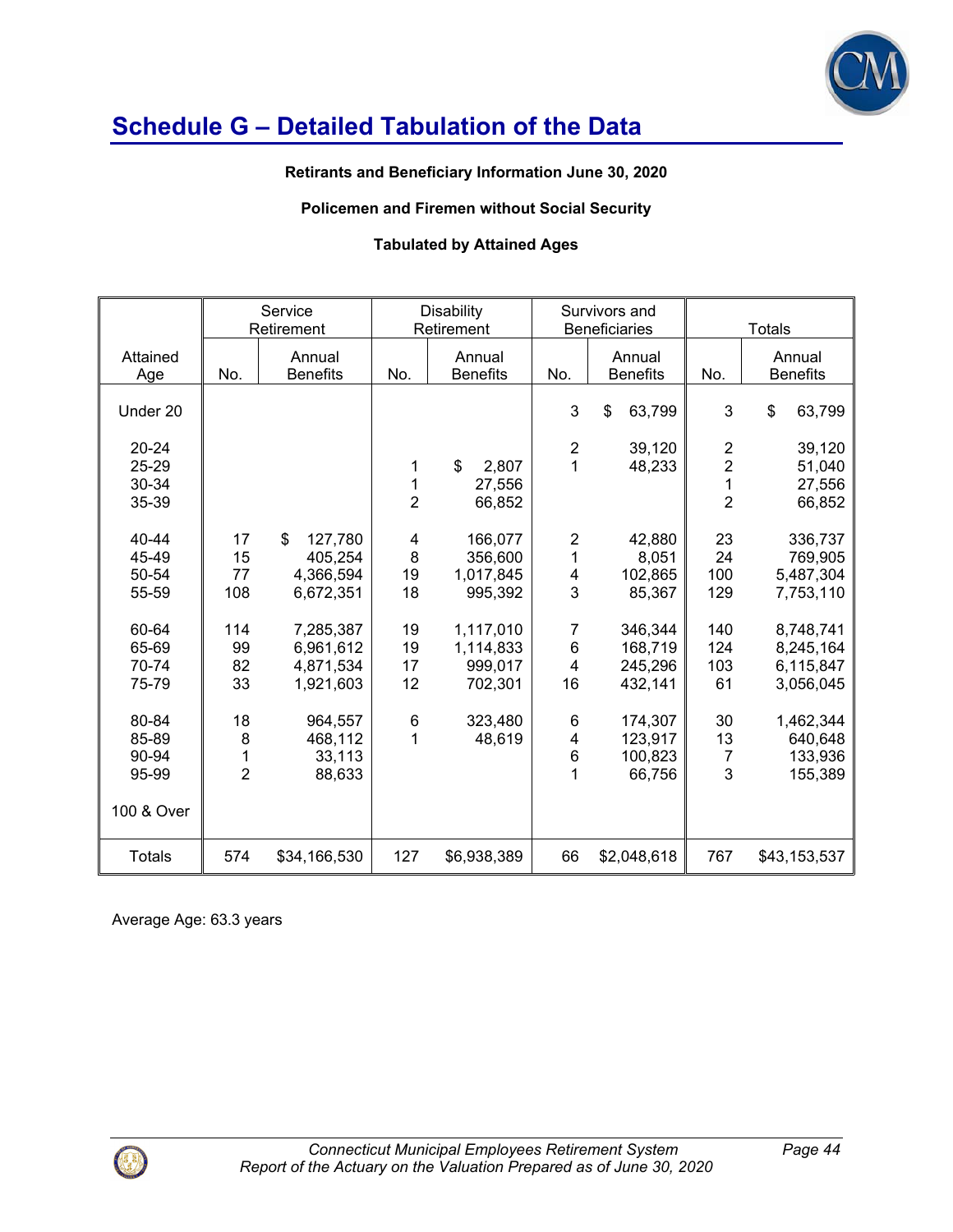## Schedule G – Detailed Tabulation of the Data

**Retirants and Beneficiary Information June 30, 2020**

**Policemen and Firemen without Social Security**

**Tabulated by Attained Ages**

| | Service Retirement | | Disability Retirement | | Survivors and Beneficiaries | | Totals | |
|---|---|---|---|---|---|---|---|---|
| Attained Age | No. | Annual Benefits | No. | Annual Benefits | No. | Annual Benefits | No. | Annual Benefits |
| Under 20 | | | | | 3 | $ 63,799 | 3 | $ 63,799 |
| 20-24 | | | | | 2 | 39,120 | 2 | 39,120 |
| 25-29 | | | 1 | $ 2,807 | 1 | 48,233 | 2 | 51,040 |
| 30-34 | | | 1 | 27,556 | | | 1 | 27,556 |
| 35-39 | | | 2 | 66,852 | | | 2 | 66,852 |
| 40-44 | 17 | $ 127,780 | 4 | 166,077 | 2 | 42,880 | 23 | 336,737 |
| 45-49 | 15 | 405,254 | 8 | 356,600 | 1 | 8,051 | 24 | 769,905 |
| 50-54 | 77 | 4,366,594 | 19 | 1,017,845 | 4 | 102,865 | 100 | 5,487,304 |
| 55-59 | 108 | 6,672,351 | 18 | 995,392 | 3 | 85,367 | 129 | 7,753,110 |
| 60-64 | 114 | 7,285,387 | 19 | 1,117,010 | 7 | 346,344 | 140 | 8,748,741 |
| 65-69 | 99 | 6,961,612 | 19 | 1,114,833 | 6 | 168,719 | 124 | 8,245,164 |
| 70-74 | 82 | 4,871,534 | 17 | 999,017 | 4 | 245,296 | 103 | 6,115,847 |
| 75-79 | 33 | 1,921,603 | 12 | 702,301 | 16 | 432,141 | 61 | 3,056,045 |
| 80-84 | 18 | 964,557 | 6 | 323,480 | 6 | 174,307 | 30 | 1,462,344 |
| 85-89 | 8 | 468,112 | 1 | 48,619 | 4 | 123,917 | 13 | 640,648 |
| 90-94 | 1 | 33,113 | | | 6 | 100,823 | 7 | 133,936 |
| 95-99 | 2 | 88,633 | | | 1 | 66,756 | 3 | 155,389 |
| 100 & Over | | | | | | | | |
| Totals | 574 | $34,166,530 | 127 | $6,938,389 | 66 | $2,048,618 | 767 | $43,153,537 |

Average Age: 63.3 years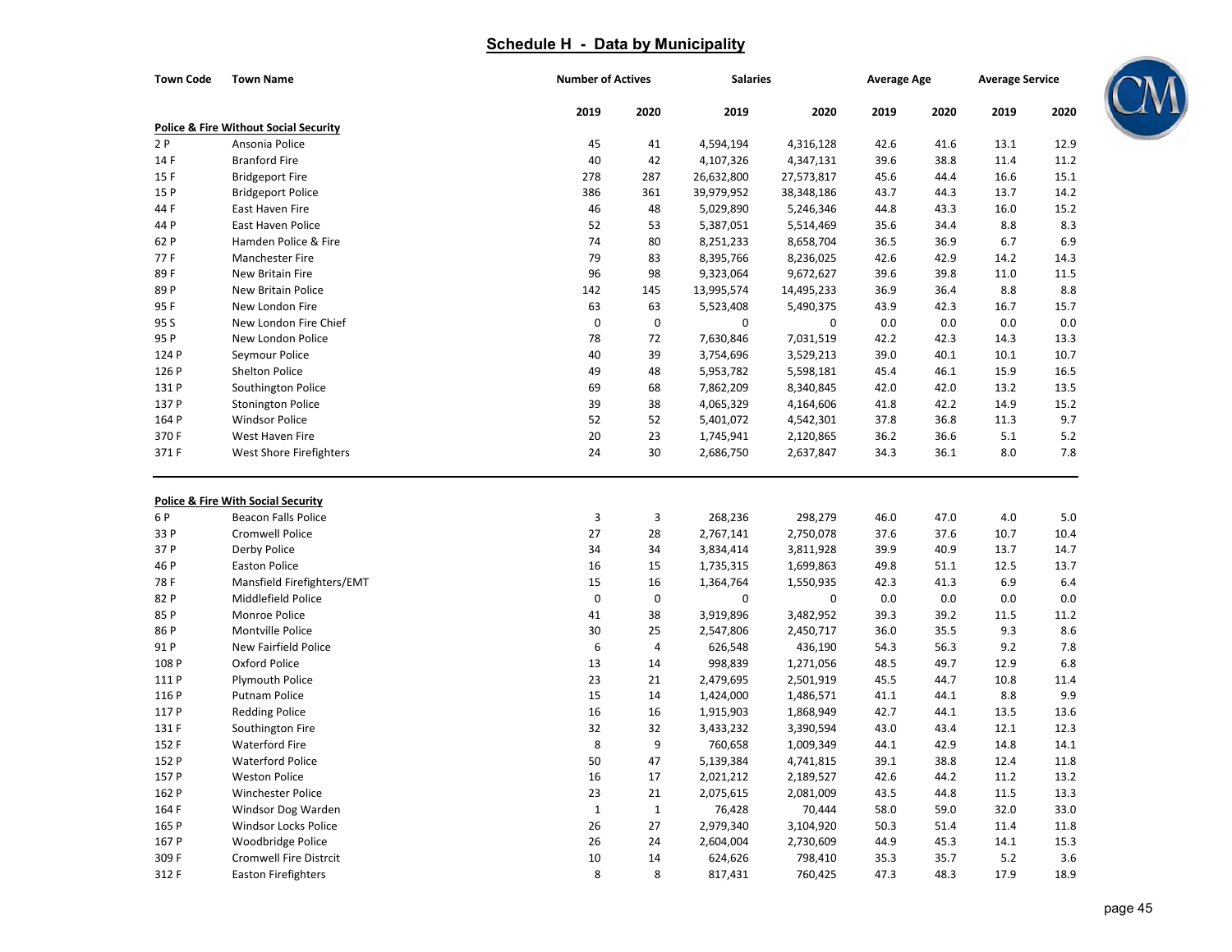## Schedule H - Data by Municipality

| Town Code | Town Name | Number of Actives | | Salaries | | Average Age | | Average Service | |
|---|---|---|---|---|---|---|---|---|---|
| | | 2019 | 2020 | 2019 | 2020 | 2019 | 2020 | 2019 | 2020 |
| **Police & Fire Without Social Security** | | | | | | | | | |
| 2 P | Ansonia Police | 45 | 41 | 4,594,194 | 4,316,128 | 42.6 | 41.6 | 13.1 | 12.9 |
| 14 F | Branford Fire | 40 | 42 | 4,107,326 | 4,347,131 | 39.6 | 38.8 | 11.4 | 11.2 |
| 15 F | Bridgeport Fire | 278 | 287 | 26,632,800 | 27,573,817 | 45.6 | 44.4 | 16.6 | 15.1 |
| 15 P | Bridgeport Police | 386 | 361 | 39,979,952 | 38,348,186 | 43.7 | 44.3 | 13.7 | 14.2 |
| 44 F | East Haven Fire | 46 | 48 | 5,029,890 | 5,246,346 | 44.8 | 43.3 | 16.0 | 15.2 |
| 44 P | East Haven Police | 52 | 53 | 5,387,051 | 5,514,469 | 35.6 | 34.4 | 8.8 | 8.3 |
| 62 P | Hamden Police & Fire | 74 | 80 | 8,251,233 | 8,658,704 | 36.5 | 36.9 | 6.7 | 6.9 |
| 77 F | Manchester Fire | 79 | 83 | 8,395,766 | 8,236,025 | 42.6 | 42.9 | 14.2 | 14.3 |
| 89 F | New Britain Fire | 96 | 98 | 9,323,064 | 9,672,627 | 39.6 | 39.8 | 11.0 | 11.5 |
| 89 P | New Britain Police | 142 | 145 | 13,995,574 | 14,495,233 | 36.9 | 36.4 | 8.8 | 8.8 |
| 95 F | New London Fire | 63 | 63 | 5,523,408 | 5,490,375 | 43.9 | 42.3 | 16.7 | 15.7 |
| 95 S | New London Fire Chief | 0 | 0 | 0 | 0 | 0.0 | 0.0 | 0.0 | 0.0 |
| 95 P | New London Police | 78 | 72 | 7,630,846 | 7,031,519 | 42.2 | 42.3 | 14.3 | 13.3 |
| 124 P | Seymour Police | 40 | 39 | 3,754,696 | 3,529,213 | 39.0 | 40.1 | 10.1 | 10.7 |
| 126 P | Shelton Police | 49 | 48 | 5,953,782 | 5,598,181 | 45.4 | 46.1 | 15.9 | 16.5 |
| 131 P | Southington Police | 69 | 68 | 7,862,209 | 8,340,845 | 42.0 | 42.0 | 13.2 | 13.5 |
| 137 P | Stonington Police | 39 | 38 | 4,065,329 | 4,164,606 | 41.8 | 42.2 | 14.9 | 15.2 |
| 164 P | Windsor Police | 52 | 52 | 5,401,072 | 4,542,301 | 37.8 | 36.8 | 11.3 | 9.7 |
| 370 F | West Haven Fire | 20 | 23 | 1,745,941 | 2,120,865 | 36.2 | 36.6 | 5.1 | 5.2 |
| 371 F | West Shore Firefighters | 24 | 30 | 2,686,750 | 2,637,847 | 34.3 | 36.1 | 8.0 | 7.8 |
| **Police & Fire With Social Security** | | | | | | | | | |
| 6 P | Beacon Falls Police | 3 | 3 | 268,236 | 298,279 | 46.0 | 47.0 | 4.0 | 5.0 |
| 33 P | Cromwell Police | 27 | 28 | 2,767,141 | 2,750,078 | 37.6 | 37.6 | 10.7 | 10.4 |
| 37 P | Derby Police | 34 | 34 | 3,834,414 | 3,811,928 | 39.9 | 40.9 | 13.7 | 14.7 |
| 46 P | Easton Police | 16 | 15 | 1,735,315 | 1,699,863 | 49.8 | 51.1 | 12.5 | 13.7 |
| 78 F | Mansfield Firefighters/EMT | 15 | 16 | 1,364,764 | 1,550,935 | 42.3 | 41.3 | 6.9 | 6.4 |
| 82 P | Middlefield Police | 0 | 0 | 0 | 0 | 0.0 | 0.0 | 0.0 | 0.0 |
| 85 P | Monroe Police | 41 | 38 | 3,919,896 | 3,482,952 | 39.3 | 39.2 | 11.5 | 11.2 |
| 86 P | Montville Police | 30 | 25 | 2,547,806 | 2,450,717 | 36.0 | 35.5 | 9.3 | 8.6 |
| 91 P | New Fairfield Police | 6 | 4 | 626,548 | 436,190 | 54.3 | 56.3 | 9.2 | 7.8 |
| 108 P | Oxford Police | 13 | 14 | 998,839 | 1,271,056 | 48.5 | 49.7 | 12.9 | 6.8 |
| 111 P | Plymouth Police | 23 | 21 | 2,479,695 | 2,501,919 | 45.5 | 44.7 | 10.8 | 11.4 |
| 116 P | Putnam Police | 15 | 14 | 1,424,000 | 1,486,571 | 41.1 | 44.1 | 8.8 | 9.9 |
| 117 P | Redding Police | 16 | 16 | 1,915,903 | 1,868,949 | 42.7 | 44.1 | 13.5 | 13.6 |
| 131 F | Southington Fire | 32 | 32 | 3,433,232 | 3,390,594 | 43.0 | 43.4 | 12.1 | 12.3 |
| 152 F | Waterford Fire | 8 | 9 | 760,658 | 1,009,349 | 44.1 | 42.9 | 14.8 | 14.1 |
| 152 P | Waterford Police | 50 | 47 | 5,139,384 | 4,741,815 | 39.1 | 38.8 | 12.4 | 11.8 |
| 157 P | Weston Police | 16 | 17 | 2,021,212 | 2,189,527 | 42.6 | 44.2 | 11.2 | 13.2 |
| 162 P | Winchester Police | 23 | 21 | 2,075,615 | 2,081,009 | 43.5 | 44.8 | 11.5 | 13.3 |
| 164 F | Windsor Dog Warden | 1 | 1 | 76,428 | 70,444 | 58.0 | 59.0 | 32.0 | 33.0 |
| 165 P | Windsor Locks Police | 26 | 27 | 2,979,340 | 3,104,920 | 50.3 | 51.4 | 11.4 | 11.8 |
| 167 P | Woodbridge Police | 26 | 24 | 2,604,004 | 2,730,609 | 44.9 | 45.3 | 14.1 | 15.3 |
| 309 F | Cromwell Fire Distrcit | 10 | 14 | 624,626 | 798,410 | 35.3 | 35.7 | 5.2 | 3.6 |
| 312 F | Easton Firefighters | 8 | 8 | 817,431 | 760,425 | 47.3 | 48.3 | 17.9 | 18.9 |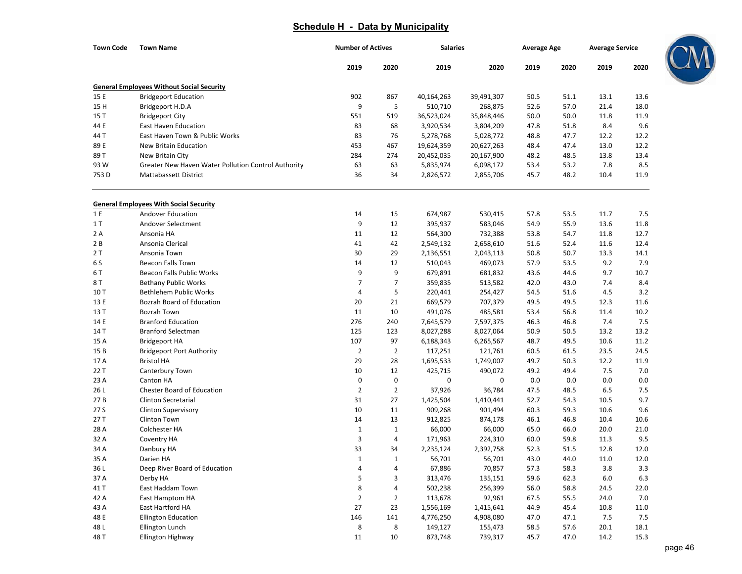## Schedule H - Data by Municipality

| Town Code | Town Name | Number of Actives | | Salaries | | Average Age | | Average Service | |
|---|---|---|---|---|---|---|---|---|---|
| | | 2019 | 2020 | 2019 | 2020 | 2019 | 2020 | 2019 | 2020 |
| **General Employees Without Social Security** | | | | | | | | | |
| 15 E | Bridgeport Education | 902 | 867 | 40,164,263 | 39,491,307 | 50.5 | 51.1 | 13.1 | 13.6 |
| 15 H | Bridgeport H.D.A | 9 | 5 | 510,710 | 268,875 | 52.6 | 57.0 | 21.4 | 18.0 |
| 15 T | Bridgeport City | 551 | 519 | 36,523,024 | 35,848,446 | 50.0 | 50.0 | 11.8 | 11.9 |
| 44 E | East Haven Education | 83 | 68 | 3,920,534 | 3,804,209 | 47.8 | 51.8 | 8.4 | 9.6 |
| 44 T | East Haven Town & Public Works | 83 | 76 | 5,278,768 | 5,028,772 | 48.8 | 47.7 | 12.2 | 12.2 |
| 89 E | New Britain Education | 453 | 467 | 19,624,359 | 20,627,263 | 48.4 | 47.4 | 13.0 | 12.2 |
| 89 T | New Britain City | 284 | 274 | 20,452,035 | 20,167,900 | 48.2 | 48.5 | 13.8 | 13.4 |
| 93 W | Greater New Haven Water Pollution Control Authority | 63 | 63 | 5,835,974 | 6,098,172 | 53.4 | 53.2 | 7.8 | 8.5 |
| 753 D | Mattabassett District | 36 | 34 | 2,826,572 | 2,855,706 | 45.7 | 48.2 | 10.4 | 11.9 |
| **General Employees With Social Security** | | | | | | | | | |
| 1 E | Andover Education | 14 | 15 | 674,987 | 530,415 | 57.8 | 53.5 | 11.7 | 7.5 |
| 1 T | Andover Selectment | 9 | 12 | 395,937 | 583,046 | 54.9 | 55.9 | 13.6 | 11.8 |
| 2 A | Ansonia HA | 11 | 12 | 564,300 | 732,388 | 53.8 | 54.7 | 11.8 | 12.7 |
| 2 B | Ansonia Clerical | 41 | 42 | 2,549,132 | 2,658,610 | 51.6 | 52.4 | 11.6 | 12.4 |
| 2 T | Ansonia Town | 30 | 29 | 2,136,551 | 2,043,113 | 50.8 | 50.7 | 13.3 | 14.1 |
| 6 S | Beacon Falls Town | 14 | 12 | 510,043 | 469,073 | 57.9 | 53.5 | 9.2 | 7.9 |
| 6 T | Beacon Falls Public Works | 9 | 9 | 679,891 | 681,832 | 43.6 | 44.6 | 9.7 | 10.7 |
| 8 T | Bethany Public Works | 7 | 7 | 359,835 | 513,582 | 42.0 | 43.0 | 7.4 | 8.4 |
| 10 T | Bethlehem Public Works | 4 | 5 | 220,441 | 254,427 | 54.5 | 51.6 | 4.5 | 3.2 |
| 13 E | Bozrah Board of Education | 20 | 21 | 669,579 | 707,379 | 49.5 | 49.5 | 12.3 | 11.6 |
| 13 T | Bozrah Town | 11 | 10 | 491,076 | 485,581 | 53.4 | 56.8 | 11.4 | 10.2 |
| 14 E | Branford Education | 276 | 240 | 7,645,579 | 7,597,375 | 46.3 | 46.8 | 7.4 | 7.5 |
| 14 T | Branford Selectman | 125 | 123 | 8,027,288 | 8,027,064 | 50.9 | 50.5 | 13.2 | 13.2 |
| 15 A | Bridgeport HA | 107 | 97 | 6,188,343 | 6,265,567 | 48.7 | 49.5 | 10.6 | 11.2 |
| 15 B | Bridgeport Port Authority | 2 | 2 | 117,251 | 121,761 | 60.5 | 61.5 | 23.5 | 24.5 |
| 17 A | Bristol HA | 29 | 28 | 1,695,533 | 1,749,007 | 49.7 | 50.3 | 12.2 | 11.9 |
| 22 T | Canterbury Town | 10 | 12 | 425,715 | 490,072 | 49.2 | 49.4 | 7.5 | 7.0 |
| 23 A | Canton HA | 0 | 0 | 0 | 0 | 0.0 | 0.0 | 0.0 | 0.0 |
| 26 L | Chester Board of Education | 2 | 2 | 37,926 | 36,784 | 47.5 | 48.5 | 6.5 | 7.5 |
| 27 B | Clinton Secretarial | 31 | 27 | 1,425,504 | 1,410,441 | 52.7 | 54.3 | 10.5 | 9.7 |
| 27 S | Clinton Supervisory | 10 | 11 | 909,268 | 901,494 | 60.3 | 59.3 | 10.6 | 9.6 |
| 27 T | Clinton Town | 14 | 13 | 912,825 | 874,178 | 46.1 | 46.8 | 10.4 | 10.6 |
| 28 A | Colchester HA | 1 | 1 | 66,000 | 66,000 | 65.0 | 66.0 | 20.0 | 21.0 |
| 32 A | Coventry HA | 3 | 4 | 171,963 | 224,310 | 60.0 | 59.8 | 11.3 | 9.5 |
| 34 A | Danbury HA | 33 | 34 | 2,235,124 | 2,392,758 | 52.3 | 51.5 | 12.8 | 12.0 |
| 35 A | Darien HA | 1 | 1 | 56,701 | 56,701 | 43.0 | 44.0 | 11.0 | 12.0 |
| 36 L | Deep River Board of Education | 4 | 4 | 67,886 | 70,857 | 57.3 | 58.3 | 3.8 | 3.3 |
| 37 A | Derby HA | 5 | 3 | 313,476 | 135,151 | 59.6 | 62.3 | 6.0 | 6.3 |
| 41 T | East Haddam Town | 8 | 4 | 502,238 | 256,399 | 56.0 | 58.8 | 24.5 | 22.0 |
| 42 A | East Hamptom HA | 2 | 2 | 113,678 | 92,961 | 67.5 | 55.5 | 24.0 | 7.0 |
| 43 A | East Hartford HA | 27 | 23 | 1,556,169 | 1,415,641 | 44.9 | 45.4 | 10.8 | 11.0 |
| 48 E | Ellington Education | 146 | 141 | 4,776,250 | 4,908,080 | 47.0 | 47.1 | 7.5 | 7.5 |
| 48 L | Ellington Lunch | 8 | 8 | 149,127 | 155,473 | 58.5 | 57.6 | 20.1 | 18.1 |
| 48 T | Ellington Highway | 11 | 10 | 873,748 | 739,317 | 45.7 | 47.0 | 14.2 | 15.3 |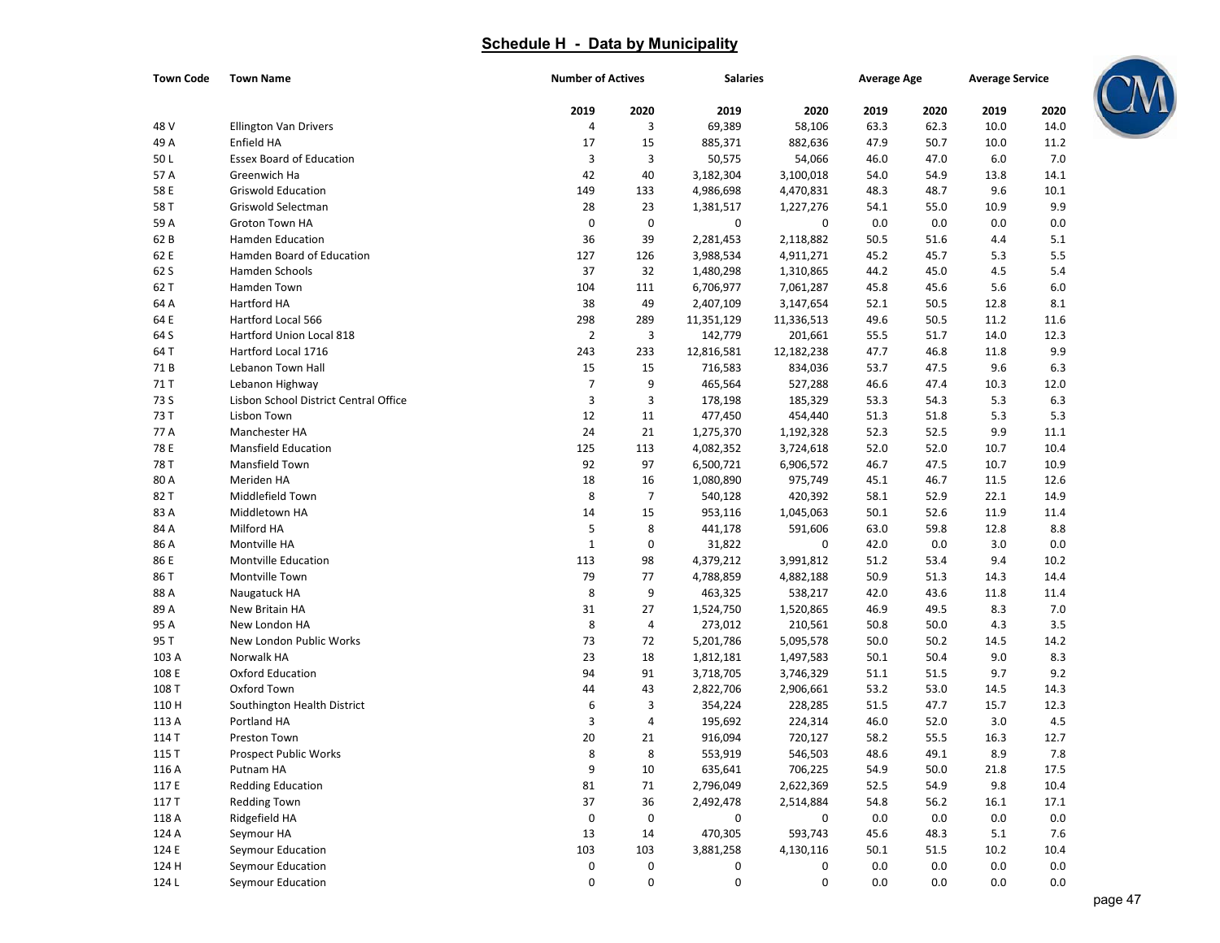# Schedule H - Data by Municipality

| Town Code | Town Name | Number of Actives | | Salaries | | Average Age | | Average Service | |
|---|---|---|---|---|---|---|---|---|---|
| | | 2019 | 2020 | 2019 | 2020 | 2019 | 2020 | 2019 | 2020 |
| 48 V | Ellington Van Drivers | 4 | 3 | 69,389 | 58,106 | 63.3 | 62.3 | 10.0 | 14.0 |
| 49 A | Enfield HA | 17 | 15 | 885,371 | 882,636 | 47.9 | 50.7 | 10.0 | 11.2 |
| 50 L | Essex Board of Education | 3 | 3 | 50,575 | 54,066 | 46.0 | 47.0 | 6.0 | 7.0 |
| 57 A | Greenwich Ha | 42 | 40 | 3,182,304 | 3,100,018 | 54.0 | 54.9 | 13.8 | 14.1 |
| 58 E | Griswold Education | 149 | 133 | 4,986,698 | 4,470,831 | 48.3 | 48.7 | 9.6 | 10.1 |
| 58 T | Griswold Selectman | 28 | 23 | 1,381,517 | 1,227,276 | 54.1 | 55.0 | 10.9 | 9.9 |
| 59 A | Groton Town HA | 0 | 0 | 0 | 0 | 0.0 | 0.0 | 0.0 | 0.0 |
| 62 B | Hamden Education | 36 | 39 | 2,281,453 | 2,118,882 | 50.5 | 51.6 | 4.4 | 5.1 |
| 62 E | Hamden Board of Education | 127 | 126 | 3,988,534 | 4,911,271 | 45.2 | 45.7 | 5.3 | 5.5 |
| 62 S | Hamden Schools | 37 | 32 | 1,480,298 | 1,310,865 | 44.2 | 45.0 | 4.5 | 5.4 |
| 62 T | Hamden Town | 104 | 111 | 6,706,977 | 7,061,287 | 45.8 | 45.6 | 5.6 | 6.0 |
| 64 A | Hartford HA | 38 | 49 | 2,407,109 | 3,147,654 | 52.1 | 50.5 | 12.8 | 8.1 |
| 64 E | Hartford Local 566 | 298 | 289 | 11,351,129 | 11,336,513 | 49.6 | 50.5 | 11.2 | 11.6 |
| 64 S | Hartford Union Local 818 | 2 | 3 | 142,779 | 201,661 | 55.5 | 51.7 | 14.0 | 12.3 |
| 64 T | Hartford Local 1716 | 243 | 233 | 12,816,581 | 12,182,238 | 47.7 | 46.8 | 11.8 | 9.9 |
| 71 B | Lebanon Town Hall | 15 | 15 | 716,583 | 834,036 | 53.7 | 47.5 | 9.6 | 6.3 |
| 71 T | Lebanon Highway | 7 | 9 | 465,564 | 527,288 | 46.6 | 47.4 | 10.3 | 12.0 |
| 73 S | Lisbon School District Central Office | 3 | 3 | 178,198 | 185,329 | 53.3 | 54.3 | 5.3 | 6.3 |
| 73 T | Lisbon Town | 12 | 11 | 477,450 | 454,440 | 51.3 | 51.8 | 5.3 | 5.3 |
| 77 A | Manchester HA | 24 | 21 | 1,275,370 | 1,192,328 | 52.3 | 52.5 | 9.9 | 11.1 |
| 78 E | Mansfield Education | 125 | 113 | 4,082,352 | 3,724,618 | 52.0 | 52.0 | 10.7 | 10.4 |
| 78 T | Mansfield Town | 92 | 97 | 6,500,721 | 6,906,572 | 46.7 | 47.5 | 10.7 | 10.9 |
| 80 A | Meriden HA | 18 | 16 | 1,080,890 | 975,749 | 45.1 | 46.7 | 11.5 | 12.6 |
| 82 T | Middlefield Town | 8 | 7 | 540,128 | 420,392 | 58.1 | 52.9 | 22.1 | 14.9 |
| 83 A | Middletown HA | 14 | 15 | 953,116 | 1,045,063 | 50.1 | 52.6 | 11.9 | 11.4 |
| 84 A | Milford HA | 5 | 8 | 441,178 | 591,606 | 63.0 | 59.8 | 12.8 | 8.8 |
| 86 A | Montville HA | 1 | 0 | 31,822 | 0 | 42.0 | 0.0 | 3.0 | 0.0 |
| 86 E | Montville Education | 113 | 98 | 4,379,212 | 3,991,812 | 51.2 | 53.4 | 9.4 | 10.2 |
| 86 T | Montville Town | 79 | 77 | 4,788,859 | 4,882,188 | 50.9 | 51.3 | 14.3 | 14.4 |
| 88 A | Naugatuck HA | 8 | 9 | 463,325 | 538,217 | 42.0 | 43.6 | 11.8 | 11.4 |
| 89 A | New Britain HA | 31 | 27 | 1,524,750 | 1,520,865 | 46.9 | 49.5 | 8.3 | 7.0 |
| 95 A | New London HA | 8 | 4 | 273,012 | 210,561 | 50.8 | 50.0 | 4.3 | 3.5 |
| 95 T | New London Public Works | 73 | 72 | 5,201,786 | 5,095,578 | 50.0 | 50.2 | 14.5 | 14.2 |
| 103 A | Norwalk HA | 23 | 18 | 1,812,181 | 1,497,583 | 50.1 | 50.4 | 9.0 | 8.3 |
| 108 E | Oxford Education | 94 | 91 | 3,718,705 | 3,746,329 | 51.1 | 51.5 | 9.7 | 9.2 |
| 108 T | Oxford Town | 44 | 43 | 2,822,706 | 2,906,661 | 53.2 | 53.0 | 14.5 | 14.3 |
| 110 H | Southington Health District | 6 | 3 | 354,224 | 228,285 | 51.5 | 47.7 | 15.7 | 12.3 |
| 113 A | Portland HA | 3 | 4 | 195,692 | 224,314 | 46.0 | 52.0 | 3.0 | 4.5 |
| 114 T | Preston Town | 20 | 21 | 916,094 | 720,127 | 58.2 | 55.5 | 16.3 | 12.7 |
| 115 T | Prospect Public Works | 8 | 8 | 553,919 | 546,503 | 48.6 | 49.1 | 8.9 | 7.8 |
| 116 A | Putnam HA | 9 | 10 | 635,641 | 706,225 | 54.9 | 50.0 | 21.8 | 17.5 |
| 117 E | Redding Education | 81 | 71 | 2,796,049 | 2,622,369 | 52.5 | 54.9 | 9.8 | 10.4 |
| 117 T | Redding Town | 37 | 36 | 2,492,478 | 2,514,884 | 54.8 | 56.2 | 16.1 | 17.1 |
| 118 A | Ridgefield HA | 0 | 0 | 0 | 0 | 0.0 | 0.0 | 0.0 | 0.0 |
| 124 A | Seymour HA | 13 | 14 | 470,305 | 593,743 | 45.6 | 48.3 | 5.1 | 7.6 |
| 124 E | Seymour Education | 103 | 103 | 3,881,258 | 4,130,116 | 50.1 | 51.5 | 10.2 | 10.4 |
| 124 H | Seymour Education | 0 | 0 | 0 | 0 | 0.0 | 0.0 | 0.0 | 0.0 |
| 124 L | Seymour Education | 0 | 0 | 0 | 0 | 0.0 | 0.0 | 0.0 | 0.0 |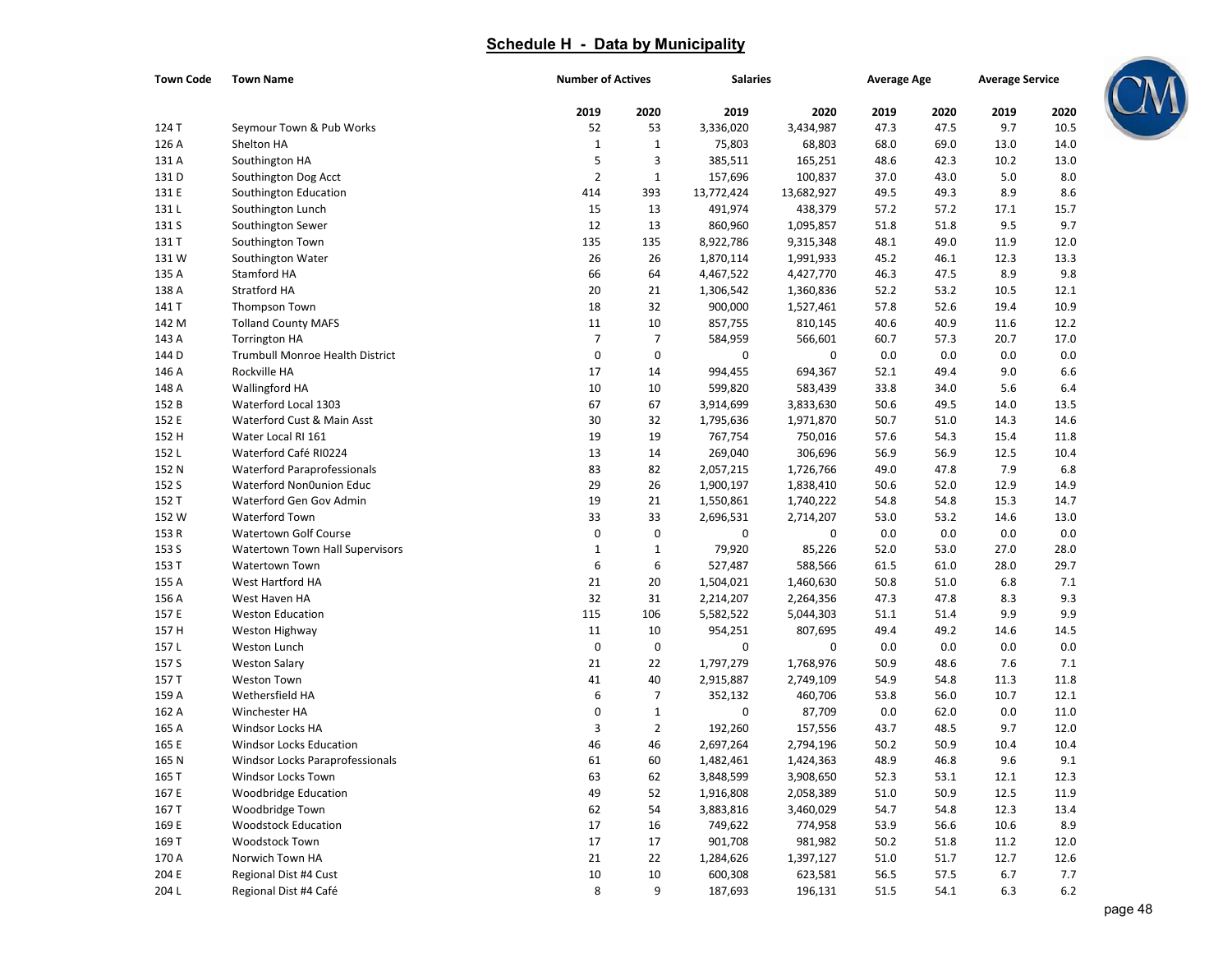## Schedule H - Data by Municipality

| Town Code | Town Name | Number of Actives | | Salaries | | Average Age | | Average Service | |
|---|---|---|---|---|---|---|---|---|---|
| | | 2019 | 2020 | 2019 | 2020 | 2019 | 2020 | 2019 | 2020 |
| 124 T | Seymour Town & Pub Works | 52 | 53 | 3,336,020 | 3,434,987 | 47.3 | 47.5 | 9.7 | 10.5 |
| 126 A | Shelton HA | 1 | 1 | 75,803 | 68,803 | 68.0 | 69.0 | 13.0 | 14.0 |
| 131 A | Southington HA | 5 | 3 | 385,511 | 165,251 | 48.6 | 42.3 | 10.2 | 13.0 |
| 131 D | Southington Dog Acct | 2 | 1 | 157,696 | 100,837 | 37.0 | 43.0 | 5.0 | 8.0 |
| 131 E | Southington Education | 414 | 393 | 13,772,424 | 13,682,927 | 49.5 | 49.3 | 8.9 | 8.6 |
| 131 L | Southington Lunch | 15 | 13 | 491,974 | 438,379 | 57.2 | 57.2 | 17.1 | 15.7 |
| 131 S | Southington Sewer | 12 | 13 | 860,960 | 1,095,857 | 51.8 | 51.8 | 9.5 | 9.7 |
| 131 T | Southington Town | 135 | 135 | 8,922,786 | 9,315,348 | 48.1 | 49.0 | 11.9 | 12.0 |
| 131 W | Southington Water | 26 | 26 | 1,870,114 | 1,991,933 | 45.2 | 46.1 | 12.3 | 13.3 |
| 135 A | Stamford HA | 66 | 64 | 4,467,522 | 4,427,770 | 46.3 | 47.5 | 8.9 | 9.8 |
| 138 A | Stratford HA | 20 | 21 | 1,306,542 | 1,360,836 | 52.2 | 53.2 | 10.5 | 12.1 |
| 141 T | Thompson Town | 18 | 32 | 900,000 | 1,527,461 | 57.8 | 52.6 | 19.4 | 10.9 |
| 142 M | Tolland County MAFS | 11 | 10 | 857,755 | 810,145 | 40.6 | 40.9 | 11.6 | 12.2 |
| 143 A | Torrington HA | 7 | 7 | 584,959 | 566,601 | 60.7 | 57.3 | 20.7 | 17.0 |
| 144 D | Trumbull Monroe Health District | 0 | 0 | 0 | 0 | 0.0 | 0.0 | 0.0 | 0.0 |
| 146 A | Rockville HA | 17 | 14 | 994,455 | 694,367 | 52.1 | 49.4 | 9.0 | 6.6 |
| 148 A | Wallingford HA | 10 | 10 | 599,820 | 583,439 | 33.8 | 34.0 | 5.6 | 6.4 |
| 152 B | Waterford Local 1303 | 67 | 67 | 3,914,699 | 3,833,630 | 50.6 | 49.5 | 14.0 | 13.5 |
| 152 E | Waterford Cust & Main Asst | 30 | 32 | 1,795,636 | 1,971,870 | 50.7 | 51.0 | 14.3 | 14.6 |
| 152 H | Water Local RI 161 | 19 | 19 | 767,754 | 750,016 | 57.6 | 54.3 | 15.4 | 11.8 |
| 152 L | Waterford Café RI0224 | 13 | 14 | 269,040 | 306,696 | 56.9 | 56.9 | 12.5 | 10.4 |
| 152 N | Waterford Paraprofessionals | 83 | 82 | 2,057,215 | 1,726,766 | 49.0 | 47.8 | 7.9 | 6.8 |
| 152 S | Waterford Non0union Educ | 29 | 26 | 1,900,197 | 1,838,410 | 50.6 | 52.0 | 12.9 | 14.9 |
| 152 T | Waterford Gen Gov Admin | 19 | 21 | 1,550,861 | 1,740,222 | 54.8 | 54.8 | 15.3 | 14.7 |
| 152 W | Waterford Town | 33 | 33 | 2,696,531 | 2,714,207 | 53.0 | 53.2 | 14.6 | 13.0 |
| 153 R | Watertown Golf Course | 0 | 0 | 0 | 0 | 0.0 | 0.0 | 0.0 | 0.0 |
| 153 S | Watertown Town Hall Supervisors | 1 | 1 | 79,920 | 85,226 | 52.0 | 53.0 | 27.0 | 28.0 |
| 153 T | Watertown Town | 6 | 6 | 527,487 | 588,566 | 61.5 | 61.0 | 28.0 | 29.7 |
| 155 A | West Hartford HA | 21 | 20 | 1,504,021 | 1,460,630 | 50.8 | 51.0 | 6.8 | 7.1 |
| 156 A | West Haven HA | 32 | 31 | 2,214,207 | 2,264,356 | 47.3 | 47.8 | 8.3 | 9.3 |
| 157 E | Weston Education | 115 | 106 | 5,582,522 | 5,044,303 | 51.1 | 51.4 | 9.9 | 9.9 |
| 157 H | Weston Highway | 11 | 10 | 954,251 | 807,695 | 49.4 | 49.2 | 14.6 | 14.5 |
| 157 L | Weston Lunch | 0 | 0 | 0 | 0 | 0.0 | 0.0 | 0.0 | 0.0 |
| 157 S | Weston Salary | 21 | 22 | 1,797,279 | 1,768,976 | 50.9 | 48.6 | 7.6 | 7.1 |
| 157 T | Weston Town | 41 | 40 | 2,915,887 | 2,749,109 | 54.9 | 54.8 | 11.3 | 11.8 |
| 159 A | Wethersfield HA | 6 | 7 | 352,132 | 460,706 | 53.8 | 56.0 | 10.7 | 12.1 |
| 162 A | Winchester HA | 0 | 1 | 0 | 87,709 | 0.0 | 62.0 | 0.0 | 11.0 |
| 165 A | Windsor Locks HA | 3 | 2 | 192,260 | 157,556 | 43.7 | 48.5 | 9.7 | 12.0 |
| 165 E | Windsor Locks Education | 46 | 46 | 2,697,264 | 2,794,196 | 50.2 | 50.9 | 10.4 | 10.4 |
| 165 N | Windsor Locks Paraprofessionals | 61 | 60 | 1,482,461 | 1,424,363 | 48.9 | 46.8 | 9.6 | 9.1 |
| 165 T | Windsor Locks Town | 63 | 62 | 3,848,599 | 3,908,650 | 52.3 | 53.1 | 12.1 | 12.3 |
| 167 E | Woodbridge Education | 49 | 52 | 1,916,808 | 2,058,389 | 51.0 | 50.9 | 12.5 | 11.9 |
| 167 T | Woodbridge Town | 62 | 54 | 3,883,816 | 3,460,029 | 54.7 | 54.8 | 12.3 | 13.4 |
| 169 E | Woodstock Education | 17 | 16 | 749,622 | 774,958 | 53.9 | 56.6 | 10.6 | 8.9 |
| 169 T | Woodstock Town | 17 | 17 | 901,708 | 981,982 | 50.2 | 51.8 | 11.2 | 12.0 |
| 170 A | Norwich Town HA | 21 | 22 | 1,284,626 | 1,397,127 | 51.0 | 51.7 | 12.7 | 12.6 |
| 204 E | Regional Dist #4 Cust | 10 | 10 | 600,308 | 623,581 | 56.5 | 57.5 | 6.7 | 7.7 |
| 204 L | Regional Dist #4 Café | 8 | 9 | 187,693 | 196,131 | 51.5 | 54.1 | 6.3 | 6.2 |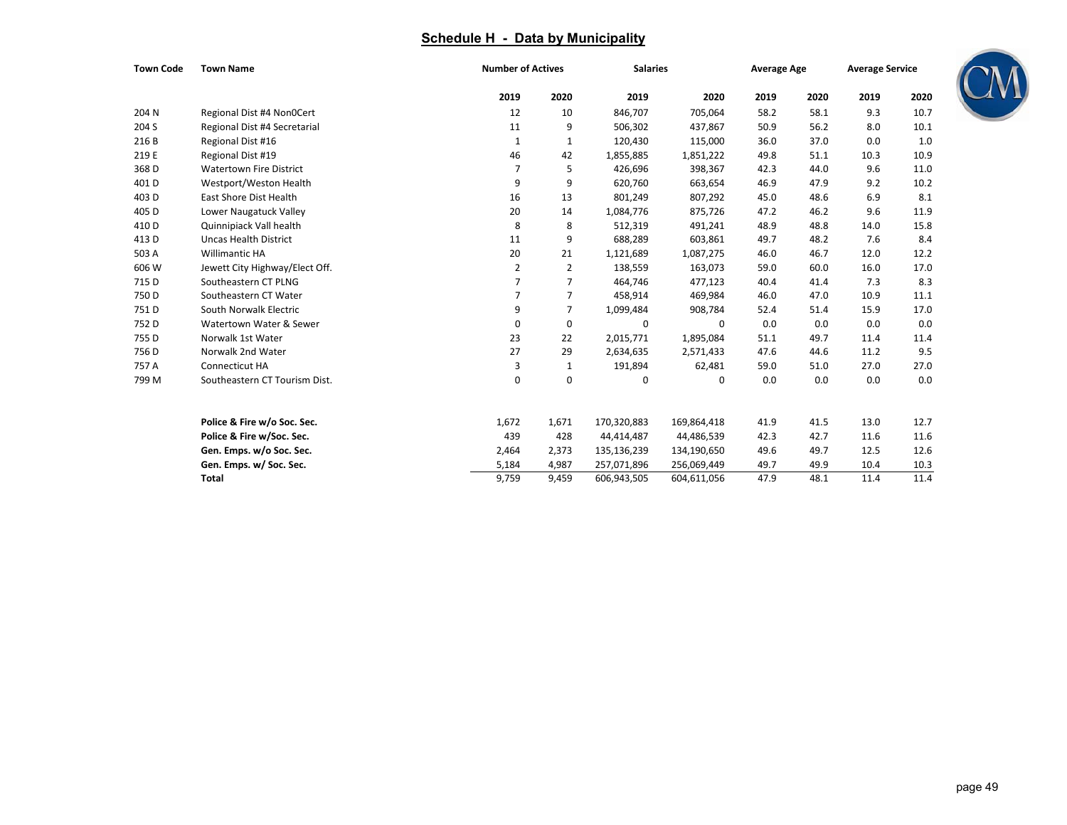## Schedule H - Data by Municipality

| Town Code | Town Name | Number of Actives | | Salaries | | Average Age | | Average Service | |
|---|---|---|---|---|---|---|---|---|---|
| | | 2019 | 2020 | 2019 | 2020 | 2019 | 2020 | 2019 | 2020 |
| 204 N | Regional Dist #4 Non0Cert | 12 | 10 | 846,707 | 705,064 | 58.2 | 58.1 | 9.3 | 10.7 |
| 204 S | Regional Dist #4 Secretarial | 11 | 9 | 506,302 | 437,867 | 50.9 | 56.2 | 8.0 | 10.1 |
| 216 B | Regional Dist #16 | 1 | 1 | 120,430 | 115,000 | 36.0 | 37.0 | 0.0 | 1.0 |
| 219 E | Regional Dist #19 | 46 | 42 | 1,855,885 | 1,851,222 | 49.8 | 51.1 | 10.3 | 10.9 |
| 368 D | Watertown Fire District | 7 | 5 | 426,696 | 398,367 | 42.3 | 44.0 | 9.6 | 11.0 |
| 401 D | Westport/Weston Health | 9 | 9 | 620,760 | 663,654 | 46.9 | 47.9 | 9.2 | 10.2 |
| 403 D | East Shore Dist Health | 16 | 13 | 801,249 | 807,292 | 45.0 | 48.6 | 6.9 | 8.1 |
| 405 D | Lower Naugatuck Valley | 20 | 14 | 1,084,776 | 875,726 | 47.2 | 46.2 | 9.6 | 11.9 |
| 410 D | Quinnipiack Vall health | 8 | 8 | 512,319 | 491,241 | 48.9 | 48.8 | 14.0 | 15.8 |
| 413 D | Uncas Health District | 11 | 9 | 688,289 | 603,861 | 49.7 | 48.2 | 7.6 | 8.4 |
| 503 A | Willimantic HA | 20 | 21 | 1,121,689 | 1,087,275 | 46.0 | 46.7 | 12.0 | 12.2 |
| 606 W | Jewett City Highway/Elect Off. | 2 | 2 | 138,559 | 163,073 | 59.0 | 60.0 | 16.0 | 17.0 |
| 715 D | Southeastern CT PLNG | 7 | 7 | 464,746 | 477,123 | 40.4 | 41.4 | 7.3 | 8.3 |
| 750 D | Southeastern CT Water | 7 | 7 | 458,914 | 469,984 | 46.0 | 47.0 | 10.9 | 11.1 |
| 751 D | South Norwalk Electric | 9 | 7 | 1,099,484 | 908,784 | 52.4 | 51.4 | 15.9 | 17.0 |
| 752 D | Watertown Water & Sewer | 0 | 0 | 0 | 0 | 0.0 | 0.0 | 0.0 | 0.0 |
| 755 D | Norwalk 1st Water | 23 | 22 | 2,015,771 | 1,895,084 | 51.1 | 49.7 | 11.4 | 11.4 |
| 756 D | Norwalk 2nd Water | 27 | 29 | 2,634,635 | 2,571,433 | 47.6 | 44.6 | 11.2 | 9.5 |
| 757 A | Connecticut HA | 3 | 1 | 191,894 | 62,481 | 59.0 | 51.0 | 27.0 | 27.0 |
| 799 M | Southeastern CT Tourism Dist. | 0 | 0 | 0 | 0 | 0.0 | 0.0 | 0.0 | 0.0 |
| | **Police & Fire w/o Soc. Sec.** | 1,672 | 1,671 | 170,320,883 | 169,864,418 | 41.9 | 41.5 | 13.0 | 12.7 |
| | **Police & Fire w/Soc. Sec.** | 439 | 428 | 44,414,487 | 44,486,539 | 42.3 | 42.7 | 11.6 | 11.6 |
| | **Gen. Emps. w/o Soc. Sec.** | 2,464 | 2,373 | 135,136,239 | 134,190,650 | 49.6 | 49.7 | 12.5 | 12.6 |
| | **Gen. Emps. w/ Soc. Sec.** | 5,184 | 4,987 | 257,071,896 | 256,069,449 | 49.7 | 49.9 | 10.4 | 10.3 |
| | **Total** | 9,759 | 9,459 | 606,943,505 | 604,611,056 | 47.9 | 48.1 | 11.4 | 11.4 |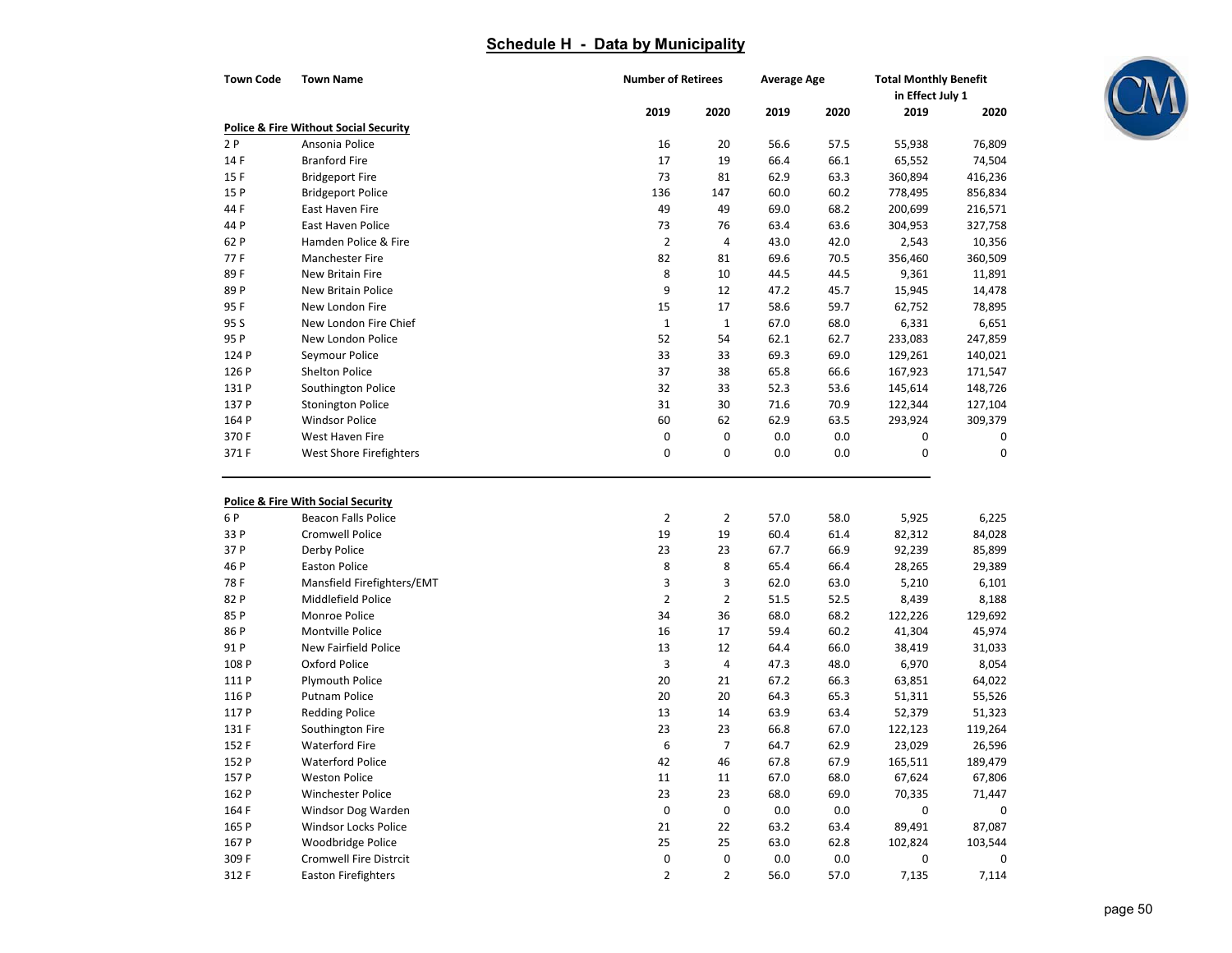## Schedule H - Data by Municipality

| Town Code | Town Name | Number of Retirees | | Average Age | | Total Monthly Benefit in Effect July 1 | |
|---|---|---|---|---|---|---|---|
| | | 2019 | 2020 | 2019 | 2020 | 2019 | 2020 |
| **Police & Fire Without Social Security** | | | | | | | |
| 2 P | Ansonia Police | 16 | 20 | 56.6 | 57.5 | 55,938 | 76,809 |
| 14 F | Branford Fire | 17 | 19 | 66.4 | 66.1 | 65,552 | 74,504 |
| 15 F | Bridgeport Fire | 73 | 81 | 62.9 | 63.3 | 360,894 | 416,236 |
| 15 P | Bridgeport Police | 136 | 147 | 60.0 | 60.2 | 778,495 | 856,834 |
| 44 F | East Haven Fire | 49 | 49 | 69.0 | 68.2 | 200,699 | 216,571 |
| 44 P | East Haven Police | 73 | 76 | 63.4 | 63.6 | 304,953 | 327,758 |
| 62 P | Hamden Police & Fire | 2 | 4 | 43.0 | 42.0 | 2,543 | 10,356 |
| 77 F | Manchester Fire | 82 | 81 | 69.6 | 70.5 | 356,460 | 360,509 |
| 89 F | New Britain Fire | 8 | 10 | 44.5 | 44.5 | 9,361 | 11,891 |
| 89 P | New Britain Police | 9 | 12 | 47.2 | 45.7 | 15,945 | 14,478 |
| 95 F | New London Fire | 15 | 17 | 58.6 | 59.7 | 62,752 | 78,895 |
| 95 S | New London Fire Chief | 1 | 1 | 67.0 | 68.0 | 6,331 | 6,651 |
| 95 P | New London Police | 52 | 54 | 62.1 | 62.7 | 233,083 | 247,859 |
| 124 P | Seymour Police | 33 | 33 | 69.3 | 69.0 | 129,261 | 140,021 |
| 126 P | Shelton Police | 37 | 38 | 65.8 | 66.6 | 167,923 | 171,547 |
| 131 P | Southington Police | 32 | 33 | 52.3 | 53.6 | 145,614 | 148,726 |
| 137 P | Stonington Police | 31 | 30 | 71.6 | 70.9 | 122,344 | 127,104 |
| 164 P | Windsor Police | 60 | 62 | 62.9 | 63.5 | 293,924 | 309,379 |
| 370 F | West Haven Fire | 0 | 0 | 0.0 | 0.0 | 0 | 0 |
| 371 F | West Shore Firefighters | 0 | 0 | 0.0 | 0.0 | 0 | 0 |
| **Police & Fire With Social Security** | | | | | | | |
| 6 P | Beacon Falls Police | 2 | 2 | 57.0 | 58.0 | 5,925 | 6,225 |
| 33 P | Cromwell Police | 19 | 19 | 60.4 | 61.4 | 82,312 | 84,028 |
| 37 P | Derby Police | 23 | 23 | 67.7 | 66.9 | 92,239 | 85,899 |
| 46 P | Easton Police | 8 | 8 | 65.4 | 66.4 | 28,265 | 29,389 |
| 78 F | Mansfield Firefighters/EMT | 3 | 3 | 62.0 | 63.0 | 5,210 | 6,101 |
| 82 P | Middlefield Police | 2 | 2 | 51.5 | 52.5 | 8,439 | 8,188 |
| 85 P | Monroe Police | 34 | 36 | 68.0 | 68.2 | 122,226 | 129,692 |
| 86 P | Montville Police | 16 | 17 | 59.4 | 60.2 | 41,304 | 45,974 |
| 91 P | New Fairfield Police | 13 | 12 | 64.4 | 66.0 | 38,419 | 31,033 |
| 108 P | Oxford Police | 3 | 4 | 47.3 | 48.0 | 6,970 | 8,054 |
| 111 P | Plymouth Police | 20 | 21 | 67.2 | 66.3 | 63,851 | 64,022 |
| 116 P | Putnam Police | 20 | 20 | 64.3 | 65.3 | 51,311 | 55,526 |
| 117 P | Redding Police | 13 | 14 | 63.9 | 63.4 | 52,379 | 51,323 |
| 131 F | Southington Fire | 23 | 23 | 66.8 | 67.0 | 122,123 | 119,264 |
| 152 F | Waterford Fire | 6 | 7 | 64.7 | 62.9 | 23,029 | 26,596 |
| 152 P | Waterford Police | 42 | 46 | 67.8 | 67.9 | 165,511 | 189,479 |
| 157 P | Weston Police | 11 | 11 | 67.0 | 68.0 | 67,624 | 67,806 |
| 162 P | Winchester Police | 23 | 23 | 68.0 | 69.0 | 70,335 | 71,447 |
| 164 F | Windsor Dog Warden | 0 | 0 | 0.0 | 0.0 | 0 | 0 |
| 165 P | Windsor Locks Police | 21 | 22 | 63.2 | 63.4 | 89,491 | 87,087 |
| 167 P | Woodbridge Police | 25 | 25 | 63.0 | 62.8 | 102,824 | 103,544 |
| 309 F | Cromwell Fire Distrcit | 0 | 0 | 0.0 | 0.0 | 0 | 0 |
| 312 F | Easton Firefighters | 2 | 2 | 56.0 | 57.0 | 7,135 | 7,114 |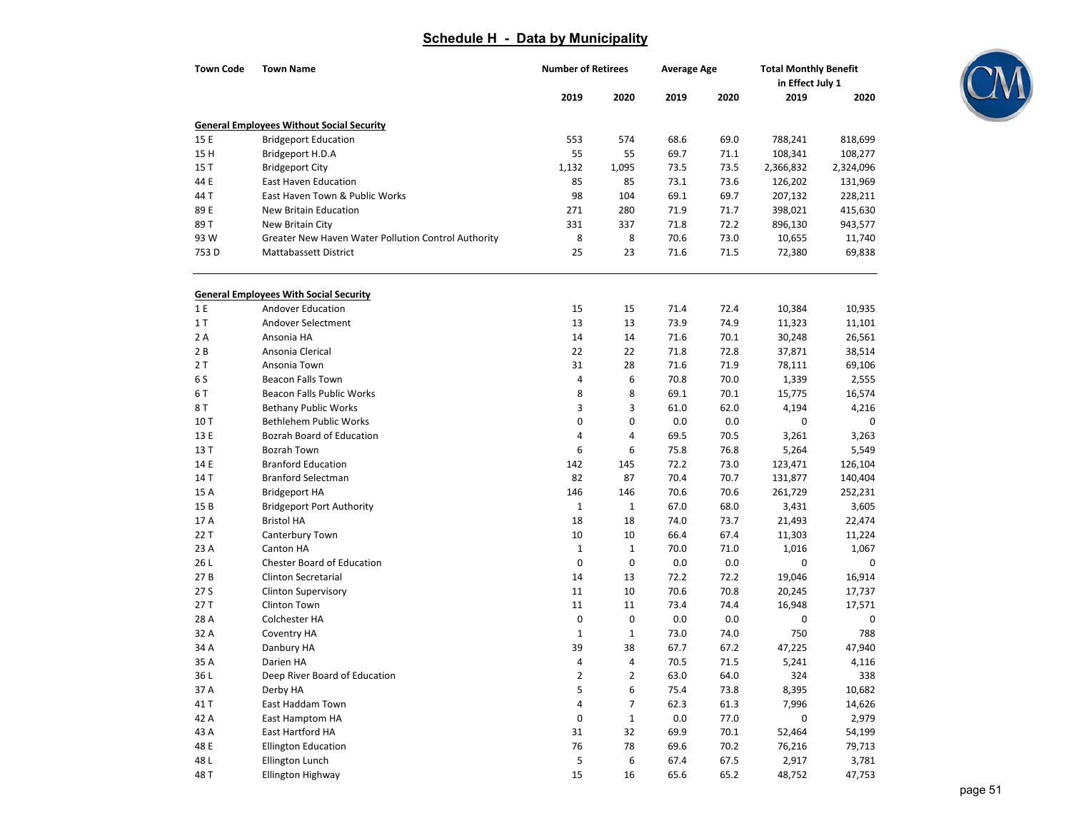## Schedule H - Data by Municipality

| Town Code | Town Name | Number of Retirees | | Average Age | | Total Monthly Benefit in Effect July 1 | |
|---|---|---|---|---|---|---|---|
| | | 2019 | 2020 | 2019 | 2020 | 2019 | 2020 |
| **General Employees Without Social Security** | | | | | | | |
| 15 E | Bridgeport Education | 553 | 574 | 68.6 | 69.0 | 788,241 | 818,699 |
| 15 H | Bridgeport H.D.A | 55 | 55 | 69.7 | 71.1 | 108,341 | 108,277 |
| 15 T | Bridgeport City | 1,132 | 1,095 | 73.5 | 73.5 | 2,366,832 | 2,324,096 |
| 44 E | East Haven Education | 85 | 85 | 73.1 | 73.6 | 126,202 | 131,969 |
| 44 T | East Haven Town & Public Works | 98 | 104 | 69.1 | 69.7 | 207,132 | 228,211 |
| 89 E | New Britain Education | 271 | 280 | 71.9 | 71.7 | 398,021 | 415,630 |
| 89 T | New Britain City | 331 | 337 | 71.8 | 72.2 | 896,130 | 943,577 |
| 93 W | Greater New Haven Water Pollution Control Authority | 8 | 8 | 70.6 | 73.0 | 10,655 | 11,740 |
| 753 D | Mattabassett District | 25 | 23 | 71.6 | 71.5 | 72,380 | 69,838 |
| **General Employees With Social Security** | | | | | | | |
| 1 E | Andover Education | 15 | 15 | 71.4 | 72.4 | 10,384 | 10,935 |
| 1 T | Andover Selectment | 13 | 13 | 73.9 | 74.9 | 11,323 | 11,101 |
| 2 A | Ansonia HA | 14 | 14 | 71.6 | 70.1 | 30,248 | 26,561 |
| 2 B | Ansonia Clerical | 22 | 22 | 71.8 | 72.8 | 37,871 | 38,514 |
| 2 T | Ansonia Town | 31 | 28 | 71.6 | 71.9 | 78,111 | 69,106 |
| 6 S | Beacon Falls Town | 4 | 6 | 70.8 | 70.0 | 1,339 | 2,555 |
| 6 T | Beacon Falls Public Works | 8 | 8 | 69.1 | 70.1 | 15,775 | 16,574 |
| 8 T | Bethany Public Works | 3 | 3 | 61.0 | 62.0 | 4,194 | 4,216 |
| 10 T | Bethlehem Public Works | 0 | 0 | 0.0 | 0.0 | 0 | 0 |
| 13 E | Bozrah Board of Education | 4 | 4 | 69.5 | 70.5 | 3,261 | 3,263 |
| 13 T | Bozrah Town | 6 | 6 | 75.8 | 76.8 | 5,264 | 5,549 |
| 14 E | Branford Education | 142 | 145 | 72.2 | 73.0 | 123,471 | 126,104 |
| 14 T | Branford Selectman | 82 | 87 | 70.4 | 70.7 | 131,877 | 140,404 |
| 15 A | Bridgeport HA | 146 | 146 | 70.6 | 70.6 | 261,729 | 252,231 |
| 15 B | Bridgeport Port Authority | 1 | 1 | 67.0 | 68.0 | 3,431 | 3,605 |
| 17 A | Bristol HA | 18 | 18 | 74.0 | 73.7 | 21,493 | 22,474 |
| 22 T | Canterbury Town | 10 | 10 | 66.4 | 67.4 | 11,303 | 11,224 |
| 23 A | Canton HA | 1 | 1 | 70.0 | 71.0 | 1,016 | 1,067 |
| 26 L | Chester Board of Education | 0 | 0 | 0.0 | 0.0 | 0 | 0 |
| 27 B | Clinton Secretarial | 14 | 13 | 72.2 | 72.2 | 19,046 | 16,914 |
| 27 S | Clinton Supervisory | 11 | 10 | 70.6 | 70.8 | 20,245 | 17,737 |
| 27 T | Clinton Town | 11 | 11 | 73.4 | 74.4 | 16,948 | 17,571 |
| 28 A | Colchester HA | 0 | 0 | 0.0 | 0.0 | 0 | 0 |
| 32 A | Coventry HA | 1 | 1 | 73.0 | 74.0 | 750 | 788 |
| 34 A | Danbury HA | 39 | 38 | 67.7 | 67.2 | 47,225 | 47,940 |
| 35 A | Darien HA | 4 | 4 | 70.5 | 71.5 | 5,241 | 4,116 |
| 36 L | Deep River Board of Education | 2 | 2 | 63.0 | 64.0 | 324 | 338 |
| 37 A | Derby HA | 5 | 6 | 75.4 | 73.8 | 8,395 | 10,682 |
| 41 T | East Haddam Town | 4 | 7 | 62.3 | 61.3 | 7,996 | 14,626 |
| 42 A | East Hamptom HA | 0 | 1 | 0.0 | 77.0 | 0 | 2,979 |
| 43 A | East Hartford HA | 31 | 32 | 69.9 | 70.1 | 52,464 | 54,199 |
| 48 E | Ellington Education | 76 | 78 | 69.6 | 70.2 | 76,216 | 79,713 |
| 48 L | Ellington Lunch | 5 | 6 | 67.4 | 67.5 | 2,917 | 3,781 |
| 48 T | Ellington Highway | 15 | 16 | 65.6 | 65.2 | 48,752 | 47,753 |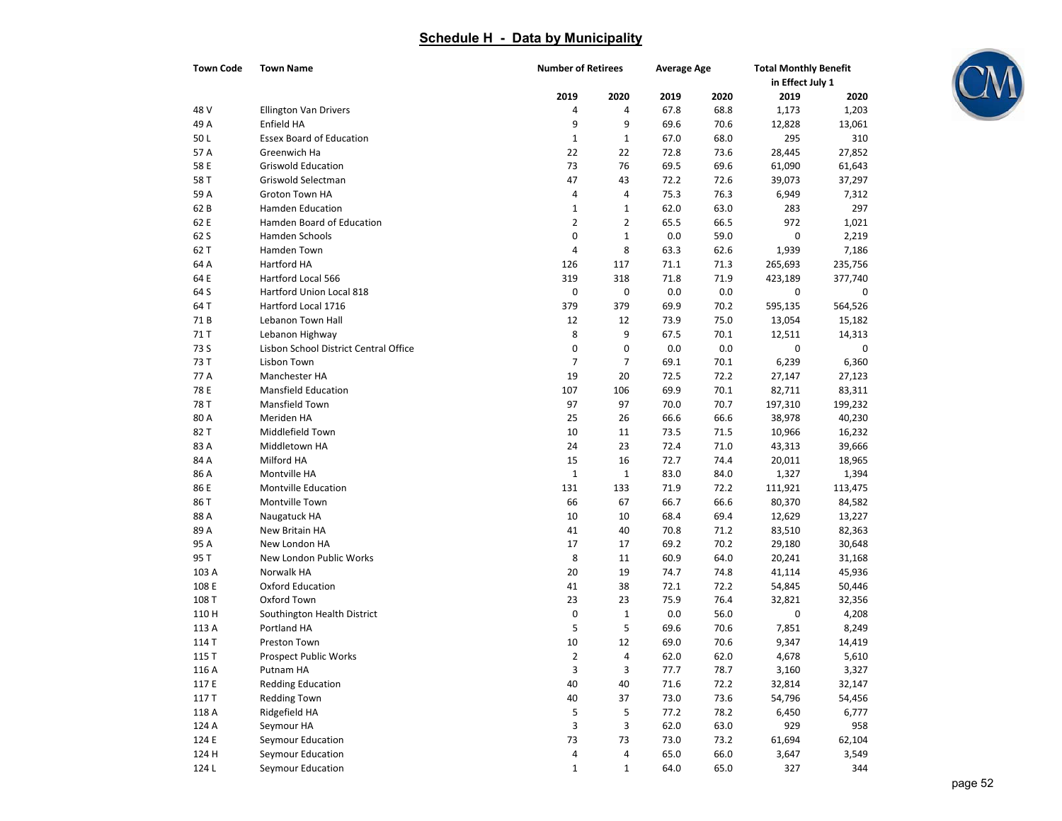## Schedule H - Data by Municipality

| Town Code | Town Name | Number of Retirees | | Average Age | | Total Monthly Benefit in Effect July 1 | |
|---|---|---|---|---|---|---|---|
| | | 2019 | 2020 | 2019 | 2020 | 2019 | 2020 |
| 48 V | Ellington Van Drivers | 4 | 4 | 67.8 | 68.8 | 1,173 | 1,203 |
| 49 A | Enfield HA | 9 | 9 | 69.6 | 70.6 | 12,828 | 13,061 |
| 50 L | Essex Board of Education | 1 | 1 | 67.0 | 68.0 | 295 | 310 |
| 57 A | Greenwich Ha | 22 | 22 | 72.8 | 73.6 | 28,445 | 27,852 |
| 58 E | Griswold Education | 73 | 76 | 69.5 | 69.6 | 61,090 | 61,643 |
| 58 T | Griswold Selectman | 47 | 43 | 72.2 | 72.6 | 39,073 | 37,297 |
| 59 A | Groton Town HA | 4 | 4 | 75.3 | 76.3 | 6,949 | 7,312 |
| 62 B | Hamden Education | 1 | 1 | 62.0 | 63.0 | 283 | 297 |
| 62 E | Hamden Board of Education | 2 | 2 | 65.5 | 66.5 | 972 | 1,021 |
| 62 S | Hamden Schools | 0 | 1 | 0.0 | 59.0 | 0 | 2,219 |
| 62 T | Hamden Town | 4 | 8 | 63.3 | 62.6 | 1,939 | 7,186 |
| 64 A | Hartford HA | 126 | 117 | 71.1 | 71.3 | 265,693 | 235,756 |
| 64 E | Hartford Local 566 | 319 | 318 | 71.8 | 71.9 | 423,189 | 377,740 |
| 64 S | Hartford Union Local 818 | 0 | 0 | 0.0 | 0.0 | 0 | 0 |
| 64 T | Hartford Local 1716 | 379 | 379 | 69.9 | 70.2 | 595,135 | 564,526 |
| 71 B | Lebanon Town Hall | 12 | 12 | 73.9 | 75.0 | 13,054 | 15,182 |
| 71 T | Lebanon Highway | 8 | 9 | 67.5 | 70.1 | 12,511 | 14,313 |
| 73 S | Lisbon School District Central Office | 0 | 0 | 0.0 | 0.0 | 0 | 0 |
| 73 T | Lisbon Town | 7 | 7 | 69.1 | 70.1 | 6,239 | 6,360 |
| 77 A | Manchester HA | 19 | 20 | 72.5 | 72.2 | 27,147 | 27,123 |
| 78 E | Mansfield Education | 107 | 106 | 69.9 | 70.1 | 82,711 | 83,311 |
| 78 T | Mansfield Town | 97 | 97 | 70.0 | 70.7 | 197,310 | 199,232 |
| 80 A | Meriden HA | 25 | 26 | 66.6 | 66.6 | 38,978 | 40,230 |
| 82 T | Middlefield Town | 10 | 11 | 73.5 | 71.5 | 10,966 | 16,232 |
| 83 A | Middletown HA | 24 | 23 | 72.4 | 71.0 | 43,313 | 39,666 |
| 84 A | Milford HA | 15 | 16 | 72.7 | 74.4 | 20,011 | 18,965 |
| 86 A | Montville HA | 1 | 1 | 83.0 | 84.0 | 1,327 | 1,394 |
| 86 E | Montville Education | 131 | 133 | 71.9 | 72.2 | 111,921 | 113,475 |
| 86 T | Montville Town | 66 | 67 | 66.7 | 66.6 | 80,370 | 84,582 |
| 88 A | Naugatuck HA | 10 | 10 | 68.4 | 69.4 | 12,629 | 13,227 |
| 89 A | New Britain HA | 41 | 40 | 70.8 | 71.2 | 83,510 | 82,363 |
| 95 A | New London HA | 17 | 17 | 69.2 | 70.2 | 29,180 | 30,648 |
| 95 T | New London Public Works | 8 | 11 | 60.9 | 64.0 | 20,241 | 31,168 |
| 103 A | Norwalk HA | 20 | 19 | 74.7 | 74.8 | 41,114 | 45,936 |
| 108 E | Oxford Education | 41 | 38 | 72.1 | 72.2 | 54,845 | 50,446 |
| 108 T | Oxford Town | 23 | 23 | 75.9 | 76.4 | 32,821 | 32,356 |
| 110 H | Southington Health District | 0 | 1 | 0.0 | 56.0 | 0 | 4,208 |
| 113 A | Portland HA | 5 | 5 | 69.6 | 70.6 | 7,851 | 8,249 |
| 114 T | Preston Town | 10 | 12 | 69.0 | 70.6 | 9,347 | 14,419 |
| 115 T | Prospect Public Works | 2 | 4 | 62.0 | 62.0 | 4,678 | 5,610 |
| 116 A | Putnam HA | 3 | 3 | 77.7 | 78.7 | 3,160 | 3,327 |
| 117 E | Redding Education | 40 | 40 | 71.6 | 72.2 | 32,814 | 32,147 |
| 117 T | Redding Town | 40 | 37 | 73.0 | 73.6 | 54,796 | 54,456 |
| 118 A | Ridgefield HA | 5 | 5 | 77.2 | 78.2 | 6,450 | 6,777 |
| 124 A | Seymour HA | 3 | 3 | 62.0 | 63.0 | 929 | 958 |
| 124 E | Seymour Education | 73 | 73 | 73.0 | 73.2 | 61,694 | 62,104 |
| 124 H | Seymour Education | 4 | 4 | 65.0 | 66.0 | 3,647 | 3,549 |
| 124 L | Seymour Education | 1 | 1 | 64.0 | 65.0 | 327 | 344 |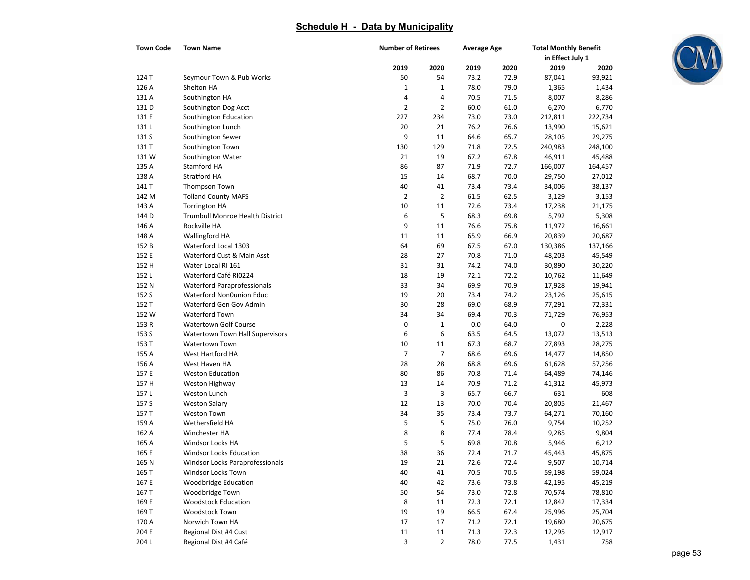## Schedule H - Data by Municipality

| Town Code | Town Name | Number of Retirees | | Average Age | | Total Monthly Benefit in Effect July 1 | |
|---|---|---|---|---|---|---|---|
| | | 2019 | 2020 | 2019 | 2020 | 2019 | 2020 |
| 124 T | Seymour Town & Pub Works | 50 | 54 | 73.2 | 72.9 | 87,041 | 93,921 |
| 126 A | Shelton HA | 1 | 1 | 78.0 | 79.0 | 1,365 | 1,434 |
| 131 A | Southington HA | 4 | 4 | 70.5 | 71.5 | 8,007 | 8,286 |
| 131 D | Southington Dog Acct | 2 | 2 | 60.0 | 61.0 | 6,270 | 6,770 |
| 131 E | Southington Education | 227 | 234 | 73.0 | 73.0 | 212,811 | 222,734 |
| 131 L | Southington Lunch | 20 | 21 | 76.2 | 76.6 | 13,990 | 15,621 |
| 131 S | Southington Sewer | 9 | 11 | 64.6 | 65.7 | 28,105 | 29,275 |
| 131 T | Southington Town | 130 | 129 | 71.8 | 72.5 | 240,983 | 248,100 |
| 131 W | Southington Water | 21 | 19 | 67.2 | 67.8 | 46,911 | 45,488 |
| 135 A | Stamford HA | 86 | 87 | 71.9 | 72.7 | 166,007 | 164,457 |
| 138 A | Stratford HA | 15 | 14 | 68.7 | 70.0 | 29,750 | 27,012 |
| 141 T | Thompson Town | 40 | 41 | 73.4 | 73.4 | 34,006 | 38,137 |
| 142 M | Tolland County MAFS | 2 | 2 | 61.5 | 62.5 | 3,129 | 3,153 |
| 143 A | Torrington HA | 10 | 11 | 72.6 | 73.4 | 17,238 | 21,175 |
| 144 D | Trumbull Monroe Health District | 6 | 5 | 68.3 | 69.8 | 5,792 | 5,308 |
| 146 A | Rockville HA | 9 | 11 | 76.6 | 75.8 | 11,972 | 16,661 |
| 148 A | Wallingford HA | 11 | 11 | 65.9 | 66.9 | 20,839 | 20,687 |
| 152 B | Waterford Local 1303 | 64 | 69 | 67.5 | 67.0 | 130,386 | 137,166 |
| 152 E | Waterford Cust & Main Asst | 28 | 27 | 70.8 | 71.0 | 48,203 | 45,549 |
| 152 H | Water Local RI 161 | 31 | 31 | 74.2 | 74.0 | 30,890 | 30,220 |
| 152 L | Waterford Café RI0224 | 18 | 19 | 72.1 | 72.2 | 10,762 | 11,649 |
| 152 N | Waterford Paraprofessionals | 33 | 34 | 69.9 | 70.9 | 17,928 | 19,941 |
| 152 S | Waterford Non0union Educ | 19 | 20 | 73.4 | 74.2 | 23,126 | 25,615 |
| 152 T | Waterford Gen Gov Admin | 30 | 28 | 69.0 | 68.9 | 77,291 | 72,331 |
| 152 W | Waterford Town | 34 | 34 | 69.4 | 70.3 | 71,729 | 76,953 |
| 153 R | Watertown Golf Course | 0 | 1 | 0.0 | 64.0 | 0 | 2,228 |
| 153 S | Watertown Town Hall Supervisors | 6 | 6 | 63.5 | 64.5 | 13,072 | 13,513 |
| 153 T | Watertown Town | 10 | 11 | 67.3 | 68.7 | 27,893 | 28,275 |
| 155 A | West Hartford HA | 7 | 7 | 68.6 | 69.6 | 14,477 | 14,850 |
| 156 A | West Haven HA | 28 | 28 | 68.8 | 69.6 | 61,628 | 57,256 |
| 157 E | Weston Education | 80 | 86 | 70.8 | 71.4 | 64,489 | 74,146 |
| 157 H | Weston Highway | 13 | 14 | 70.9 | 71.2 | 41,312 | 45,973 |
| 157 L | Weston Lunch | 3 | 3 | 65.7 | 66.7 | 631 | 608 |
| 157 S | Weston Salary | 12 | 13 | 70.0 | 70.4 | 20,805 | 21,467 |
| 157 T | Weston Town | 34 | 35 | 73.4 | 73.7 | 64,271 | 70,160 |
| 159 A | Wethersfield HA | 5 | 5 | 75.0 | 76.0 | 9,754 | 10,252 |
| 162 A | Winchester HA | 8 | 8 | 77.4 | 78.4 | 9,285 | 9,804 |
| 165 A | Windsor Locks HA | 5 | 5 | 69.8 | 70.8 | 5,946 | 6,212 |
| 165 E | Windsor Locks Education | 38 | 36 | 72.4 | 71.7 | 45,443 | 45,875 |
| 165 N | Windsor Locks Paraprofessionals | 19 | 21 | 72.6 | 72.4 | 9,507 | 10,714 |
| 165 T | Windsor Locks Town | 40 | 41 | 70.5 | 70.5 | 59,198 | 59,024 |
| 167 E | Woodbridge Education | 40 | 42 | 73.6 | 73.8 | 42,195 | 45,219 |
| 167 T | Woodbridge Town | 50 | 54 | 73.0 | 72.8 | 70,574 | 78,810 |
| 169 E | Woodstock Education | 8 | 11 | 72.3 | 72.1 | 12,842 | 17,334 |
| 169 T | Woodstock Town | 19 | 19 | 66.5 | 67.4 | 25,996 | 25,704 |
| 170 A | Norwich Town HA | 17 | 17 | 71.2 | 72.1 | 19,680 | 20,675 |
| 204 E | Regional Dist #4 Cust | 11 | 11 | 71.3 | 72.3 | 12,295 | 12,917 |
| 204 L | Regional Dist #4 Café | 3 | 2 | 78.0 | 77.5 | 1,431 | 758 |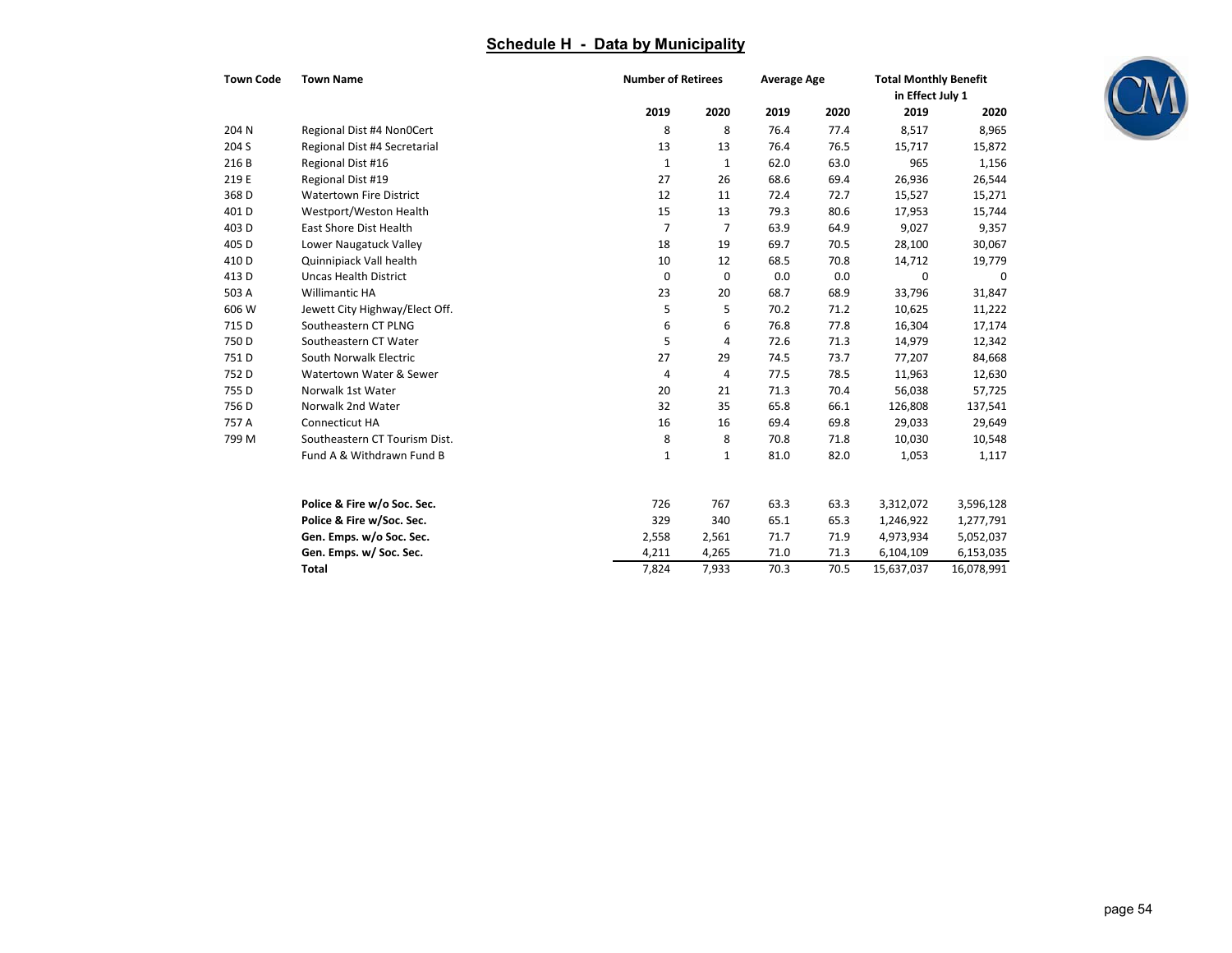## Schedule H - Data by Municipality

| Town Code | Town Name | Number of Retirees | | Average Age | | Total Monthly Benefit in Effect July 1 | |
|---|---|---|---|---|---|---|---|
| | | 2019 | 2020 | 2019 | 2020 | 2019 | 2020 |
| 204 N | Regional Dist #4 Non0Cert | 8 | 8 | 76.4 | 77.4 | 8,517 | 8,965 |
| 204 S | Regional Dist #4 Secretarial | 13 | 13 | 76.4 | 76.5 | 15,717 | 15,872 |
| 216 B | Regional Dist #16 | 1 | 1 | 62.0 | 63.0 | 965 | 1,156 |
| 219 E | Regional Dist #19 | 27 | 26 | 68.6 | 69.4 | 26,936 | 26,544 |
| 368 D | Watertown Fire District | 12 | 11 | 72.4 | 72.7 | 15,527 | 15,271 |
| 401 D | Westport/Weston Health | 15 | 13 | 79.3 | 80.6 | 17,953 | 15,744 |
| 403 D | East Shore Dist Health | 7 | 7 | 63.9 | 64.9 | 9,027 | 9,357 |
| 405 D | Lower Naugatuck Valley | 18 | 19 | 69.7 | 70.5 | 28,100 | 30,067 |
| 410 D | Quinnipiack Vall health | 10 | 12 | 68.5 | 70.8 | 14,712 | 19,779 |
| 413 D | Uncas Health District | 0 | 0 | 0.0 | 0.0 | 0 | 0 |
| 503 A | Willimantic HA | 23 | 20 | 68.7 | 68.9 | 33,796 | 31,847 |
| 606 W | Jewett City Highway/Elect Off. | 5 | 5 | 70.2 | 71.2 | 10,625 | 11,222 |
| 715 D | Southeastern CT PLNG | 6 | 6 | 76.8 | 77.8 | 16,304 | 17,174 |
| 750 D | Southeastern CT Water | 5 | 4 | 72.6 | 71.3 | 14,979 | 12,342 |
| 751 D | South Norwalk Electric | 27 | 29 | 74.5 | 73.7 | 77,207 | 84,668 |
| 752 D | Watertown Water & Sewer | 4 | 4 | 77.5 | 78.5 | 11,963 | 12,630 |
| 755 D | Norwalk 1st Water | 20 | 21 | 71.3 | 70.4 | 56,038 | 57,725 |
| 756 D | Norwalk 2nd Water | 32 | 35 | 65.8 | 66.1 | 126,808 | 137,541 |
| 757 A | Connecticut HA | 16 | 16 | 69.4 | 69.8 | 29,033 | 29,649 |
| 799 M | Southeastern CT Tourism Dist. | 8 | 8 | 70.8 | 71.8 | 10,030 | 10,548 |
| | Fund A & Withdrawn Fund B | 1 | 1 | 81.0 | 82.0 | 1,053 | 1,117 |
| | | | | | | | |
| | **Police & Fire w/o Soc. Sec.** | 726 | 767 | 63.3 | 63.3 | 3,312,072 | 3,596,128 |
| | **Police & Fire w/Soc. Sec.** | 329 | 340 | 65.1 | 65.3 | 1,246,922 | 1,277,791 |
| | **Gen. Emps. w/o Soc. Sec.** | 2,558 | 2,561 | 71.7 | 71.9 | 4,973,934 | 5,052,037 |
| | **Gen. Emps. w/ Soc. Sec.** | 4,211 | 4,265 | 71.0 | 71.3 | 6,104,109 | 6,153,035 |
| | **Total** | 7,824 | 7,933 | 70.3 | 70.5 | 15,637,037 | 16,078,991 |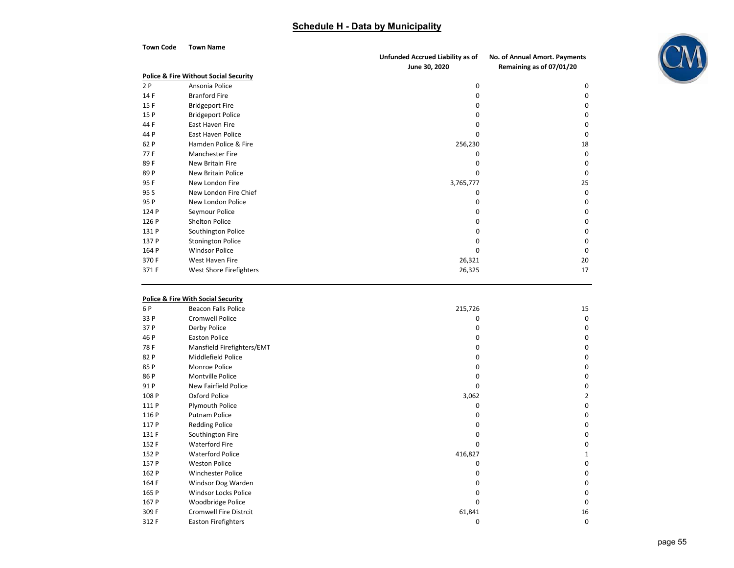# Schedule H - Data by Municipality

| Town Code | Town Name | Unfunded Accrued Liability as of June 30, 2020 | No. of Annual Amort. Payments Remaining as of 07/01/20 |
|---|---|---|---|
| **Police & Fire Without Social Security** | | | |
| 2 P | Ansonia Police | 0 | 0 |
| 14 F | Branford Fire | 0 | 0 |
| 15 F | Bridgeport Fire | 0 | 0 |
| 15 P | Bridgeport Police | 0 | 0 |
| 44 F | East Haven Fire | 0 | 0 |
| 44 P | East Haven Police | 0 | 0 |
| 62 P | Hamden Police & Fire | 256,230 | 18 |
| 77 F | Manchester Fire | 0 | 0 |
| 89 F | New Britain Fire | 0 | 0 |
| 89 P | New Britain Police | 0 | 0 |
| 95 F | New London Fire | 3,765,777 | 25 |
| 95 S | New London Fire Chief | 0 | 0 |
| 95 P | New London Police | 0 | 0 |
| 124 P | Seymour Police | 0 | 0 |
| 126 P | Shelton Police | 0 | 0 |
| 131 P | Southington Police | 0 | 0 |
| 137 P | Stonington Police | 0 | 0 |
| 164 P | Windsor Police | 0 | 0 |
| 370 F | West Haven Fire | 26,321 | 20 |
| 371 F | West Shore Firefighters | 26,325 | 17 |
| **Police & Fire With Social Security** | | | |
| 6 P | Beacon Falls Police | 215,726 | 15 |
| 33 P | Cromwell Police | 0 | 0 |
| 37 P | Derby Police | 0 | 0 |
| 46 P | Easton Police | 0 | 0 |
| 78 F | Mansfield Firefighters/EMT | 0 | 0 |
| 82 P | Middlefield Police | 0 | 0 |
| 85 P | Monroe Police | 0 | 0 |
| 86 P | Montville Police | 0 | 0 |
| 91 P | New Fairfield Police | 0 | 0 |
| 108 P | Oxford Police | 3,062 | 2 |
| 111 P | Plymouth Police | 0 | 0 |
| 116 P | Putnam Police | 0 | 0 |
| 117 P | Redding Police | 0 | 0 |
| 131 F | Southington Fire | 0 | 0 |
| 152 F | Waterford Fire | 0 | 0 |
| 152 P | Waterford Police | 416,827 | 1 |
| 157 P | Weston Police | 0 | 0 |
| 162 P | Winchester Police | 0 | 0 |
| 164 F | Windsor Dog Warden | 0 | 0 |
| 165 P | Windsor Locks Police | 0 | 0 |
| 167 P | Woodbridge Police | 0 | 0 |
| 309 F | Cromwell Fire Distrcit | 61,841 | 16 |
| 312 F | Easton Firefighters | 0 | 0 |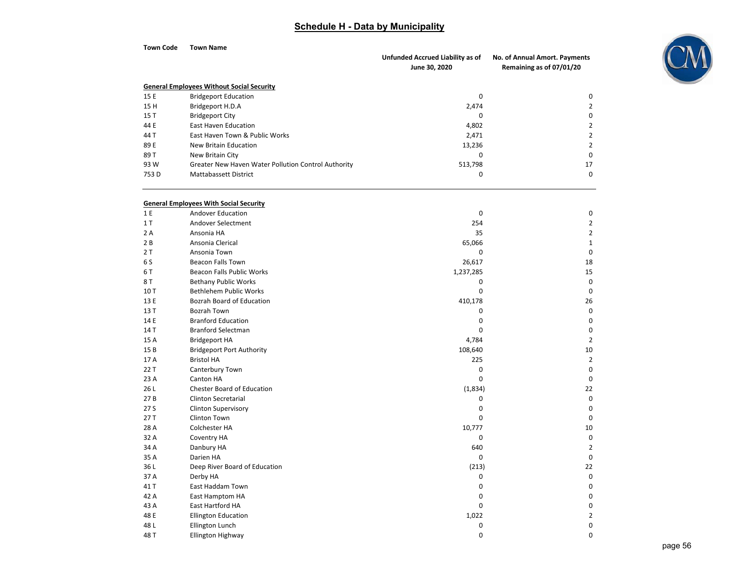# Schedule H - Data by Municipality

| Town Code | Town Name | Unfunded Accrued Liability as of June 30, 2020 | No. of Annual Amort. Payments Remaining as of 07/01/20 |
|---|---|---|---|
| **General Employees Without Social Security** | | | |
| 15 E | Bridgeport Education | 0 | 0 |
| 15 H | Bridgeport H.D.A | 2,474 | 2 |
| 15 T | Bridgeport City | 0 | 0 |
| 44 E | East Haven Education | 4,802 | 2 |
| 44 T | East Haven Town & Public Works | 2,471 | 2 |
| 89 E | New Britain Education | 13,236 | 2 |
| 89 T | New Britain City | 0 | 0 |
| 93 W | Greater New Haven Water Pollution Control Authority | 513,798 | 17 |
| 753 D | Mattabassett District | 0 | 0 |
| **General Employees With Social Security** | | | |
| 1 E | Andover Education | 0 | 0 |
| 1 T | Andover Selectment | 254 | 2 |
| 2 A | Ansonia HA | 35 | 2 |
| 2 B | Ansonia Clerical | 65,066 | 1 |
| 2 T | Ansonia Town | 0 | 0 |
| 6 S | Beacon Falls Town | 26,617 | 18 |
| 6 T | Beacon Falls Public Works | 1,237,285 | 15 |
| 8 T | Bethany Public Works | 0 | 0 |
| 10 T | Bethlehem Public Works | 0 | 0 |
| 13 E | Bozrah Board of Education | 410,178 | 26 |
| 13 T | Bozrah Town | 0 | 0 |
| 14 E | Branford Education | 0 | 0 |
| 14 T | Branford Selectman | 0 | 0 |
| 15 A | Bridgeport HA | 4,784 | 2 |
| 15 B | Bridgeport Port Authority | 108,640 | 10 |
| 17 A | Bristol HA | 225 | 2 |
| 22 T | Canterbury Town | 0 | 0 |
| 23 A | Canton HA | 0 | 0 |
| 26 L | Chester Board of Education | (1,834) | 22 |
| 27 B | Clinton Secretarial | 0 | 0 |
| 27 S | Clinton Supervisory | 0 | 0 |
| 27 T | Clinton Town | 0 | 0 |
| 28 A | Colchester HA | 10,777 | 10 |
| 32 A | Coventry HA | 0 | 0 |
| 34 A | Danbury HA | 640 | 2 |
| 35 A | Darien HA | 0 | 0 |
| 36 L | Deep River Board of Education | (213) | 22 |
| 37 A | Derby HA | 0 | 0 |
| 41 T | East Haddam Town | 0 | 0 |
| 42 A | East Hamptom HA | 0 | 0 |
| 43 A | East Hartford HA | 0 | 0 |
| 48 E | Ellington Education | 1,022 | 2 |
| 48 L | Ellington Lunch | 0 | 0 |
| 48 T | Ellington Highway | 0 | 0 |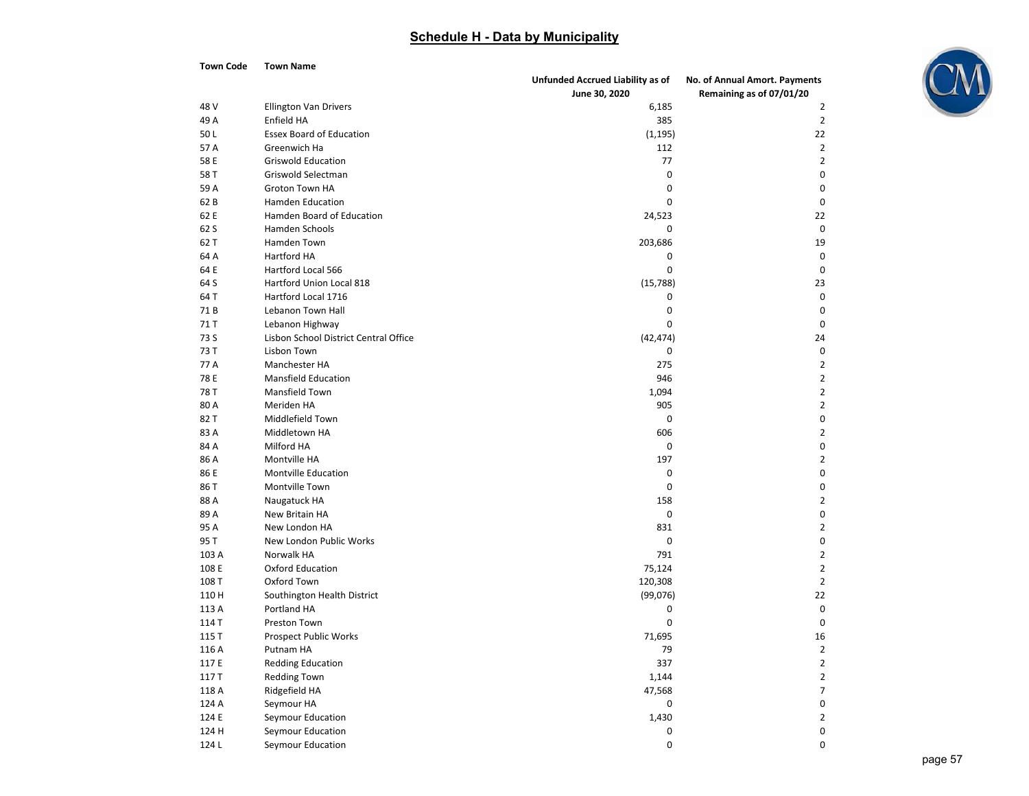## Schedule H - Data by Municipality

| Town Code | Town Name | Unfunded Accrued Liability as of June 30, 2020 | No. of Annual Amort. Payments Remaining as of 07/01/20 |
|---|---|---|---|
| 48 V | Ellington Van Drivers | 6,185 | 2 |
| 49 A | Enfield HA | 385 | 2 |
| 50 L | Essex Board of Education | (1,195) | 22 |
| 57 A | Greenwich Ha | 112 | 2 |
| 58 E | Griswold Education | 77 | 2 |
| 58 T | Griswold Selectman | 0 | 0 |
| 59 A | Groton Town HA | 0 | 0 |
| 62 B | Hamden Education | 0 | 0 |
| 62 E | Hamden Board of Education | 24,523 | 22 |
| 62 S | Hamden Schools | 0 | 0 |
| 62 T | Hamden Town | 203,686 | 19 |
| 64 A | Hartford HA | 0 | 0 |
| 64 E | Hartford Local 566 | 0 | 0 |
| 64 S | Hartford Union Local 818 | (15,788) | 23 |
| 64 T | Hartford Local 1716 | 0 | 0 |
| 71 B | Lebanon Town Hall | 0 | 0 |
| 71 T | Lebanon Highway | 0 | 0 |
| 73 S | Lisbon School District Central Office | (42,474) | 24 |
| 73 T | Lisbon Town | 0 | 0 |
| 77 A | Manchester HA | 275 | 2 |
| 78 E | Mansfield Education | 946 | 2 |
| 78 T | Mansfield Town | 1,094 | 2 |
| 80 A | Meriden HA | 905 | 2 |
| 82 T | Middlefield Town | 0 | 0 |
| 83 A | Middletown HA | 606 | 2 |
| 84 A | Milford HA | 0 | 0 |
| 86 A | Montville HA | 197 | 2 |
| 86 E | Montville Education | 0 | 0 |
| 86 T | Montville Town | 0 | 0 |
| 88 A | Naugatuck HA | 158 | 2 |
| 89 A | New Britain HA | 0 | 0 |
| 95 A | New London HA | 831 | 2 |
| 95 T | New London Public Works | 0 | 0 |
| 103 A | Norwalk HA | 791 | 2 |
| 108 E | Oxford Education | 75,124 | 2 |
| 108 T | Oxford Town | 120,308 | 2 |
| 110 H | Southington Health District | (99,076) | 22 |
| 113 A | Portland HA | 0 | 0 |
| 114 T | Preston Town | 0 | 0 |
| 115 T | Prospect Public Works | 71,695 | 16 |
| 116 A | Putnam HA | 79 | 2 |
| 117 E | Redding Education | 337 | 2 |
| 117 T | Redding Town | 1,144 | 2 |
| 118 A | Ridgefield HA | 47,568 | 7 |
| 124 A | Seymour HA | 0 | 0 |
| 124 E | Seymour Education | 1,430 | 2 |
| 124 H | Seymour Education | 0 | 0 |
| 124 L | Seymour Education | 0 | 0 |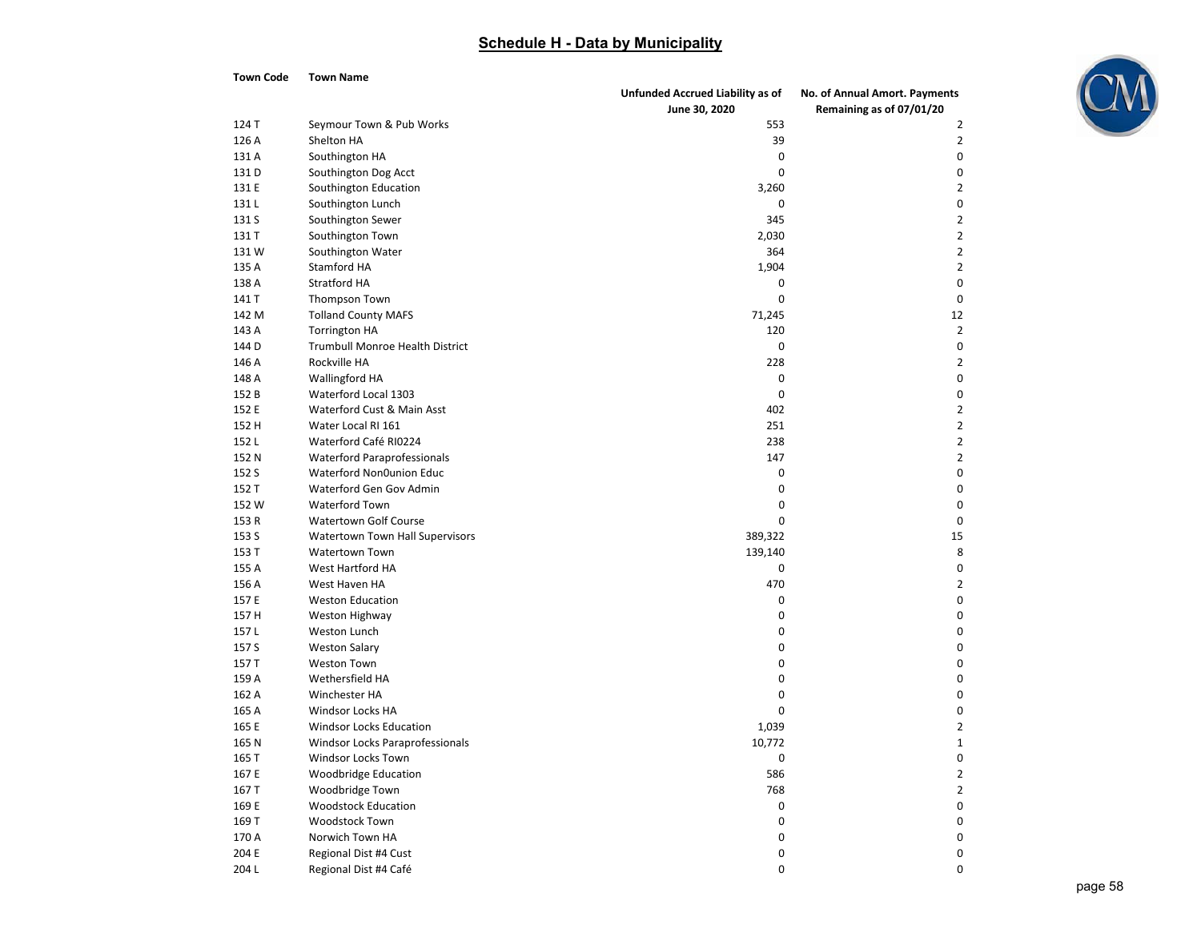## Schedule H - Data by Municipality

| Town Code | Town Name | Unfunded Accrued Liability as of June 30, 2020 | No. of Annual Amort. Payments Remaining as of 07/01/20 |
|---|---|---|---|
| 124 T | Seymour Town & Pub Works | 553 | 2 |
| 126 A | Shelton HA | 39 | 2 |
| 131 A | Southington HA | 0 | 0 |
| 131 D | Southington Dog Acct | 0 | 0 |
| 131 E | Southington Education | 3,260 | 2 |
| 131 L | Southington Lunch | 0 | 0 |
| 131 S | Southington Sewer | 345 | 2 |
| 131 T | Southington Town | 2,030 | 2 |
| 131 W | Southington Water | 364 | 2 |
| 135 A | Stamford HA | 1,904 | 2 |
| 138 A | Stratford HA | 0 | 0 |
| 141 T | Thompson Town | 0 | 0 |
| 142 M | Tolland County MAFS | 71,245 | 12 |
| 143 A | Torrington HA | 120 | 2 |
| 144 D | Trumbull Monroe Health District | 0 | 0 |
| 146 A | Rockville HA | 228 | 2 |
| 148 A | Wallingford HA | 0 | 0 |
| 152 B | Waterford Local 1303 | 0 | 0 |
| 152 E | Waterford Cust & Main Asst | 402 | 2 |
| 152 H | Water Local RI 161 | 251 | 2 |
| 152 L | Waterford Café RI0224 | 238 | 2 |
| 152 N | Waterford Paraprofessionals | 147 | 2 |
| 152 S | Waterford Non0union Educ | 0 | 0 |
| 152 T | Waterford Gen Gov Admin | 0 | 0 |
| 152 W | Waterford Town | 0 | 0 |
| 153 R | Watertown Golf Course | 0 | 0 |
| 153 S | Watertown Town Hall Supervisors | 389,322 | 15 |
| 153 T | Watertown Town | 139,140 | 8 |
| 155 A | West Hartford HA | 0 | 0 |
| 156 A | West Haven HA | 470 | 2 |
| 157 E | Weston Education | 0 | 0 |
| 157 H | Weston Highway | 0 | 0 |
| 157 L | Weston Lunch | 0 | 0 |
| 157 S | Weston Salary | 0 | 0 |
| 157 T | Weston Town | 0 | 0 |
| 159 A | Wethersfield HA | 0 | 0 |
| 162 A | Winchester HA | 0 | 0 |
| 165 A | Windsor Locks HA | 0 | 0 |
| 165 E | Windsor Locks Education | 1,039 | 2 |
| 165 N | Windsor Locks Paraprofessionals | 10,772 | 1 |
| 165 T | Windsor Locks Town | 0 | 0 |
| 167 E | Woodbridge Education | 586 | 2 |
| 167 T | Woodbridge Town | 768 | 2 |
| 169 E | Woodstock Education | 0 | 0 |
| 169 T | Woodstock Town | 0 | 0 |
| 170 A | Norwich Town HA | 0 | 0 |
| 204 E | Regional Dist #4 Cust | 0 | 0 |
| 204 L | Regional Dist #4 Café | 0 | 0 |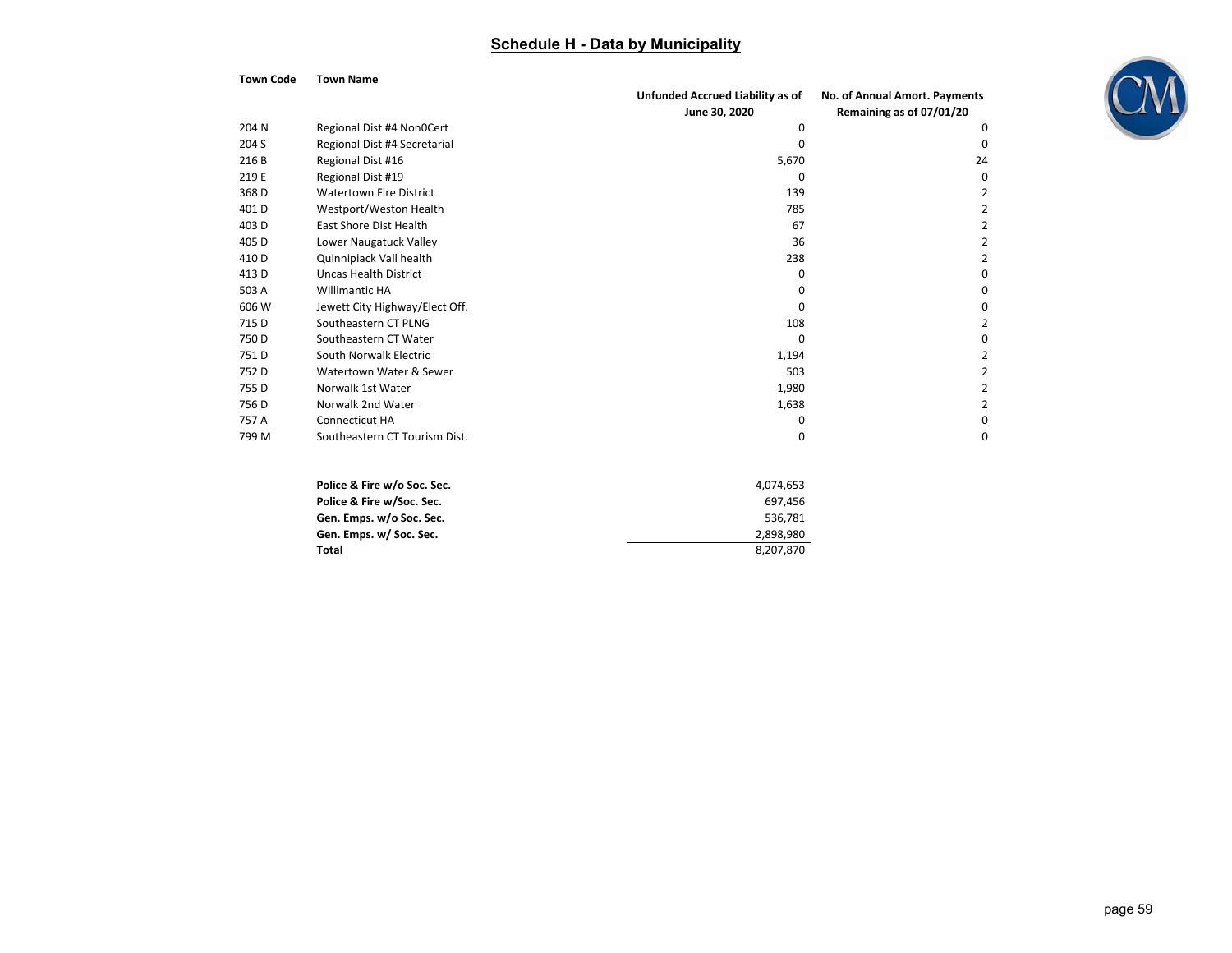## Schedule H - Data by Municipality

| Town Code | Town Name | Unfunded Accrued Liability as of June 30, 2020 | No. of Annual Amort. Payments Remaining as of 07/01/20 |
|---|---|---|---|
| 204 N | Regional Dist #4 Non0Cert | 0 | 0 |
| 204 S | Regional Dist #4 Secretarial | 0 | 0 |
| 216 B | Regional Dist #16 | 5,670 | 24 |
| 219 E | Regional Dist #19 | 0 | 0 |
| 368 D | Watertown Fire District | 139 | 2 |
| 401 D | Westport/Weston Health | 785 | 2 |
| 403 D | East Shore Dist Health | 67 | 2 |
| 405 D | Lower Naugatuck Valley | 36 | 2 |
| 410 D | Quinnipiack Vall health | 238 | 2 |
| 413 D | Uncas Health District | 0 | 0 |
| 503 A | Willimantic HA | 0 | 0 |
| 606 W | Jewett City Highway/Elect Off. | 0 | 0 |
| 715 D | Southeastern CT PLNG | 108 | 2 |
| 750 D | Southeastern CT Water | 0 | 0 |
| 751 D | South Norwalk Electric | 1,194 | 2 |
| 752 D | Watertown Water & Sewer | 503 | 2 |
| 755 D | Norwalk 1st Water | 1,980 | 2 |
| 756 D | Norwalk 2nd Water | 1,638 | 2 |
| 757 A | Connecticut HA | 0 | 0 |
| 799 M | Southeastern CT Tourism Dist. | 0 | 0 |
| | | | |
| | **Police & Fire w/o Soc. Sec.** | 4,074,653 | |
| | **Police & Fire w/Soc. Sec.** | 697,456 | |
| | **Gen. Emps. w/o Soc. Sec.** | 536,781 | |
| | **Gen. Emps. w/ Soc. Sec.** | 2,898,980 | |
| | **Total** | 8,207,870 | |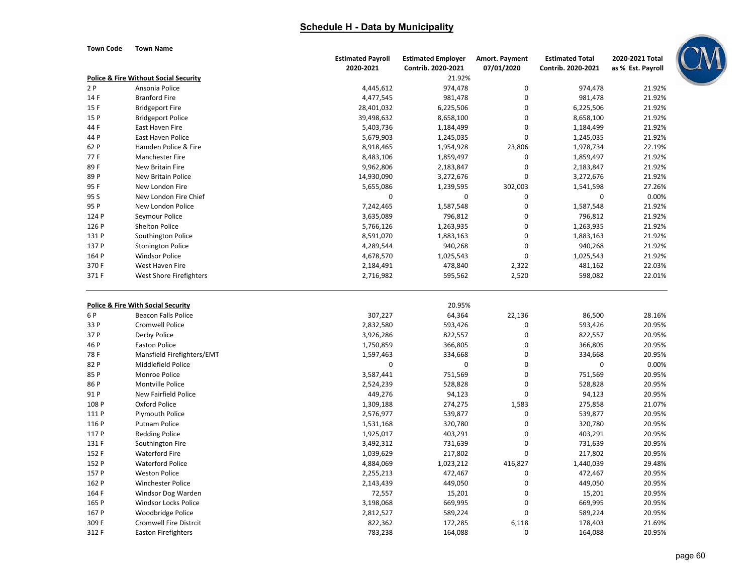## Schedule H - Data by Municipality

| Town Code | Town Name | Estimated Payroll 2020-2021 | Estimated Employer Contrib. 2020-2021 | Amort. Payment 07/01/2020 | Estimated Total Contrib. 2020-2021 | 2020-2021 Total as % Est. Payroll |
|---|---|---|---|---|---|---|
| **Police & Fire Without Social Security** | | | 21.92% | | | |
| 2 P | Ansonia Police | 4,445,612 | 974,478 | 0 | 974,478 | 21.92% |
| 14 F | Branford Fire | 4,477,545 | 981,478 | 0 | 981,478 | 21.92% |
| 15 F | Bridgeport Fire | 28,401,032 | 6,225,506 | 0 | 6,225,506 | 21.92% |
| 15 P | Bridgeport Police | 39,498,632 | 8,658,100 | 0 | 8,658,100 | 21.92% |
| 44 F | East Haven Fire | 5,403,736 | 1,184,499 | 0 | 1,184,499 | 21.92% |
| 44 P | East Haven Police | 5,679,903 | 1,245,035 | 0 | 1,245,035 | 21.92% |
| 62 P | Hamden Police & Fire | 8,918,465 | 1,954,928 | 23,806 | 1,978,734 | 22.19% |
| 77 F | Manchester Fire | 8,483,106 | 1,859,497 | 0 | 1,859,497 | 21.92% |
| 89 F | New Britain Fire | 9,962,806 | 2,183,847 | 0 | 2,183,847 | 21.92% |
| 89 P | New Britain Police | 14,930,090 | 3,272,676 | 0 | 3,272,676 | 21.92% |
| 95 F | New London Fire | 5,655,086 | 1,239,595 | 302,003 | 1,541,598 | 27.26% |
| 95 S | New London Fire Chief | 0 | 0 | 0 | 0 | 0.00% |
| 95 P | New London Police | 7,242,465 | 1,587,548 | 0 | 1,587,548 | 21.92% |
| 124 P | Seymour Police | 3,635,089 | 796,812 | 0 | 796,812 | 21.92% |
| 126 P | Shelton Police | 5,766,126 | 1,263,935 | 0 | 1,263,935 | 21.92% |
| 131 P | Southington Police | 8,591,070 | 1,883,163 | 0 | 1,883,163 | 21.92% |
| 137 P | Stonington Police | 4,289,544 | 940,268 | 0 | 940,268 | 21.92% |
| 164 P | Windsor Police | 4,678,570 | 1,025,543 | 0 | 1,025,543 | 21.92% |
| 370 F | West Haven Fire | 2,184,491 | 478,840 | 2,322 | 481,162 | 22.03% |
| 371 F | West Shore Firefighters | 2,716,982 | 595,562 | 2,520 | 598,082 | 22.01% |
| **Police & Fire With Social Security** | | | 20.95% | | | |
| 6 P | Beacon Falls Police | 307,227 | 64,364 | 22,136 | 86,500 | 28.16% |
| 33 P | Cromwell Police | 2,832,580 | 593,426 | 0 | 593,426 | 20.95% |
| 37 P | Derby Police | 3,926,286 | 822,557 | 0 | 822,557 | 20.95% |
| 46 P | Easton Police | 1,750,859 | 366,805 | 0 | 366,805 | 20.95% |
| 78 F | Mansfield Firefighters/EMT | 1,597,463 | 334,668 | 0 | 334,668 | 20.95% |
| 82 P | Middlefield Police | 0 | 0 | 0 | 0 | 0.00% |
| 85 P | Monroe Police | 3,587,441 | 751,569 | 0 | 751,569 | 20.95% |
| 86 P | Montville Police | 2,524,239 | 528,828 | 0 | 528,828 | 20.95% |
| 91 P | New Fairfield Police | 449,276 | 94,123 | 0 | 94,123 | 20.95% |
| 108 P | Oxford Police | 1,309,188 | 274,275 | 1,583 | 275,858 | 21.07% |
| 111 P | Plymouth Police | 2,576,977 | 539,877 | 0 | 539,877 | 20.95% |
| 116 P | Putnam Police | 1,531,168 | 320,780 | 0 | 320,780 | 20.95% |
| 117 P | Redding Police | 1,925,017 | 403,291 | 0 | 403,291 | 20.95% |
| 131 F | Southington Fire | 3,492,312 | 731,639 | 0 | 731,639 | 20.95% |
| 152 F | Waterford Fire | 1,039,629 | 217,802 | 0 | 217,802 | 20.95% |
| 152 P | Waterford Police | 4,884,069 | 1,023,212 | 416,827 | 1,440,039 | 29.48% |
| 157 P | Weston Police | 2,255,213 | 472,467 | 0 | 472,467 | 20.95% |
| 162 P | Winchester Police | 2,143,439 | 449,050 | 0 | 449,050 | 20.95% |
| 164 F | Windsor Dog Warden | 72,557 | 15,201 | 0 | 15,201 | 20.95% |
| 165 P | Windsor Locks Police | 3,198,068 | 669,995 | 0 | 669,995 | 20.95% |
| 167 P | Woodbridge Police | 2,812,527 | 589,224 | 0 | 589,224 | 20.95% |
| 309 F | Cromwell Fire Distrcit | 822,362 | 172,285 | 6,118 | 178,403 | 21.69% |
| 312 F | Easton Firefighters | 783,238 | 164,088 | 0 | 164,088 | 20.95% |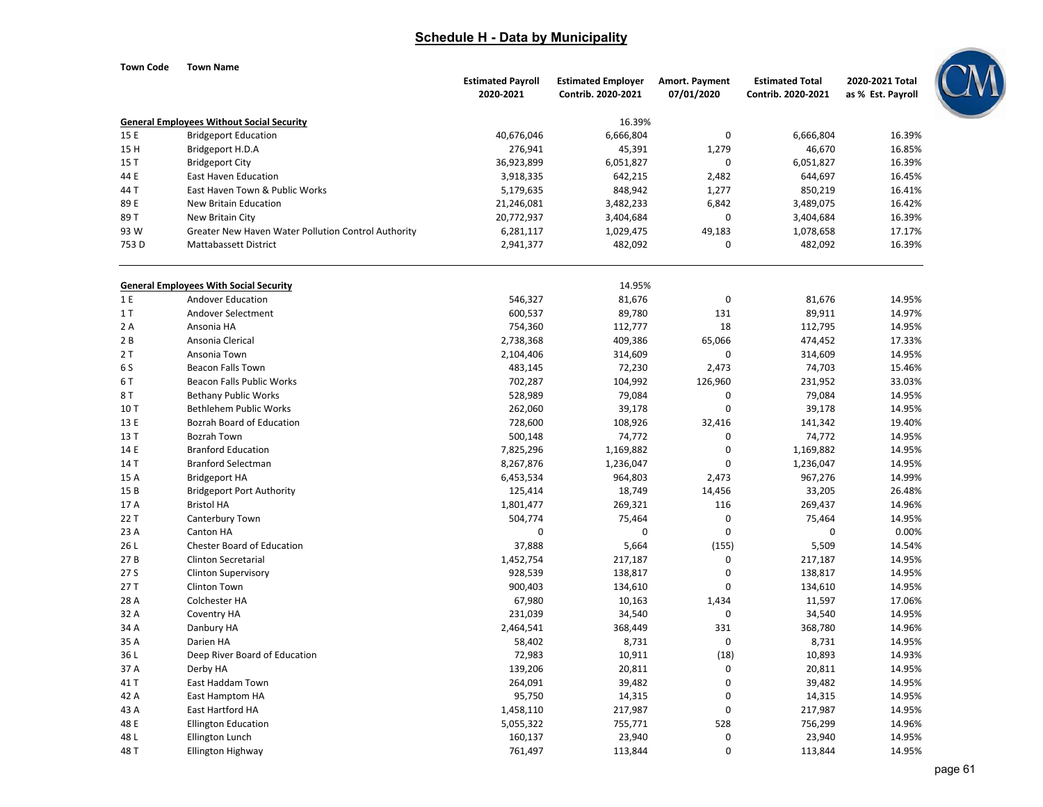## Schedule H - Data by Municipality

| Town Code | Town Name | Estimated Payroll 2020-2021 | Estimated Employer Contrib. 2020-2021 | Amort. Payment 07/01/2020 | Estimated Total Contrib. 2020-2021 | 2020-2021 Total as % Est. Payroll |
|---|---|---|---|---|---|---|
| **General Employees Without Social Security** | | | 16.39% | | | |
| 15 E | Bridgeport Education | 40,676,046 | 6,666,804 | 0 | 6,666,804 | 16.39% |
| 15 H | Bridgeport H.D.A | 276,941 | 45,391 | 1,279 | 46,670 | 16.85% |
| 15 T | Bridgeport City | 36,923,899 | 6,051,827 | 0 | 6,051,827 | 16.39% |
| 44 E | East Haven Education | 3,918,335 | 642,215 | 2,482 | 644,697 | 16.45% |
| 44 T | East Haven Town & Public Works | 5,179,635 | 848,942 | 1,277 | 850,219 | 16.41% |
| 89 E | New Britain Education | 21,246,081 | 3,482,233 | 6,842 | 3,489,075 | 16.42% |
| 89 T | New Britain City | 20,772,937 | 3,404,684 | 0 | 3,404,684 | 16.39% |
| 93 W | Greater New Haven Water Pollution Control Authority | 6,281,117 | 1,029,475 | 49,183 | 1,078,658 | 17.17% |
| 753 D | Mattabassett District | 2,941,377 | 482,092 | 0 | 482,092 | 16.39% |
| **General Employees With Social Security** | | | 14.95% | | | |
| 1 E | Andover Education | 546,327 | 81,676 | 0 | 81,676 | 14.95% |
| 1 T | Andover Selectment | 600,537 | 89,780 | 131 | 89,911 | 14.97% |
| 2 A | Ansonia HA | 754,360 | 112,777 | 18 | 112,795 | 14.95% |
| 2 B | Ansonia Clerical | 2,738,368 | 409,386 | 65,066 | 474,452 | 17.33% |
| 2 T | Ansonia Town | 2,104,406 | 314,609 | 0 | 314,609 | 14.95% |
| 6 S | Beacon Falls Town | 483,145 | 72,230 | 2,473 | 74,703 | 15.46% |
| 6 T | Beacon Falls Public Works | 702,287 | 104,992 | 126,960 | 231,952 | 33.03% |
| 8 T | Bethany Public Works | 528,989 | 79,084 | 0 | 79,084 | 14.95% |
| 10 T | Bethlehem Public Works | 262,060 | 39,178 | 0 | 39,178 | 14.95% |
| 13 E | Bozrah Board of Education | 728,600 | 108,926 | 32,416 | 141,342 | 19.40% |
| 13 T | Bozrah Town | 500,148 | 74,772 | 0 | 74,772 | 14.95% |
| 14 E | Branford Education | 7,825,296 | 1,169,882 | 0 | 1,169,882 | 14.95% |
| 14 T | Branford Selectman | 8,267,876 | 1,236,047 | 0 | 1,236,047 | 14.95% |
| 15 A | Bridgeport HA | 6,453,534 | 964,803 | 2,473 | 967,276 | 14.99% |
| 15 B | Bridgeport Port Authority | 125,414 | 18,749 | 14,456 | 33,205 | 26.48% |
| 17 A | Bristol HA | 1,801,477 | 269,321 | 116 | 269,437 | 14.96% |
| 22 T | Canterbury Town | 504,774 | 75,464 | 0 | 75,464 | 14.95% |
| 23 A | Canton HA | 0 | 0 | 0 | 0 | 0.00% |
| 26 L | Chester Board of Education | 37,888 | 5,664 | (155) | 5,509 | 14.54% |
| 27 B | Clinton Secretarial | 1,452,754 | 217,187 | 0 | 217,187 | 14.95% |
| 27 S | Clinton Supervisory | 928,539 | 138,817 | 0 | 138,817 | 14.95% |
| 27 T | Clinton Town | 900,403 | 134,610 | 0 | 134,610 | 14.95% |
| 28 A | Colchester HA | 67,980 | 10,163 | 1,434 | 11,597 | 17.06% |
| 32 A | Coventry HA | 231,039 | 34,540 | 0 | 34,540 | 14.95% |
| 34 A | Danbury HA | 2,464,541 | 368,449 | 331 | 368,780 | 14.96% |
| 35 A | Darien HA | 58,402 | 8,731 | 0 | 8,731 | 14.95% |
| 36 L | Deep River Board of Education | 72,983 | 10,911 | (18) | 10,893 | 14.93% |
| 37 A | Derby HA | 139,206 | 20,811 | 0 | 20,811 | 14.95% |
| 41 T | East Haddam Town | 264,091 | 39,482 | 0 | 39,482 | 14.95% |
| 42 A | East Hamptom HA | 95,750 | 14,315 | 0 | 14,315 | 14.95% |
| 43 A | East Hartford HA | 1,458,110 | 217,987 | 0 | 217,987 | 14.95% |
| 48 E | Ellington Education | 5,055,322 | 755,771 | 528 | 756,299 | 14.96% |
| 48 L | Ellington Lunch | 160,137 | 23,940 | 0 | 23,940 | 14.95% |
| 48 T | Ellington Highway | 761,497 | 113,844 | 0 | 113,844 | 14.95% |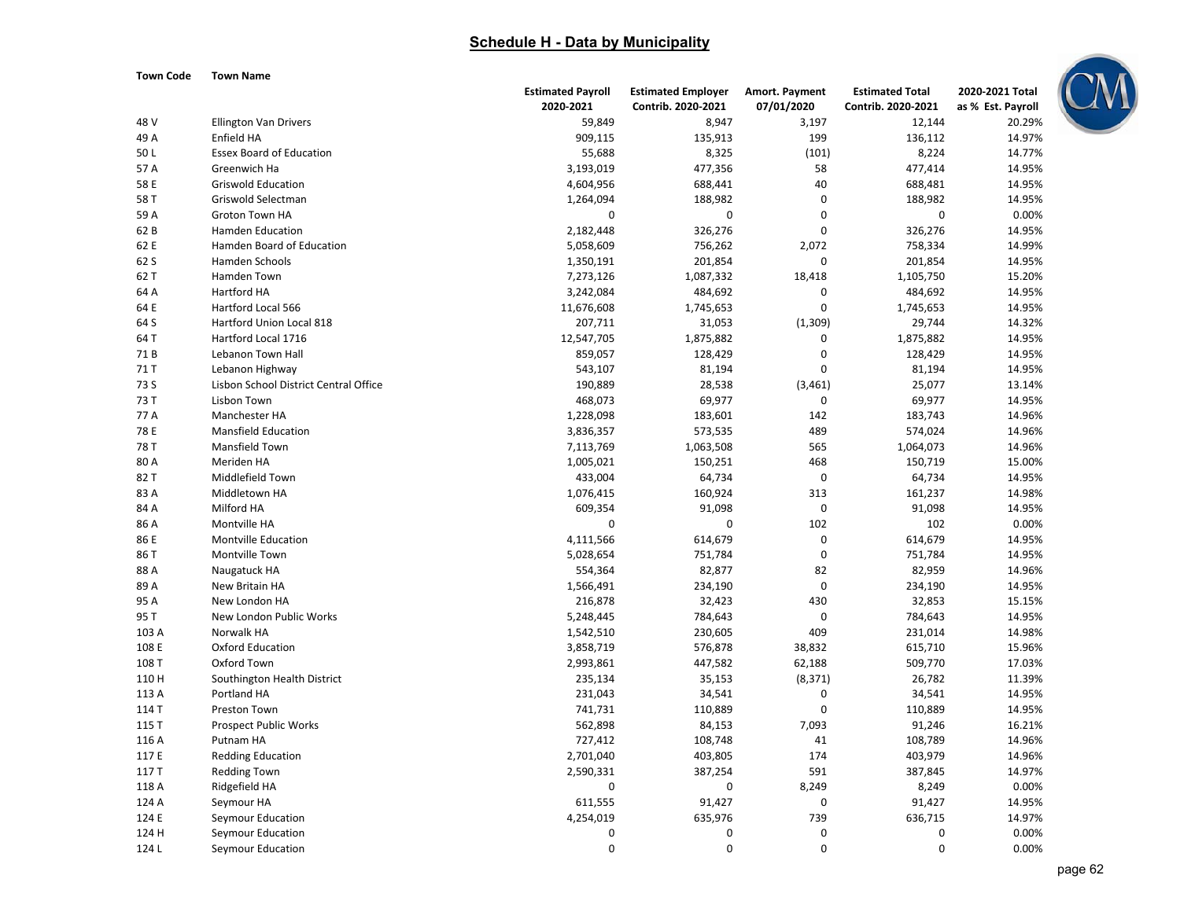## Schedule H - Data by Municipality

| Town Code | Town Name | Estimated Payroll 2020-2021 | Estimated Employer Contrib. 2020-2021 | Amort. Payment 07/01/2020 | Estimated Total Contrib. 2020-2021 | 2020-2021 Total as % Est. Payroll |
|---|---|---|---|---|---|---|
| 48 V | Ellington Van Drivers | 59,849 | 8,947 | 3,197 | 12,144 | 20.29% |
| 49 A | Enfield HA | 909,115 | 135,913 | 199 | 136,112 | 14.97% |
| 50 L | Essex Board of Education | 55,688 | 8,325 | (101) | 8,224 | 14.77% |
| 57 A | Greenwich Ha | 3,193,019 | 477,356 | 58 | 477,414 | 14.95% |
| 58 E | Griswold Education | 4,604,956 | 688,441 | 40 | 688,481 | 14.95% |
| 58 T | Griswold Selectman | 1,264,094 | 188,982 | 0 | 188,982 | 14.95% |
| 59 A | Groton Town HA | 0 | 0 | 0 | 0 | 0.00% |
| 62 B | Hamden Education | 2,182,448 | 326,276 | 0 | 326,276 | 14.95% |
| 62 E | Hamden Board of Education | 5,058,609 | 756,262 | 2,072 | 758,334 | 14.99% |
| 62 S | Hamden Schools | 1,350,191 | 201,854 | 0 | 201,854 | 14.95% |
| 62 T | Hamden Town | 7,273,126 | 1,087,332 | 18,418 | 1,105,750 | 15.20% |
| 64 A | Hartford HA | 3,242,084 | 484,692 | 0 | 484,692 | 14.95% |
| 64 E | Hartford Local 566 | 11,676,608 | 1,745,653 | 0 | 1,745,653 | 14.95% |
| 64 S | Hartford Union Local 818 | 207,711 | 31,053 | (1,309) | 29,744 | 14.32% |
| 64 T | Hartford Local 1716 | 12,547,705 | 1,875,882 | 0 | 1,875,882 | 14.95% |
| 71 B | Lebanon Town Hall | 859,057 | 128,429 | 0 | 128,429 | 14.95% |
| 71 T | Lebanon Highway | 543,107 | 81,194 | 0 | 81,194 | 14.95% |
| 73 S | Lisbon School District Central Office | 190,889 | 28,538 | (3,461) | 25,077 | 13.14% |
| 73 T | Lisbon Town | 468,073 | 69,977 | 0 | 69,977 | 14.95% |
| 77 A | Manchester HA | 1,228,098 | 183,601 | 142 | 183,743 | 14.96% |
| 78 E | Mansfield Education | 3,836,357 | 573,535 | 489 | 574,024 | 14.96% |
| 78 T | Mansfield Town | 7,113,769 | 1,063,508 | 565 | 1,064,073 | 14.96% |
| 80 A | Meriden HA | 1,005,021 | 150,251 | 468 | 150,719 | 15.00% |
| 82 T | Middlefield Town | 433,004 | 64,734 | 0 | 64,734 | 14.95% |
| 83 A | Middletown HA | 1,076,415 | 160,924 | 313 | 161,237 | 14.98% |
| 84 A | Milford HA | 609,354 | 91,098 | 0 | 91,098 | 14.95% |
| 86 A | Montville HA | 0 | 0 | 102 | 102 | 0.00% |
| 86 E | Montville Education | 4,111,566 | 614,679 | 0 | 614,679 | 14.95% |
| 86 T | Montville Town | 5,028,654 | 751,784 | 0 | 751,784 | 14.95% |
| 88 A | Naugatuck HA | 554,364 | 82,877 | 82 | 82,959 | 14.96% |
| 89 A | New Britain HA | 1,566,491 | 234,190 | 0 | 234,190 | 14.95% |
| 95 A | New London HA | 216,878 | 32,423 | 430 | 32,853 | 15.15% |
| 95 T | New London Public Works | 5,248,445 | 784,643 | 0 | 784,643 | 14.95% |
| 103 A | Norwalk HA | 1,542,510 | 230,605 | 409 | 231,014 | 14.98% |
| 108 E | Oxford Education | 3,858,719 | 576,878 | 38,832 | 615,710 | 15.96% |
| 108 T | Oxford Town | 2,993,861 | 447,582 | 62,188 | 509,770 | 17.03% |
| 110 H | Southington Health District | 235,134 | 35,153 | (8,371) | 26,782 | 11.39% |
| 113 A | Portland HA | 231,043 | 34,541 | 0 | 34,541 | 14.95% |
| 114 T | Preston Town | 741,731 | 110,889 | 0 | 110,889 | 14.95% |
| 115 T | Prospect Public Works | 562,898 | 84,153 | 7,093 | 91,246 | 16.21% |
| 116 A | Putnam HA | 727,412 | 108,748 | 41 | 108,789 | 14.96% |
| 117 E | Redding Education | 2,701,040 | 403,805 | 174 | 403,979 | 14.96% |
| 117 T | Redding Town | 2,590,331 | 387,254 | 591 | 387,845 | 14.97% |
| 118 A | Ridgefield HA | 0 | 0 | 8,249 | 8,249 | 0.00% |
| 124 A | Seymour HA | 611,555 | 91,427 | 0 | 91,427 | 14.95% |
| 124 E | Seymour Education | 4,254,019 | 635,976 | 739 | 636,715 | 14.97% |
| 124 H | Seymour Education | 0 | 0 | 0 | 0 | 0.00% |
| 124 L | Seymour Education | 0 | 0 | 0 | 0 | 0.00% |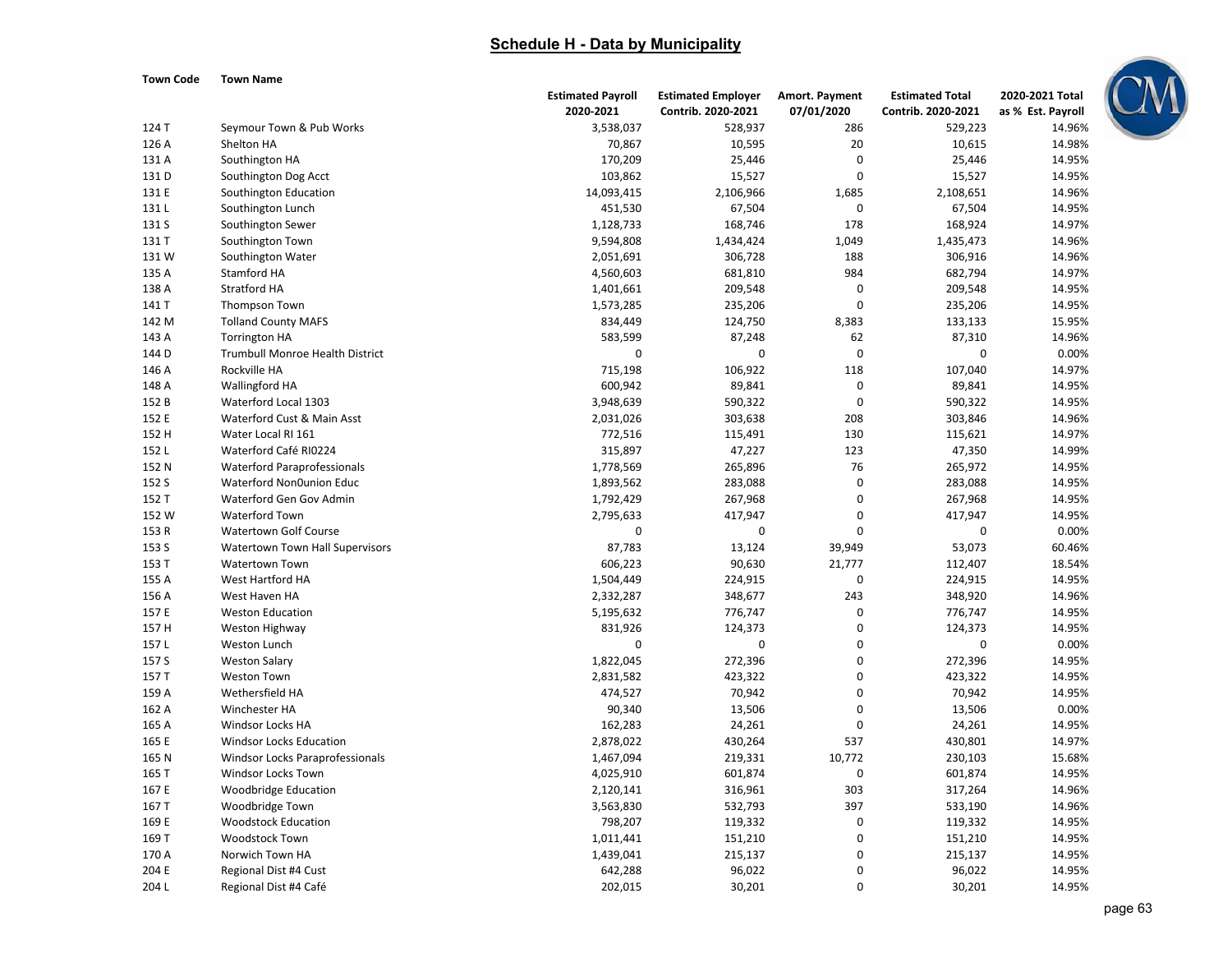## Schedule H - Data by Municipality

| Town Code | Town Name | Estimated Payroll 2020-2021 | Estimated Employer Contrib. 2020-2021 | Amort. Payment 07/01/2020 | Estimated Total Contrib. 2020-2021 | 2020-2021 Total as % Est. Payroll |
|---|---|---|---|---|---|---|
| 124 T | Seymour Town & Pub Works | 3,538,037 | 528,937 | 286 | 529,223 | 14.96% |
| 126 A | Shelton HA | 70,867 | 10,595 | 20 | 10,615 | 14.98% |
| 131 A | Southington HA | 170,209 | 25,446 | 0 | 25,446 | 14.95% |
| 131 D | Southington Dog Acct | 103,862 | 15,527 | 0 | 15,527 | 14.95% |
| 131 E | Southington Education | 14,093,415 | 2,106,966 | 1,685 | 2,108,651 | 14.96% |
| 131 L | Southington Lunch | 451,530 | 67,504 | 0 | 67,504 | 14.95% |
| 131 S | Southington Sewer | 1,128,733 | 168,746 | 178 | 168,924 | 14.97% |
| 131 T | Southington Town | 9,594,808 | 1,434,424 | 1,049 | 1,435,473 | 14.96% |
| 131 W | Southington Water | 2,051,691 | 306,728 | 188 | 306,916 | 14.96% |
| 135 A | Stamford HA | 4,560,603 | 681,810 | 984 | 682,794 | 14.97% |
| 138 A | Stratford HA | 1,401,661 | 209,548 | 0 | 209,548 | 14.95% |
| 141 T | Thompson Town | 1,573,285 | 235,206 | 0 | 235,206 | 14.95% |
| 142 M | Tolland County MAFS | 834,449 | 124,750 | 8,383 | 133,133 | 15.95% |
| 143 A | Torrington HA | 583,599 | 87,248 | 62 | 87,310 | 14.96% |
| 144 D | Trumbull Monroe Health District | 0 | 0 | 0 | 0 | 0.00% |
| 146 A | Rockville HA | 715,198 | 106,922 | 118 | 107,040 | 14.97% |
| 148 A | Wallingford HA | 600,942 | 89,841 | 0 | 89,841 | 14.95% |
| 152 B | Waterford Local 1303 | 3,948,639 | 590,322 | 0 | 590,322 | 14.95% |
| 152 E | Waterford Cust & Main Asst | 2,031,026 | 303,638 | 208 | 303,846 | 14.96% |
| 152 H | Water Local RI 161 | 772,516 | 115,491 | 130 | 115,621 | 14.97% |
| 152 L | Waterford Café RI0224 | 315,897 | 47,227 | 123 | 47,350 | 14.99% |
| 152 N | Waterford Paraprofessionals | 1,778,569 | 265,896 | 76 | 265,972 | 14.95% |
| 152 S | Waterford Non0union Educ | 1,893,562 | 283,088 | 0 | 283,088 | 14.95% |
| 152 T | Waterford Gen Gov Admin | 1,792,429 | 267,968 | 0 | 267,968 | 14.95% |
| 152 W | Waterford Town | 2,795,633 | 417,947 | 0 | 417,947 | 14.95% |
| 153 R | Watertown Golf Course | 0 | 0 | 0 | 0 | 0.00% |
| 153 S | Watertown Town Hall Supervisors | 87,783 | 13,124 | 39,949 | 53,073 | 60.46% |
| 153 T | Watertown Town | 606,223 | 90,630 | 21,777 | 112,407 | 18.54% |
| 155 A | West Hartford HA | 1,504,449 | 224,915 | 0 | 224,915 | 14.95% |
| 156 A | West Haven HA | 2,332,287 | 348,677 | 243 | 348,920 | 14.96% |
| 157 E | Weston Education | 5,195,632 | 776,747 | 0 | 776,747 | 14.95% |
| 157 H | Weston Highway | 831,926 | 124,373 | 0 | 124,373 | 14.95% |
| 157 L | Weston Lunch | 0 | 0 | 0 | 0 | 0.00% |
| 157 S | Weston Salary | 1,822,045 | 272,396 | 0 | 272,396 | 14.95% |
| 157 T | Weston Town | 2,831,582 | 423,322 | 0 | 423,322 | 14.95% |
| 159 A | Wethersfield HA | 474,527 | 70,942 | 0 | 70,942 | 14.95% |
| 162 A | Winchester HA | 90,340 | 13,506 | 0 | 13,506 | 0.00% |
| 165 A | Windsor Locks HA | 162,283 | 24,261 | 0 | 24,261 | 14.95% |
| 165 E | Windsor Locks Education | 2,878,022 | 430,264 | 537 | 430,801 | 14.97% |
| 165 N | Windsor Locks Paraprofessionals | 1,467,094 | 219,331 | 10,772 | 230,103 | 15.68% |
| 165 T | Windsor Locks Town | 4,025,910 | 601,874 | 0 | 601,874 | 14.95% |
| 167 E | Woodbridge Education | 2,120,141 | 316,961 | 303 | 317,264 | 14.96% |
| 167 T | Woodbridge Town | 3,563,830 | 532,793 | 397 | 533,190 | 14.96% |
| 169 E | Woodstock Education | 798,207 | 119,332 | 0 | 119,332 | 14.95% |
| 169 T | Woodstock Town | 1,011,441 | 151,210 | 0 | 151,210 | 14.95% |
| 170 A | Norwich Town HA | 1,439,041 | 215,137 | 0 | 215,137 | 14.95% |
| 204 E | Regional Dist #4 Cust | 642,288 | 96,022 | 0 | 96,022 | 14.95% |
| 204 L | Regional Dist #4 Café | 202,015 | 30,201 | 0 | 30,201 | 14.95% |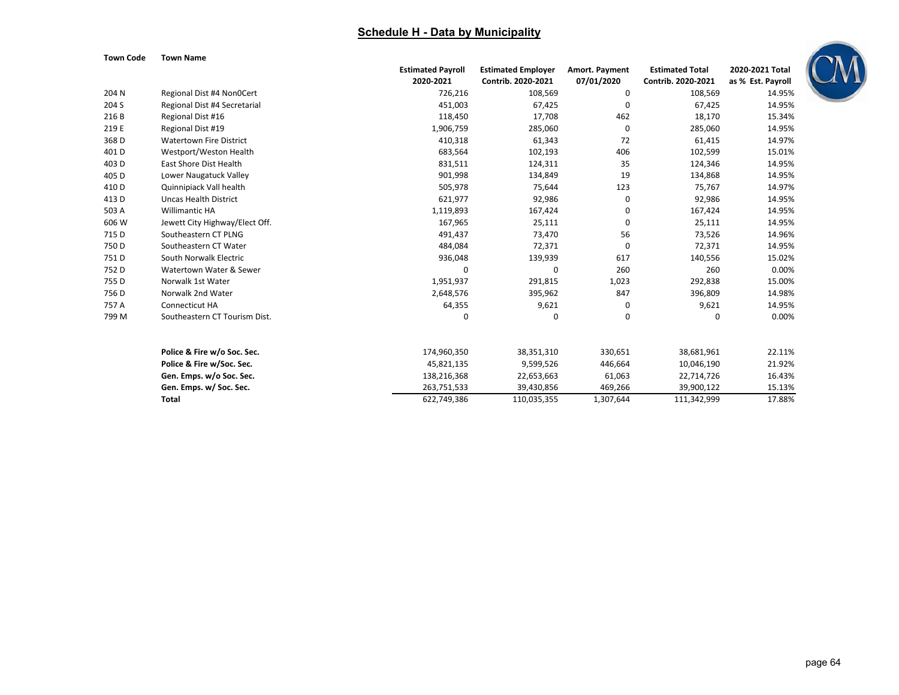## Schedule H - Data by Municipality

| Town Code | Town Name | Estimated Payroll 2020-2021 | Estimated Employer Contrib. 2020-2021 | Amort. Payment 07/01/2020 | Estimated Total Contrib. 2020-2021 | 2020-2021 Total as % Est. Payroll |
|---|---|---|---|---|---|---|
| 204 N | Regional Dist #4 Non0Cert | 726,216 | 108,569 | 0 | 108,569 | 14.95% |
| 204 S | Regional Dist #4 Secretarial | 451,003 | 67,425 | 0 | 67,425 | 14.95% |
| 216 B | Regional Dist #16 | 118,450 | 17,708 | 462 | 18,170 | 15.34% |
| 219 E | Regional Dist #19 | 1,906,759 | 285,060 | 0 | 285,060 | 14.95% |
| 368 D | Watertown Fire District | 410,318 | 61,343 | 72 | 61,415 | 14.97% |
| 401 D | Westport/Weston Health | 683,564 | 102,193 | 406 | 102,599 | 15.01% |
| 403 D | East Shore Dist Health | 831,511 | 124,311 | 35 | 124,346 | 14.95% |
| 405 D | Lower Naugatuck Valley | 901,998 | 134,849 | 19 | 134,868 | 14.95% |
| 410 D | Quinnipiack Vall health | 505,978 | 75,644 | 123 | 75,767 | 14.97% |
| 413 D | Uncas Health District | 621,977 | 92,986 | 0 | 92,986 | 14.95% |
| 503 A | Willimantic HA | 1,119,893 | 167,424 | 0 | 167,424 | 14.95% |
| 606 W | Jewett City Highway/Elect Off. | 167,965 | 25,111 | 0 | 25,111 | 14.95% |
| 715 D | Southeastern CT PLNG | 491,437 | 73,470 | 56 | 73,526 | 14.96% |
| 750 D | Southeastern CT Water | 484,084 | 72,371 | 0 | 72,371 | 14.95% |
| 751 D | South Norwalk Electric | 936,048 | 139,939 | 617 | 140,556 | 15.02% |
| 752 D | Watertown Water & Sewer | 0 | 0 | 260 | 260 | 0.00% |
| 755 D | Norwalk 1st Water | 1,951,937 | 291,815 | 1,023 | 292,838 | 15.00% |
| 756 D | Norwalk 2nd Water | 2,648,576 | 395,962 | 847 | 396,809 | 14.98% |
| 757 A | Connecticut HA | 64,355 | 9,621 | 0 | 9,621 | 14.95% |
| 799 M | Southeastern CT Tourism Dist. | 0 | 0 | 0 | 0 | 0.00% |
| | **Police & Fire w/o Soc. Sec.** | 174,960,350 | 38,351,310 | 330,651 | 38,681,961 | 22.11% |
| | **Police & Fire w/Soc. Sec.** | 45,821,135 | 9,599,526 | 446,664 | 10,046,190 | 21.92% |
| | **Gen. Emps. w/o Soc. Sec.** | 138,216,368 | 22,653,663 | 61,063 | 22,714,726 | 16.43% |
| | **Gen. Emps. w/ Soc. Sec.** | 263,751,533 | 39,430,856 | 469,266 | 39,900,122 | 15.13% |
| | **Total** | 622,749,386 | 110,035,355 | 1,307,644 | 111,342,999 | 17.88% |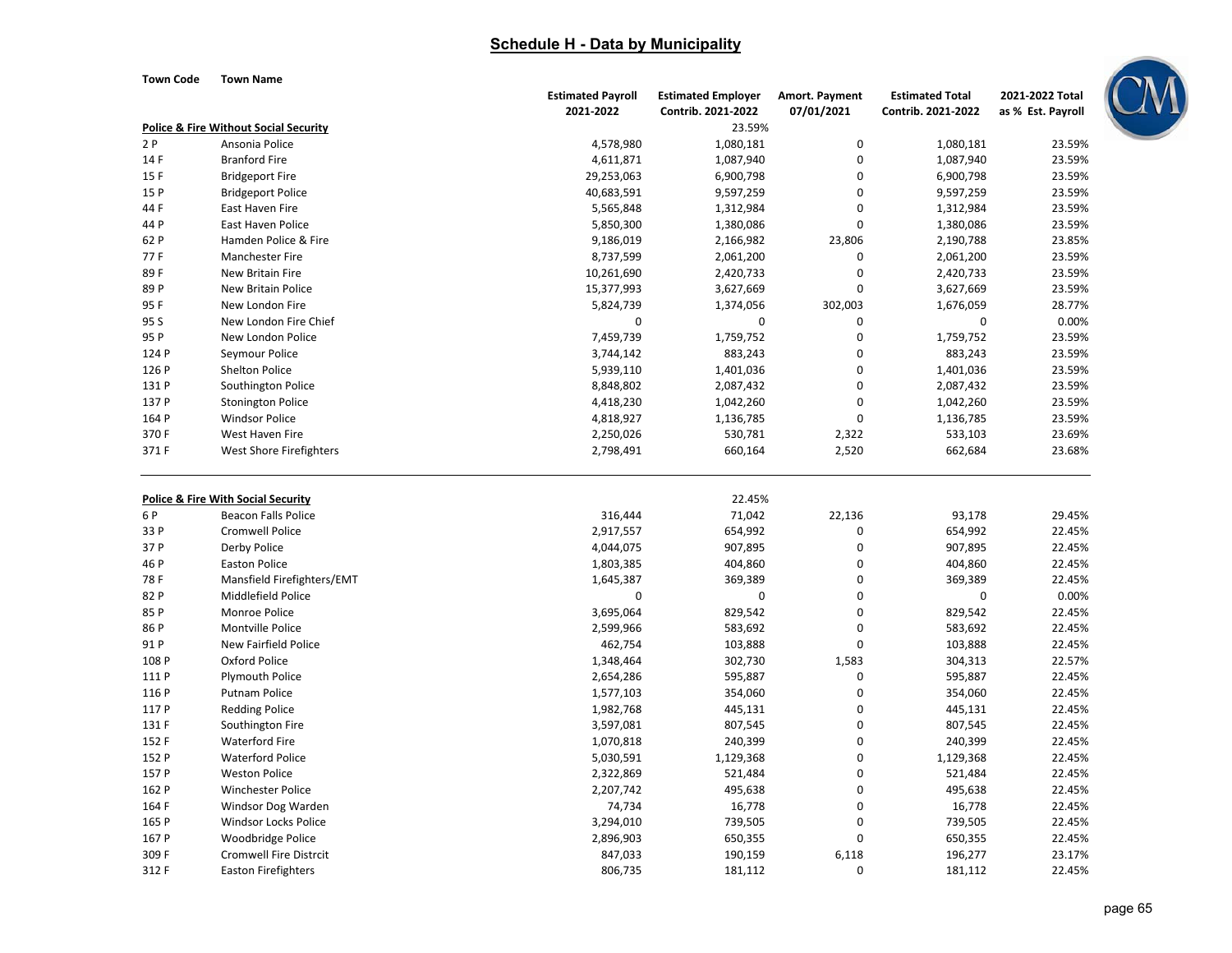## Schedule H - Data by Municipality

| Town Code | Town Name | Estimated Payroll 2021-2022 | Estimated Employer Contrib. 2021-2022 | Amort. Payment 07/01/2021 | Estimated Total Contrib. 2021-2022 | 2021-2022 Total as % Est. Payroll |
|---|---|---|---|---|---|---|
| **Police & Fire Without Social Security** | | | 23.59% | | | |
| 2 P | Ansonia Police | 4,578,980 | 1,080,181 | 0 | 1,080,181 | 23.59% |
| 14 F | Branford Fire | 4,611,871 | 1,087,940 | 0 | 1,087,940 | 23.59% |
| 15 F | Bridgeport Fire | 29,253,063 | 6,900,798 | 0 | 6,900,798 | 23.59% |
| 15 P | Bridgeport Police | 40,683,591 | 9,597,259 | 0 | 9,597,259 | 23.59% |
| 44 F | East Haven Fire | 5,565,848 | 1,312,984 | 0 | 1,312,984 | 23.59% |
| 44 P | East Haven Police | 5,850,300 | 1,380,086 | 0 | 1,380,086 | 23.59% |
| 62 P | Hamden Police & Fire | 9,186,019 | 2,166,982 | 23,806 | 2,190,788 | 23.85% |
| 77 F | Manchester Fire | 8,737,599 | 2,061,200 | 0 | 2,061,200 | 23.59% |
| 89 F | New Britain Fire | 10,261,690 | 2,420,733 | 0 | 2,420,733 | 23.59% |
| 89 P | New Britain Police | 15,377,993 | 3,627,669 | 0 | 3,627,669 | 23.59% |
| 95 F | New London Fire | 5,824,739 | 1,374,056 | 302,003 | 1,676,059 | 28.77% |
| 95 S | New London Fire Chief | 0 | 0 | 0 | 0 | 0.00% |
| 95 P | New London Police | 7,459,739 | 1,759,752 | 0 | 1,759,752 | 23.59% |
| 124 P | Seymour Police | 3,744,142 | 883,243 | 0 | 883,243 | 23.59% |
| 126 P | Shelton Police | 5,939,110 | 1,401,036 | 0 | 1,401,036 | 23.59% |
| 131 P | Southington Police | 8,848,802 | 2,087,432 | 0 | 2,087,432 | 23.59% |
| 137 P | Stonington Police | 4,418,230 | 1,042,260 | 0 | 1,042,260 | 23.59% |
| 164 P | Windsor Police | 4,818,927 | 1,136,785 | 0 | 1,136,785 | 23.59% |
| 370 F | West Haven Fire | 2,250,026 | 530,781 | 2,322 | 533,103 | 23.69% |
| 371 F | West Shore Firefighters | 2,798,491 | 660,164 | 2,520 | 662,684 | 23.68% |
| **Police & Fire With Social Security** | | | 22.45% | | | |
| 6 P | Beacon Falls Police | 316,444 | 71,042 | 22,136 | 93,178 | 29.45% |
| 33 P | Cromwell Police | 2,917,557 | 654,992 | 0 | 654,992 | 22.45% |
| 37 P | Derby Police | 4,044,075 | 907,895 | 0 | 907,895 | 22.45% |
| 46 P | Easton Police | 1,803,385 | 404,860 | 0 | 404,860 | 22.45% |
| 78 F | Mansfield Firefighters/EMT | 1,645,387 | 369,389 | 0 | 369,389 | 22.45% |
| 82 P | Middlefield Police | 0 | 0 | 0 | 0 | 0.00% |
| 85 P | Monroe Police | 3,695,064 | 829,542 | 0 | 829,542 | 22.45% |
| 86 P | Montville Police | 2,599,966 | 583,692 | 0 | 583,692 | 22.45% |
| 91 P | New Fairfield Police | 462,754 | 103,888 | 0 | 103,888 | 22.45% |
| 108 P | Oxford Police | 1,348,464 | 302,730 | 1,583 | 304,313 | 22.57% |
| 111 P | Plymouth Police | 2,654,286 | 595,887 | 0 | 595,887 | 22.45% |
| 116 P | Putnam Police | 1,577,103 | 354,060 | 0 | 354,060 | 22.45% |
| 117 P | Redding Police | 1,982,768 | 445,131 | 0 | 445,131 | 22.45% |
| 131 F | Southington Fire | 3,597,081 | 807,545 | 0 | 807,545 | 22.45% |
| 152 F | Waterford Fire | 1,070,818 | 240,399 | 0 | 240,399 | 22.45% |
| 152 P | Waterford Police | 5,030,591 | 1,129,368 | 0 | 1,129,368 | 22.45% |
| 157 P | Weston Police | 2,322,869 | 521,484 | 0 | 521,484 | 22.45% |
| 162 P | Winchester Police | 2,207,742 | 495,638 | 0 | 495,638 | 22.45% |
| 164 F | Windsor Dog Warden | 74,734 | 16,778 | 0 | 16,778 | 22.45% |
| 165 P | Windsor Locks Police | 3,294,010 | 739,505 | 0 | 739,505 | 22.45% |
| 167 P | Woodbridge Police | 2,896,903 | 650,355 | 0 | 650,355 | 22.45% |
| 309 F | Cromwell Fire Distrcit | 847,033 | 190,159 | 6,118 | 196,277 | 23.17% |
| 312 F | Easton Firefighters | 806,735 | 181,112 | 0 | 181,112 | 22.45% |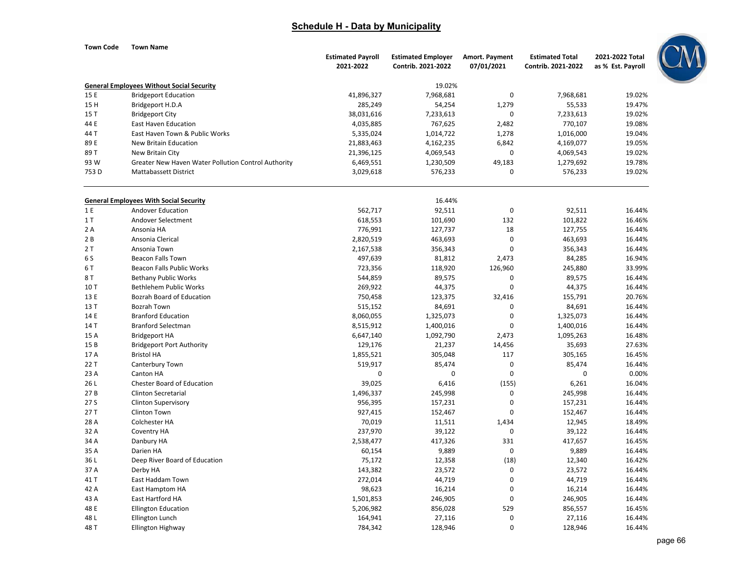## Schedule H - Data by Municipality

| Town Code | Town Name | Estimated Payroll 2021-2022 | Estimated Employer Contrib. 2021-2022 | Amort. Payment 07/01/2021 | Estimated Total Contrib. 2021-2022 | 2021-2022 Total as % Est. Payroll |
|---|---|---|---|---|---|---|
| **General Employees Without Social Security** | | | 19.02% | | | |
| 15 E | Bridgeport Education | 41,896,327 | 7,968,681 | 0 | 7,968,681 | 19.02% |
| 15 H | Bridgeport H.D.A | 285,249 | 54,254 | 1,279 | 55,533 | 19.47% |
| 15 T | Bridgeport City | 38,031,616 | 7,233,613 | 0 | 7,233,613 | 19.02% |
| 44 E | East Haven Education | 4,035,885 | 767,625 | 2,482 | 770,107 | 19.08% |
| 44 T | East Haven Town & Public Works | 5,335,024 | 1,014,722 | 1,278 | 1,016,000 | 19.04% |
| 89 E | New Britain Education | 21,883,463 | 4,162,235 | 6,842 | 4,169,077 | 19.05% |
| 89 T | New Britain City | 21,396,125 | 4,069,543 | 0 | 4,069,543 | 19.02% |
| 93 W | Greater New Haven Water Pollution Control Authority | 6,469,551 | 1,230,509 | 49,183 | 1,279,692 | 19.78% |
| 753 D | Mattabassett District | 3,029,618 | 576,233 | 0 | 576,233 | 19.02% |
| **General Employees With Social Security** | | | 16.44% | | | |
| 1 E | Andover Education | 562,717 | 92,511 | 0 | 92,511 | 16.44% |
| 1 T | Andover Selectment | 618,553 | 101,690 | 132 | 101,822 | 16.46% |
| 2 A | Ansonia HA | 776,991 | 127,737 | 18 | 127,755 | 16.44% |
| 2 B | Ansonia Clerical | 2,820,519 | 463,693 | 0 | 463,693 | 16.44% |
| 2 T | Ansonia Town | 2,167,538 | 356,343 | 0 | 356,343 | 16.44% |
| 6 S | Beacon Falls Town | 497,639 | 81,812 | 2,473 | 84,285 | 16.94% |
| 6 T | Beacon Falls Public Works | 723,356 | 118,920 | 126,960 | 245,880 | 33.99% |
| 8 T | Bethany Public Works | 544,859 | 89,575 | 0 | 89,575 | 16.44% |
| 10 T | Bethlehem Public Works | 269,922 | 44,375 | 0 | 44,375 | 16.44% |
| 13 E | Bozrah Board of Education | 750,458 | 123,375 | 32,416 | 155,791 | 20.76% |
| 13 T | Bozrah Town | 515,152 | 84,691 | 0 | 84,691 | 16.44% |
| 14 E | Branford Education | 8,060,055 | 1,325,073 | 0 | 1,325,073 | 16.44% |
| 14 T | Branford Selectman | 8,515,912 | 1,400,016 | 0 | 1,400,016 | 16.44% |
| 15 A | Bridgeport HA | 6,647,140 | 1,092,790 | 2,473 | 1,095,263 | 16.48% |
| 15 B | Bridgeport Port Authority | 129,176 | 21,237 | 14,456 | 35,693 | 27.63% |
| 17 A | Bristol HA | 1,855,521 | 305,048 | 117 | 305,165 | 16.45% |
| 22 T | Canterbury Town | 519,917 | 85,474 | 0 | 85,474 | 16.44% |
| 23 A | Canton HA | 0 | 0 | 0 | 0 | 0.00% |
| 26 L | Chester Board of Education | 39,025 | 6,416 | (155) | 6,261 | 16.04% |
| 27 B | Clinton Secretarial | 1,496,337 | 245,998 | 0 | 245,998 | 16.44% |
| 27 S | Clinton Supervisory | 956,395 | 157,231 | 0 | 157,231 | 16.44% |
| 27 T | Clinton Town | 927,415 | 152,467 | 0 | 152,467 | 16.44% |
| 28 A | Colchester HA | 70,019 | 11,511 | 1,434 | 12,945 | 18.49% |
| 32 A | Coventry HA | 237,970 | 39,122 | 0 | 39,122 | 16.44% |
| 34 A | Danbury HA | 2,538,477 | 417,326 | 331 | 417,657 | 16.45% |
| 35 A | Darien HA | 60,154 | 9,889 | 0 | 9,889 | 16.44% |
| 36 L | Deep River Board of Education | 75,172 | 12,358 | (18) | 12,340 | 16.42% |
| 37 A | Derby HA | 143,382 | 23,572 | 0 | 23,572 | 16.44% |
| 41 T | East Haddam Town | 272,014 | 44,719 | 0 | 44,719 | 16.44% |
| 42 A | East Hamptom HA | 98,623 | 16,214 | 0 | 16,214 | 16.44% |
| 43 A | East Hartford HA | 1,501,853 | 246,905 | 0 | 246,905 | 16.44% |
| 48 E | Ellington Education | 5,206,982 | 856,028 | 529 | 856,557 | 16.45% |
| 48 L | Ellington Lunch | 164,941 | 27,116 | 0 | 27,116 | 16.44% |
| 48 T | Ellington Highway | 784,342 | 128,946 | 0 | 128,946 | 16.44% |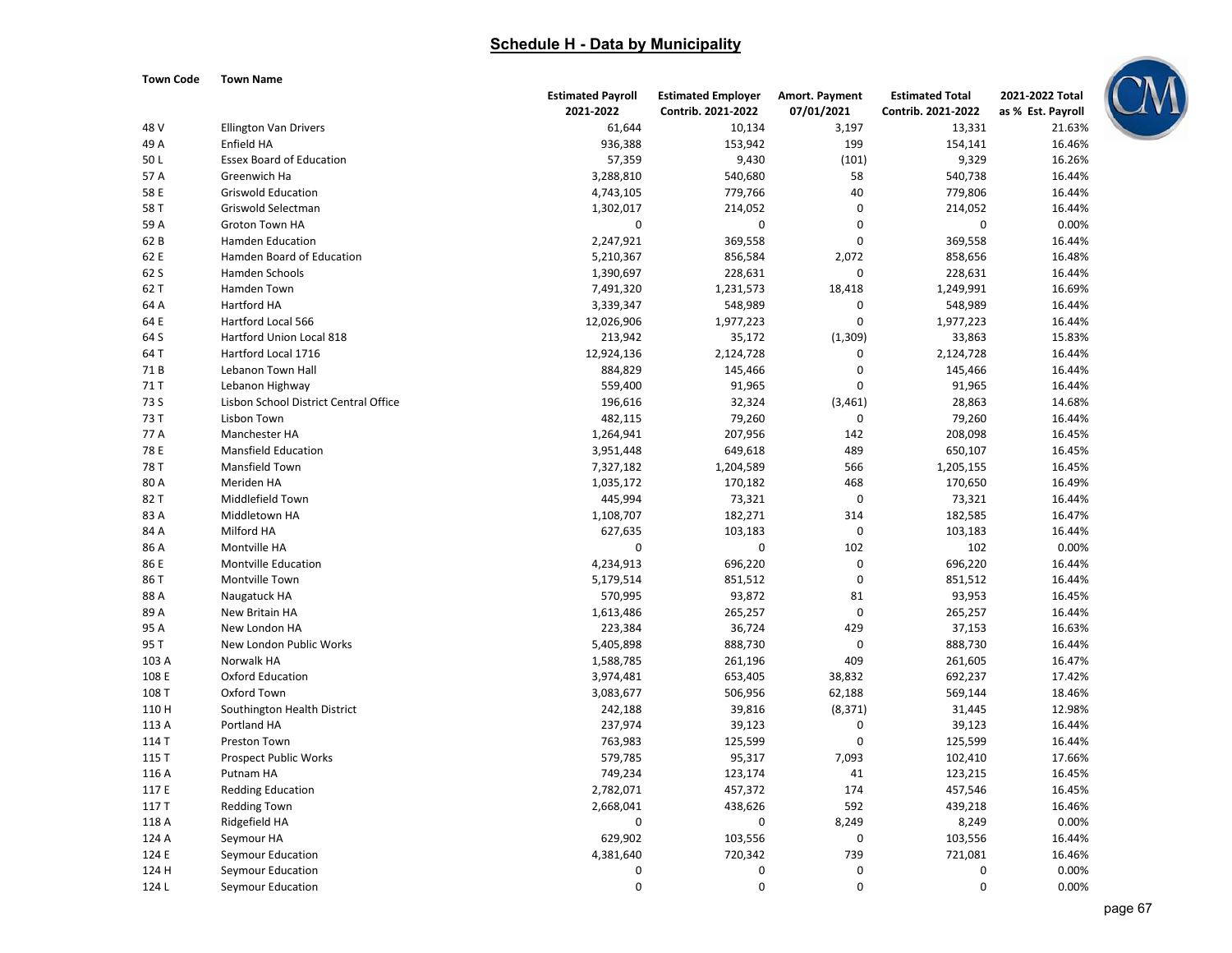## Schedule H - Data by Municipality

| Town Code | Town Name | Estimated Payroll 2021-2022 | Estimated Employer Contrib. 2021-2022 | Amort. Payment 07/01/2021 | Estimated Total Contrib. 2021-2022 | 2021-2022 Total as % Est. Payroll |
|---|---|---|---|---|---|---|
| 48 V | Ellington Van Drivers | 61,644 | 10,134 | 3,197 | 13,331 | 21.63% |
| 49 A | Enfield HA | 936,388 | 153,942 | 199 | 154,141 | 16.46% |
| 50 L | Essex Board of Education | 57,359 | 9,430 | (101) | 9,329 | 16.26% |
| 57 A | Greenwich Ha | 3,288,810 | 540,680 | 58 | 540,738 | 16.44% |
| 58 E | Griswold Education | 4,743,105 | 779,766 | 40 | 779,806 | 16.44% |
| 58 T | Griswold Selectman | 1,302,017 | 214,052 | 0 | 214,052 | 16.44% |
| 59 A | Groton Town HA | 0 | 0 | 0 | 0 | 0.00% |
| 62 B | Hamden Education | 2,247,921 | 369,558 | 0 | 369,558 | 16.44% |
| 62 E | Hamden Board of Education | 5,210,367 | 856,584 | 2,072 | 858,656 | 16.48% |
| 62 S | Hamden Schools | 1,390,697 | 228,631 | 0 | 228,631 | 16.44% |
| 62 T | Hamden Town | 7,491,320 | 1,231,573 | 18,418 | 1,249,991 | 16.69% |
| 64 A | Hartford HA | 3,339,347 | 548,989 | 0 | 548,989 | 16.44% |
| 64 E | Hartford Local 566 | 12,026,906 | 1,977,223 | 0 | 1,977,223 | 16.44% |
| 64 S | Hartford Union Local 818 | 213,942 | 35,172 | (1,309) | 33,863 | 15.83% |
| 64 T | Hartford Local 1716 | 12,924,136 | 2,124,728 | 0 | 2,124,728 | 16.44% |
| 71 B | Lebanon Town Hall | 884,829 | 145,466 | 0 | 145,466 | 16.44% |
| 71 T | Lebanon Highway | 559,400 | 91,965 | 0 | 91,965 | 16.44% |
| 73 S | Lisbon School District Central Office | 196,616 | 32,324 | (3,461) | 28,863 | 14.68% |
| 73 T | Lisbon Town | 482,115 | 79,260 | 0 | 79,260 | 16.44% |
| 77 A | Manchester HA | 1,264,941 | 207,956 | 142 | 208,098 | 16.45% |
| 78 E | Mansfield Education | 3,951,448 | 649,618 | 489 | 650,107 | 16.45% |
| 78 T | Mansfield Town | 7,327,182 | 1,204,589 | 566 | 1,205,155 | 16.45% |
| 80 A | Meriden HA | 1,035,172 | 170,182 | 468 | 170,650 | 16.49% |
| 82 T | Middlefield Town | 445,994 | 73,321 | 0 | 73,321 | 16.44% |
| 83 A | Middletown HA | 1,108,707 | 182,271 | 314 | 182,585 | 16.47% |
| 84 A | Milford HA | 627,635 | 103,183 | 0 | 103,183 | 16.44% |
| 86 A | Montville HA | 0 | 0 | 102 | 102 | 0.00% |
| 86 E | Montville Education | 4,234,913 | 696,220 | 0 | 696,220 | 16.44% |
| 86 T | Montville Town | 5,179,514 | 851,512 | 0 | 851,512 | 16.44% |
| 88 A | Naugatuck HA | 570,995 | 93,872 | 81 | 93,953 | 16.45% |
| 89 A | New Britain HA | 1,613,486 | 265,257 | 0 | 265,257 | 16.44% |
| 95 A | New London HA | 223,384 | 36,724 | 429 | 37,153 | 16.63% |
| 95 T | New London Public Works | 5,405,898 | 888,730 | 0 | 888,730 | 16.44% |
| 103 A | Norwalk HA | 1,588,785 | 261,196 | 409 | 261,605 | 16.47% |
| 108 E | Oxford Education | 3,974,481 | 653,405 | 38,832 | 692,237 | 17.42% |
| 108 T | Oxford Town | 3,083,677 | 506,956 | 62,188 | 569,144 | 18.46% |
| 110 H | Southington Health District | 242,188 | 39,816 | (8,371) | 31,445 | 12.98% |
| 113 A | Portland HA | 237,974 | 39,123 | 0 | 39,123 | 16.44% |
| 114 T | Preston Town | 763,983 | 125,599 | 0 | 125,599 | 16.44% |
| 115 T | Prospect Public Works | 579,785 | 95,317 | 7,093 | 102,410 | 17.66% |
| 116 A | Putnam HA | 749,234 | 123,174 | 41 | 123,215 | 16.45% |
| 117 E | Redding Education | 2,782,071 | 457,372 | 174 | 457,546 | 16.45% |
| 117 T | Redding Town | 2,668,041 | 438,626 | 592 | 439,218 | 16.46% |
| 118 A | Ridgefield HA | 0 | 0 | 8,249 | 8,249 | 0.00% |
| 124 A | Seymour HA | 629,902 | 103,556 | 0 | 103,556 | 16.44% |
| 124 E | Seymour Education | 4,381,640 | 720,342 | 739 | 721,081 | 16.46% |
| 124 H | Seymour Education | 0 | 0 | 0 | 0 | 0.00% |
| 124 L | Seymour Education | 0 | 0 | 0 | 0 | 0.00% |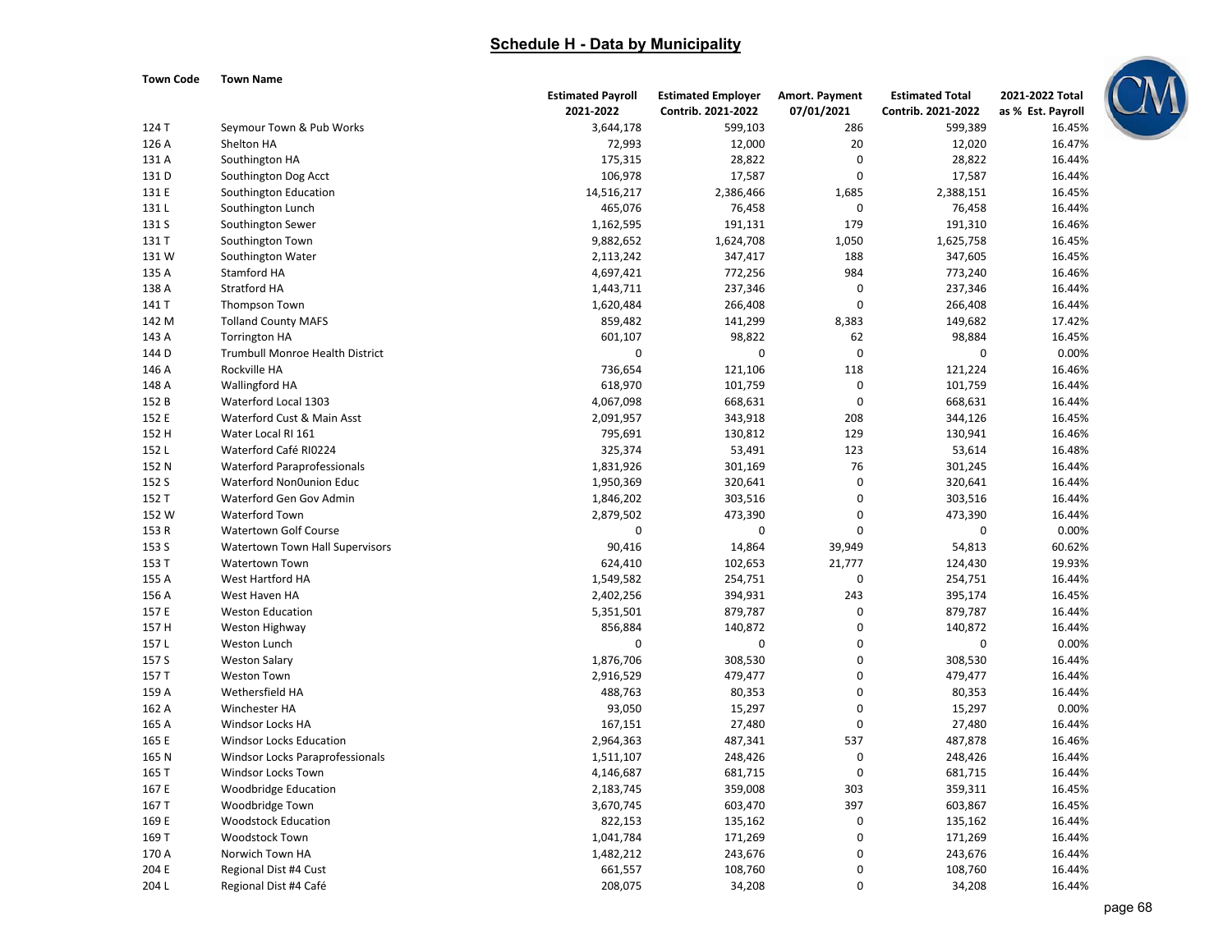## Schedule H - Data by Municipality

| Town Code | Town Name | Estimated Payroll 2021-2022 | Estimated Employer Contrib. 2021-2022 | Amort. Payment 07/01/2021 | Estimated Total Contrib. 2021-2022 | 2021-2022 Total as % Est. Payroll |
|---|---|---|---|---|---|---|
| 124 T | Seymour Town & Pub Works | 3,644,178 | 599,103 | 286 | 599,389 | 16.45% |
| 126 A | Shelton HA | 72,993 | 12,000 | 20 | 12,020 | 16.47% |
| 131 A | Southington HA | 175,315 | 28,822 | 0 | 28,822 | 16.44% |
| 131 D | Southington Dog Acct | 106,978 | 17,587 | 0 | 17,587 | 16.44% |
| 131 E | Southington Education | 14,516,217 | 2,386,466 | 1,685 | 2,388,151 | 16.45% |
| 131 L | Southington Lunch | 465,076 | 76,458 | 0 | 76,458 | 16.44% |
| 131 S | Southington Sewer | 1,162,595 | 191,131 | 179 | 191,310 | 16.46% |
| 131 T | Southington Town | 9,882,652 | 1,624,708 | 1,050 | 1,625,758 | 16.45% |
| 131 W | Southington Water | 2,113,242 | 347,417 | 188 | 347,605 | 16.45% |
| 135 A | Stamford HA | 4,697,421 | 772,256 | 984 | 773,240 | 16.46% |
| 138 A | Stratford HA | 1,443,711 | 237,346 | 0 | 237,346 | 16.44% |
| 141 T | Thompson Town | 1,620,484 | 266,408 | 0 | 266,408 | 16.44% |
| 142 M | Tolland County MAFS | 859,482 | 141,299 | 8,383 | 149,682 | 17.42% |
| 143 A | Torrington HA | 601,107 | 98,822 | 62 | 98,884 | 16.45% |
| 144 D | Trumbull Monroe Health District | 0 | 0 | 0 | 0 | 0.00% |
| 146 A | Rockville HA | 736,654 | 121,106 | 118 | 121,224 | 16.46% |
| 148 A | Wallingford HA | 618,970 | 101,759 | 0 | 101,759 | 16.44% |
| 152 B | Waterford Local 1303 | 4,067,098 | 668,631 | 0 | 668,631 | 16.44% |
| 152 E | Waterford Cust & Main Asst | 2,091,957 | 343,918 | 208 | 344,126 | 16.45% |
| 152 H | Water Local RI 161 | 795,691 | 130,812 | 129 | 130,941 | 16.46% |
| 152 L | Waterford Café RI0224 | 325,374 | 53,491 | 123 | 53,614 | 16.48% |
| 152 N | Waterford Paraprofessionals | 1,831,926 | 301,169 | 76 | 301,245 | 16.44% |
| 152 S | Waterford Non0union Educ | 1,950,369 | 320,641 | 0 | 320,641 | 16.44% |
| 152 T | Waterford Gen Gov Admin | 1,846,202 | 303,516 | 0 | 303,516 | 16.44% |
| 152 W | Waterford Town | 2,879,502 | 473,390 | 0 | 473,390 | 16.44% |
| 153 R | Watertown Golf Course | 0 | 0 | 0 | 0 | 0.00% |
| 153 S | Watertown Town Hall Supervisors | 90,416 | 14,864 | 39,949 | 54,813 | 60.62% |
| 153 T | Watertown Town | 624,410 | 102,653 | 21,777 | 124,430 | 19.93% |
| 155 A | West Hartford HA | 1,549,582 | 254,751 | 0 | 254,751 | 16.44% |
| 156 A | West Haven HA | 2,402,256 | 394,931 | 243 | 395,174 | 16.45% |
| 157 E | Weston Education | 5,351,501 | 879,787 | 0 | 879,787 | 16.44% |
| 157 H | Weston Highway | 856,884 | 140,872 | 0 | 140,872 | 16.44% |
| 157 L | Weston Lunch | 0 | 0 | 0 | 0 | 0.00% |
| 157 S | Weston Salary | 1,876,706 | 308,530 | 0 | 308,530 | 16.44% |
| 157 T | Weston Town | 2,916,529 | 479,477 | 0 | 479,477 | 16.44% |
| 159 A | Wethersfield HA | 488,763 | 80,353 | 0 | 80,353 | 16.44% |
| 162 A | Winchester HA | 93,050 | 15,297 | 0 | 15,297 | 0.00% |
| 165 A | Windsor Locks HA | 167,151 | 27,480 | 0 | 27,480 | 16.44% |
| 165 E | Windsor Locks Education | 2,964,363 | 487,341 | 537 | 487,878 | 16.46% |
| 165 N | Windsor Locks Paraprofessionals | 1,511,107 | 248,426 | 0 | 248,426 | 16.44% |
| 165 T | Windsor Locks Town | 4,146,687 | 681,715 | 0 | 681,715 | 16.44% |
| 167 E | Woodbridge Education | 2,183,745 | 359,008 | 303 | 359,311 | 16.45% |
| 167 T | Woodbridge Town | 3,670,745 | 603,470 | 397 | 603,867 | 16.45% |
| 169 E | Woodstock Education | 822,153 | 135,162 | 0 | 135,162 | 16.44% |
| 169 T | Woodstock Town | 1,041,784 | 171,269 | 0 | 171,269 | 16.44% |
| 170 A | Norwich Town HA | 1,482,212 | 243,676 | 0 | 243,676 | 16.44% |
| 204 E | Regional Dist #4 Cust | 661,557 | 108,760 | 0 | 108,760 | 16.44% |
| 204 L | Regional Dist #4 Café | 208,075 | 34,208 | 0 | 34,208 | 16.44% |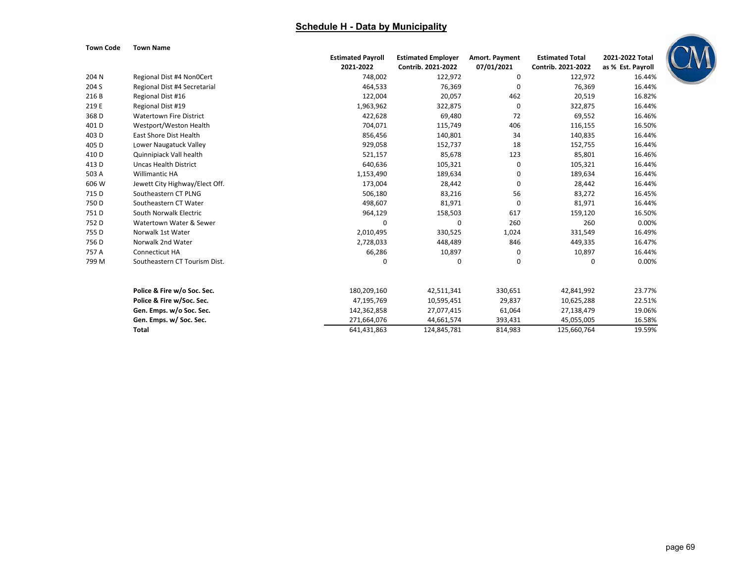## Schedule H - Data by Municipality

| Town Code | Town Name | Estimated Payroll 2021-2022 | Estimated Employer Contrib. 2021-2022 | Amort. Payment 07/01/2021 | Estimated Total Contrib. 2021-2022 | 2021-2022 Total as % Est. Payroll |
|---|---|---|---|---|---|---|
| 204 N | Regional Dist #4 Non0Cert | 748,002 | 122,972 | 0 | 122,972 | 16.44% |
| 204 S | Regional Dist #4 Secretarial | 464,533 | 76,369 | 0 | 76,369 | 16.44% |
| 216 B | Regional Dist #16 | 122,004 | 20,057 | 462 | 20,519 | 16.82% |
| 219 E | Regional Dist #19 | 1,963,962 | 322,875 | 0 | 322,875 | 16.44% |
| 368 D | Watertown Fire District | 422,628 | 69,480 | 72 | 69,552 | 16.46% |
| 401 D | Westport/Weston Health | 704,071 | 115,749 | 406 | 116,155 | 16.50% |
| 403 D | East Shore Dist Health | 856,456 | 140,801 | 34 | 140,835 | 16.44% |
| 405 D | Lower Naugatuck Valley | 929,058 | 152,737 | 18 | 152,755 | 16.44% |
| 410 D | Quinnipiack Vall health | 521,157 | 85,678 | 123 | 85,801 | 16.46% |
| 413 D | Uncas Health District | 640,636 | 105,321 | 0 | 105,321 | 16.44% |
| 503 A | Willimantic HA | 1,153,490 | 189,634 | 0 | 189,634 | 16.44% |
| 606 W | Jewett City Highway/Elect Off. | 173,004 | 28,442 | 0 | 28,442 | 16.44% |
| 715 D | Southeastern CT PLNG | 506,180 | 83,216 | 56 | 83,272 | 16.45% |
| 750 D | Southeastern CT Water | 498,607 | 81,971 | 0 | 81,971 | 16.44% |
| 751 D | South Norwalk Electric | 964,129 | 158,503 | 617 | 159,120 | 16.50% |
| 752 D | Watertown Water & Sewer | 0 | 0 | 260 | 260 | 0.00% |
| 755 D | Norwalk 1st Water | 2,010,495 | 330,525 | 1,024 | 331,549 | 16.49% |
| 756 D | Norwalk 2nd Water | 2,728,033 | 448,489 | 846 | 449,335 | 16.47% |
| 757 A | Connecticut HA | 66,286 | 10,897 | 0 | 10,897 | 16.44% |
| 799 M | Southeastern CT Tourism Dist. | 0 | 0 | 0 | 0 | 0.00% |
| | **Police & Fire w/o Soc. Sec.** | 180,209,160 | 42,511,341 | 330,651 | 42,841,992 | 23.77% |
| | **Police & Fire w/Soc. Sec.** | 47,195,769 | 10,595,451 | 29,837 | 10,625,288 | 22.51% |
| | **Gen. Emps. w/o Soc. Sec.** | 142,362,858 | 27,077,415 | 61,064 | 27,138,479 | 19.06% |
| | **Gen. Emps. w/ Soc. Sec.** | 271,664,076 | 44,661,574 | 393,431 | 45,055,005 | 16.58% |
| | **Total** | 641,431,863 | 124,845,781 | 814,983 | 125,660,764 | 19.59% |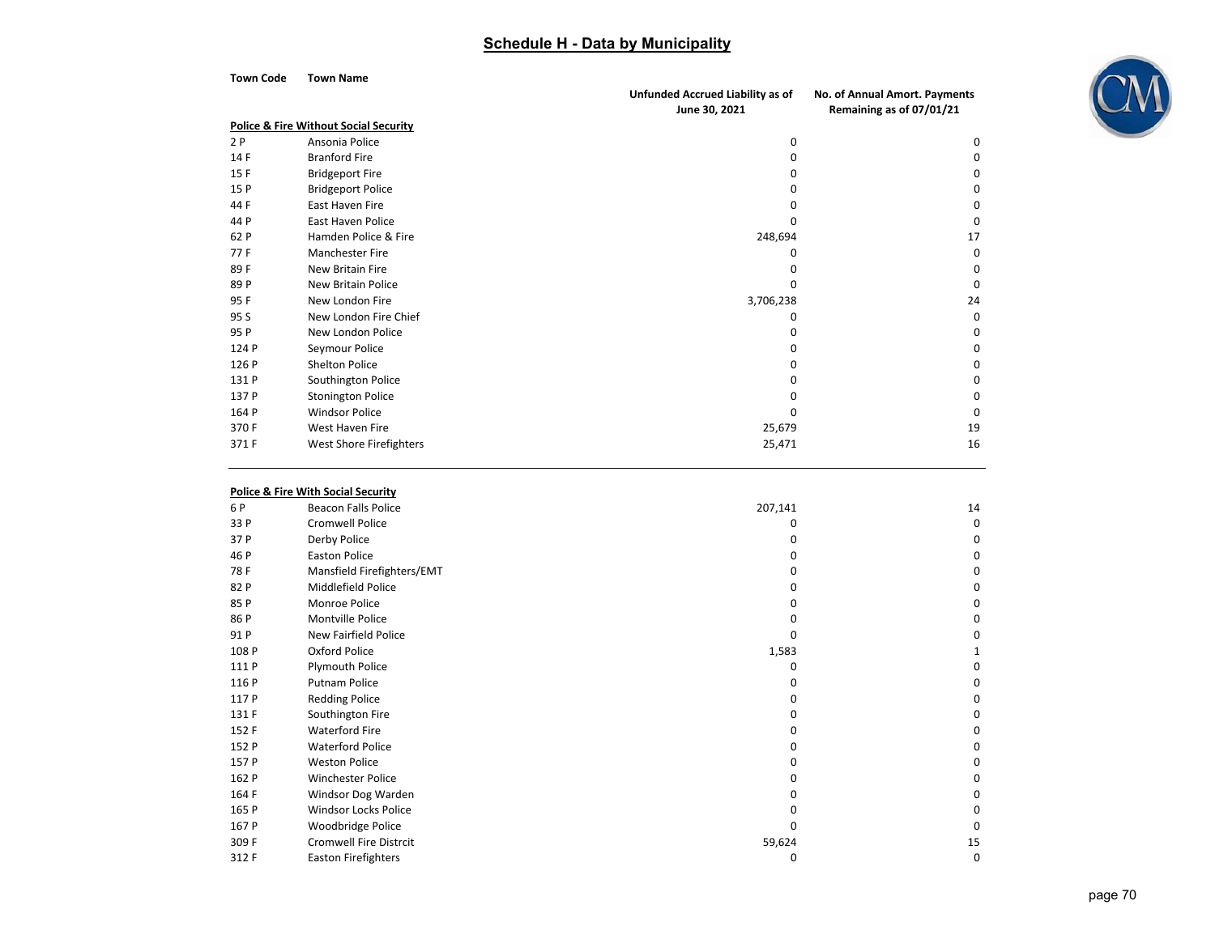# Schedule H - Data by Municipality

| Town Code | Town Name | Unfunded Accrued Liability as of June 30, 2021 | No. of Annual Amort. Payments Remaining as of 07/01/21 |
|---|---|---|---|
| **Police & Fire Without Social Security** | | | |
| 2 P | Ansonia Police | 0 | 0 |
| 14 F | Branford Fire | 0 | 0 |
| 15 F | Bridgeport Fire | 0 | 0 |
| 15 P | Bridgeport Police | 0 | 0 |
| 44 F | East Haven Fire | 0 | 0 |
| 44 P | East Haven Police | 0 | 0 |
| 62 P | Hamden Police & Fire | 248,694 | 17 |
| 77 F | Manchester Fire | 0 | 0 |
| 89 F | New Britain Fire | 0 | 0 |
| 89 P | New Britain Police | 0 | 0 |
| 95 F | New London Fire | 3,706,238 | 24 |
| 95 S | New London Fire Chief | 0 | 0 |
| 95 P | New London Police | 0 | 0 |
| 124 P | Seymour Police | 0 | 0 |
| 126 P | Shelton Police | 0 | 0 |
| 131 P | Southington Police | 0 | 0 |
| 137 P | Stonington Police | 0 | 0 |
| 164 P | Windsor Police | 0 | 0 |
| 370 F | West Haven Fire | 25,679 | 19 |
| 371 F | West Shore Firefighters | 25,471 | 16 |
| **Police & Fire With Social Security** | | | |
| 6 P | Beacon Falls Police | 207,141 | 14 |
| 33 P | Cromwell Police | 0 | 0 |
| 37 P | Derby Police | 0 | 0 |
| 46 P | Easton Police | 0 | 0 |
| 78 F | Mansfield Firefighters/EMT | 0 | 0 |
| 82 P | Middlefield Police | 0 | 0 |
| 85 P | Monroe Police | 0 | 0 |
| 86 P | Montville Police | 0 | 0 |
| 91 P | New Fairfield Police | 0 | 0 |
| 108 P | Oxford Police | 1,583 | 1 |
| 111 P | Plymouth Police | 0 | 0 |
| 116 P | Putnam Police | 0 | 0 |
| 117 P | Redding Police | 0 | 0 |
| 131 F | Southington Fire | 0 | 0 |
| 152 F | Waterford Fire | 0 | 0 |
| 152 P | Waterford Police | 0 | 0 |
| 157 P | Weston Police | 0 | 0 |
| 162 P | Winchester Police | 0 | 0 |
| 164 F | Windsor Dog Warden | 0 | 0 |
| 165 P | Windsor Locks Police | 0 | 0 |
| 167 P | Woodbridge Police | 0 | 0 |
| 309 F | Cromwell Fire Distrcit | 59,624 | 15 |
| 312 F | Easton Firefighters | 0 | 0 |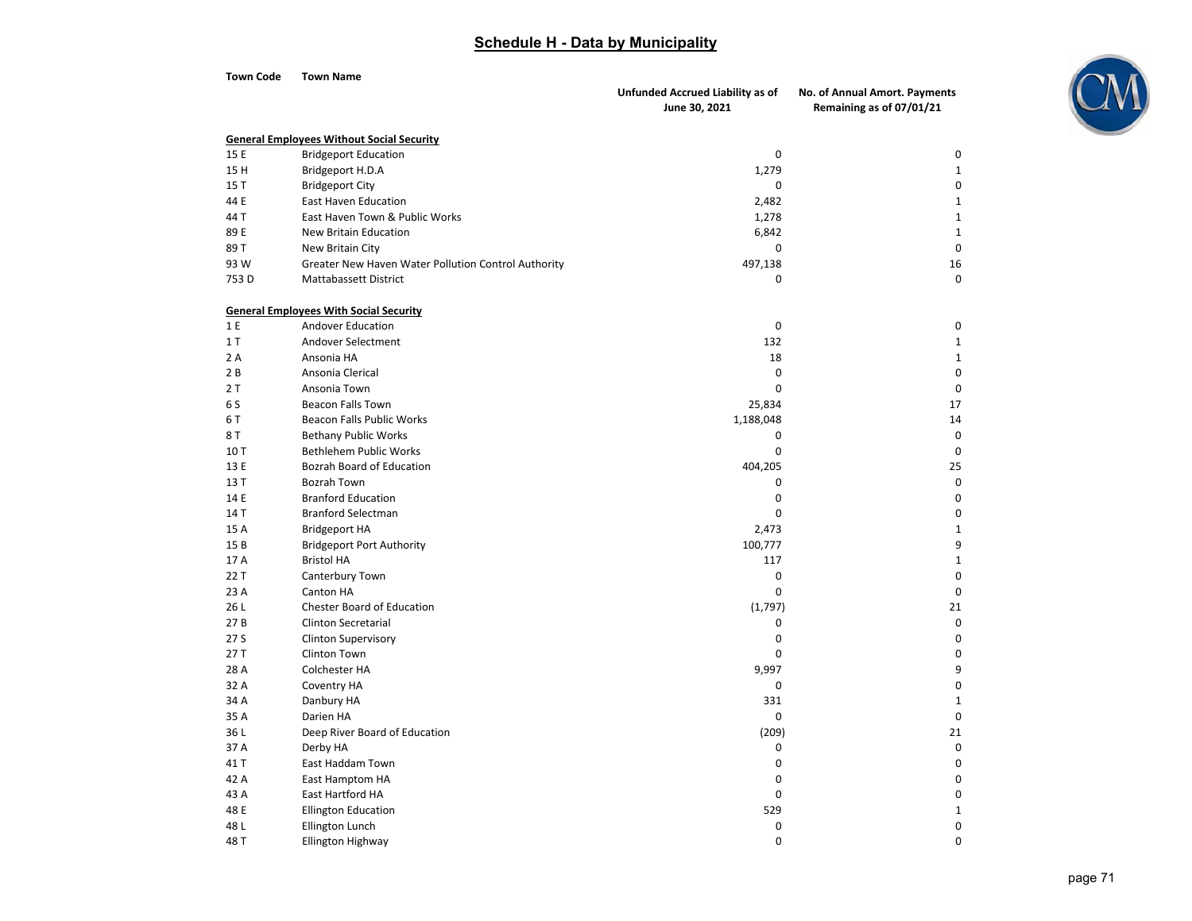## Schedule H - Data by Municipality

| Town Code | Town Name | Unfunded Accrued Liability as of June 30, 2021 | No. of Annual Amort. Payments Remaining as of 07/01/21 |
|---|---|---|---|
| **General Employees Without Social Security** | | | |
| 15 E | Bridgeport Education | 0 | 0 |
| 15 H | Bridgeport H.D.A | 1,279 | 1 |
| 15 T | Bridgeport City | 0 | 0 |
| 44 E | East Haven Education | 2,482 | 1 |
| 44 T | East Haven Town & Public Works | 1,278 | 1 |
| 89 E | New Britain Education | 6,842 | 1 |
| 89 T | New Britain City | 0 | 0 |
| 93 W | Greater New Haven Water Pollution Control Authority | 497,138 | 16 |
| 753 D | Mattabassett District | 0 | 0 |
| **General Employees With Social Security** | | | |
| 1 E | Andover Education | 0 | 0 |
| 1 T | Andover Selectment | 132 | 1 |
| 2 A | Ansonia HA | 18 | 1 |
| 2 B | Ansonia Clerical | 0 | 0 |
| 2 T | Ansonia Town | 0 | 0 |
| 6 S | Beacon Falls Town | 25,834 | 17 |
| 6 T | Beacon Falls Public Works | 1,188,048 | 14 |
| 8 T | Bethany Public Works | 0 | 0 |
| 10 T | Bethlehem Public Works | 0 | 0 |
| 13 E | Bozrah Board of Education | 404,205 | 25 |
| 13 T | Bozrah Town | 0 | 0 |
| 14 E | Branford Education | 0 | 0 |
| 14 T | Branford Selectman | 0 | 0 |
| 15 A | Bridgeport HA | 2,473 | 1 |
| 15 B | Bridgeport Port Authority | 100,777 | 9 |
| 17 A | Bristol HA | 117 | 1 |
| 22 T | Canterbury Town | 0 | 0 |
| 23 A | Canton HA | 0 | 0 |
| 26 L | Chester Board of Education | (1,797) | 21 |
| 27 B | Clinton Secretarial | 0 | 0 |
| 27 S | Clinton Supervisory | 0 | 0 |
| 27 T | Clinton Town | 0 | 0 |
| 28 A | Colchester HA | 9,997 | 9 |
| 32 A | Coventry HA | 0 | 0 |
| 34 A | Danbury HA | 331 | 1 |
| 35 A | Darien HA | 0 | 0 |
| 36 L | Deep River Board of Education | (209) | 21 |
| 37 A | Derby HA | 0 | 0 |
| 41 T | East Haddam Town | 0 | 0 |
| 42 A | East Hamptom HA | 0 | 0 |
| 43 A | East Hartford HA | 0 | 0 |
| 48 E | Ellington Education | 529 | 1 |
| 48 L | Ellington Lunch | 0 | 0 |
| 48 T | Ellington Highway | 0 | 0 |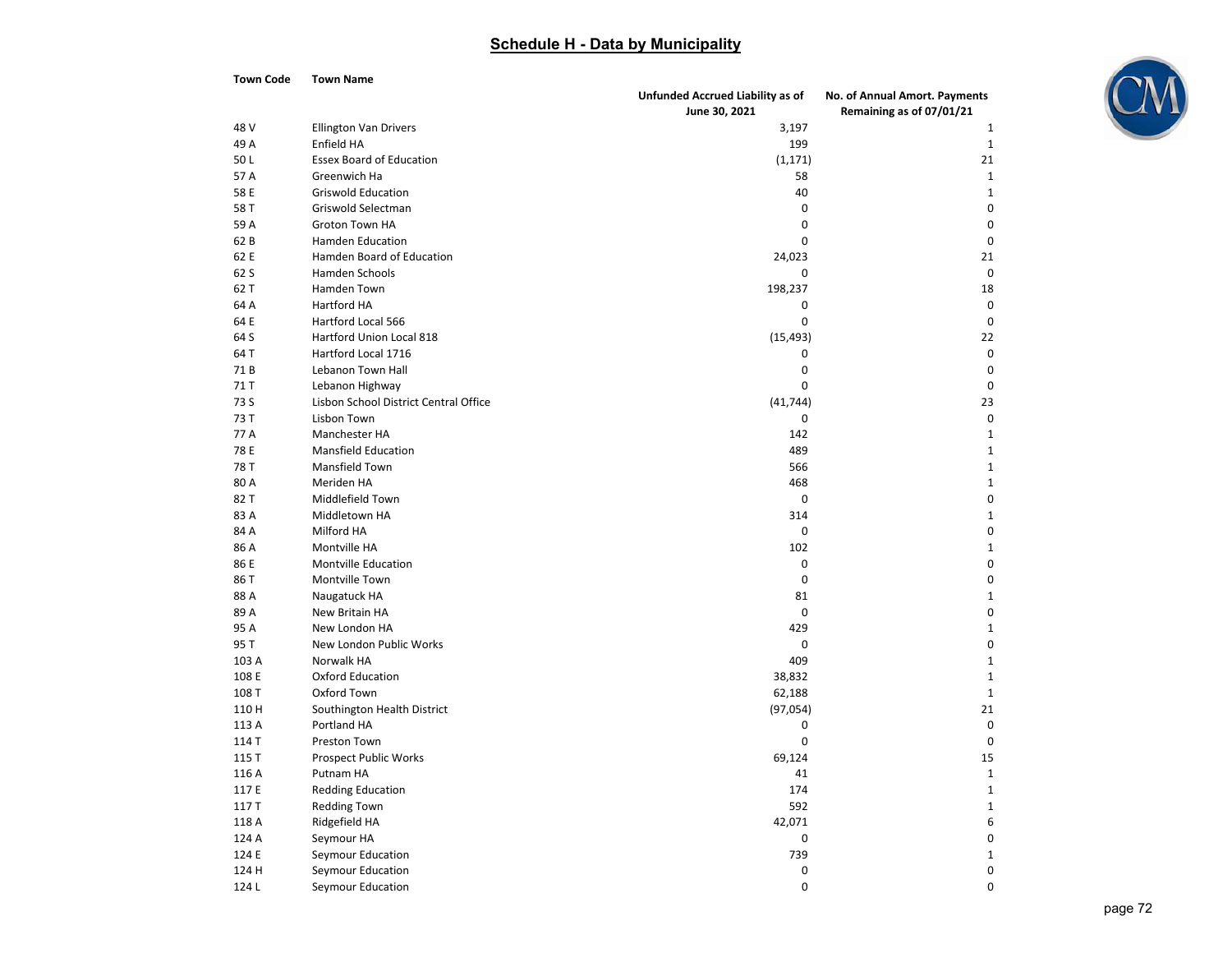## Schedule H - Data by Municipality

| Town Code | Town Name | Unfunded Accrued Liability as of June 30, 2021 | No. of Annual Amort. Payments Remaining as of 07/01/21 |
|---|---|---|---|
| 48 V | Ellington Van Drivers | 3,197 | 1 |
| 49 A | Enfield HA | 199 | 1 |
| 50 L | Essex Board of Education | (1,171) | 21 |
| 57 A | Greenwich Ha | 58 | 1 |
| 58 E | Griswold Education | 40 | 1 |
| 58 T | Griswold Selectman | 0 | 0 |
| 59 A | Groton Town HA | 0 | 0 |
| 62 B | Hamden Education | 0 | 0 |
| 62 E | Hamden Board of Education | 24,023 | 21 |
| 62 S | Hamden Schools | 0 | 0 |
| 62 T | Hamden Town | 198,237 | 18 |
| 64 A | Hartford HA | 0 | 0 |
| 64 E | Hartford Local 566 | 0 | 0 |
| 64 S | Hartford Union Local 818 | (15,493) | 22 |
| 64 T | Hartford Local 1716 | 0 | 0 |
| 71 B | Lebanon Town Hall | 0 | 0 |
| 71 T | Lebanon Highway | 0 | 0 |
| 73 S | Lisbon School District Central Office | (41,744) | 23 |
| 73 T | Lisbon Town | 0 | 0 |
| 77 A | Manchester HA | 142 | 1 |
| 78 E | Mansfield Education | 489 | 1 |
| 78 T | Mansfield Town | 566 | 1 |
| 80 A | Meriden HA | 468 | 1 |
| 82 T | Middlefield Town | 0 | 0 |
| 83 A | Middletown HA | 314 | 1 |
| 84 A | Milford HA | 0 | 0 |
| 86 A | Montville HA | 102 | 1 |
| 86 E | Montville Education | 0 | 0 |
| 86 T | Montville Town | 0 | 0 |
| 88 A | Naugatuck HA | 81 | 1 |
| 89 A | New Britain HA | 0 | 0 |
| 95 A | New London HA | 429 | 1 |
| 95 T | New London Public Works | 0 | 0 |
| 103 A | Norwalk HA | 409 | 1 |
| 108 E | Oxford Education | 38,832 | 1 |
| 108 T | Oxford Town | 62,188 | 1 |
| 110 H | Southington Health District | (97,054) | 21 |
| 113 A | Portland HA | 0 | 0 |
| 114 T | Preston Town | 0 | 0 |
| 115 T | Prospect Public Works | 69,124 | 15 |
| 116 A | Putnam HA | 41 | 1 |
| 117 E | Redding Education | 174 | 1 |
| 117 T | Redding Town | 592 | 1 |
| 118 A | Ridgefield HA | 42,071 | 6 |
| 124 A | Seymour HA | 0 | 0 |
| 124 E | Seymour Education | 739 | 1 |
| 124 H | Seymour Education | 0 | 0 |
| 124 L | Seymour Education | 0 | 0 |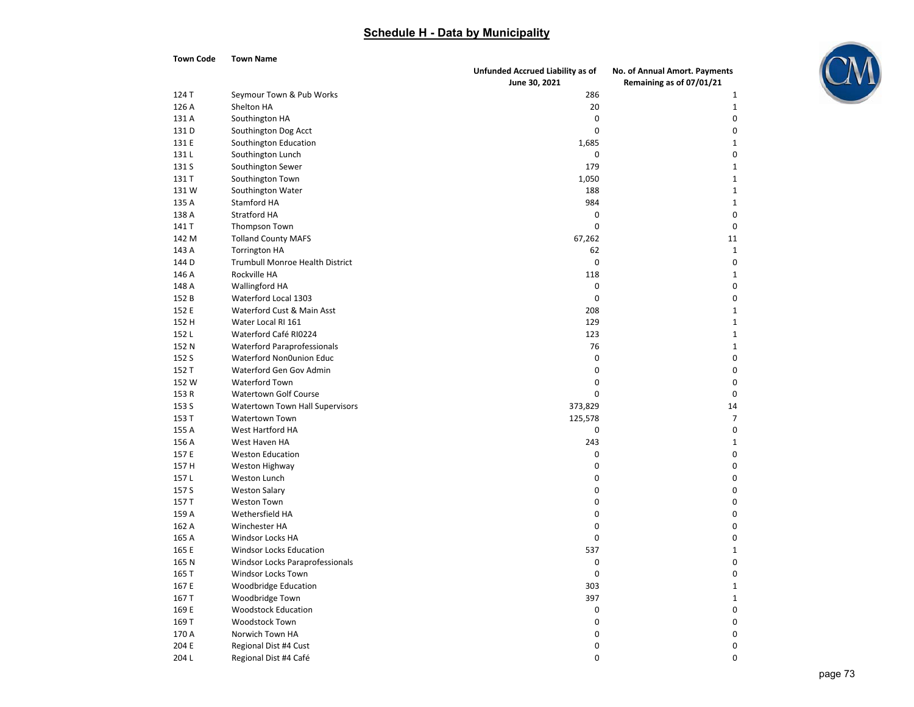## Schedule H - Data by Municipality

| Town Code | Town Name | Unfunded Accrued Liability as of June 30, 2021 | No. of Annual Amort. Payments Remaining as of 07/01/21 |
|---|---|---|---|
| 124 T | Seymour Town & Pub Works | 286 | 1 |
| 126 A | Shelton HA | 20 | 1 |
| 131 A | Southington HA | 0 | 0 |
| 131 D | Southington Dog Acct | 0 | 0 |
| 131 E | Southington Education | 1,685 | 1 |
| 131 L | Southington Lunch | 0 | 0 |
| 131 S | Southington Sewer | 179 | 1 |
| 131 T | Southington Town | 1,050 | 1 |
| 131 W | Southington Water | 188 | 1 |
| 135 A | Stamford HA | 984 | 1 |
| 138 A | Stratford HA | 0 | 0 |
| 141 T | Thompson Town | 0 | 0 |
| 142 M | Tolland County MAFS | 67,262 | 11 |
| 143 A | Torrington HA | 62 | 1 |
| 144 D | Trumbull Monroe Health District | 0 | 0 |
| 146 A | Rockville HA | 118 | 1 |
| 148 A | Wallingford HA | 0 | 0 |
| 152 B | Waterford Local 1303 | 0 | 0 |
| 152 E | Waterford Cust & Main Asst | 208 | 1 |
| 152 H | Water Local RI 161 | 129 | 1 |
| 152 L | Waterford Café RI0224 | 123 | 1 |
| 152 N | Waterford Paraprofessionals | 76 | 1 |
| 152 S | Waterford Non0union Educ | 0 | 0 |
| 152 T | Waterford Gen Gov Admin | 0 | 0 |
| 152 W | Waterford Town | 0 | 0 |
| 153 R | Watertown Golf Course | 0 | 0 |
| 153 S | Watertown Town Hall Supervisors | 373,829 | 14 |
| 153 T | Watertown Town | 125,578 | 7 |
| 155 A | West Hartford HA | 0 | 0 |
| 156 A | West Haven HA | 243 | 1 |
| 157 E | Weston Education | 0 | 0 |
| 157 H | Weston Highway | 0 | 0 |
| 157 L | Weston Lunch | 0 | 0 |
| 157 S | Weston Salary | 0 | 0 |
| 157 T | Weston Town | 0 | 0 |
| 159 A | Wethersfield HA | 0 | 0 |
| 162 A | Winchester HA | 0 | 0 |
| 165 A | Windsor Locks HA | 0 | 0 |
| 165 E | Windsor Locks Education | 537 | 1 |
| 165 N | Windsor Locks Paraprofessionals | 0 | 0 |
| 165 T | Windsor Locks Town | 0 | 0 |
| 167 E | Woodbridge Education | 303 | 1 |
| 167 T | Woodbridge Town | 397 | 1 |
| 169 E | Woodstock Education | 0 | 0 |
| 169 T | Woodstock Town | 0 | 0 |
| 170 A | Norwich Town HA | 0 | 0 |
| 204 E | Regional Dist #4 Cust | 0 | 0 |
| 204 L | Regional Dist #4 Café | 0 | 0 |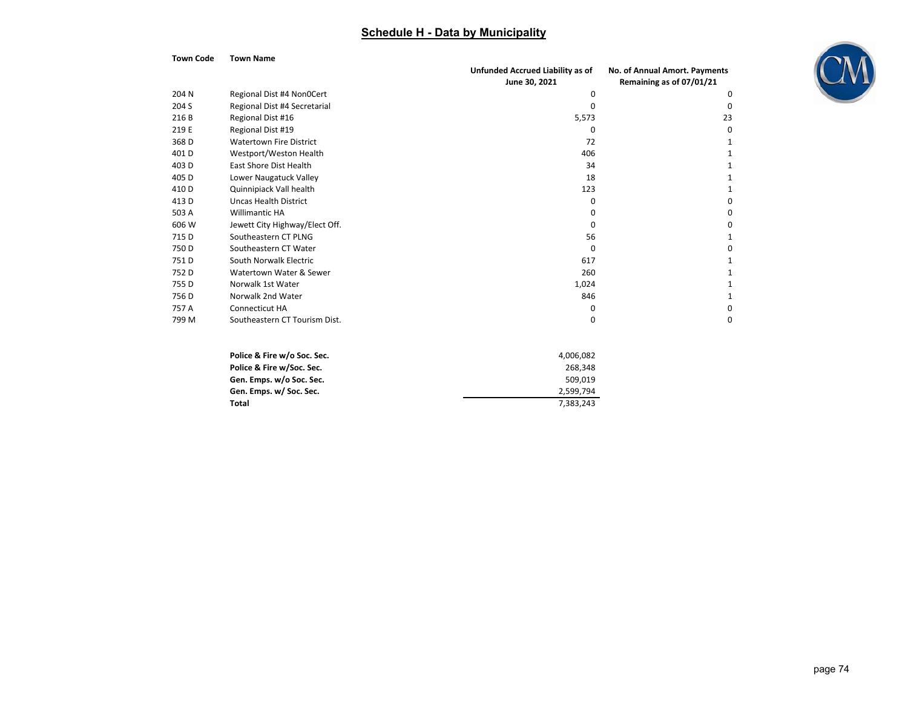## Schedule H - Data by Municipality

| Town Code | Town Name | Unfunded Accrued Liability as of June 30, 2021 | No. of Annual Amort. Payments Remaining as of 07/01/21 |
|---|---|---|---|
| 204 N | Regional Dist #4 Non0Cert | 0 | 0 |
| 204 S | Regional Dist #4 Secretarial | 0 | 0 |
| 216 B | Regional Dist #16 | 5,573 | 23 |
| 219 E | Regional Dist #19 | 0 | 0 |
| 368 D | Watertown Fire District | 72 | 1 |
| 401 D | Westport/Weston Health | 406 | 1 |
| 403 D | East Shore Dist Health | 34 | 1 |
| 405 D | Lower Naugatuck Valley | 18 | 1 |
| 410 D | Quinnipiack Vall health | 123 | 1 |
| 413 D | Uncas Health District | 0 | 0 |
| 503 A | Willimantic HA | 0 | 0 |
| 606 W | Jewett City Highway/Elect Off. | 0 | 0 |
| 715 D | Southeastern CT PLNG | 56 | 1 |
| 750 D | Southeastern CT Water | 0 | 0 |
| 751 D | South Norwalk Electric | 617 | 1 |
| 752 D | Watertown Water & Sewer | 260 | 1 |
| 755 D | Norwalk 1st Water | 1,024 | 1 |
| 756 D | Norwalk 2nd Water | 846 | 1 |
| 757 A | Connecticut HA | 0 | 0 |
| 799 M | Southeastern CT Tourism Dist. | 0 | 0 |

| | |
|---|---|
| **Police & Fire w/o Soc. Sec.** | 4,006,082 |
| **Police & Fire w/Soc. Sec.** | 268,348 |
| **Gen. Emps. w/o Soc. Sec.** | 509,019 |
| **Gen. Emps. w/ Soc. Sec.** | 2,599,794 |
| **Total** | 7,383,243 |